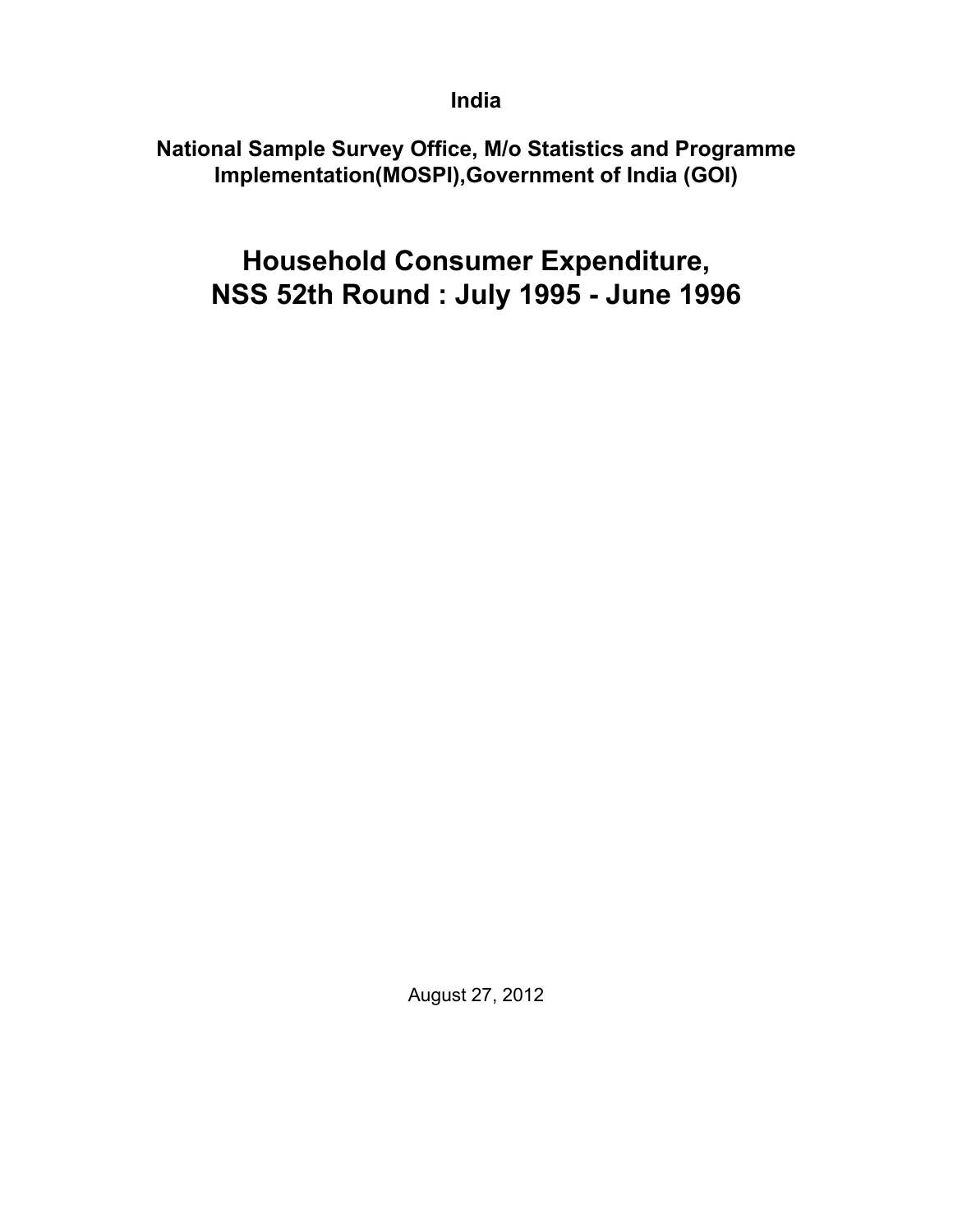**India**

**National Sample Survey Office, M/o Statistics and Programme Implementation(MOSPI),Government of India (GOI)**

# Household Consumer Expenditure, NSS 52th Round : July 1995 - June 1996

August 27, 2012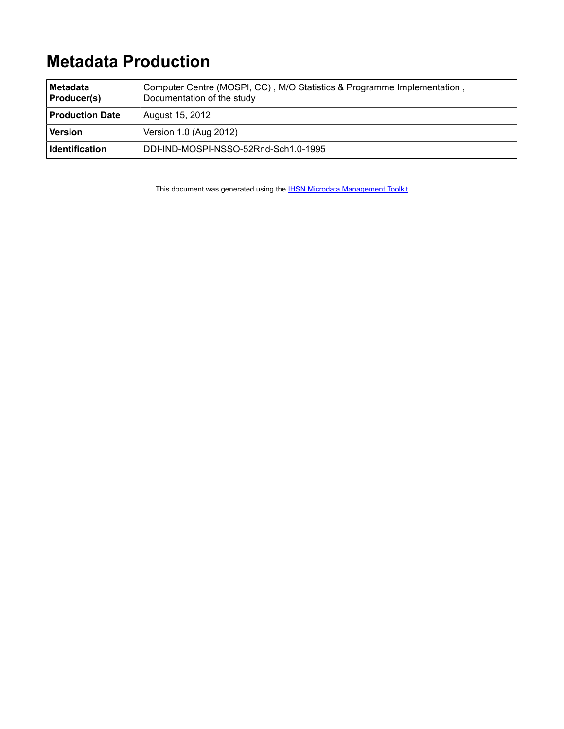# Metadata Production

| | |
|---|---|
| **Metadata Producer(s)** | Computer Centre (MOSPI, CC) , M/O Statistics & Programme Implementation , Documentation of the study |
| **Production Date** | August 15, 2012 |
| **Version** | Version 1.0 (Aug 2012) |
| **Identification** | DDI-IND-MOSPI-NSSO-52Rnd-Sch1.0-1995 |

This document was generated using the [IHSN Microdata Management Toolkit]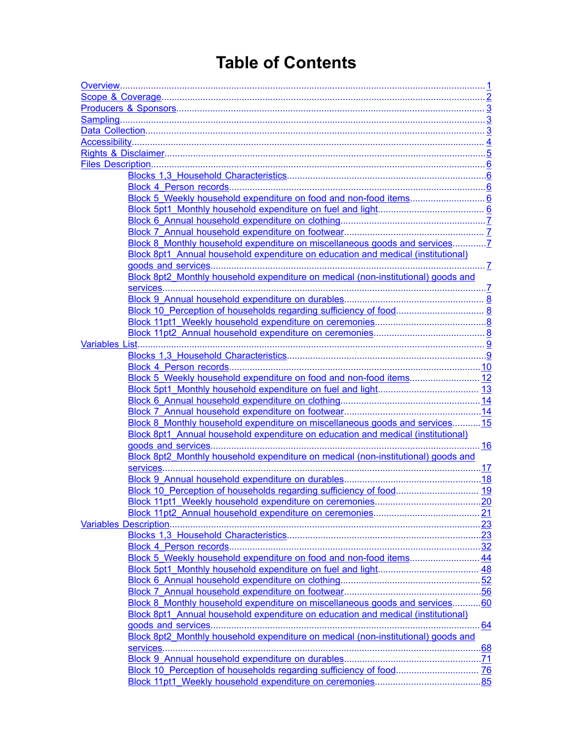# Table of Contents

- Overview ........ 1
- Scope & Coverage ........ 2
- Producers & Sponsors ........ 3
- Sampling ........ 3
- Data Collection ........ 3
- Accessibility ........ 4
- Rights & Disclaimer ........ 5
- Files Description ........ 6
  - Blocks 1,3_Household Characteristics ........ 6
  - Block 4_Person records ........ 6
  - Block 5_Weekly household expenditure on food and non-food items ........ 6
  - Block 5pt1_Monthly household expenditure on fuel and light ........ 6
  - Block 6_Annual household expenditure on clothing ........ 7
  - Block 7_Annual household expenditure on footwear ........ 7
  - Block 8_Monthly household expenditure on miscellaneous goods and services ........ 7
  - Block 8pt1_Annual household expenditure on education and medical (institutional) goods and services ........ 7
  - Block 8pt2_Monthly household expenditure on medical (non-institutional) goods and services ........ 7
  - Block 9_Annual household expenditure on durables ........ 8
  - Block 10_Perception of households regarding sufficiency of food ........ 8
  - Block 11pt1_Weekly household expenditure on ceremonies ........ 8
  - Block 11pt2_Annual household expenditure on ceremonies ........ 8
- Variables List ........ 9
  - Blocks 1,3_Household Characteristics ........ 9
  - Block 4_Person records ........ 10
  - Block 5_Weekly household expenditure on food and non-food items ........ 12
  - Block 5pt1_Monthly household expenditure on fuel and light ........ 13
  - Block 6_Annual household expenditure on clothing ........ 14
  - Block 7_Annual household expenditure on footwear ........ 14
  - Block 8_Monthly household expenditure on miscellaneous goods and services ........ 15
  - Block 8pt1_Annual household expenditure on education and medical (institutional) goods and services ........ 16
  - Block 8pt2_Monthly household expenditure on medical (non-institutional) goods and services ........ 17
  - Block 9_Annual household expenditure on durables ........ 18
  - Block 10_Perception of households regarding sufficiency of food ........ 19
  - Block 11pt1_Weekly household expenditure on ceremonies ........ 20
  - Block 11pt2_Annual household expenditure on ceremonies ........ 21
- Variables Description ........ 23
  - Blocks 1,3_Household Characteristics ........ 23
  - Block 4_Person records ........ 32
  - Block 5_Weekly household expenditure on food and non-food items ........ 44
  - Block 5pt1_Monthly household expenditure on fuel and light ........ 48
  - Block 6_Annual household expenditure on clothing ........ 52
  - Block 7_Annual household expenditure on footwear ........ 56
  - Block 8_Monthly household expenditure on miscellaneous goods and services ........ 60
  - Block 8pt1_Annual household expenditure on education and medical (institutional) goods and services ........ 64
  - Block 8pt2_Monthly household expenditure on medical (non-institutional) goods and services ........ 68
  - Block 9_Annual household expenditure on durables ........ 71
  - Block 10_Perception of households regarding sufficiency of food ........ 76
  - Block 11pt1_Weekly household expenditure on ceremonies ........ 85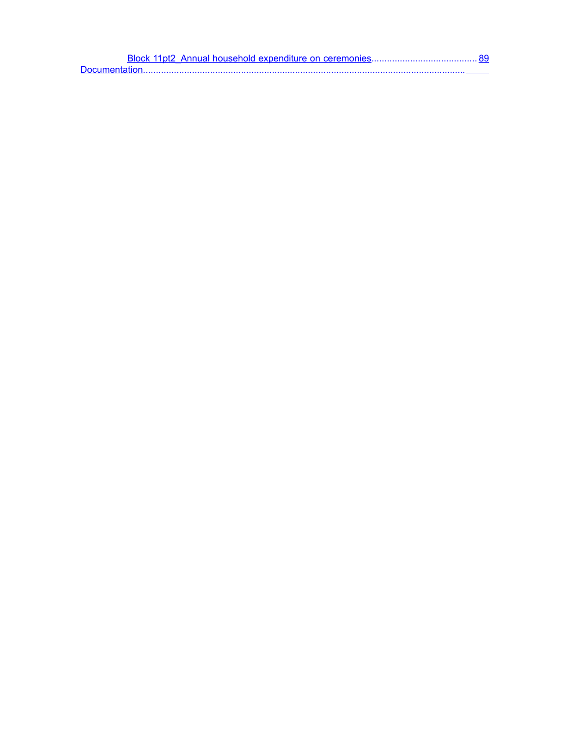Block 11pt2_Annual household expenditure on ceremonies........................................ 89

Documentation.............................................................................................................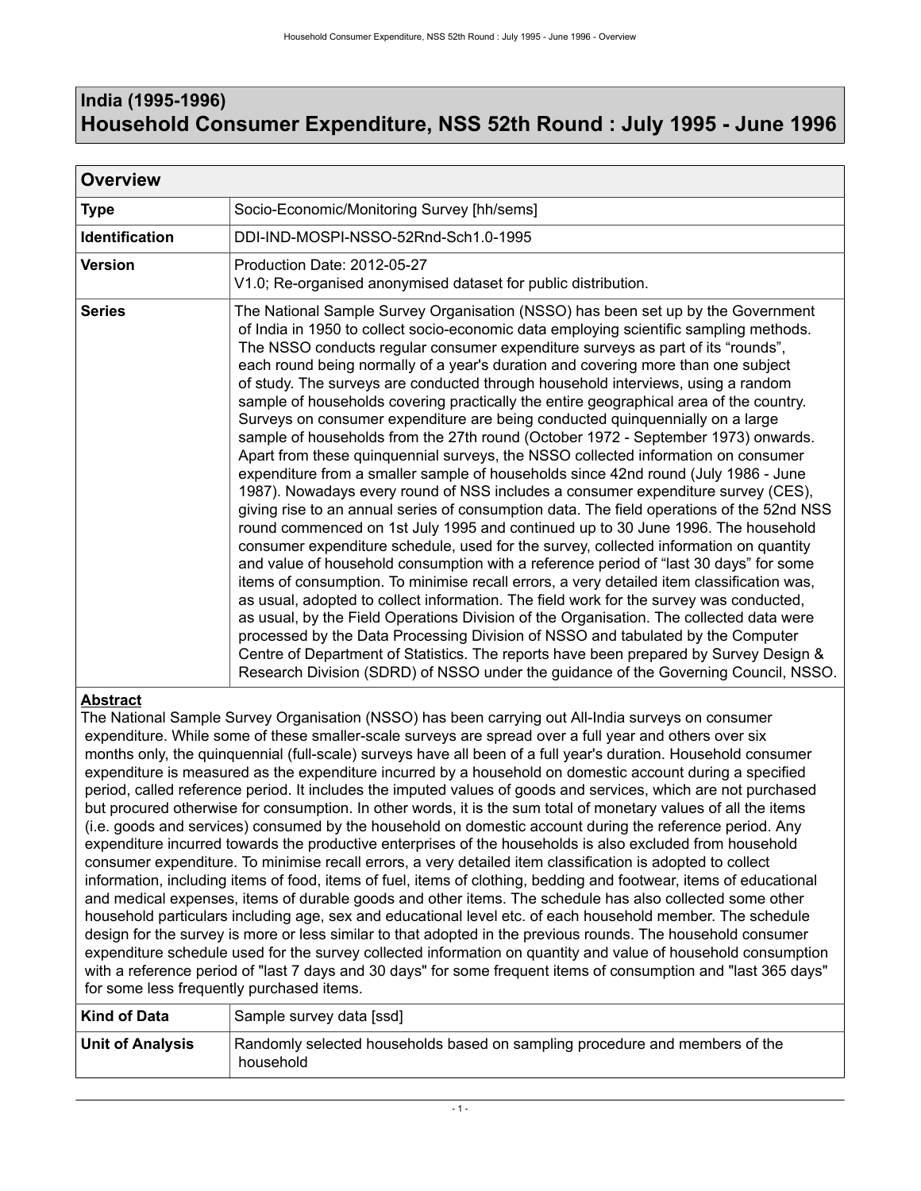# India (1995-1996)
# Household Consumer Expenditure, NSS 52th Round : July 1995 - June 1996

## Overview

| | |
|---|---|
| **Type** | Socio-Economic/Monitoring Survey [hh/sems] |
| **Identification** | DDI-IND-MOSPI-NSSO-52Rnd-Sch1.0-1995 |
| **Version** | Production Date: 2012-05-27<br>V1.0; Re-organised anonymised dataset for public distribution. |
| **Series** | The National Sample Survey Organisation (NSSO) has been set up by the Government of India in 1950 to collect socio-economic data employing scientific sampling methods. The NSSO conducts regular consumer expenditure surveys as part of its "rounds", each round being normally of a year's duration and covering more than one subject of study. The surveys are conducted through household interviews, using a random sample of households covering practically the entire geographical area of the country. Surveys on consumer expenditure are being conducted quinquennially on a large sample of households from the 27th round (October 1972 - September 1973) onwards. Apart from these quinquennial surveys, the NSSO collected information on consumer expenditure from a smaller sample of households since 42nd round (July 1986 - June 1987). Nowadays every round of NSS includes a consumer expenditure survey (CES), giving rise to an annual series of consumption data. The field operations of the 52nd NSS round commenced on 1st July 1995 and continued up to 30 June 1996. The household consumer expenditure schedule, used for the survey, collected information on quantity and value of household consumption with a reference period of "last 30 days" for some items of consumption. To minimise recall errors, a very detailed item classification was, as usual, adopted to collect information. The field work for the survey was conducted, as usual, by the Field Operations Division of the Organisation. The collected data were processed by the Data Processing Division of NSSO and tabulated by the Computer Centre of Department of Statistics. The reports have been prepared by Survey Design & Research Division (SDRD) of NSSO under the guidance of the Governing Council, NSSO. |

**Abstract**

The National Sample Survey Organisation (NSSO) has been carrying out All-India surveys on consumer expenditure. While some of these smaller-scale surveys are spread over a full year and others over six months only, the quinquennial (full-scale) surveys have all been of a full year's duration. Household consumer expenditure is measured as the expenditure incurred by a household on domestic account during a specified period, called reference period. It includes the imputed values of goods and services, which are not purchased but procured otherwise for consumption. In other words, it is the sum total of monetary values of all the items (i.e. goods and services) consumed by the household on domestic account during the reference period. Any expenditure incurred towards the productive enterprises of the households is also excluded from household consumer expenditure. To minimise recall errors, a very detailed item classification is adopted to collect information, including items of food, items of fuel, items of clothing, bedding and footwear, items of educational and medical expenses, items of durable goods and other items. The schedule has also collected some other household particulars including age, sex and educational level etc. of each household member. The schedule design for the survey is more or less similar to that adopted in the previous rounds. The household consumer expenditure schedule used for the survey collected information on quantity and value of household consumption with a reference period of "last 7 days and 30 days" for some frequent items of consumption and "last 365 days" for some less frequently purchased items.

| | |
|---|---|
| **Kind of Data** | Sample survey data [ssd] |
| **Unit of Analysis** | Randomly selected households based on sampling procedure and members of the household |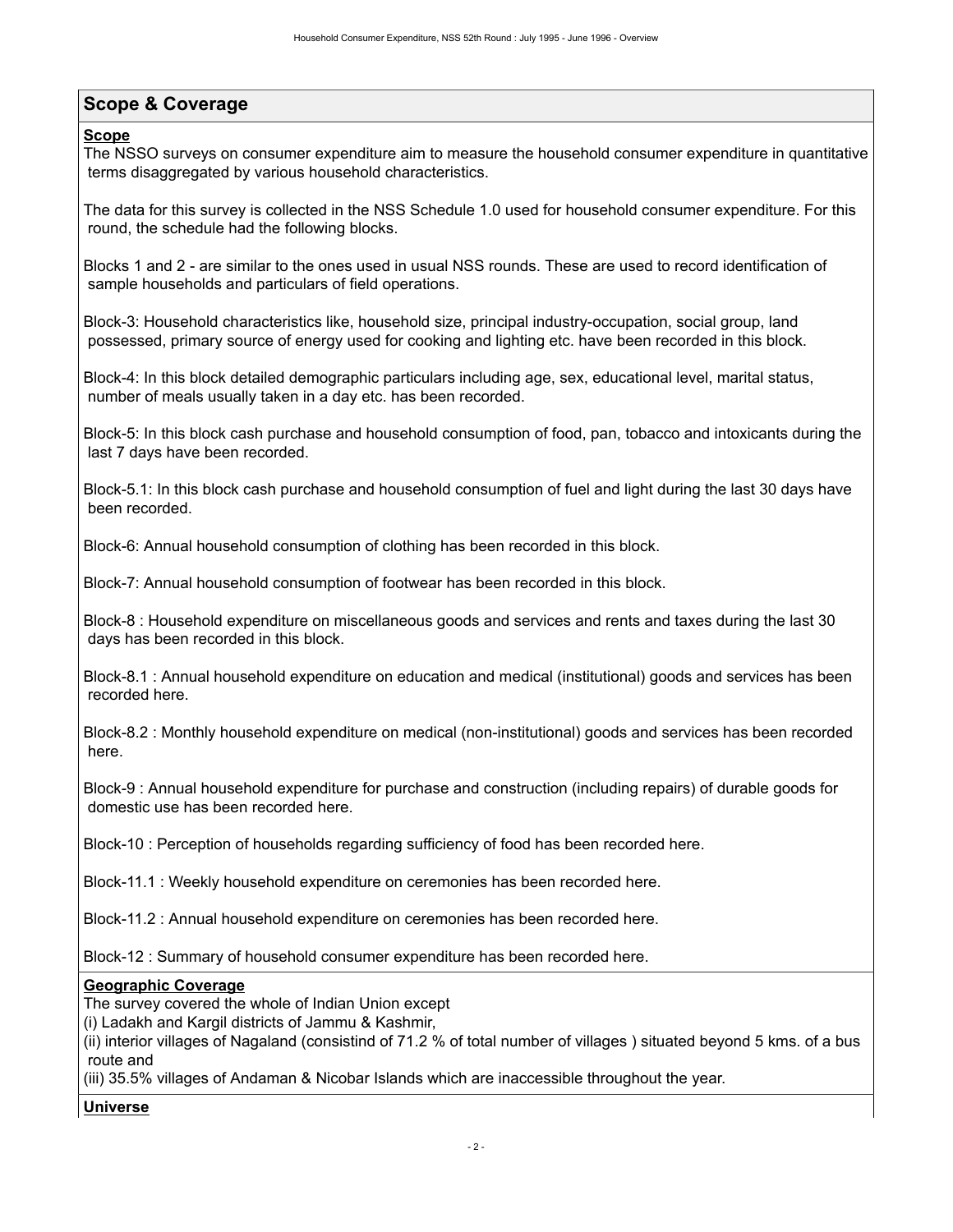## Scope & Coverage

**Scope**

The NSSO surveys on consumer expenditure aim to measure the household consumer expenditure in quantitative terms disaggregated by various household characteristics.

The data for this survey is collected in the NSS Schedule 1.0 used for household consumer expenditure. For this round, the schedule had the following blocks.

Blocks 1 and 2 - are similar to the ones used in usual NSS rounds. These are used to record identification of sample households and particulars of field operations.

Block-3: Household characteristics like, household size, principal industry-occupation, social group, land possessed, primary source of energy used for cooking and lighting etc. have been recorded in this block.

Block-4: In this block detailed demographic particulars including age, sex, educational level, marital status, number of meals usually taken in a day etc. has been recorded.

Block-5: In this block cash purchase and household consumption of food, pan, tobacco and intoxicants during the last 7 days have been recorded.

Block-5.1: In this block cash purchase and household consumption of fuel and light during the last 30 days have been recorded.

Block-6: Annual household consumption of clothing has been recorded in this block.

Block-7: Annual household consumption of footwear has been recorded in this block.

Block-8 : Household expenditure on miscellaneous goods and services and rents and taxes during the last 30 days has been recorded in this block.

Block-8.1 : Annual household expenditure on education and medical (institutional) goods and services has been recorded here.

Block-8.2 : Monthly household expenditure on medical (non-institutional) goods and services has been recorded here.

Block-9 : Annual household expenditure for purchase and construction (including repairs) of durable goods for domestic use has been recorded here.

Block-10 : Perception of households regarding sufficiency of food has been recorded here.

Block-11.1 : Weekly household expenditure on ceremonies has been recorded here.

Block-11.2 : Annual household expenditure on ceremonies has been recorded here.

Block-12 : Summary of household consumer expenditure has been recorded here.

**Geographic Coverage**

The survey covered the whole of Indian Union except
(i) Ladakh and Kargil districts of Jammu & Kashmir,
(ii) interior villages of Nagaland (consistind of 71.2 % of total number of villages ) situated beyond 5 kms. of a bus route and
(iii) 35.5% villages of Andaman & Nicobar Islands which are inaccessible throughout the year.

**Universe**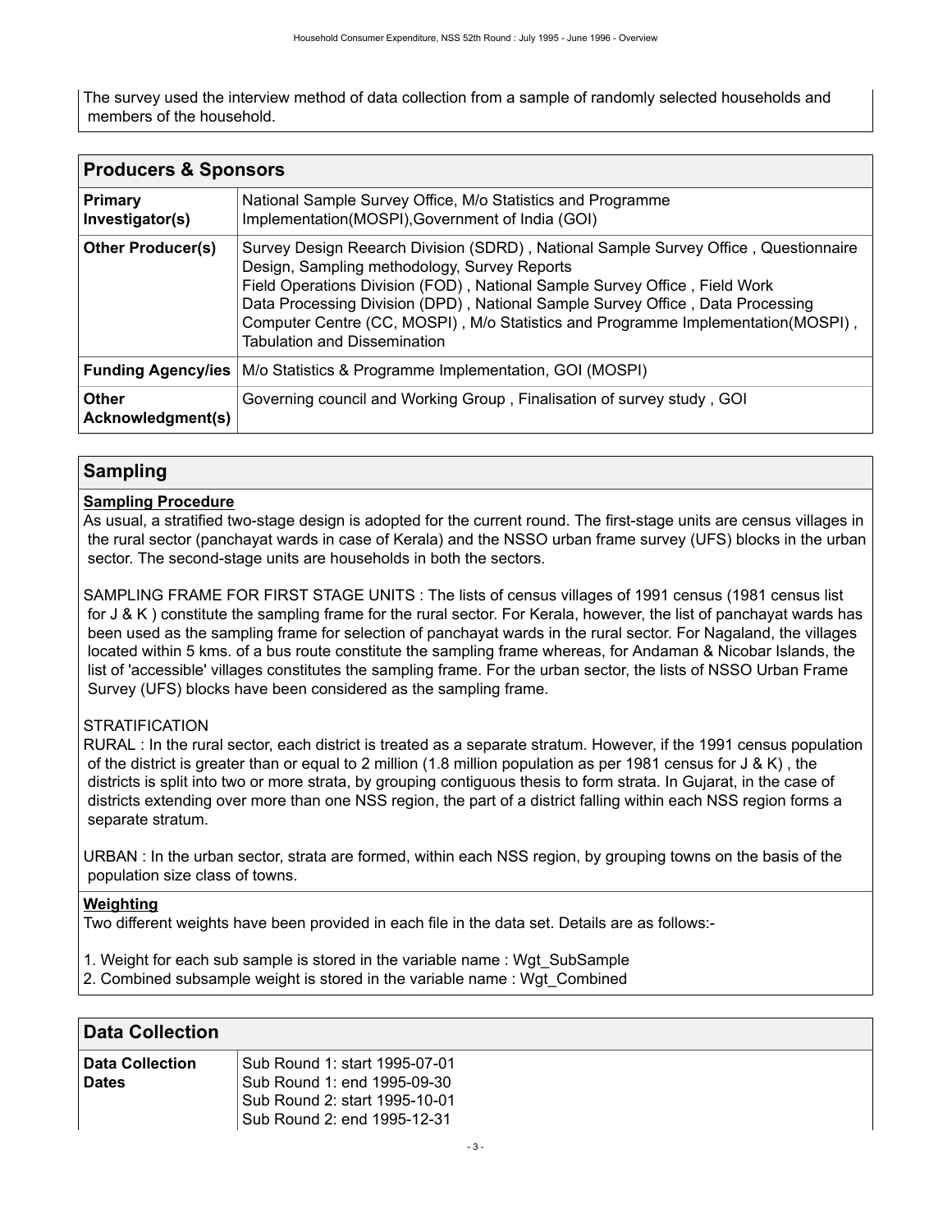The survey used the interview method of data collection from a sample of randomly selected households and members of the household.

## Producers & Sponsors

| | |
|---|---|
| **Primary Investigator(s)** | National Sample Survey Office, M/o Statistics and Programme Implementation(MOSPI),Government of India (GOI) |
| **Other Producer(s)** | Survey Design Reearch Division (SDRD) , National Sample Survey Office , Questionnaire Design, Sampling methodology, Survey Reports<br>Field Operations Division (FOD) , National Sample Survey Office , Field Work<br>Data Processing Division (DPD) , National Sample Survey Office , Data Processing<br>Computer Centre (CC, MOSPI) , M/o Statistics and Programme Implementation(MOSPI) , Tabulation and Dissemination |
| **Funding Agency/ies** | M/o Statistics & Programme Implementation, GOI (MOSPI) |
| **Other Acknowledgment(s)** | Governing council and Working Group , Finalisation of survey study , GOI |

## Sampling

**Sampling Procedure**

As usual, a stratified two-stage design is adopted for the current round. The first-stage units are census villages in the rural sector (panchayat wards in case of Kerala) and the NSSO urban frame survey (UFS) blocks in the urban sector. The second-stage units are households in both the sectors.

SAMPLING FRAME FOR FIRST STAGE UNITS : The lists of census villages of 1991 census (1981 census list for J & K ) constitute the sampling frame for the rural sector. For Kerala, however, the list of panchayat wards has been used as the sampling frame for selection of panchayat wards in the rural sector. For Nagaland, the villages located within 5 kms. of a bus route constitute the sampling frame whereas, for Andaman & Nicobar Islands, the list of 'accessible' villages constitutes the sampling frame. For the urban sector, the lists of NSSO Urban Frame Survey (UFS) blocks have been considered as the sampling frame.

STRATIFICATION

RURAL : In the rural sector, each district is treated as a separate stratum. However, if the 1991 census population of the district is greater than or equal to 2 million (1.8 million population as per 1981 census for J & K) , the districts is split into two or more strata, by grouping contiguous thesis to form strata. In Gujarat, in the case of districts extending over more than one NSS region, the part of a district falling within each NSS region forms a separate stratum.

URBAN : In the urban sector, strata are formed, within each NSS region, by grouping towns on the basis of the population size class of towns.

**Weighting**

Two different weights have been provided in each file in the data set. Details are as follows:-

1. Weight for each sub sample is stored in the variable name : Wgt_SubSample
2. Combined subsample weight is stored in the variable name : Wgt_Combined

## Data Collection

| | |
|---|---|
| **Data Collection Dates** | Sub Round 1: start 1995-07-01<br>Sub Round 1: end 1995-09-30<br>Sub Round 2: start 1995-10-01<br>Sub Round 2: end 1995-12-31 |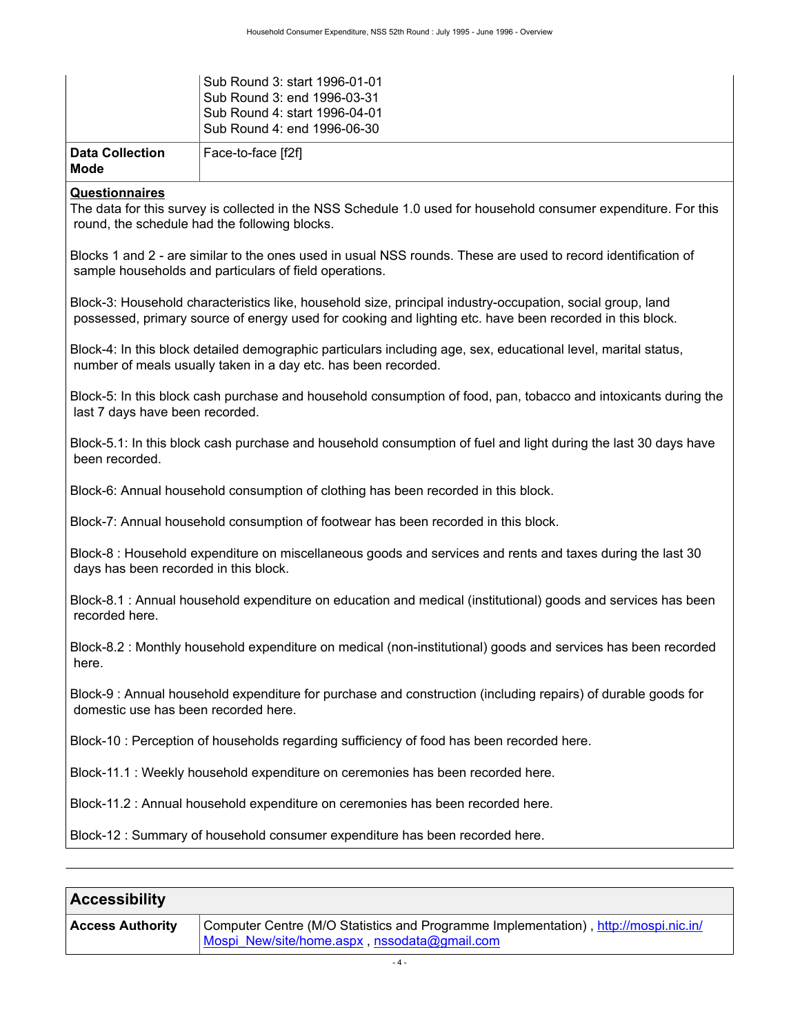| | |
|---|---|
| | Sub Round 3: start 1996-01-01<br>Sub Round 3: end 1996-03-31<br>Sub Round 4: start 1996-04-01<br>Sub Round 4: end 1996-06-30 |
| **Data Collection Mode** | Face-to-face [f2f] |

**Questionnaires**

The data for this survey is collected in the NSS Schedule 1.0 used for household consumer expenditure. For this round, the schedule had the following blocks.

Blocks 1 and 2 - are similar to the ones used in usual NSS rounds. These are used to record identification of sample households and particulars of field operations.

Block-3: Household characteristics like, household size, principal industry-occupation, social group, land possessed, primary source of energy used for cooking and lighting etc. have been recorded in this block.

Block-4: In this block detailed demographic particulars including age, sex, educational level, marital status, number of meals usually taken in a day etc. has been recorded.

Block-5: In this block cash purchase and household consumption of food, pan, tobacco and intoxicants during the last 7 days have been recorded.

Block-5.1: In this block cash purchase and household consumption of fuel and light during the last 30 days have been recorded.

Block-6: Annual household consumption of clothing has been recorded in this block.

Block-7: Annual household consumption of footwear has been recorded in this block.

Block-8 : Household expenditure on miscellaneous goods and services and rents and taxes during the last 30 days has been recorded in this block.

Block-8.1 : Annual household expenditure on education and medical (institutional) goods and services has been recorded here.

Block-8.2 : Monthly household expenditure on medical (non-institutional) goods and services has been recorded here.

Block-9 : Annual household expenditure for purchase and construction (including repairs) of durable goods for domestic use has been recorded here.

Block-10 : Perception of households regarding sufficiency of food has been recorded here.

Block-11.1 : Weekly household expenditure on ceremonies has been recorded here.

Block-11.2 : Annual household expenditure on ceremonies has been recorded here.

Block-12 : Summary of household consumer expenditure has been recorded here.

## Accessibility

| | |
|---|---|
| **Access Authority** | Computer Centre (M/O Statistics and Programme Implementation) , http://mospi.nic.in/Mospi_New/site/home.aspx , nssodata@gmail.com |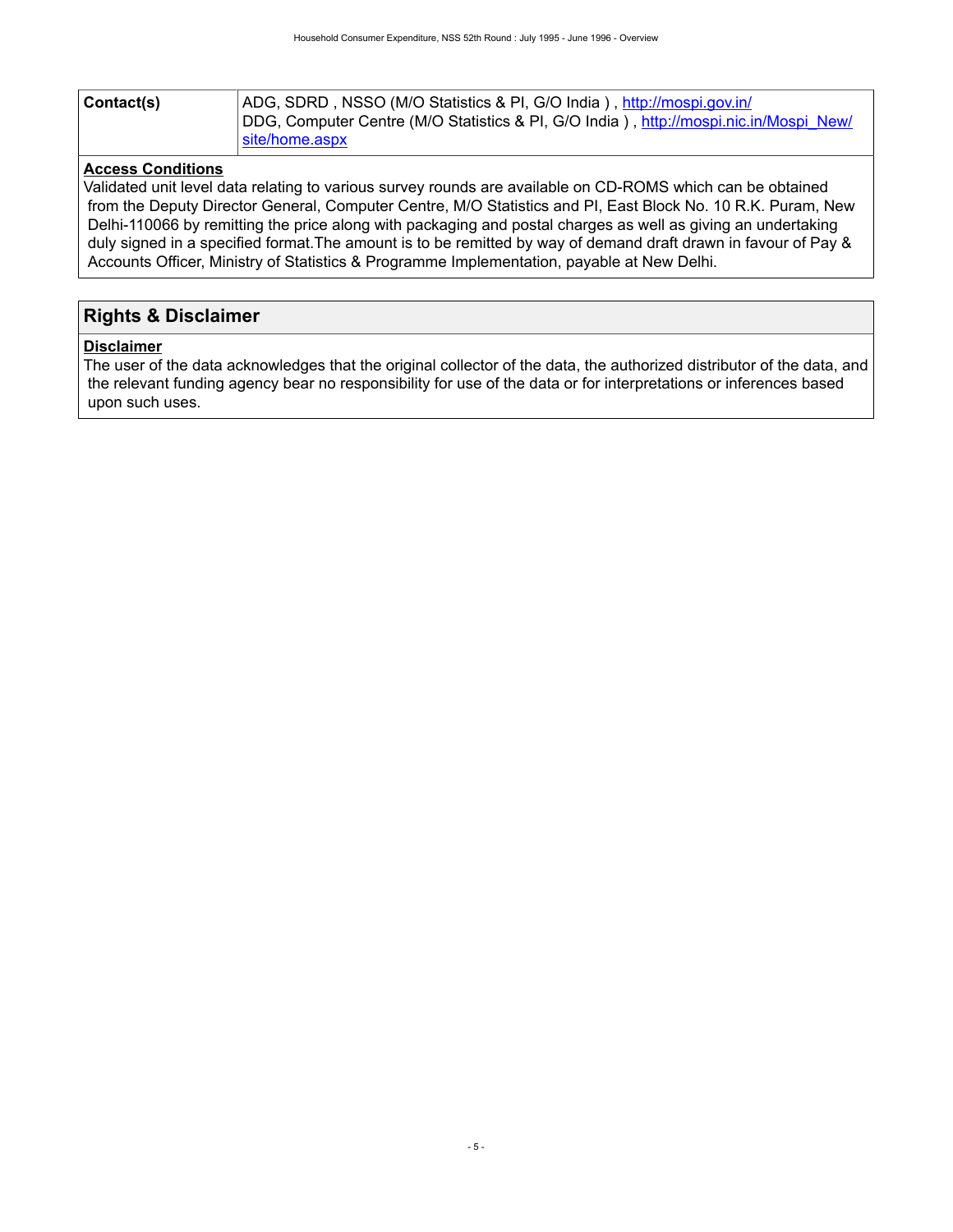| | |
|---|---|
| **Contact(s)** | ADG, SDRD , NSSO (M/O Statistics & PI, G/O India ) , http://mospi.gov.in/<br>DDG, Computer Centre (M/O Statistics & PI, G/O India ) , http://mospi.nic.in/Mospi_New/site/home.aspx |

**Access Conditions**

Validated unit level data relating to various survey rounds are available on CD-ROMS which can be obtained from the Deputy Director General, Computer Centre, M/O Statistics and PI, East Block No. 10 R.K. Puram, New Delhi-110066 by remitting the price along with packaging and postal charges as well as giving an undertaking duly signed in a specified format.The amount is to be remitted by way of demand draft drawn in favour of Pay & Accounts Officer, Ministry of Statistics & Programme Implementation, payable at New Delhi.

## Rights & Disclaimer

**Disclaimer**

The user of the data acknowledges that the original collector of the data, the authorized distributor of the data, and the relevant funding agency bear no responsibility for use of the data or for interpretations or inferences based upon such uses.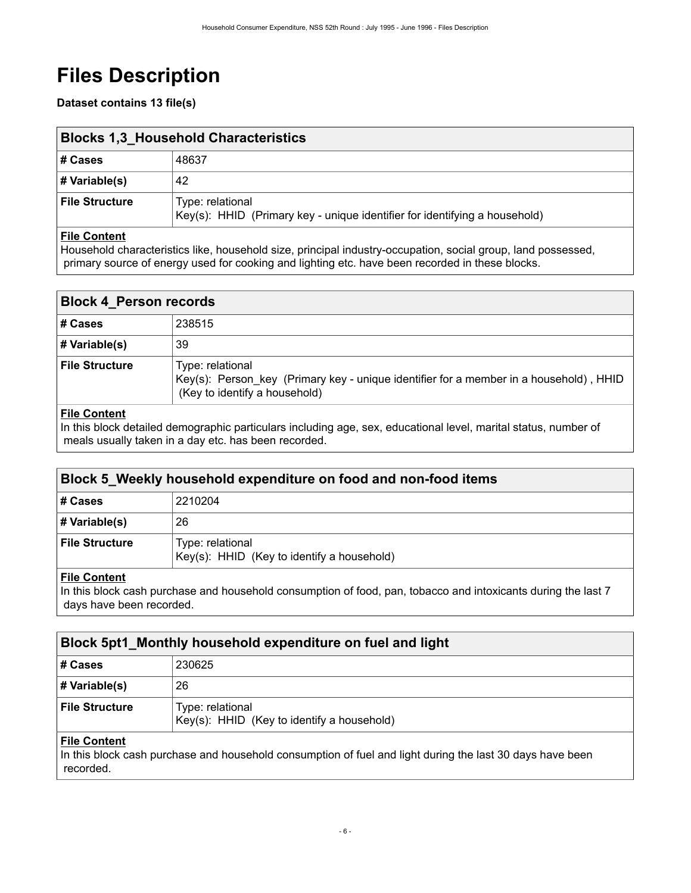# Files Description

**Dataset contains 13 file(s)**

## Blocks 1,3_Household Characteristics

| | |
|---|---|
| **# Cases** | 48637 |
| **# Variable(s)** | 42 |
| **File Structure** | Type: relational<br>Key(s): HHID (Primary key - unique identifier for identifying a household) |

**File Content**

Household characteristics like, household size, principal industry-occupation, social group, land possessed, primary source of energy used for cooking and lighting etc. have been recorded in these blocks.

## Block 4_Person records

| | |
|---|---|
| **# Cases** | 238515 |
| **# Variable(s)** | 39 |
| **File Structure** | Type: relational<br>Key(s): Person_key (Primary key - unique identifier for a member in a household) , HHID (Key to identify a household) |

**File Content**

In this block detailed demographic particulars including age, sex, educational level, marital status, number of meals usually taken in a day etc. has been recorded.

## Block 5_Weekly household expenditure on food and non-food items

| | |
|---|---|
| **# Cases** | 2210204 |
| **# Variable(s)** | 26 |
| **File Structure** | Type: relational<br>Key(s): HHID (Key to identify a household) |

**File Content**

In this block cash purchase and household consumption of food, pan, tobacco and intoxicants during the last 7 days have been recorded.

## Block 5pt1_Monthly household expenditure on fuel and light

| | |
|---|---|
| **# Cases** | 230625 |
| **# Variable(s)** | 26 |
| **File Structure** | Type: relational<br>Key(s): HHID (Key to identify a household) |

**File Content**

In this block cash purchase and household consumption of fuel and light during the last 30 days have been recorded.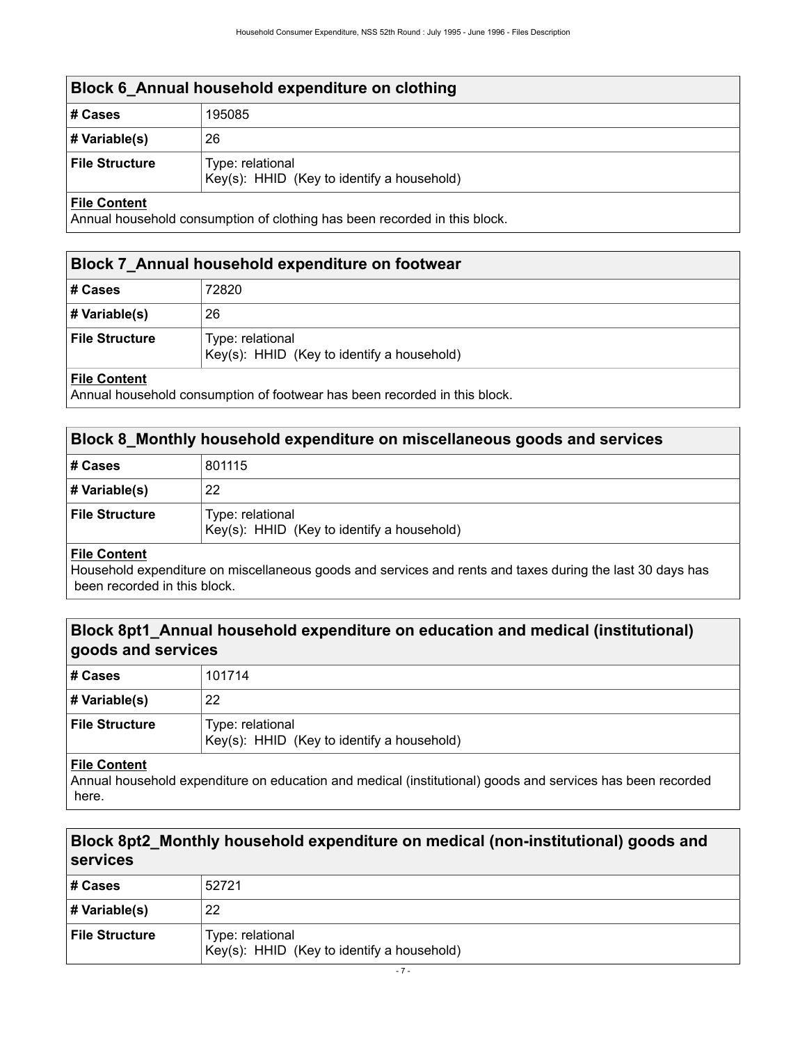## Block 6_Annual household expenditure on clothing

| | |
|---|---|
| **# Cases** | 195085 |
| **# Variable(s)** | 26 |
| **File Structure** | Type: relational<br>Key(s): HHID (Key to identify a household) |

**File Content**

Annual household consumption of clothing has been recorded in this block.

## Block 7_Annual household expenditure on footwear

| | |
|---|---|
| **# Cases** | 72820 |
| **# Variable(s)** | 26 |
| **File Structure** | Type: relational<br>Key(s): HHID (Key to identify a household) |

**File Content**

Annual household consumption of footwear has been recorded in this block.

## Block 8_Monthly household expenditure on miscellaneous goods and services

| | |
|---|---|
| **# Cases** | 801115 |
| **# Variable(s)** | 22 |
| **File Structure** | Type: relational<br>Key(s): HHID (Key to identify a household) |

**File Content**

Household expenditure on miscellaneous goods and services and rents and taxes during the last 30 days has been recorded in this block.

## Block 8pt1_Annual household expenditure on education and medical (institutional) goods and services

| | |
|---|---|
| **# Cases** | 101714 |
| **# Variable(s)** | 22 |
| **File Structure** | Type: relational<br>Key(s): HHID (Key to identify a household) |

**File Content**

Annual household expenditure on education and medical (institutional) goods and services has been recorded here.

## Block 8pt2_Monthly household expenditure on medical (non-institutional) goods and services

| | |
|---|---|
| **# Cases** | 52721 |
| **# Variable(s)** | 22 |
| **File Structure** | Type: relational<br>Key(s): HHID (Key to identify a household) |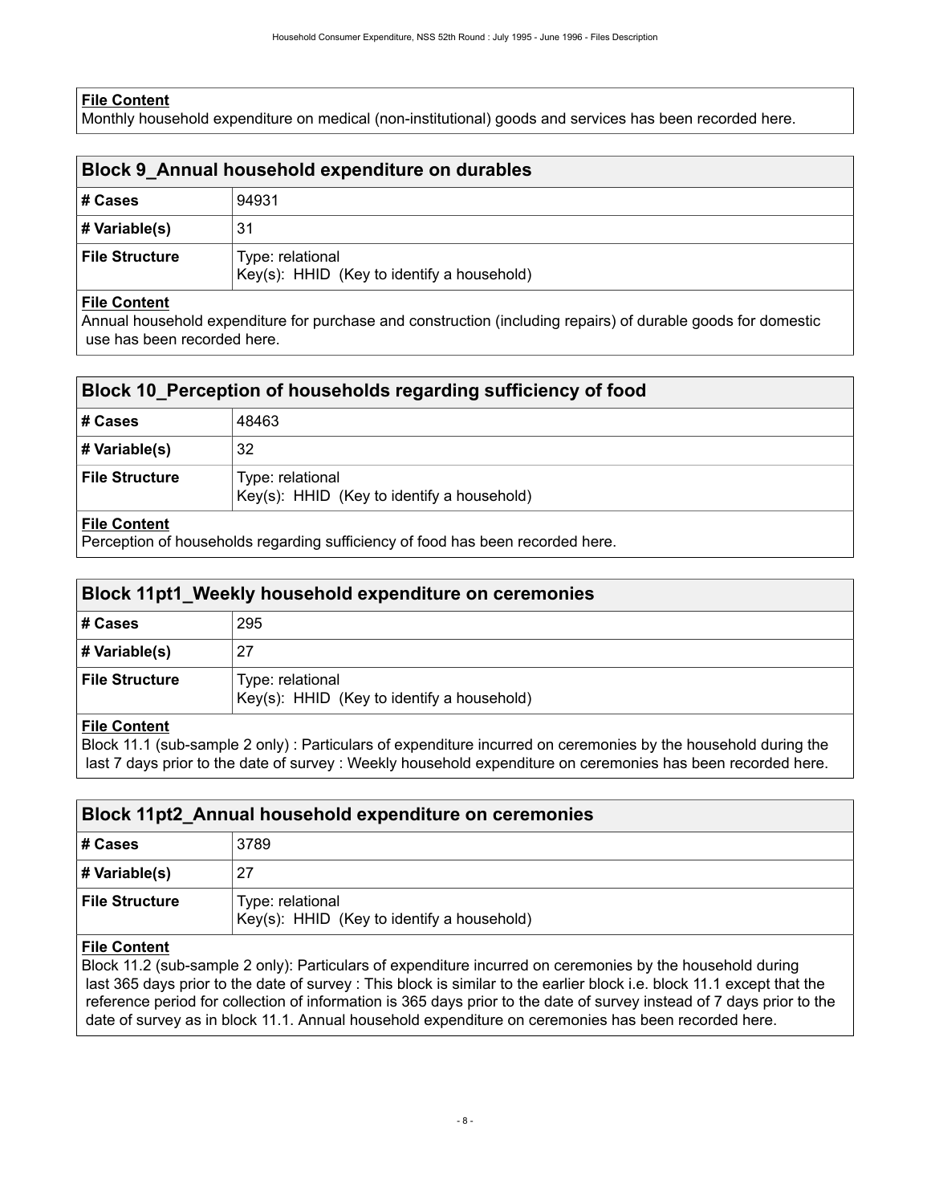**File Content**

Monthly household expenditure on medical (non-institutional) goods and services has been recorded here.

## Block 9_Annual household expenditure on durables

| | |
|---|---|
| **# Cases** | 94931 |
| **# Variable(s)** | 31 |
| **File Structure** | Type: relational<br>Key(s): HHID (Key to identify a household) |

**File Content**

Annual household expenditure for purchase and construction (including repairs) of durable goods for domestic use has been recorded here.

## Block 10_Perception of households regarding sufficiency of food

| | |
|---|---|
| **# Cases** | 48463 |
| **# Variable(s)** | 32 |
| **File Structure** | Type: relational<br>Key(s): HHID (Key to identify a household) |

**File Content**

Perception of households regarding sufficiency of food has been recorded here.

## Block 11pt1_Weekly household expenditure on ceremonies

| | |
|---|---|
| **# Cases** | 295 |
| **# Variable(s)** | 27 |
| **File Structure** | Type: relational<br>Key(s): HHID (Key to identify a household) |

**File Content**

Block 11.1 (sub-sample 2 only) : Particulars of expenditure incurred on ceremonies by the household during the last 7 days prior to the date of survey : Weekly household expenditure on ceremonies has been recorded here.

## Block 11pt2_Annual household expenditure on ceremonies

| | |
|---|---|
| **# Cases** | 3789 |
| **# Variable(s)** | 27 |
| **File Structure** | Type: relational<br>Key(s): HHID (Key to identify a household) |

**File Content**

Block 11.2 (sub-sample 2 only): Particulars of expenditure incurred on ceremonies by the household during last 365 days prior to the date of survey : This block is similar to the earlier block i.e. block 11.1 except that the reference period for collection of information is 365 days prior to the date of survey instead of 7 days prior to the date of survey as in block 11.1. Annual household expenditure on ceremonies has been recorded here.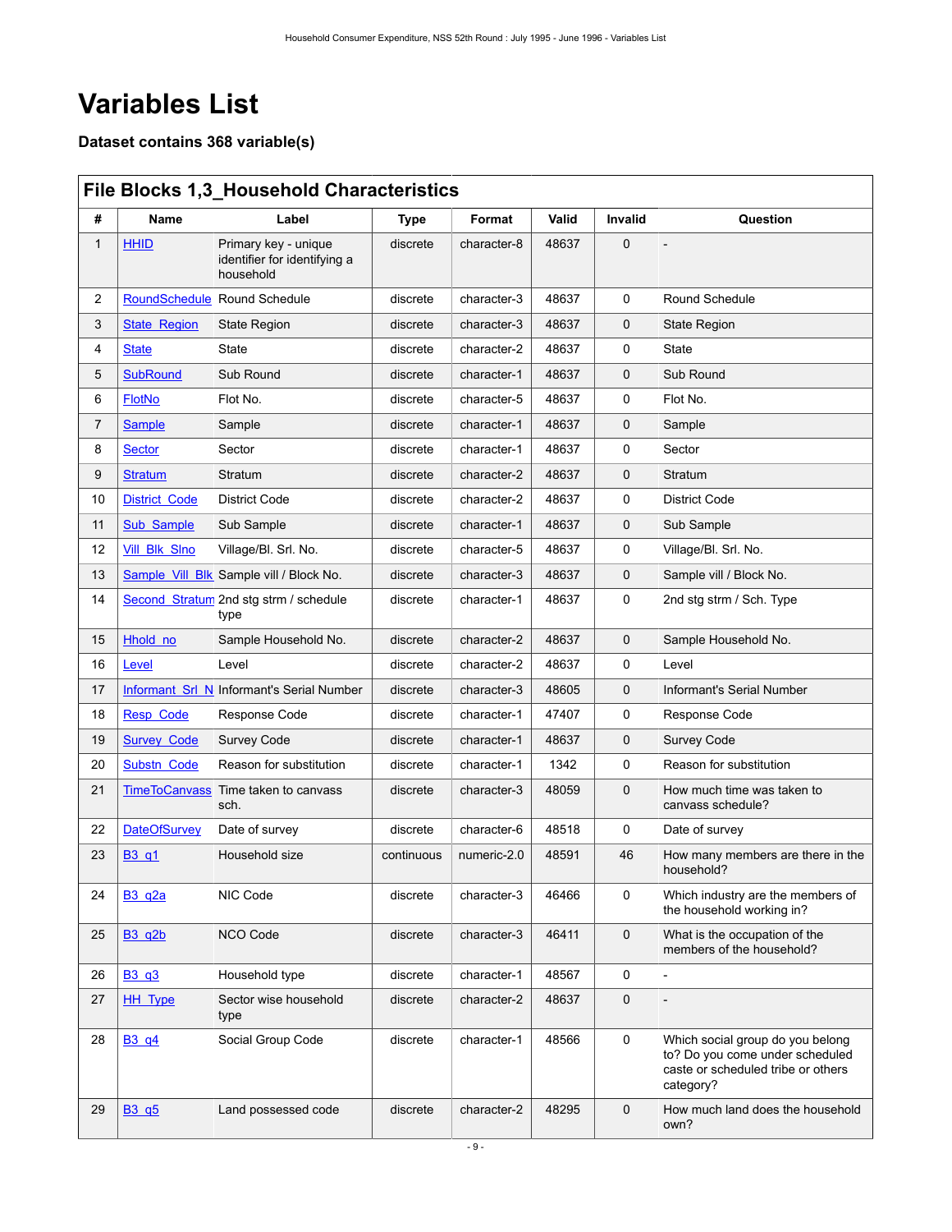# Variables List

### Dataset contains 368 variable(s)

## File Blocks 1,3_Household Characteristics

| # | Name | Label | Type | Format | Valid | Invalid | Question |
|---|---|---|---|---|---|---|---|
| 1 | HHID | Primary key - unique identifier for identifying a household | discrete | character-8 | 48637 | 0 | - |
| 2 | RoundSchedule | Round Schedule | discrete | character-3 | 48637 | 0 | Round Schedule |
| 3 | State_Region | State Region | discrete | character-3 | 48637 | 0 | State Region |
| 4 | State | State | discrete | character-2 | 48637 | 0 | State |
| 5 | SubRound | Sub Round | discrete | character-1 | 48637 | 0 | Sub Round |
| 6 | FlotNo | Flot No. | discrete | character-5 | 48637 | 0 | Flot No. |
| 7 | Sample | Sample | discrete | character-1 | 48637 | 0 | Sample |
| 8 | Sector | Sector | discrete | character-1 | 48637 | 0 | Sector |
| 9 | Stratum | Stratum | discrete | character-2 | 48637 | 0 | Stratum |
| 10 | District_Code | District Code | discrete | character-2 | 48637 | 0 | District Code |
| 11 | Sub_Sample | Sub Sample | discrete | character-1 | 48637 | 0 | Sub Sample |
| 12 | Vill_Blk_Slno | Village/Bl. Srl. No. | discrete | character-5 | 48637 | 0 | Village/Bl. Srl. No. |
| 13 | Sample_Vill_Blk | Sample vill / Block No. | discrete | character-3 | 48637 | 0 | Sample vill / Block No. |
| 14 | Second_Stratum | 2nd stg strm / schedule type | discrete | character-1 | 48637 | 0 | 2nd stg strm / Sch. Type |
| 15 | Hhold_no | Sample Household No. | discrete | character-2 | 48637 | 0 | Sample Household No. |
| 16 | Level | Level | discrete | character-2 | 48637 | 0 | Level |
| 17 | Informant_Srl_N | Informant's Serial Number | discrete | character-3 | 48605 | 0 | Informant's Serial Number |
| 18 | Resp_Code | Response Code | discrete | character-1 | 47407 | 0 | Response Code |
| 19 | Survey_Code | Survey Code | discrete | character-1 | 48637 | 0 | Survey Code |
| 20 | Substn_Code | Reason for substitution | discrete | character-1 | 1342 | 0 | Reason for substitution |
| 21 | TimeToCanvass | Time taken to canvass sch. | discrete | character-3 | 48059 | 0 | How much time was taken to canvass schedule? |
| 22 | DateOfSurvey | Date of survey | discrete | character-6 | 48518 | 0 | Date of survey |
| 23 | B3_q1 | Household size | continuous | numeric-2.0 | 48591 | 46 | How many members are there in the household? |
| 24 | B3_q2a | NIC Code | discrete | character-3 | 46466 | 0 | Which industry are the members of the household working in? |
| 25 | B3_q2b | NCO Code | discrete | character-3 | 46411 | 0 | What is the occupation of the members of the household? |
| 26 | B3_q3 | Household type | discrete | character-1 | 48567 | 0 | - |
| 27 | HH_Type | Sector wise household type | discrete | character-2 | 48637 | 0 | - |
| 28 | B3_q4 | Social Group Code | discrete | character-1 | 48566 | 0 | Which social group do you belong to? Do you come under scheduled caste or scheduled tribe or others category? |
| 29 | B3_q5 | Land possessed code | discrete | character-2 | 48295 | 0 | How much land does the household own? |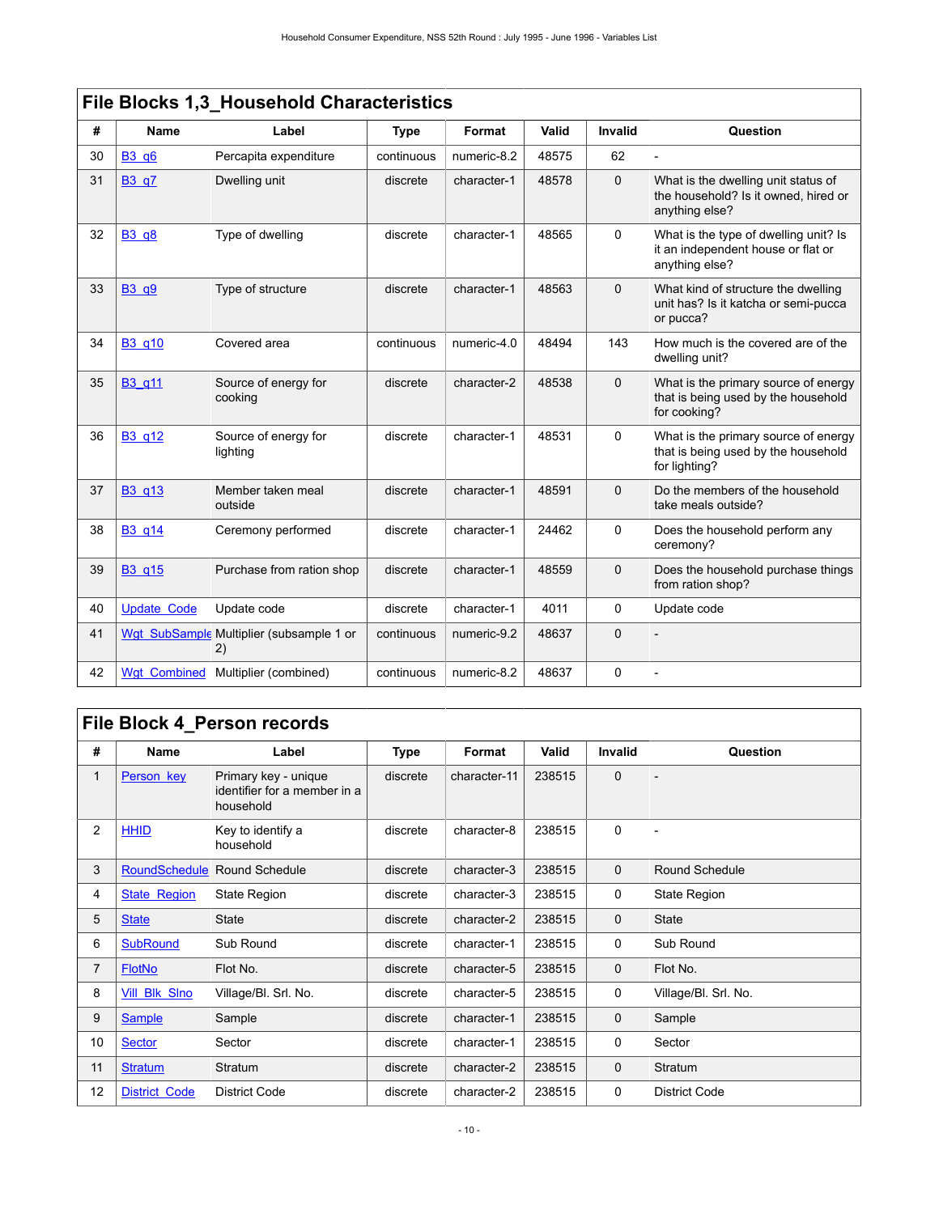## File Blocks 1,3_Household Characteristics

| # | Name | Label | Type | Format | Valid | Invalid | Question |
|---|---|---|---|---|---|---|---|
| 30 | B3_q6 | Percapita expenditure | continuous | numeric-8.2 | 48575 | 62 | - |
| 31 | B3_q7 | Dwelling unit | discrete | character-1 | 48578 | 0 | What is the dwelling unit status of the household? Is it owned, hired or anything else? |
| 32 | B3_q8 | Type of dwelling | discrete | character-1 | 48565 | 0 | What is the type of dwelling unit? Is it an independent house or flat or anything else? |
| 33 | B3_q9 | Type of structure | discrete | character-1 | 48563 | 0 | What kind of structure the dwelling unit has? Is it katcha or semi-pucca or pucca? |
| 34 | B3_q10 | Covered area | continuous | numeric-4.0 | 48494 | 143 | How much is the covered are of the dwelling unit? |
| 35 | B3_q11 | Source of energy for cooking | discrete | character-2 | 48538 | 0 | What is the primary source of energy that is being used by the household for cooking? |
| 36 | B3_q12 | Source of energy for lighting | discrete | character-1 | 48531 | 0 | What is the primary source of energy that is being used by the household for lighting? |
| 37 | B3_q13 | Member taken meal outside | discrete | character-1 | 48591 | 0 | Do the members of the household take meals outside? |
| 38 | B3_q14 | Ceremony performed | discrete | character-1 | 24462 | 0 | Does the household perform any ceremony? |
| 39 | B3_q15 | Purchase from ration shop | discrete | character-1 | 48559 | 0 | Does the household purchase things from ration shop? |
| 40 | Update_Code | Update code | discrete | character-1 | 4011 | 0 | Update code |
| 41 | Wgt_SubSample | Multiplier (subsample 1 or 2) | continuous | numeric-9.2 | 48637 | 0 | - |
| 42 | Wgt_Combined | Multiplier (combined) | continuous | numeric-8.2 | 48637 | 0 | - |

## File Block 4_Person records

| # | Name | Label | Type | Format | Valid | Invalid | Question |
|---|---|---|---|---|---|---|---|
| 1 | Person_key | Primary key - unique identifier for a member in a household | discrete | character-11 | 238515 | 0 | - |
| 2 | HHID | Key to identify a household | discrete | character-8 | 238515 | 0 | - |
| 3 | RoundSchedule | Round Schedule | discrete | character-3 | 238515 | 0 | Round Schedule |
| 4 | State_Region | State Region | discrete | character-3 | 238515 | 0 | State Region |
| 5 | State | State | discrete | character-2 | 238515 | 0 | State |
| 6 | SubRound | Sub Round | discrete | character-1 | 238515 | 0 | Sub Round |
| 7 | FlotNo | Flot No. | discrete | character-5 | 238515 | 0 | Flot No. |
| 8 | Vill_Blk_Slno | Village/Bl. Srl. No. | discrete | character-5 | 238515 | 0 | Village/Bl. Srl. No. |
| 9 | Sample | Sample | discrete | character-1 | 238515 | 0 | Sample |
| 10 | Sector | Sector | discrete | character-1 | 238515 | 0 | Sector |
| 11 | Stratum | Stratum | discrete | character-2 | 238515 | 0 | Stratum |
| 12 | District_Code | District Code | discrete | character-2 | 238515 | 0 | District Code |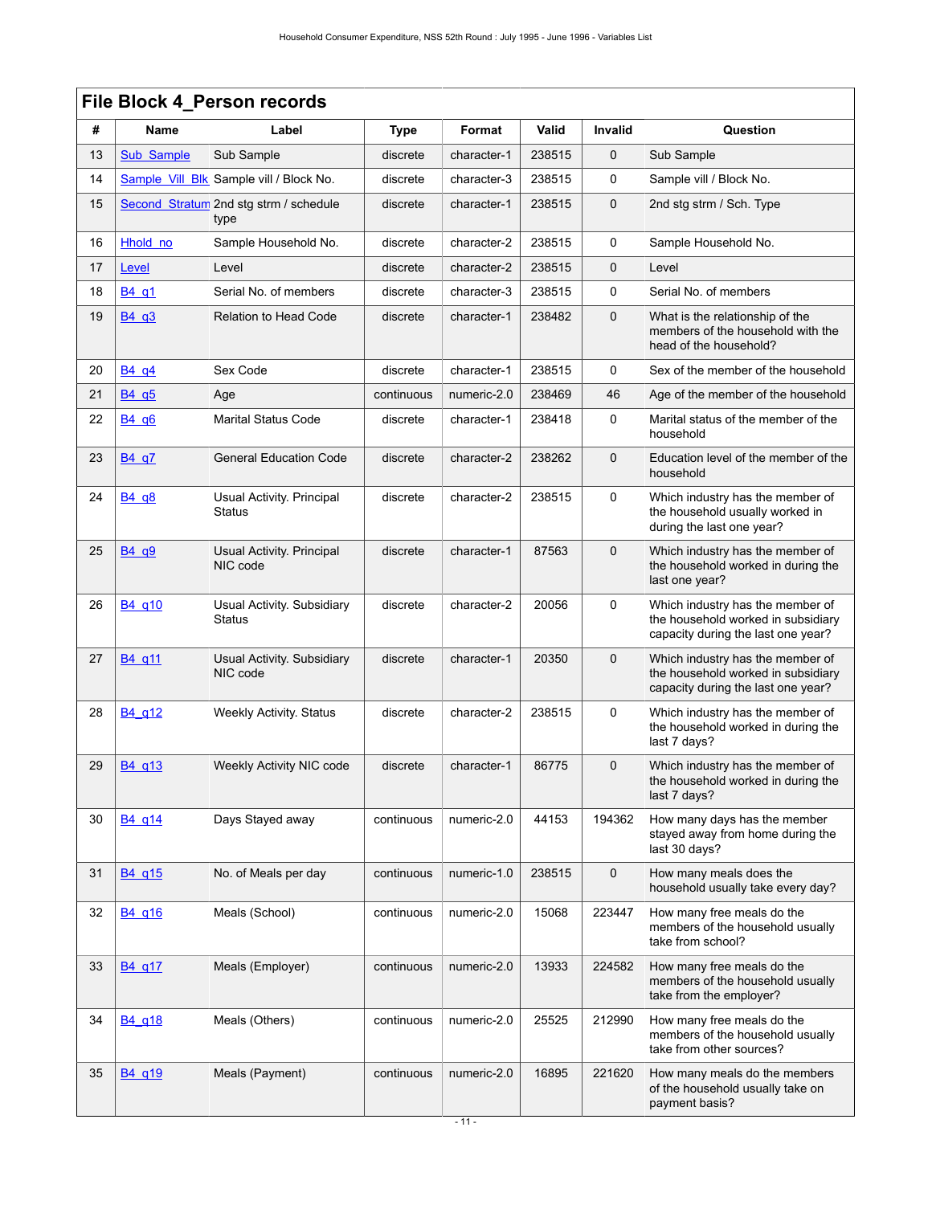## File Block 4_Person records

| # | Name | Label | Type | Format | Valid | Invalid | Question |
|---|---|---|---|---|---|---|---|
| 13 | Sub_Sample | Sub Sample | discrete | character-1 | 238515 | 0 | Sub Sample |
| 14 | Sample_Vill_Blk | Sample vill / Block No. | discrete | character-3 | 238515 | 0 | Sample vill / Block No. |
| 15 | Second_Stratum | 2nd stg strm / schedule type | discrete | character-1 | 238515 | 0 | 2nd stg strm / Sch. Type |
| 16 | Hhold_no | Sample Household No. | discrete | character-2 | 238515 | 0 | Sample Household No. |
| 17 | Level | Level | discrete | character-2 | 238515 | 0 | Level |
| 18 | B4_q1 | Serial No. of members | discrete | character-3 | 238515 | 0 | Serial No. of members |
| 19 | B4_q3 | Relation to Head Code | discrete | character-1 | 238482 | 0 | What is the relationship of the members of the household with the head of the household? |
| 20 | B4_q4 | Sex Code | discrete | character-1 | 238515 | 0 | Sex of the member of the household |
| 21 | B4_q5 | Age | continuous | numeric-2.0 | 238469 | 46 | Age of the member of the household |
| 22 | B4_q6 | Marital Status Code | discrete | character-1 | 238418 | 0 | Marital status of the member of the household |
| 23 | B4_q7 | General Education Code | discrete | character-2 | 238262 | 0 | Education level of the member of the household |
| 24 | B4_q8 | Usual Activity. Principal Status | discrete | character-2 | 238515 | 0 | Which industry has the member of the household usually worked in during the last one year? |
| 25 | B4_q9 | Usual Activity. Principal NIC code | discrete | character-1 | 87563 | 0 | Which industry has the member of the household worked in during the last one year? |
| 26 | B4_q10 | Usual Activity. Subsidiary Status | discrete | character-2 | 20056 | 0 | Which industry has the member of the household worked in subsidiary capacity during the last one year? |
| 27 | B4_q11 | Usual Activity. Subsidiary NIC code | discrete | character-1 | 20350 | 0 | Which industry has the member of the household worked in subsidiary capacity during the last one year? |
| 28 | B4_q12 | Weekly Activity. Status | discrete | character-2 | 238515 | 0 | Which industry has the member of the household worked in during the last 7 days? |
| 29 | B4_q13 | Weekly Activity NIC code | discrete | character-1 | 86775 | 0 | Which industry has the member of the household worked in during the last 7 days? |
| 30 | B4_q14 | Days Stayed away | continuous | numeric-2.0 | 44153 | 194362 | How many days has the member stayed away from home during the last 30 days? |
| 31 | B4_q15 | No. of Meals per day | continuous | numeric-1.0 | 238515 | 0 | How many meals does the household usually take every day? |
| 32 | B4_q16 | Meals (School) | continuous | numeric-2.0 | 15068 | 223447 | How many free meals do the members of the household usually take from school? |
| 33 | B4_q17 | Meals (Employer) | continuous | numeric-2.0 | 13933 | 224582 | How many free meals do the members of the household usually take from the employer? |
| 34 | B4_q18 | Meals (Others) | continuous | numeric-2.0 | 25525 | 212990 | How many free meals do the members of the household usually take from other sources? |
| 35 | B4_q19 | Meals (Payment) | continuous | numeric-2.0 | 16895 | 221620 | How many meals do the members of the household usually take on payment basis? |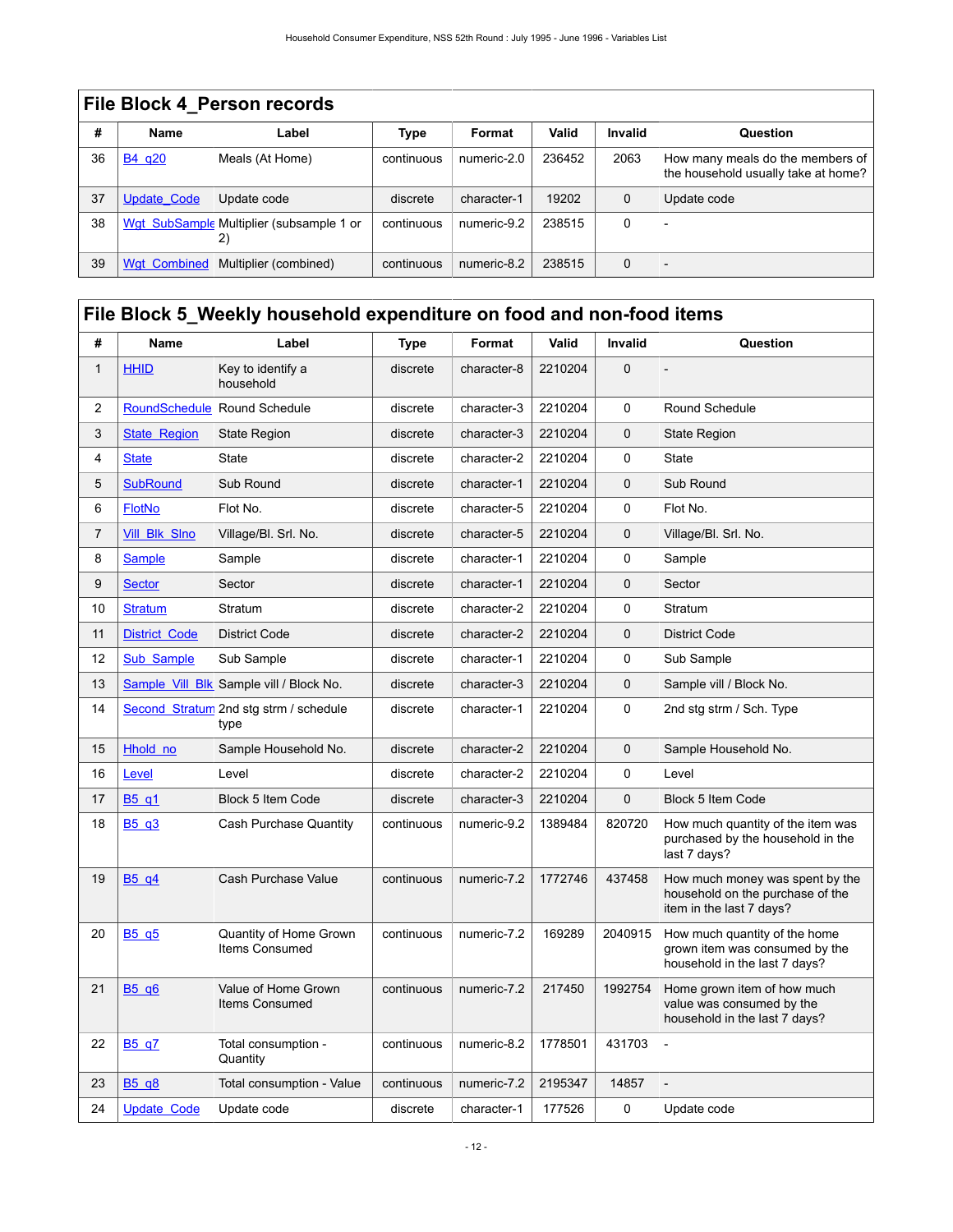## File Block 4_Person records

| # | Name | Label | Type | Format | Valid | Invalid | Question |
|---|---|---|---|---|---|---|---|
| 36 | B4_q20 | Meals (At Home) | continuous | numeric-2.0 | 236452 | 2063 | How many meals do the members of the household usually take at home? |
| 37 | Update_Code | Update code | discrete | character-1 | 19202 | 0 | Update code |
| 38 | Wgt_SubSample | Multiplier (subsample 1 or 2) | continuous | numeric-9.2 | 238515 | 0 | - |
| 39 | Wgt_Combined | Multiplier (combined) | continuous | numeric-8.2 | 238515 | 0 | - |

## File Block 5_Weekly household expenditure on food and non-food items

| # | Name | Label | Type | Format | Valid | Invalid | Question |
|---|---|---|---|---|---|---|---|
| 1 | HHID | Key to identify a household | discrete | character-8 | 2210204 | 0 | - |
| 2 | RoundSchedule | Round Schedule | discrete | character-3 | 2210204 | 0 | Round Schedule |
| 3 | State_Region | State Region | discrete | character-3 | 2210204 | 0 | State Region |
| 4 | State | State | discrete | character-2 | 2210204 | 0 | State |
| 5 | SubRound | Sub Round | discrete | character-1 | 2210204 | 0 | Sub Round |
| 6 | FlotNo | Flot No. | discrete | character-5 | 2210204 | 0 | Flot No. |
| 7 | Vill_Blk_Slno | Village/Bl. Srl. No. | discrete | character-5 | 2210204 | 0 | Village/Bl. Srl. No. |
| 8 | Sample | Sample | discrete | character-1 | 2210204 | 0 | Sample |
| 9 | Sector | Sector | discrete | character-1 | 2210204 | 0 | Sector |
| 10 | Stratum | Stratum | discrete | character-2 | 2210204 | 0 | Stratum |
| 11 | District_Code | District Code | discrete | character-2 | 2210204 | 0 | District Code |
| 12 | Sub_Sample | Sub Sample | discrete | character-1 | 2210204 | 0 | Sub Sample |
| 13 | Sample_Vill_Blk | Sample vill / Block No. | discrete | character-3 | 2210204 | 0 | Sample vill / Block No. |
| 14 | Second_Stratum | 2nd stg strm / schedule type | discrete | character-1 | 2210204 | 0 | 2nd stg strm / Sch. Type |
| 15 | Hhold_no | Sample Household No. | discrete | character-2 | 2210204 | 0 | Sample Household No. |
| 16 | Level | Level | discrete | character-2 | 2210204 | 0 | Level |
| 17 | B5_q1 | Block 5 Item Code | discrete | character-3 | 2210204 | 0 | Block 5 Item Code |
| 18 | B5_q3 | Cash Purchase Quantity | continuous | numeric-9.2 | 1389484 | 820720 | How much quantity of the item was purchased by the household in the last 7 days? |
| 19 | B5_q4 | Cash Purchase Value | continuous | numeric-7.2 | 1772746 | 437458 | How much money was spent by the household on the purchase of the item in the last 7 days? |
| 20 | B5_q5 | Quantity of Home Grown Items Consumed | continuous | numeric-7.2 | 169289 | 2040915 | How much quantity of the home grown item was consumed by the household in the last 7 days? |
| 21 | B5_q6 | Value of Home Grown Items Consumed | continuous | numeric-7.2 | 217450 | 1992754 | Home grown item of how much value was consumed by the household in the last 7 days? |
| 22 | B5_q7 | Total consumption - Quantity | continuous | numeric-8.2 | 1778501 | 431703 | - |
| 23 | B5_q8 | Total consumption - Value | continuous | numeric-7.2 | 2195347 | 14857 | - |
| 24 | Update_Code | Update code | discrete | character-1 | 177526 | 0 | Update code |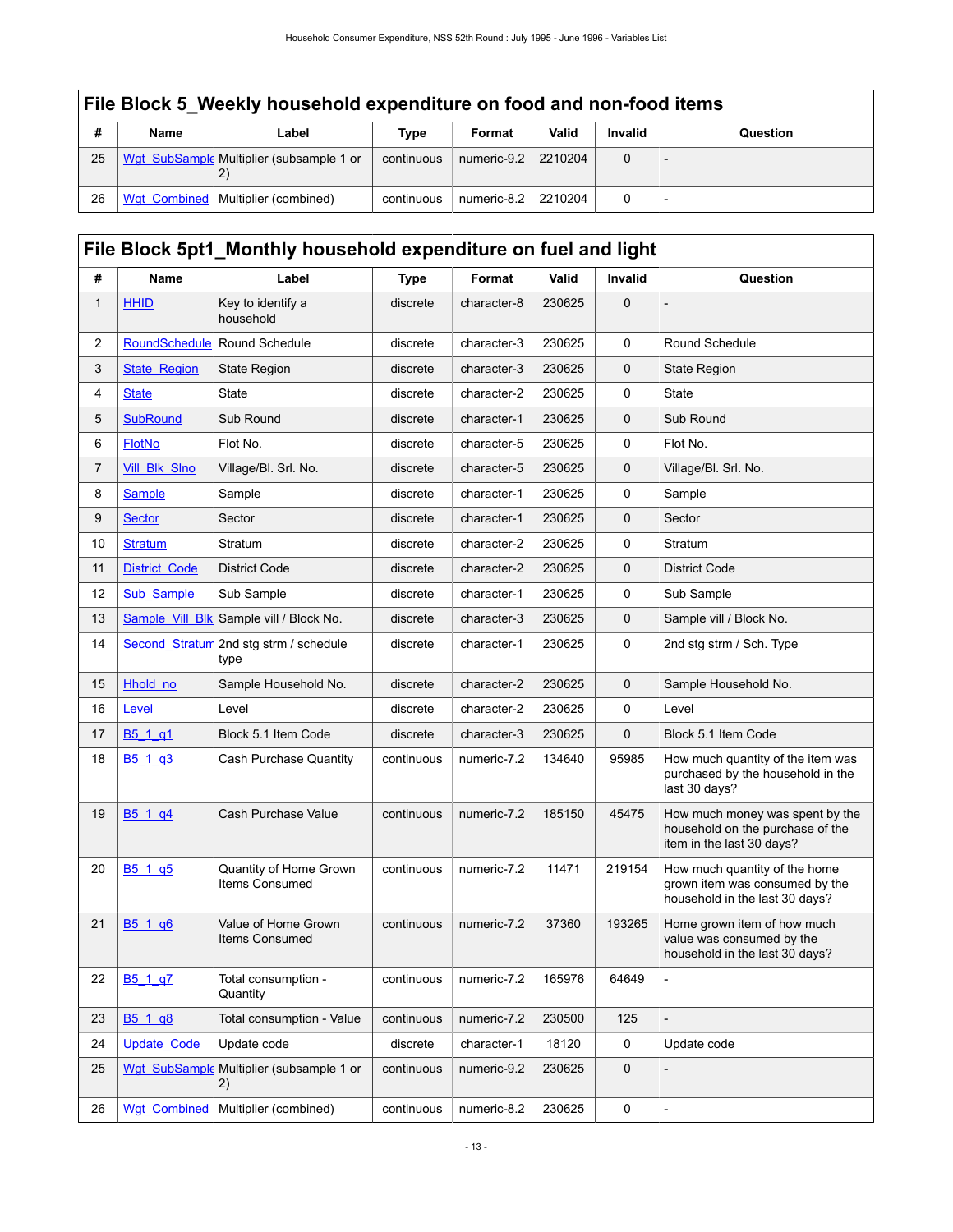## File Block 5_Weekly household expenditure on food and non-food items

| # | Name | Label | Type | Format | Valid | Invalid | Question |
|---|---|---|---|---|---|---|---|
| 25 | Wgt_SubSample | Multiplier (subsample 1 or 2) | continuous | numeric-9.2 | 2210204 | 0 | - |
| 26 | Wgt_Combined | Multiplier (combined) | continuous | numeric-8.2 | 2210204 | 0 | - |

## File Block 5pt1_Monthly household expenditure on fuel and light

| # | Name | Label | Type | Format | Valid | Invalid | Question |
|---|---|---|---|---|---|---|---|
| 1 | HHID | Key to identify a household | discrete | character-8 | 230625 | 0 | - |
| 2 | RoundSchedule | Round Schedule | discrete | character-3 | 230625 | 0 | Round Schedule |
| 3 | State_Region | State Region | discrete | character-3 | 230625 | 0 | State Region |
| 4 | State | State | discrete | character-2 | 230625 | 0 | State |
| 5 | SubRound | Sub Round | discrete | character-1 | 230625 | 0 | Sub Round |
| 6 | FlotNo | Flot No. | discrete | character-5 | 230625 | 0 | Flot No. |
| 7 | Vill_Blk_Slno | Village/Bl. Srl. No. | discrete | character-5 | 230625 | 0 | Village/Bl. Srl. No. |
| 8 | Sample | Sample | discrete | character-1 | 230625 | 0 | Sample |
| 9 | Sector | Sector | discrete | character-1 | 230625 | 0 | Sector |
| 10 | Stratum | Stratum | discrete | character-2 | 230625 | 0 | Stratum |
| 11 | District_Code | District Code | discrete | character-2 | 230625 | 0 | District Code |
| 12 | Sub_Sample | Sub Sample | discrete | character-1 | 230625 | 0 | Sub Sample |
| 13 | Sample_Vill_Blk | Sample vill / Block No. | discrete | character-3 | 230625 | 0 | Sample vill / Block No. |
| 14 | Second_Stratum | 2nd stg strm / schedule type | discrete | character-1 | 230625 | 0 | 2nd stg strm / Sch. Type |
| 15 | Hhold_no | Sample Household No. | discrete | character-2 | 230625 | 0 | Sample Household No. |
| 16 | Level | Level | discrete | character-2 | 230625 | 0 | Level |
| 17 | B5_1_q1 | Block 5.1 Item Code | discrete | character-3 | 230625 | 0 | Block 5.1 Item Code |
| 18 | B5_1_q3 | Cash Purchase Quantity | continuous | numeric-7.2 | 134640 | 95985 | How much quantity of the item was purchased by the household in the last 30 days? |
| 19 | B5_1_q4 | Cash Purchase Value | continuous | numeric-7.2 | 185150 | 45475 | How much money was spent by the household on the purchase of the item in the last 30 days? |
| 20 | B5_1_q5 | Quantity of Home Grown Items Consumed | continuous | numeric-7.2 | 11471 | 219154 | How much quantity of the home grown item was consumed by the household in the last 30 days? |
| 21 | B5_1_q6 | Value of Home Grown Items Consumed | continuous | numeric-7.2 | 37360 | 193265 | Home grown item of how much value was consumed by the household in the last 30 days? |
| 22 | B5_1_q7 | Total consumption - Quantity | continuous | numeric-7.2 | 165976 | 64649 | - |
| 23 | B5_1_q8 | Total consumption - Value | continuous | numeric-7.2 | 230500 | 125 | - |
| 24 | Update_Code | Update code | discrete | character-1 | 18120 | 0 | Update code |
| 25 | Wgt_SubSample | Multiplier (subsample 1 or 2) | continuous | numeric-9.2 | 230625 | 0 | - |
| 26 | Wgt_Combined | Multiplier (combined) | continuous | numeric-8.2 | 230625 | 0 | - |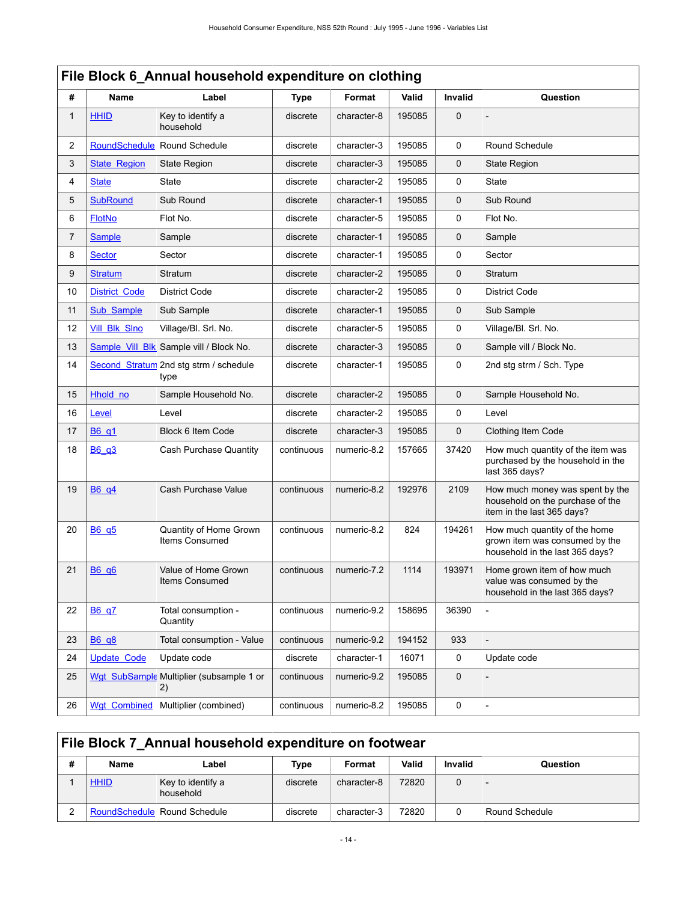## File Block 6_Annual household expenditure on clothing

| # | Name | Label | Type | Format | Valid | Invalid | Question |
|---|---|---|---|---|---|---|---|
| 1 | HHID | Key to identify a household | discrete | character-8 | 195085 | 0 | - |
| 2 | RoundSchedule | Round Schedule | discrete | character-3 | 195085 | 0 | Round Schedule |
| 3 | State_Region | State Region | discrete | character-3 | 195085 | 0 | State Region |
| 4 | State | State | discrete | character-2 | 195085 | 0 | State |
| 5 | SubRound | Sub Round | discrete | character-1 | 195085 | 0 | Sub Round |
| 6 | FlotNo | Flot No. | discrete | character-5 | 195085 | 0 | Flot No. |
| 7 | Sample | Sample | discrete | character-1 | 195085 | 0 | Sample |
| 8 | Sector | Sector | discrete | character-1 | 195085 | 0 | Sector |
| 9 | Stratum | Stratum | discrete | character-2 | 195085 | 0 | Stratum |
| 10 | District_Code | District Code | discrete | character-2 | 195085 | 0 | District Code |
| 11 | Sub_Sample | Sub Sample | discrete | character-1 | 195085 | 0 | Sub Sample |
| 12 | Vill_Blk_Slno | Village/Bl. Srl. No. | discrete | character-5 | 195085 | 0 | Village/Bl. Srl. No. |
| 13 | Sample_Vill_Blk | Sample vill / Block No. | discrete | character-3 | 195085 | 0 | Sample vill / Block No. |
| 14 | Second_Stratum | 2nd stg strm / schedule type | discrete | character-1 | 195085 | 0 | 2nd stg strm / Sch. Type |
| 15 | Hhold_no | Sample Household No. | discrete | character-2 | 195085 | 0 | Sample Household No. |
| 16 | Level | Level | discrete | character-2 | 195085 | 0 | Level |
| 17 | B6_q1 | Block 6 Item Code | discrete | character-3 | 195085 | 0 | Clothing Item Code |
| 18 | B6_q3 | Cash Purchase Quantity | continuous | numeric-8.2 | 157665 | 37420 | How much quantity of the item was purchased by the household in the last 365 days? |
| 19 | B6_q4 | Cash Purchase Value | continuous | numeric-8.2 | 192976 | 2109 | How much money was spent by the household on the purchase of the item in the last 365 days? |
| 20 | B6_q5 | Quantity of Home Grown Items Consumed | continuous | numeric-8.2 | 824 | 194261 | How much quantity of the home grown item was consumed by the household in the last 365 days? |
| 21 | B6_q6 | Value of Home Grown Items Consumed | continuous | numeric-7.2 | 1114 | 193971 | Home grown item of how much value was consumed by the household in the last 365 days? |
| 22 | B6_q7 | Total consumption - Quantity | continuous | numeric-9.2 | 158695 | 36390 | - |
| 23 | B6_q8 | Total consumption - Value | continuous | numeric-9.2 | 194152 | 933 | - |
| 24 | Update_Code | Update code | discrete | character-1 | 16071 | 0 | Update code |
| 25 | Wgt_SubSample | Multiplier (subsample 1 or 2) | continuous | numeric-9.2 | 195085 | 0 | - |
| 26 | Wgt_Combined | Multiplier (combined) | continuous | numeric-8.2 | 195085 | 0 | - |

## File Block 7_Annual household expenditure on footwear

| # | Name | Label | Type | Format | Valid | Invalid | Question |
|---|---|---|---|---|---|---|---|
| 1 | HHID | Key to identify a household | discrete | character-8 | 72820 | 0 | - |
| 2 | RoundSchedule | Round Schedule | discrete | character-3 | 72820 | 0 | Round Schedule |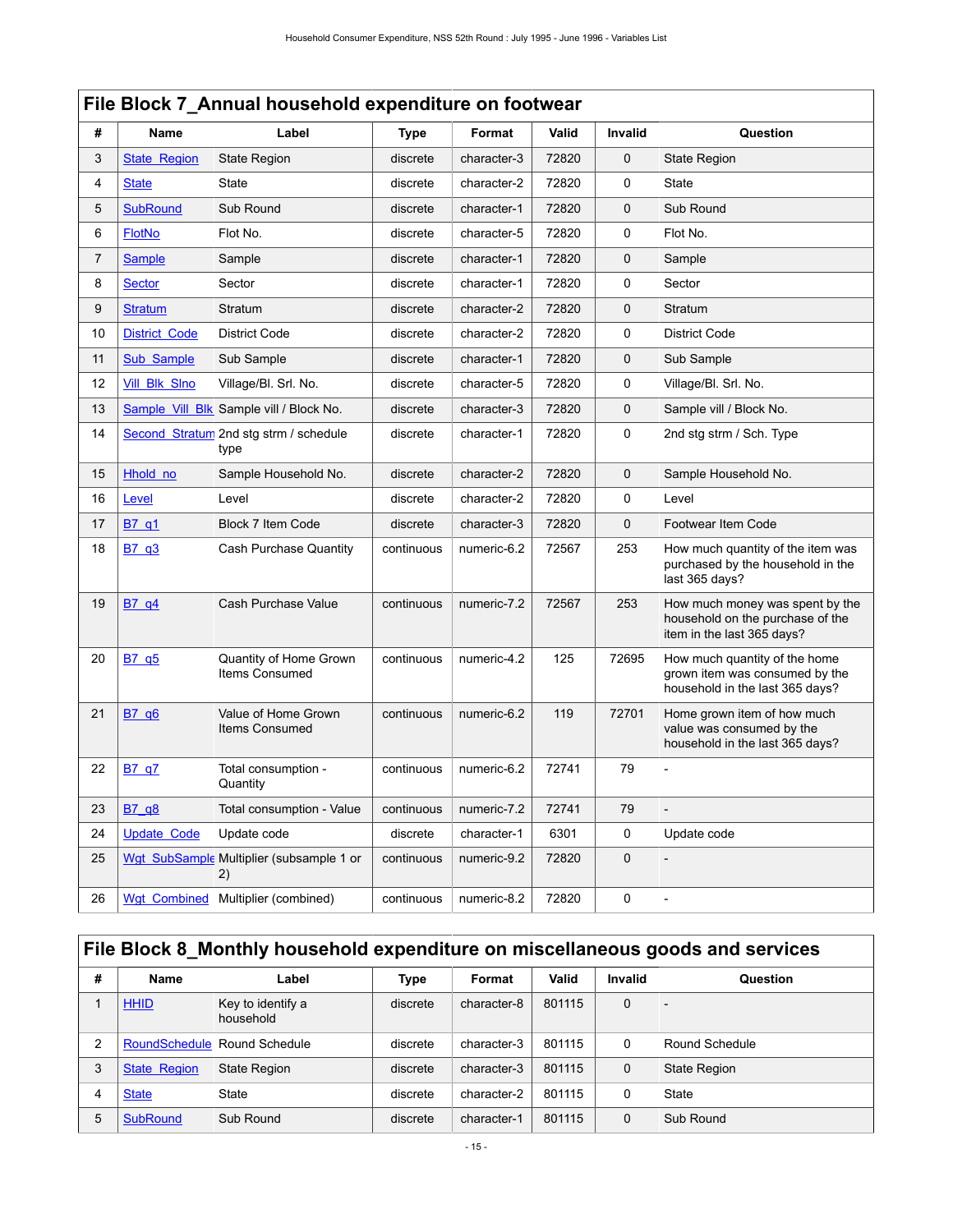## File Block 7_Annual household expenditure on footwear

| # | Name | Label | Type | Format | Valid | Invalid | Question |
|---|---|---|---|---|---|---|---|
| 3 | State_Region | State Region | discrete | character-3 | 72820 | 0 | State Region |
| 4 | State | State | discrete | character-2 | 72820 | 0 | State |
| 5 | SubRound | Sub Round | discrete | character-1 | 72820 | 0 | Sub Round |
| 6 | FlotNo | Flot No. | discrete | character-5 | 72820 | 0 | Flot No. |
| 7 | Sample | Sample | discrete | character-1 | 72820 | 0 | Sample |
| 8 | Sector | Sector | discrete | character-1 | 72820 | 0 | Sector |
| 9 | Stratum | Stratum | discrete | character-2 | 72820 | 0 | Stratum |
| 10 | District_Code | District Code | discrete | character-2 | 72820 | 0 | District Code |
| 11 | Sub_Sample | Sub Sample | discrete | character-1 | 72820 | 0 | Sub Sample |
| 12 | Vill_Blk_Slno | Village/Bl. Srl. No. | discrete | character-5 | 72820 | 0 | Village/Bl. Srl. No. |
| 13 | Sample_Vill_Blk | Sample vill / Block No. | discrete | character-3 | 72820 | 0 | Sample vill / Block No. |
| 14 | Second_Stratum | 2nd stg strm / schedule type | discrete | character-1 | 72820 | 0 | 2nd stg strm / Sch. Type |
| 15 | Hhold_no | Sample Household No. | discrete | character-2 | 72820 | 0 | Sample Household No. |
| 16 | Level | Level | discrete | character-2 | 72820 | 0 | Level |
| 17 | B7_q1 | Block 7 Item Code | discrete | character-3 | 72820 | 0 | Footwear Item Code |
| 18 | B7_q3 | Cash Purchase Quantity | continuous | numeric-6.2 | 72567 | 253 | How much quantity of the item was purchased by the household in the last 365 days? |
| 19 | B7_q4 | Cash Purchase Value | continuous | numeric-7.2 | 72567 | 253 | How much money was spent by the household on the purchase of the item in the last 365 days? |
| 20 | B7_q5 | Quantity of Home Grown Items Consumed | continuous | numeric-4.2 | 125 | 72695 | How much quantity of the home grown item was consumed by the household in the last 365 days? |
| 21 | B7_q6 | Value of Home Grown Items Consumed | continuous | numeric-6.2 | 119 | 72701 | Home grown item of how much value was consumed by the household in the last 365 days? |
| 22 | B7_q7 | Total consumption - Quantity | continuous | numeric-6.2 | 72741 | 79 | - |
| 23 | B7_q8 | Total consumption - Value | continuous | numeric-7.2 | 72741 | 79 | - |
| 24 | Update_Code | Update code | discrete | character-1 | 6301 | 0 | Update code |
| 25 | Wgt_SubSample | Multiplier (subsample 1 or 2) | continuous | numeric-9.2 | 72820 | 0 | - |
| 26 | Wgt_Combined | Multiplier (combined) | continuous | numeric-8.2 | 72820 | 0 | - |

## File Block 8_Monthly household expenditure on miscellaneous goods and services

| # | Name | Label | Type | Format | Valid | Invalid | Question |
|---|---|---|---|---|---|---|---|
| 1 | HHID | Key to identify a household | discrete | character-8 | 801115 | 0 | - |
| 2 | RoundSchedule | Round Schedule | discrete | character-3 | 801115 | 0 | Round Schedule |
| 3 | State_Region | State Region | discrete | character-3 | 801115 | 0 | State Region |
| 4 | State | State | discrete | character-2 | 801115 | 0 | State |
| 5 | SubRound | Sub Round | discrete | character-1 | 801115 | 0 | Sub Round |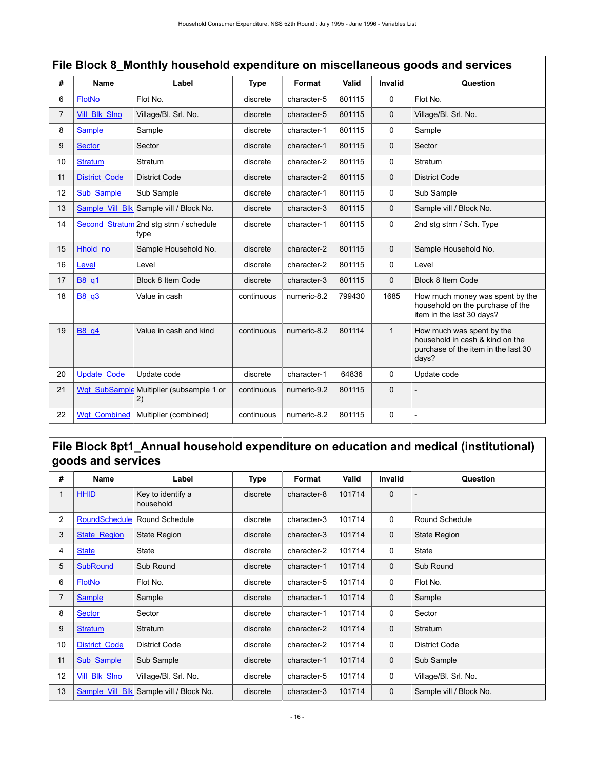## File Block 8_Monthly household expenditure on miscellaneous goods and services

| # | Name | Label | Type | Format | Valid | Invalid | Question |
|---|---|---|---|---|---|---|---|
| 6 | FlotNo | Flot No. | discrete | character-5 | 801115 | 0 | Flot No. |
| 7 | Vill_Blk_Slno | Village/Bl. Srl. No. | discrete | character-5 | 801115 | 0 | Village/Bl. Srl. No. |
| 8 | Sample | Sample | discrete | character-1 | 801115 | 0 | Sample |
| 9 | Sector | Sector | discrete | character-1 | 801115 | 0 | Sector |
| 10 | Stratum | Stratum | discrete | character-2 | 801115 | 0 | Stratum |
| 11 | District_Code | District Code | discrete | character-2 | 801115 | 0 | District Code |
| 12 | Sub_Sample | Sub Sample | discrete | character-1 | 801115 | 0 | Sub Sample |
| 13 | Sample_Vill_Blk | Sample vill / Block No. | discrete | character-3 | 801115 | 0 | Sample vill / Block No. |
| 14 | Second_Stratum | 2nd stg strm / schedule type | discrete | character-1 | 801115 | 0 | 2nd stg strm / Sch. Type |
| 15 | Hhold_no | Sample Household No. | discrete | character-2 | 801115 | 0 | Sample Household No. |
| 16 | Level | Level | discrete | character-2 | 801115 | 0 | Level |
| 17 | B8_q1 | Block 8 Item Code | discrete | character-3 | 801115 | 0 | Block 8 Item Code |
| 18 | B8_q3 | Value in cash | continuous | numeric-8.2 | 799430 | 1685 | How much money was spent by the household on the purchase of the item in the last 30 days? |
| 19 | B8_q4 | Value in cash and kind | continuous | numeric-8.2 | 801114 | 1 | How much was spent by the household in cash & kind on the purchase of the item in the last 30 days? |
| 20 | Update_Code | Update code | discrete | character-1 | 64836 | 0 | Update code |
| 21 | Wgt_SubSample | Multiplier (subsample 1 or 2) | continuous | numeric-9.2 | 801115 | 0 | - |
| 22 | Wgt_Combined | Multiplier (combined) | continuous | numeric-8.2 | 801115 | 0 | - |

## File Block 8pt1_Annual household expenditure on education and medical (institutional) goods and services

| # | Name | Label | Type | Format | Valid | Invalid | Question |
|---|---|---|---|---|---|---|---|
| 1 | HHID | Key to identify a household | discrete | character-8 | 101714 | 0 | - |
| 2 | RoundSchedule | Round Schedule | discrete | character-3 | 101714 | 0 | Round Schedule |
| 3 | State_Region | State Region | discrete | character-3 | 101714 | 0 | State Region |
| 4 | State | State | discrete | character-2 | 101714 | 0 | State |
| 5 | SubRound | Sub Round | discrete | character-1 | 101714 | 0 | Sub Round |
| 6 | FlotNo | Flot No. | discrete | character-5 | 101714 | 0 | Flot No. |
| 7 | Sample | Sample | discrete | character-1 | 101714 | 0 | Sample |
| 8 | Sector | Sector | discrete | character-1 | 101714 | 0 | Sector |
| 9 | Stratum | Stratum | discrete | character-2 | 101714 | 0 | Stratum |
| 10 | District_Code | District Code | discrete | character-2 | 101714 | 0 | District Code |
| 11 | Sub_Sample | Sub Sample | discrete | character-1 | 101714 | 0 | Sub Sample |
| 12 | Vill_Blk_Slno | Village/Bl. Srl. No. | discrete | character-5 | 101714 | 0 | Village/Bl. Srl. No. |
| 13 | Sample_Vill_Blk | Sample vill / Block No. | discrete | character-3 | 101714 | 0 | Sample vill / Block No. |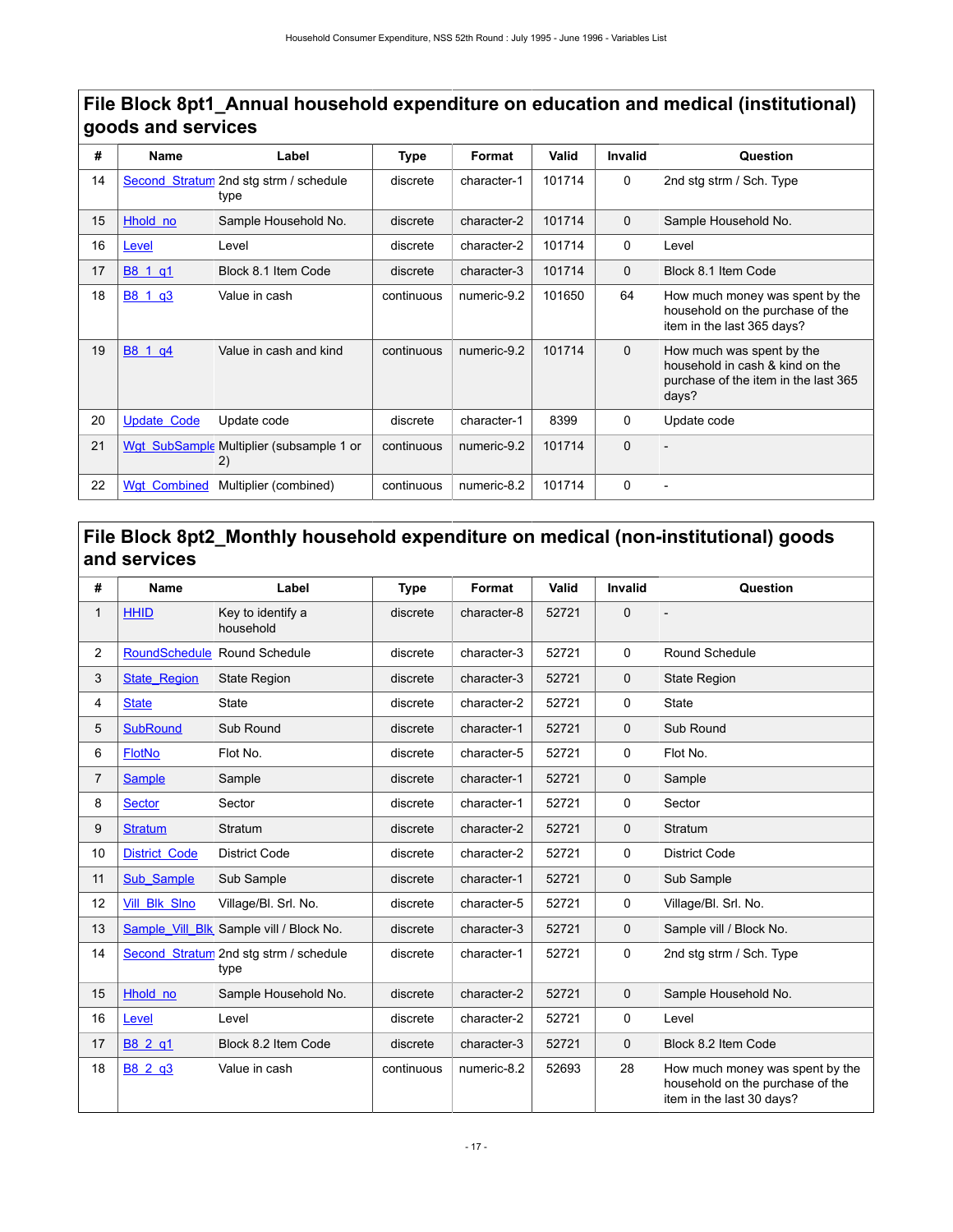## File Block 8pt1_Annual household expenditure on education and medical (institutional) goods and services

| # | Name | Label | Type | Format | Valid | Invalid | Question |
|---|---|---|---|---|---|---|---|
| 14 | Second_Stratum | 2nd stg strm / schedule type | discrete | character-1 | 101714 | 0 | 2nd stg strm / Sch. Type |
| 15 | Hhold_no | Sample Household No. | discrete | character-2 | 101714 | 0 | Sample Household No. |
| 16 | Level | Level | discrete | character-2 | 101714 | 0 | Level |
| 17 | B8_1_q1 | Block 8.1 Item Code | discrete | character-3 | 101714 | 0 | Block 8.1 Item Code |
| 18 | B8_1_q3 | Value in cash | continuous | numeric-9.2 | 101650 | 64 | How much money was spent by the household on the purchase of the item in the last 365 days? |
| 19 | B8_1_q4 | Value in cash and kind | continuous | numeric-9.2 | 101714 | 0 | How much was spent by the household in cash & kind on the purchase of the item in the last 365 days? |
| 20 | Update_Code | Update code | discrete | character-1 | 8399 | 0 | Update code |
| 21 | Wgt_SubSample | Multiplier (subsample 1 or 2) | continuous | numeric-9.2 | 101714 | 0 | - |
| 22 | Wgt_Combined | Multiplier (combined) | continuous | numeric-8.2 | 101714 | 0 | - |

## File Block 8pt2_Monthly household expenditure on medical (non-institutional) goods and services

| # | Name | Label | Type | Format | Valid | Invalid | Question |
|---|---|---|---|---|---|---|---|
| 1 | HHID | Key to identify a household | discrete | character-8 | 52721 | 0 | - |
| 2 | RoundSchedule | Round Schedule | discrete | character-3 | 52721 | 0 | Round Schedule |
| 3 | State_Region | State Region | discrete | character-3 | 52721 | 0 | State Region |
| 4 | State | State | discrete | character-2 | 52721 | 0 | State |
| 5 | SubRound | Sub Round | discrete | character-1 | 52721 | 0 | Sub Round |
| 6 | FlotNo | Flot No. | discrete | character-5 | 52721 | 0 | Flot No. |
| 7 | Sample | Sample | discrete | character-1 | 52721 | 0 | Sample |
| 8 | Sector | Sector | discrete | character-1 | 52721 | 0 | Sector |
| 9 | Stratum | Stratum | discrete | character-2 | 52721 | 0 | Stratum |
| 10 | District_Code | District Code | discrete | character-2 | 52721 | 0 | District Code |
| 11 | Sub_Sample | Sub Sample | discrete | character-1 | 52721 | 0 | Sub Sample |
| 12 | Vill_Blk_Slno | Village/Bl. Srl. No. | discrete | character-5 | 52721 | 0 | Village/Bl. Srl. No. |
| 13 | Sample_Vill_Blk | Sample vill / Block No. | discrete | character-3 | 52721 | 0 | Sample vill / Block No. |
| 14 | Second_Stratum | 2nd stg strm / schedule type | discrete | character-1 | 52721 | 0 | 2nd stg strm / Sch. Type |
| 15 | Hhold_no | Sample Household No. | discrete | character-2 | 52721 | 0 | Sample Household No. |
| 16 | Level | Level | discrete | character-2 | 52721 | 0 | Level |
| 17 | B8_2_q1 | Block 8.2 Item Code | discrete | character-3 | 52721 | 0 | Block 8.2 Item Code |
| 18 | B8_2_q3 | Value in cash | continuous | numeric-8.2 | 52693 | 28 | How much money was spent by the household on the purchase of the item in the last 30 days? |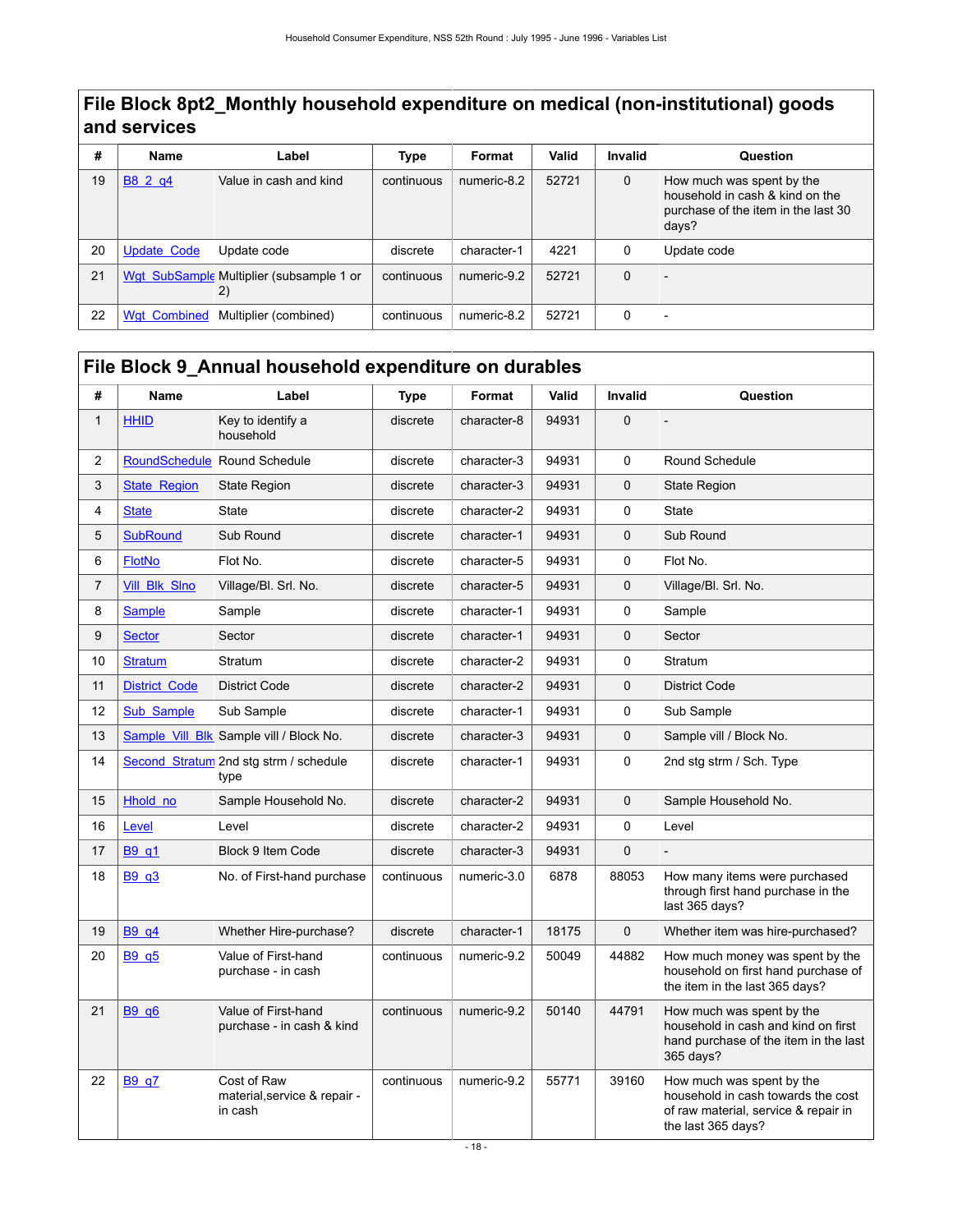## File Block 8pt2_Monthly household expenditure on medical (non-institutional) goods and services

| # | Name | Label | Type | Format | Valid | Invalid | Question |
|---|---|---|---|---|---|---|---|
| 19 | B8_2_q4 | Value in cash and kind | continuous | numeric-8.2 | 52721 | 0 | How much was spent by the household in cash & kind on the purchase of the item in the last 30 days? |
| 20 | Update_Code | Update code | discrete | character-1 | 4221 | 0 | Update code |
| 21 | Wgt_SubSample | Multiplier (subsample 1 or 2) | continuous | numeric-9.2 | 52721 | 0 | - |
| 22 | Wgt_Combined | Multiplier (combined) | continuous | numeric-8.2 | 52721 | 0 | - |

## File Block 9_Annual household expenditure on durables

| # | Name | Label | Type | Format | Valid | Invalid | Question |
|---|---|---|---|---|---|---|---|
| 1 | HHID | Key to identify a household | discrete | character-8 | 94931 | 0 | - |
| 2 | RoundSchedule | Round Schedule | discrete | character-3 | 94931 | 0 | Round Schedule |
| 3 | State_Region | State Region | discrete | character-3 | 94931 | 0 | State Region |
| 4 | State | State | discrete | character-2 | 94931 | 0 | State |
| 5 | SubRound | Sub Round | discrete | character-1 | 94931 | 0 | Sub Round |
| 6 | FlotNo | Flot No. | discrete | character-5 | 94931 | 0 | Flot No. |
| 7 | Vill_Blk_Slno | Village/Bl. Srl. No. | discrete | character-5 | 94931 | 0 | Village/Bl. Srl. No. |
| 8 | Sample | Sample | discrete | character-1 | 94931 | 0 | Sample |
| 9 | Sector | Sector | discrete | character-1 | 94931 | 0 | Sector |
| 10 | Stratum | Stratum | discrete | character-2 | 94931 | 0 | Stratum |
| 11 | District_Code | District Code | discrete | character-2 | 94931 | 0 | District Code |
| 12 | Sub_Sample | Sub Sample | discrete | character-1 | 94931 | 0 | Sub Sample |
| 13 | Sample_Vill_Blk | Sample vill / Block No. | discrete | character-3 | 94931 | 0 | Sample vill / Block No. |
| 14 | Second_Stratum | 2nd stg strm / schedule type | discrete | character-1 | 94931 | 0 | 2nd stg strm / Sch. Type |
| 15 | Hhold_no | Sample Household No. | discrete | character-2 | 94931 | 0 | Sample Household No. |
| 16 | Level | Level | discrete | character-2 | 94931 | 0 | Level |
| 17 | B9_q1 | Block 9 Item Code | discrete | character-3 | 94931 | 0 | - |
| 18 | B9_q3 | No. of First-hand purchase | continuous | numeric-3.0 | 6878 | 88053 | How many items were purchased through first hand purchase in the last 365 days? |
| 19 | B9_q4 | Whether Hire-purchase? | discrete | character-1 | 18175 | 0 | Whether item was hire-purchased? |
| 20 | B9_q5 | Value of First-hand purchase - in cash | continuous | numeric-9.2 | 50049 | 44882 | How much money was spent by the household on first hand purchase of the item in the last 365 days? |
| 21 | B9_q6 | Value of First-hand purchase - in cash & kind | continuous | numeric-9.2 | 50140 | 44791 | How much was spent by the household in cash and kind on first hand purchase of the item in the last 365 days? |
| 22 | B9_q7 | Cost of Raw material,service & repair - in cash | continuous | numeric-9.2 | 55771 | 39160 | How much was spent by the household in cash towards the cost of raw material, service & repair in the last 365 days? |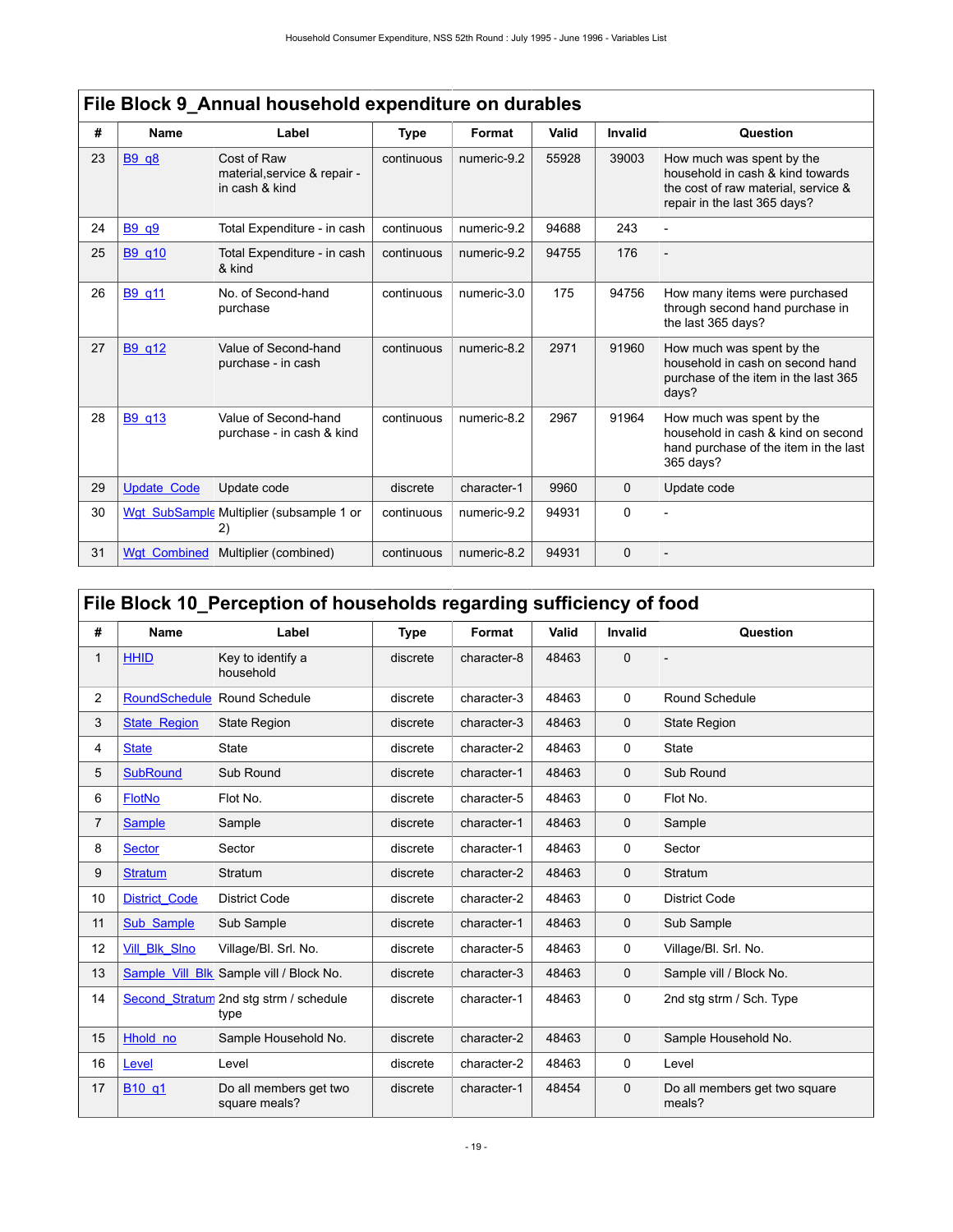## File Block 9_Annual household expenditure on durables

| # | Name | Label | Type | Format | Valid | Invalid | Question |
|---|---|---|---|---|---|---|---|
| 23 | B9_q8 | Cost of Raw material,service & repair - in cash & kind | continuous | numeric-9.2 | 55928 | 39003 | How much was spent by the household in cash & kind towards the cost of raw material, service & repair in the last 365 days? |
| 24 | B9_q9 | Total Expenditure - in cash | continuous | numeric-9.2 | 94688 | 243 | - |
| 25 | B9_q10 | Total Expenditure - in cash & kind | continuous | numeric-9.2 | 94755 | 176 | - |
| 26 | B9_q11 | No. of Second-hand purchase | continuous | numeric-3.0 | 175 | 94756 | How many items were purchased through second hand purchase in the last 365 days? |
| 27 | B9_q12 | Value of Second-hand purchase - in cash | continuous | numeric-8.2 | 2971 | 91960 | How much was spent by the household in cash on second hand purchase of the item in the last 365 days? |
| 28 | B9_q13 | Value of Second-hand purchase - in cash & kind | continuous | numeric-8.2 | 2967 | 91964 | How much was spent by the household in cash & kind on second hand purchase of the item in the last 365 days? |
| 29 | Update_Code | Update code | discrete | character-1 | 9960 | 0 | Update code |
| 30 | Wgt_SubSample | Multiplier (subsample 1 or 2) | continuous | numeric-9.2 | 94931 | 0 | - |
| 31 | Wgt_Combined | Multiplier (combined) | continuous | numeric-8.2 | 94931 | 0 | - |

## File Block 10_Perception of households regarding sufficiency of food

| # | Name | Label | Type | Format | Valid | Invalid | Question |
|---|---|---|---|---|---|---|---|
| 1 | HHID | Key to identify a household | discrete | character-8 | 48463 | 0 | - |
| 2 | RoundSchedule | Round Schedule | discrete | character-3 | 48463 | 0 | Round Schedule |
| 3 | State_Region | State Region | discrete | character-3 | 48463 | 0 | State Region |
| 4 | State | State | discrete | character-2 | 48463 | 0 | State |
| 5 | SubRound | Sub Round | discrete | character-1 | 48463 | 0 | Sub Round |
| 6 | FlotNo | Flot No. | discrete | character-5 | 48463 | 0 | Flot No. |
| 7 | Sample | Sample | discrete | character-1 | 48463 | 0 | Sample |
| 8 | Sector | Sector | discrete | character-1 | 48463 | 0 | Sector |
| 9 | Stratum | Stratum | discrete | character-2 | 48463 | 0 | Stratum |
| 10 | District_Code | District Code | discrete | character-2 | 48463 | 0 | District Code |
| 11 | Sub_Sample | Sub Sample | discrete | character-1 | 48463 | 0 | Sub Sample |
| 12 | Vill_Blk_Slno | Village/Bl. Srl. No. | discrete | character-5 | 48463 | 0 | Village/Bl. Srl. No. |
| 13 | Sample_Vill_Blk | Sample vill / Block No. | discrete | character-3 | 48463 | 0 | Sample vill / Block No. |
| 14 | Second_Stratum | 2nd stg strm / schedule type | discrete | character-1 | 48463 | 0 | 2nd stg strm / Sch. Type |
| 15 | Hhold_no | Sample Household No. | discrete | character-2 | 48463 | 0 | Sample Household No. |
| 16 | Level | Level | discrete | character-2 | 48463 | 0 | Level |
| 17 | B10_q1 | Do all members get two square meals? | discrete | character-1 | 48454 | 0 | Do all members get two square meals? |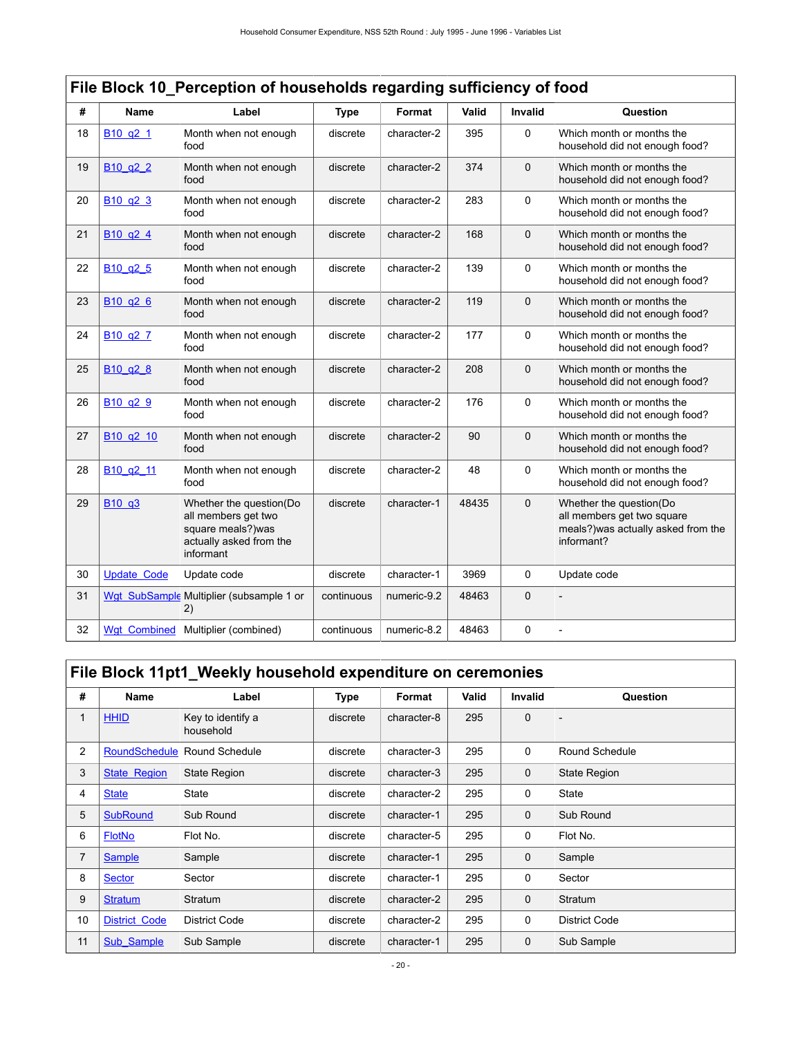## File Block 10_Perception of households regarding sufficiency of food

| # | Name | Label | Type | Format | Valid | Invalid | Question |
|---|---|---|---|---|---|---|---|
| 18 | B10_q2_1 | Month when not enough food | discrete | character-2 | 395 | 0 | Which month or months the household did not enough food? |
| 19 | B10_q2_2 | Month when not enough food | discrete | character-2 | 374 | 0 | Which month or months the household did not enough food? |
| 20 | B10_q2_3 | Month when not enough food | discrete | character-2 | 283 | 0 | Which month or months the household did not enough food? |
| 21 | B10_q2_4 | Month when not enough food | discrete | character-2 | 168 | 0 | Which month or months the household did not enough food? |
| 22 | B10_q2_5 | Month when not enough food | discrete | character-2 | 139 | 0 | Which month or months the household did not enough food? |
| 23 | B10_q2_6 | Month when not enough food | discrete | character-2 | 119 | 0 | Which month or months the household did not enough food? |
| 24 | B10_q2_7 | Month when not enough food | discrete | character-2 | 177 | 0 | Which month or months the household did not enough food? |
| 25 | B10_q2_8 | Month when not enough food | discrete | character-2 | 208 | 0 | Which month or months the household did not enough food? |
| 26 | B10_q2_9 | Month when not enough food | discrete | character-2 | 176 | 0 | Which month or months the household did not enough food? |
| 27 | B10_q2_10 | Month when not enough food | discrete | character-2 | 90 | 0 | Which month or months the household did not enough food? |
| 28 | B10_q2_11 | Month when not enough food | discrete | character-2 | 48 | 0 | Which month or months the household did not enough food? |
| 29 | B10_q3 | Whether the question(Do all members get two square meals?)was actually asked from the informant | discrete | character-1 | 48435 | 0 | Whether the question(Do all members get two square meals?)was actually asked from the informant? |
| 30 | Update_Code | Update code | discrete | character-1 | 3969 | 0 | Update code |
| 31 | Wgt_SubSample | Multiplier (subsample 1 or 2) | continuous | numeric-9.2 | 48463 | 0 | - |
| 32 | Wgt_Combined | Multiplier (combined) | continuous | numeric-8.2 | 48463 | 0 | - |

## File Block 11pt1_Weekly household expenditure on ceremonies

| # | Name | Label | Type | Format | Valid | Invalid | Question |
|---|---|---|---|---|---|---|---|
| 1 | HHID | Key to identify a household | discrete | character-8 | 295 | 0 | - |
| 2 | RoundSchedule | Round Schedule | discrete | character-3 | 295 | 0 | Round Schedule |
| 3 | State_Region | State Region | discrete | character-3 | 295 | 0 | State Region |
| 4 | State | State | discrete | character-2 | 295 | 0 | State |
| 5 | SubRound | Sub Round | discrete | character-1 | 295 | 0 | Sub Round |
| 6 | FlotNo | Flot No. | discrete | character-5 | 295 | 0 | Flot No. |
| 7 | Sample | Sample | discrete | character-1 | 295 | 0 | Sample |
| 8 | Sector | Sector | discrete | character-1 | 295 | 0 | Sector |
| 9 | Stratum | Stratum | discrete | character-2 | 295 | 0 | Stratum |
| 10 | District_Code | District Code | discrete | character-2 | 295 | 0 | District Code |
| 11 | Sub_Sample | Sub Sample | discrete | character-1 | 295 | 0 | Sub Sample |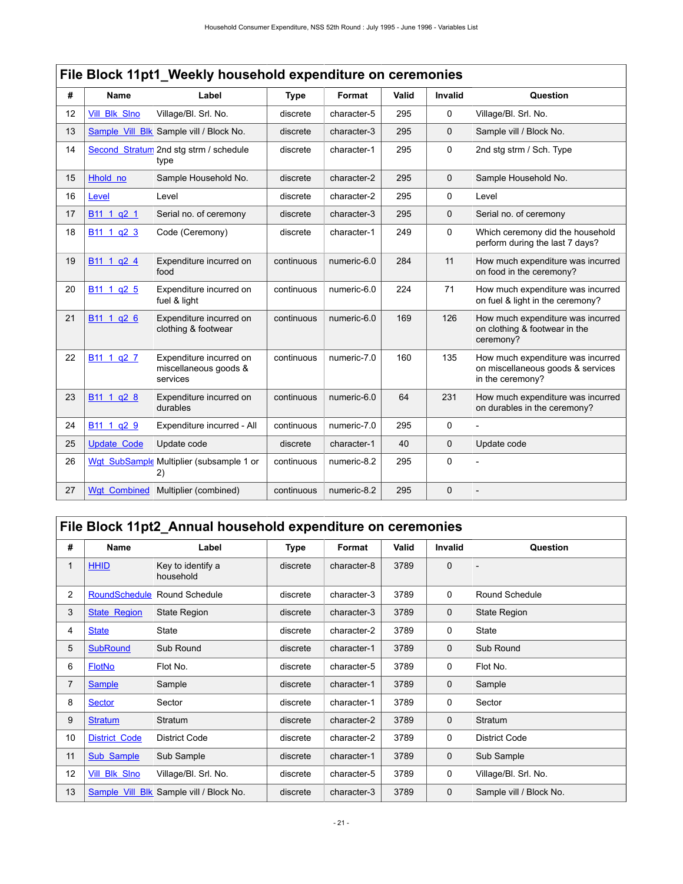## File Block 11pt1_Weekly household expenditure on ceremonies

| # | Name | Label | Type | Format | Valid | Invalid | Question |
|---|---|---|---|---|---|---|---|
| 12 | Vill_Blk_Slno | Village/Bl. Srl. No. | discrete | character-5 | 295 | 0 | Village/Bl. Srl. No. |
| 13 | Sample_Vill_Blk | Sample vill / Block No. | discrete | character-3 | 295 | 0 | Sample vill / Block No. |
| 14 | Second_Stratum | 2nd stg strm / schedule type | discrete | character-1 | 295 | 0 | 2nd stg strm / Sch. Type |
| 15 | Hhold_no | Sample Household No. | discrete | character-2 | 295 | 0 | Sample Household No. |
| 16 | Level | Level | discrete | character-2 | 295 | 0 | Level |
| 17 | B11_1_q2_1 | Serial no. of ceremony | discrete | character-3 | 295 | 0 | Serial no. of ceremony |
| 18 | B11_1_q2_3 | Code (Ceremony) | discrete | character-1 | 249 | 0 | Which ceremony did the household perform during the last 7 days? |
| 19 | B11_1_q2_4 | Expenditure incurred on food | continuous | numeric-6.0 | 284 | 11 | How much expenditure was incurred on food in the ceremony? |
| 20 | B11_1_q2_5 | Expenditure incurred on fuel & light | continuous | numeric-6.0 | 224 | 71 | How much expenditure was incurred on fuel & light in the ceremony? |
| 21 | B11_1_q2_6 | Expenditure incurred on clothing & footwear | continuous | numeric-6.0 | 169 | 126 | How much expenditure was incurred on clothing & footwear in the ceremony? |
| 22 | B11_1_q2_7 | Expenditure incurred on miscellaneous goods & services | continuous | numeric-7.0 | 160 | 135 | How much expenditure was incurred on miscellaneous goods & services in the ceremony? |
| 23 | B11_1_q2_8 | Expenditure incurred on durables | continuous | numeric-6.0 | 64 | 231 | How much expenditure was incurred on durables in the ceremony? |
| 24 | B11_1_q2_9 | Expenditure incurred - All | continuous | numeric-7.0 | 295 | 0 | - |
| 25 | Update_Code | Update code | discrete | character-1 | 40 | 0 | Update code |
| 26 | Wgt_SubSample | Multiplier (subsample 1 or 2) | continuous | numeric-8.2 | 295 | 0 | - |
| 27 | Wgt_Combined | Multiplier (combined) | continuous | numeric-8.2 | 295 | 0 | - |

## File Block 11pt2_Annual household expenditure on ceremonies

| # | Name | Label | Type | Format | Valid | Invalid | Question |
|---|---|---|---|---|---|---|---|
| 1 | HHID | Key to identify a household | discrete | character-8 | 3789 | 0 | - |
| 2 | RoundSchedule | Round Schedule | discrete | character-3 | 3789 | 0 | Round Schedule |
| 3 | State_Region | State Region | discrete | character-3 | 3789 | 0 | State Region |
| 4 | State | State | discrete | character-2 | 3789 | 0 | State |
| 5 | SubRound | Sub Round | discrete | character-1 | 3789 | 0 | Sub Round |
| 6 | FlotNo | Flot No. | discrete | character-5 | 3789 | 0 | Flot No. |
| 7 | Sample | Sample | discrete | character-1 | 3789 | 0 | Sample |
| 8 | Sector | Sector | discrete | character-1 | 3789 | 0 | Sector |
| 9 | Stratum | Stratum | discrete | character-2 | 3789 | 0 | Stratum |
| 10 | District_Code | District Code | discrete | character-2 | 3789 | 0 | District Code |
| 11 | Sub_Sample | Sub Sample | discrete | character-1 | 3789 | 0 | Sub Sample |
| 12 | Vill_Blk_Slno | Village/Bl. Srl. No. | discrete | character-5 | 3789 | 0 | Village/Bl. Srl. No. |
| 13 | Sample_Vill_Blk | Sample vill / Block No. | discrete | character-3 | 3789 | 0 | Sample vill / Block No. |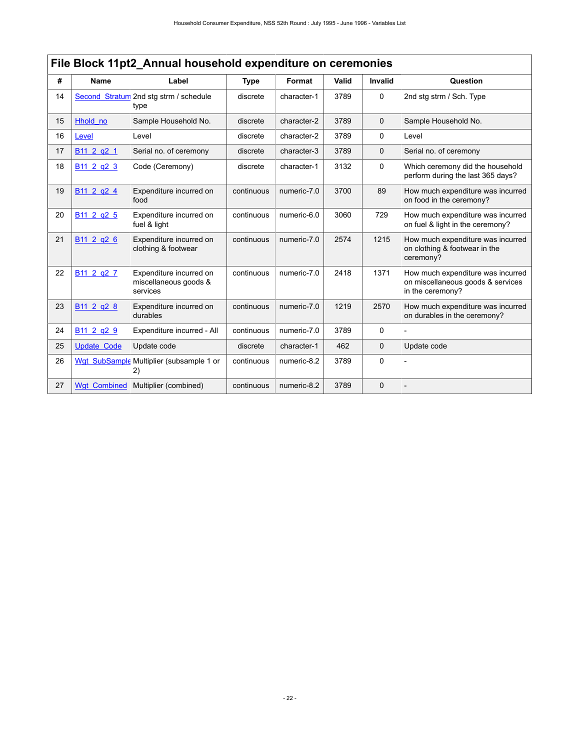## File Block 11pt2_Annual household expenditure on ceremonies

| # | Name | Label | Type | Format | Valid | Invalid | Question |
|---|---|---|---|---|---|---|---|
| 14 | Second_Stratum | 2nd stg strm / schedule type | discrete | character-1 | 3789 | 0 | 2nd stg strm / Sch. Type |
| 15 | Hhold_no | Sample Household No. | discrete | character-2 | 3789 | 0 | Sample Household No. |
| 16 | Level | Level | discrete | character-2 | 3789 | 0 | Level |
| 17 | B11_2_q2_1 | Serial no. of ceremony | discrete | character-3 | 3789 | 0 | Serial no. of ceremony |
| 18 | B11_2_q2_3 | Code (Ceremony) | discrete | character-1 | 3132 | 0 | Which ceremony did the household perform during the last 365 days? |
| 19 | B11_2_q2_4 | Expenditure incurred on food | continuous | numeric-7.0 | 3700 | 89 | How much expenditure was incurred on food in the ceremony? |
| 20 | B11_2_q2_5 | Expenditure incurred on fuel & light | continuous | numeric-6.0 | 3060 | 729 | How much expenditure was incurred on fuel & light in the ceremony? |
| 21 | B11_2_q2_6 | Expenditure incurred on clothing & footwear | continuous | numeric-7.0 | 2574 | 1215 | How much expenditure was incurred on clothing & footwear in the ceremony? |
| 22 | B11_2_q2_7 | Expenditure incurred on miscellaneous goods & services | continuous | numeric-7.0 | 2418 | 1371 | How much expenditure was incurred on miscellaneous goods & services in the ceremony? |
| 23 | B11_2_q2_8 | Expenditure incurred on durables | continuous | numeric-7.0 | 1219 | 2570 | How much expenditure was incurred on durables in the ceremony? |
| 24 | B11_2_q2_9 | Expenditure incurred - All | continuous | numeric-7.0 | 3789 | 0 | - |
| 25 | Update_Code | Update code | discrete | character-1 | 462 | 0 | Update code |
| 26 | Wgt_SubSample | Multiplier (subsample 1 or 2) | continuous | numeric-8.2 | 3789 | 0 | - |
| 27 | Wgt_Combined | Multiplier (combined) | continuous | numeric-8.2 | 3789 | 0 | - |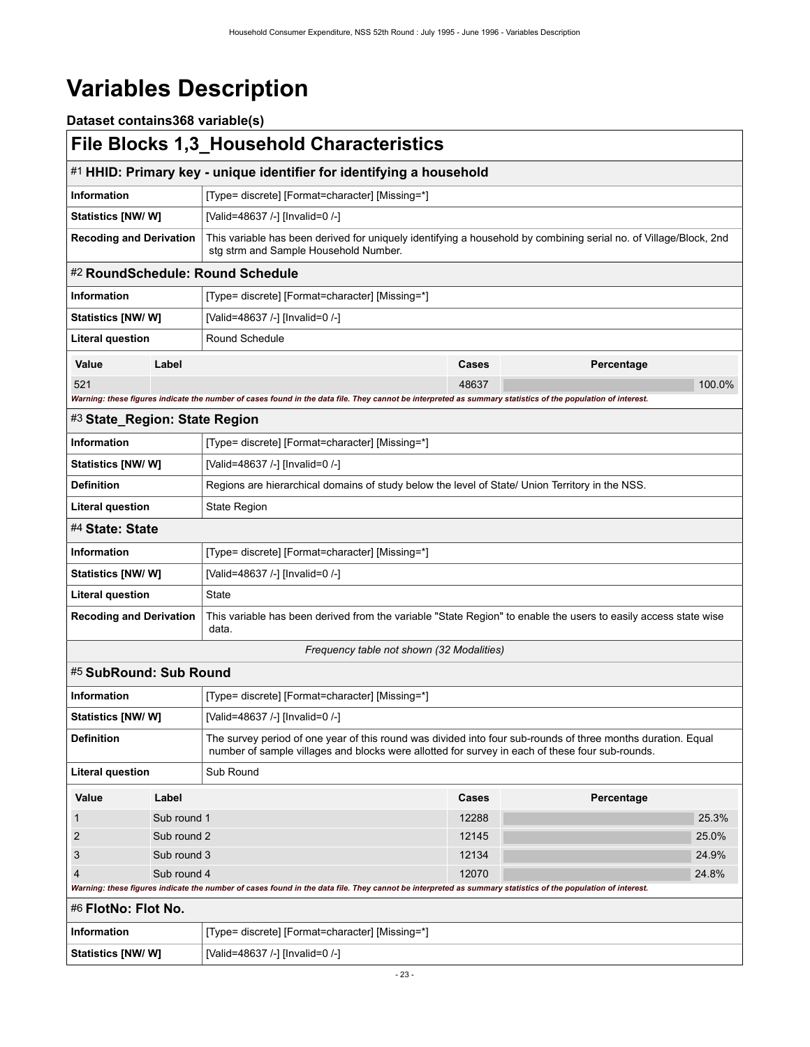# Variables Description

**Dataset contains368 variable(s)**

## File Blocks 1,3_Household Characteristics

### #1 HHID: Primary key - unique identifier for identifying a household

| | |
|---|---|
| **Information** | [Type= discrete] [Format=character] [Missing=*] |
| **Statistics [NW/ W]** | [Valid=48637 /-] [Invalid=0 /-] |
| **Recoding and Derivation** | This variable has been derived for uniquely identifying a household by combining serial no. of Village/Block, 2nd stg strm and Sample Household Number. |

### #2 RoundSchedule: Round Schedule

| | |
|---|---|
| **Information** | [Type= discrete] [Format=character] [Missing=*] |
| **Statistics [NW/ W]** | [Valid=48637 /-] [Invalid=0 /-] |
| **Literal question** | Round Schedule |

| Value | Label | Cases | Percentage |
|---|---|---|---|
| 521 | | 48637 | 100.0% |

*Warning: these figures indicate the number of cases found in the data file. They cannot be interpreted as summary statistics of the population of interest.*

### #3 State_Region: State Region

| | |
|---|---|
| **Information** | [Type= discrete] [Format=character] [Missing=*] |
| **Statistics [NW/ W]** | [Valid=48637 /-] [Invalid=0 /-] |
| **Definition** | Regions are hierarchical domains of study below the level of State/ Union Territory in the NSS. |
| **Literal question** | State Region |

### #4 State: State

| | |
|---|---|
| **Information** | [Type= discrete] [Format=character] [Missing=*] |
| **Statistics [NW/ W]** | [Valid=48637 /-] [Invalid=0 /-] |
| **Literal question** | State |
| **Recoding and Derivation** | This variable has been derived from the variable "State Region" to enable the users to easily access state wise data. |

*Frequency table not shown (32 Modalities)*

### #5 SubRound: Sub Round

| | |
|---|---|
| **Information** | [Type= discrete] [Format=character] [Missing=*] |
| **Statistics [NW/ W]** | [Valid=48637 /-] [Invalid=0 /-] |
| **Definition** | The survey period of one year of this round was divided into four sub-rounds of three months duration. Equal number of sample villages and blocks were allotted for survey in each of these four sub-rounds. |
| **Literal question** | Sub Round |

| Value | Label | Cases | Percentage |
|---|---|---|---|
| 1 | Sub round 1 | 12288 | 25.3% |
| 2 | Sub round 2 | 12145 | 25.0% |
| 3 | Sub round 3 | 12134 | 24.9% |
| 4 | Sub round 4 | 12070 | 24.8% |

*Warning: these figures indicate the number of cases found in the data file. They cannot be interpreted as summary statistics of the population of interest.*

### #6 FlotNo: Flot No.

| | |
|---|---|
| **Information** | [Type= discrete] [Format=character] [Missing=*] |
| **Statistics [NW/ W]** | [Valid=48637 /-] [Invalid=0 /-] |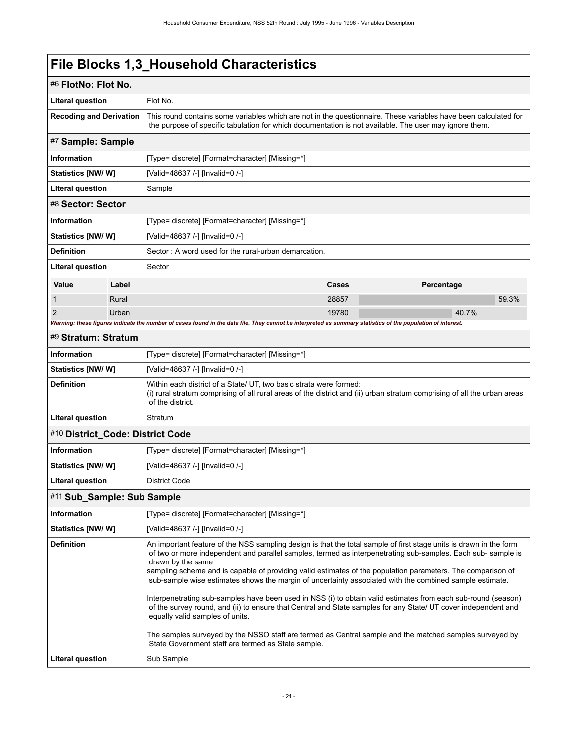# File Blocks 1,3_Household Characteristics

## #6 FlotNo: Flot No.

| | |
|---|---|
| **Literal question** | Flot No. |
| **Recoding and Derivation** | This round contains some variables which are not in the questionnaire. These variables have been calculated for the purpose of specific tabulation for which documentation is not available. The user may ignore them. |

## #7 Sample: Sample

| | |
|---|---|
| **Information** | [Type= discrete] [Format=character] [Missing=*] |
| **Statistics [NW/ W]** | [Valid=48637 /-] [Invalid=0 /-] |
| **Literal question** | Sample |

## #8 Sector: Sector

| | |
|---|---|
| **Information** | [Type= discrete] [Format=character] [Missing=*] |
| **Statistics [NW/ W]** | [Valid=48637 /-] [Invalid=0 /-] |
| **Definition** | Sector : A word used for the rural-urban demarcation. |
| **Literal question** | Sector |

| Value | Label | Cases | Percentage |
|---|---|---|---|
| 1 | Rural | 28857 | 59.3% |
| 2 | Urban | 19780 | 40.7% |

***Warning: these figures indicate the number of cases found in the data file. They cannot be interpreted as summary statistics of the population of interest.***

## #9 Stratum: Stratum

| | |
|---|---|
| **Information** | [Type= discrete] [Format=character] [Missing=*] |
| **Statistics [NW/ W]** | [Valid=48637 /-] [Invalid=0 /-] |
| **Definition** | Within each district of a State/ UT, two basic strata were formed: (i) rural stratum comprising of all rural areas of the district and (ii) urban stratum comprising of all the urban areas of the district. |
| **Literal question** | Stratum |

## #10 District_Code: District Code

| | |
|---|---|
| **Information** | [Type= discrete] [Format=character] [Missing=*] |
| **Statistics [NW/ W]** | [Valid=48637 /-] [Invalid=0 /-] |
| **Literal question** | District Code |

## #11 Sub_Sample: Sub Sample

| | |
|---|---|
| **Information** | [Type= discrete] [Format=character] [Missing=*] |
| **Statistics [NW/ W]** | [Valid=48637 /-] [Invalid=0 /-] |
| **Definition** | An important feature of the NSS sampling design is that the total sample of first stage units is drawn in the form of two or more independent and parallel samples, termed as interpenetrating sub-samples. Each sub- sample is drawn by the same sampling scheme and is capable of providing valid estimates of the population parameters. The comparison of sub-sample wise estimates shows the margin of uncertainty associated with the combined sample estimate.<br><br>Interpenetrating sub-samples have been used in NSS (i) to obtain valid estimates from each sub-round (season) of the survey round, and (ii) to ensure that Central and State samples for any State/ UT cover independent and equally valid samples of units.<br><br>The samples surveyed by the NSSO staff are termed as Central sample and the matched samples surveyed by State Government staff are termed as State sample. |
| **Literal question** | Sub Sample |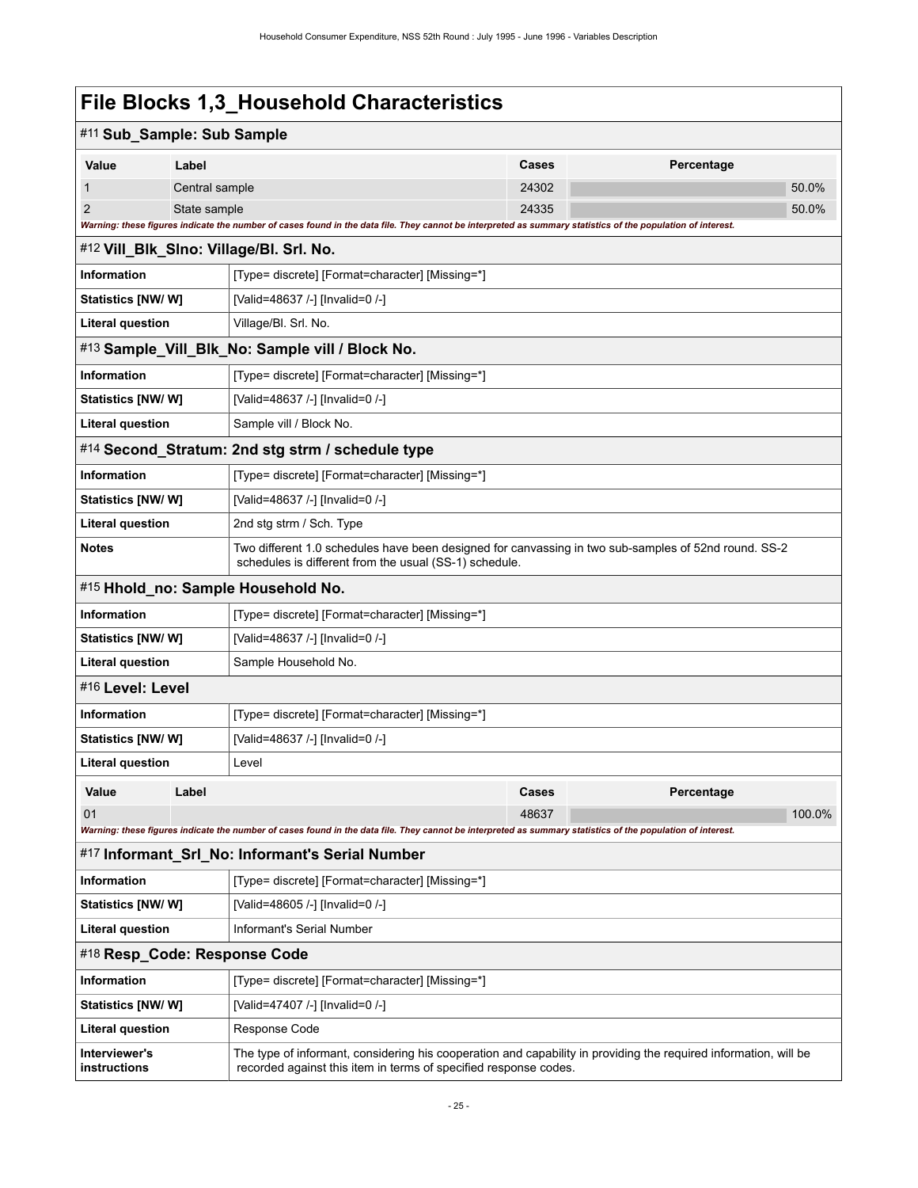# File Blocks 1,3_Household Characteristics

## #11 Sub_Sample: Sub Sample

| Value | Label | Cases | Percentage |
|---|---|---|---|
| 1 | Central sample | 24302 | 50.0% |
| 2 | State sample | 24335 | 50.0% |

*Warning: these figures indicate the number of cases found in the data file. They cannot be interpreted as summary statistics of the population of interest.*

## #12 Vill_Blk_Slno: Village/Bl. Srl. No.

| | |
|---|---|
| **Information** | [Type= discrete] [Format=character] [Missing=*] |
| **Statistics [NW/ W]** | [Valid=48637 /-] [Invalid=0 /-] |
| **Literal question** | Village/Bl. Srl. No. |

## #13 Sample_Vill_Blk_No: Sample vill / Block No.

| | |
|---|---|
| **Information** | [Type= discrete] [Format=character] [Missing=*] |
| **Statistics [NW/ W]** | [Valid=48637 /-] [Invalid=0 /-] |
| **Literal question** | Sample vill / Block No. |

## #14 Second_Stratum: 2nd stg strm / schedule type

| | |
|---|---|
| **Information** | [Type= discrete] [Format=character] [Missing=*] |
| **Statistics [NW/ W]** | [Valid=48637 /-] [Invalid=0 /-] |
| **Literal question** | 2nd stg strm / Sch. Type |
| **Notes** | Two different 1.0 schedules have been designed for canvassing in two sub-samples of 52nd round. SS-2 schedules is different from the usual (SS-1) schedule. |

## #15 Hhold_no: Sample Household No.

| | |
|---|---|
| **Information** | [Type= discrete] [Format=character] [Missing=*] |
| **Statistics [NW/ W]** | [Valid=48637 /-] [Invalid=0 /-] |
| **Literal question** | Sample Household No. |

## #16 Level: Level

| | |
|---|---|
| **Information** | [Type= discrete] [Format=character] [Missing=*] |
| **Statistics [NW/ W]** | [Valid=48637 /-] [Invalid=0 /-] |
| **Literal question** | Level |

| Value | Label | Cases | Percentage |
|---|---|---|---|
| 01 | | 48637 | 100.0% |

*Warning: these figures indicate the number of cases found in the data file. They cannot be interpreted as summary statistics of the population of interest.*

## #17 Informant_Srl_No: Informant's Serial Number

| | |
|---|---|
| **Information** | [Type= discrete] [Format=character] [Missing=*] |
| **Statistics [NW/ W]** | [Valid=48605 /-] [Invalid=0 /-] |
| **Literal question** | Informant's Serial Number |

## #18 Resp_Code: Response Code

| | |
|---|---|
| **Information** | [Type= discrete] [Format=character] [Missing=*] |
| **Statistics [NW/ W]** | [Valid=47407 /-] [Invalid=0 /-] |
| **Literal question** | Response Code |
| **Interviewer's instructions** | The type of informant, considering his cooperation and capability in providing the required information, will be recorded against this item in terms of specified response codes. |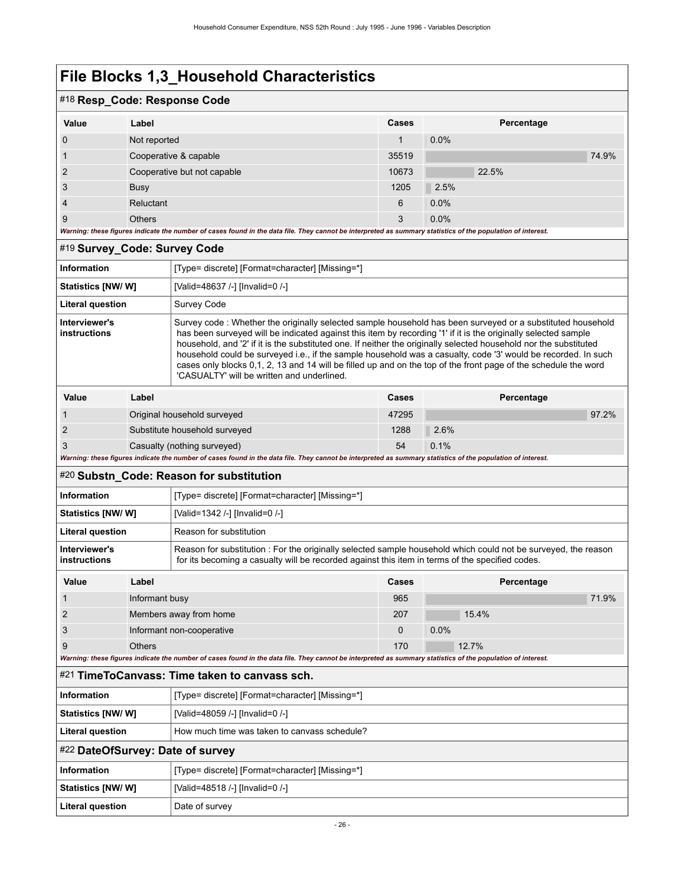# File Blocks 1,3_Household Characteristics

## #18 Resp_Code: Response Code

| Value | Label | Cases | Percentage |
|---|---|---|---|
| 0 | Not reported | 1 | 0.0% |
| 1 | Cooperative & capable | 35519 | 74.9% |
| 2 | Cooperative but not capable | 10673 | 22.5% |
| 3 | Busy | 1205 | 2.5% |
| 4 | Reluctant | 6 | 0.0% |
| 9 | Others | 3 | 0.0% |

*Warning: these figures indicate the number of cases found in the data file. They cannot be interpreted as summary statistics of the population of interest.*

## #19 Survey_Code: Survey Code

| | |
|---|---|
| **Information** | [Type= discrete] [Format=character] [Missing=*] |
| **Statistics [NW/ W]** | [Valid=48637 /-] [Invalid=0 /-] |
| **Literal question** | Survey Code |
| **Interviewer's instructions** | Survey code : Whether the originally selected sample household has been surveyed or a substituted household has been surveyed will be indicated against this item by recording '1' if it is the originally selected sample household, and '2' if it is the substituted one. If neither the originally selected household nor the substituted household could be surveyed i.e., if the sample household was a casualty, code '3' would be recorded. In such cases only blocks 0,1, 2, 13 and 14 will be filled up and on the top of the front page of the schedule the word 'CASUALTY' will be written and underlined. |

| Value | Label | Cases | Percentage |
|---|---|---|---|
| 1 | Original household surveyed | 47295 | 97.2% |
| 2 | Substitute household surveyed | 1288 | 2.6% |
| 3 | Casualty (nothing surveyed) | 54 | 0.1% |

*Warning: these figures indicate the number of cases found in the data file. They cannot be interpreted as summary statistics of the population of interest.*

## #20 Substn_Code: Reason for substitution

| | |
|---|---|
| **Information** | [Type= discrete] [Format=character] [Missing=*] |
| **Statistics [NW/ W]** | [Valid=1342 /-] [Invalid=0 /-] |
| **Literal question** | Reason for substitution |
| **Interviewer's instructions** | Reason for substitution : For the originally selected sample household which could not be surveyed, the reason for its becoming a casualty will be recorded against this item in terms of the specified codes. |

| Value | Label | Cases | Percentage |
|---|---|---|---|
| 1 | Informant busy | 965 | 71.9% |
| 2 | Members away from home | 207 | 15.4% |
| 3 | Informant non-cooperative | 0 | 0.0% |
| 9 | Others | 170 | 12.7% |

*Warning: these figures indicate the number of cases found in the data file. They cannot be interpreted as summary statistics of the population of interest.*

## #21 TimeToCanvass: Time taken to canvass sch.

| | |
|---|---|
| **Information** | [Type= discrete] [Format=character] [Missing=*] |
| **Statistics [NW/ W]** | [Valid=48059 /-] [Invalid=0 /-] |
| **Literal question** | How much time was taken to canvass schedule? |

## #22 DateOfSurvey: Date of survey

| | |
|---|---|
| **Information** | [Type= discrete] [Format=character] [Missing=*] |
| **Statistics [NW/ W]** | [Valid=48518 /-] [Invalid=0 /-] |
| **Literal question** | Date of survey |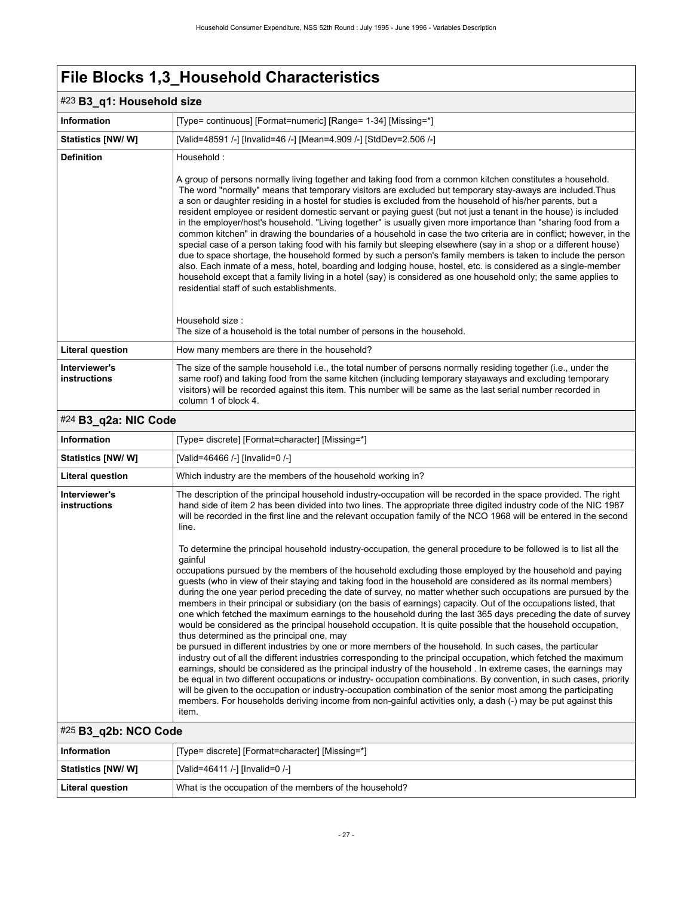# File Blocks 1,3_Household Characteristics

## #23 B3_q1: Household size

| | |
|---|---|
| **Information** | [Type= continuous] [Format=numeric] [Range= 1-34] [Missing=*] |
| **Statistics [NW/ W]** | [Valid=48591 /-] [Invalid=46 /-] [Mean=4.909 /-] [StdDev=2.506 /-] |
| **Definition** | Household :<br><br>A group of persons normally living together and taking food from a common kitchen constitutes a household. The word "normally" means that temporary visitors are excluded but temporary stay-aways are included.Thus a son or daughter residing in a hostel for studies is excluded from the household of his/her parents, but a resident employee or resident domestic servant or paying guest (but not just a tenant in the house) is included in the employer/host's household. "Living together" is usually given more importance than "sharing food from a common kitchen" in drawing the boundaries of a household in case the two criteria are in conflict; however, in the special case of a person taking food with his family but sleeping elsewhere (say in a shop or a different house) due to space shortage, the household formed by such a person's family members is taken to include the person also. Each inmate of a mess, hotel, boarding and lodging house, hostel, etc. is considered as a single-member household except that a family living in a hotel (say) is considered as one household only; the same applies to residential staff of such establishments.<br><br>Household size :<br>The size of a household is the total number of persons in the household. |
| **Literal question** | How many members are there in the household? |
| **Interviewer's instructions** | The size of the sample household i.e., the total number of persons normally residing together (i.e., under the same roof) and taking food from the same kitchen (including temporary stayaways and excluding temporary visitors) will be recorded against this item. This number will be same as the last serial number recorded in column 1 of block 4. |

## #24 B3_q2a: NIC Code

| | |
|---|---|
| **Information** | [Type= discrete] [Format=character] [Missing=*] |
| **Statistics [NW/ W]** | [Valid=46466 /-] [Invalid=0 /-] |
| **Literal question** | Which industry are the members of the household working in? |
| **Interviewer's instructions** | The description of the principal household industry-occupation will be recorded in the space provided. The right hand side of item 2 has been divided into two lines. The appropriate three digited industry code of the NIC 1987 will be recorded in the first line and the relevant occupation family of the NCO 1968 will be entered in the second line.<br><br>To determine the principal household industry-occupation, the general procedure to be followed is to list all the gainful occupations pursued by the members of the household excluding those employed by the household and paying guests (who in view of their staying and taking food in the household are considered as its normal members) during the one year period preceding the date of survey, no matter whether such occupations are pursued by the members in their principal or subsidiary (on the basis of earnings) capacity. Out of the occupations listed, that one which fetched the maximum earnings to the household during the last 365 days preceding the date of survey would be considered as the principal household occupation. It is quite possible that the household occupation, thus determined as the principal one, may be pursued in different industries by one or more members of the household. In such cases, the particular industry out of all the different industries corresponding to the principal occupation, which fetched the maximum earnings, should be considered as the principal industry of the household . In extreme cases, the earnings may be equal in two different occupations or industry- occupation combinations. By convention, in such cases, priority will be given to the occupation or industry-occupation combination of the senior most among the participating members. For households deriving income from non-gainful activities only, a dash (-) may be put against this item. |

## #25 B3_q2b: NCO Code

| | |
|---|---|
| **Information** | [Type= discrete] [Format=character] [Missing=*] |
| **Statistics [NW/ W]** | [Valid=46411 /-] [Invalid=0 /-] |
| **Literal question** | What is the occupation of the members of the household? |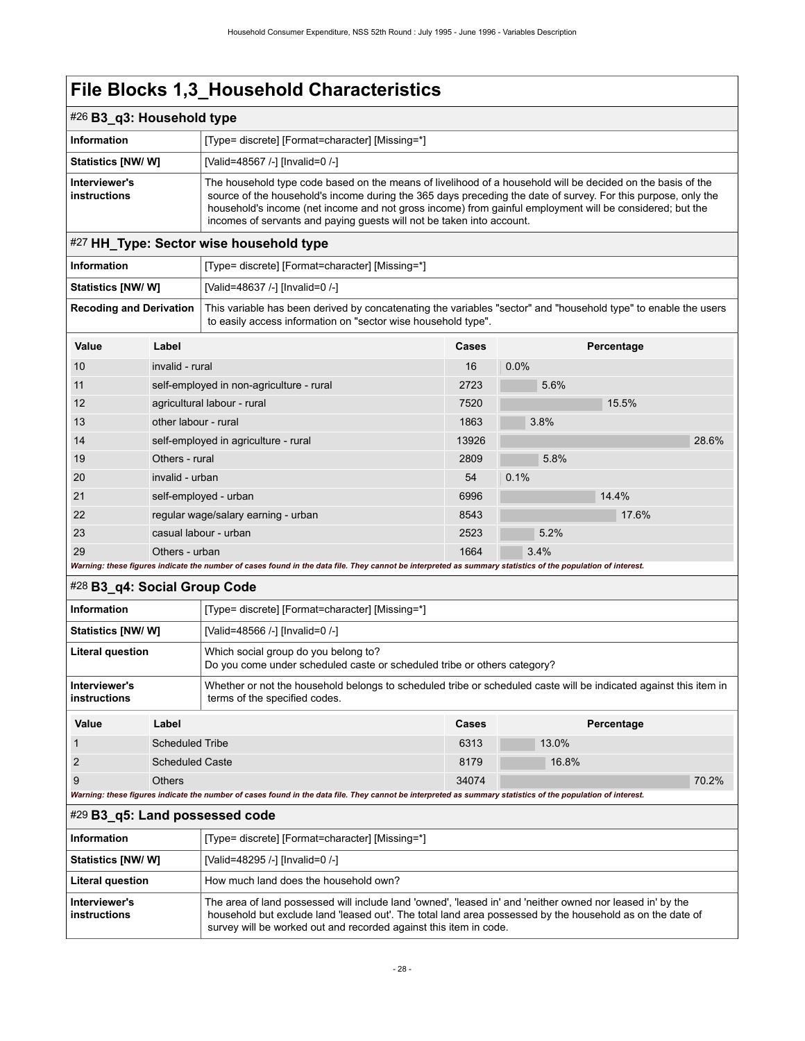# File Blocks 1,3_Household Characteristics

## #26 B3_q3: Household type

| | |
|---|---|
| **Information** | [Type= discrete] [Format=character] [Missing=*] |
| **Statistics [NW/ W]** | [Valid=48567 /-] [Invalid=0 /-] |
| **Interviewer's instructions** | The household type code based on the means of livelihood of a household will be decided on the basis of the source of the household's income during the 365 days preceding the date of survey. For this purpose, only the household's income (net income and not gross income) from gainful employment will be considered; but the incomes of servants and paying guests will not be taken into account. |

## #27 HH_Type: Sector wise household type

| | |
|---|---|
| **Information** | [Type= discrete] [Format=character] [Missing=*] |
| **Statistics [NW/ W]** | [Valid=48637 /-] [Invalid=0 /-] |
| **Recoding and Derivation** | This variable has been derived by concatenating the variables "sector" and "household type" to enable the users to easily access information on "sector wise household type". |

| Value | Label | Cases | Percentage |
|---|---|---|---|
| 10 | invalid - rural | 16 | 0.0% |
| 11 | self-employed in non-agriculture - rural | 2723 | 5.6% |
| 12 | agricultural labour - rural | 7520 | 15.5% |
| 13 | other labour - rural | 1863 | 3.8% |
| 14 | self-employed in agriculture - rural | 13926 | 28.6% |
| 19 | Others - rural | 2809 | 5.8% |
| 20 | invalid - urban | 54 | 0.1% |
| 21 | self-employed - urban | 6996 | 14.4% |
| 22 | regular wage/salary earning - urban | 8543 | 17.6% |
| 23 | casual labour - urban | 2523 | 5.2% |
| 29 | Others - urban | 1664 | 3.4% |

*Warning: these figures indicate the number of cases found in the data file. They cannot be interpreted as summary statistics of the population of interest.*

## #28 B3_q4: Social Group Code

| | |
|---|---|
| **Information** | [Type= discrete] [Format=character] [Missing=*] |
| **Statistics [NW/ W]** | [Valid=48566 /-] [Invalid=0 /-] |
| **Literal question** | Which social group do you belong to?<br>Do you come under scheduled caste or scheduled tribe or others category? |
| **Interviewer's instructions** | Whether or not the household belongs to scheduled tribe or scheduled caste will be indicated against this item in terms of the specified codes. |

| Value | Label | Cases | Percentage |
|---|---|---|---|
| 1 | Scheduled Tribe | 6313 | 13.0% |
| 2 | Scheduled Caste | 8179 | 16.8% |
| 9 | Others | 34074 | 70.2% |

*Warning: these figures indicate the number of cases found in the data file. They cannot be interpreted as summary statistics of the population of interest.*

## #29 B3_q5: Land possessed code

| | |
|---|---|
| **Information** | [Type= discrete] [Format=character] [Missing=*] |
| **Statistics [NW/ W]** | [Valid=48295 /-] [Invalid=0 /-] |
| **Literal question** | How much land does the household own? |
| **Interviewer's instructions** | The area of land possessed will include land 'owned', 'leased in' and 'neither owned nor leased in' by the household but exclude land 'leased out'. The total land area possessed by the household as on the date of survey will be worked out and recorded against this item in code. |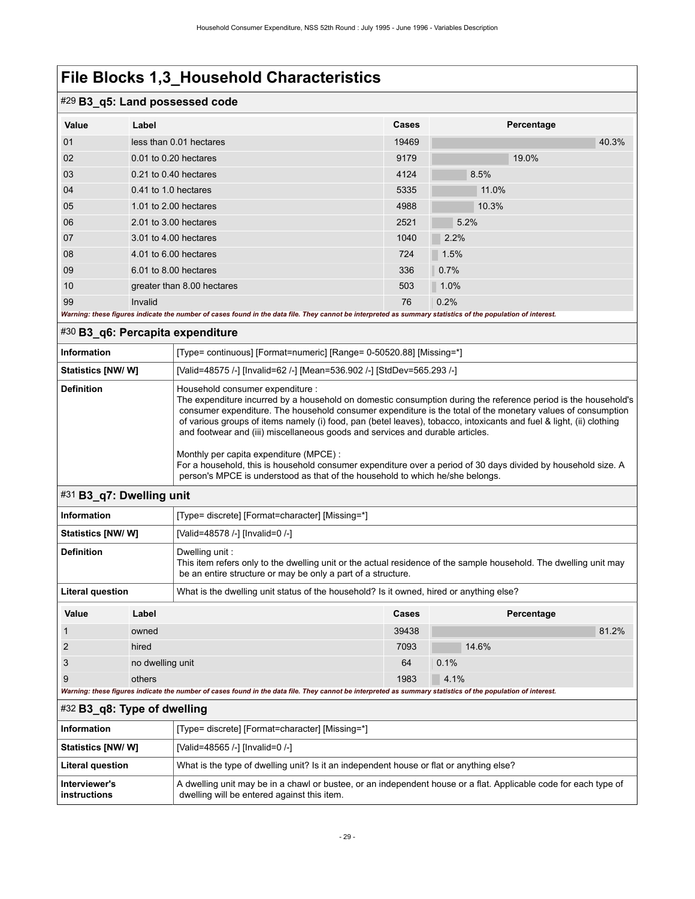# File Blocks 1,3_Household Characteristics

## #29 B3_q5: Land possessed code

| Value | Label | Cases | Percentage |
|---|---|---|---|
| 01 | less than 0.01 hectares | 19469 | 40.3% |
| 02 | 0.01 to 0.20 hectares | 9179 | 19.0% |
| 03 | 0.21 to 0.40 hectares | 4124 | 8.5% |
| 04 | 0.41 to 1.0 hectares | 5335 | 11.0% |
| 05 | 1.01 to 2.00 hectares | 4988 | 10.3% |
| 06 | 2.01 to 3.00 hectares | 2521 | 5.2% |
| 07 | 3.01 to 4.00 hectares | 1040 | 2.2% |
| 08 | 4.01 to 6.00 hectares | 724 | 1.5% |
| 09 | 6.01 to 8.00 hectares | 336 | 0.7% |
| 10 | greater than 8.00 hectares | 503 | 1.0% |
| 99 | Invalid | 76 | 0.2% |

*Warning: these figures indicate the number of cases found in the data file. They cannot be interpreted as summary statistics of the population of interest.*

## #30 B3_q6: Percapita expenditure

| | |
|---|---|
| **Information** | [Type= continuous] [Format=numeric] [Range= 0-50520.88] [Missing=*] |
| **Statistics [NW/ W]** | [Valid=48575 /-] [Invalid=62 /-] [Mean=536.902 /-] [StdDev=565.293 /-] |
| **Definition** | Household consumer expenditure : The expenditure incurred by a household on domestic consumption during the reference period is the household's consumer expenditure. The household consumer expenditure is the total of the monetary values of consumption of various groups of items namely (i) food, pan (betel leaves), tobacco, intoxicants and fuel & light, (ii) clothing and footwear and (iii) miscellaneous goods and services and durable articles. <br><br> Monthly per capita expenditure (MPCE) : For a household, this is household consumer expenditure over a period of 30 days divided by household size. A person's MPCE is understood as that of the household to which he/she belongs. |

## #31 B3_q7: Dwelling unit

| | |
|---|---|
| **Information** | [Type= discrete] [Format=character] [Missing=*] |
| **Statistics [NW/ W]** | [Valid=48578 /-] [Invalid=0 /-] |
| **Definition** | Dwelling unit : This item refers only to the dwelling unit or the actual residence of the sample household. The dwelling unit may be an entire structure or may be only a part of a structure. |
| **Literal question** | What is the dwelling unit status of the household? Is it owned, hired or anything else? |

| Value | Label | Cases | Percentage |
|---|---|---|---|
| 1 | owned | 39438 | 81.2% |
| 2 | hired | 7093 | 14.6% |
| 3 | no dwelling unit | 64 | 0.1% |
| 9 | others | 1983 | 4.1% |

*Warning: these figures indicate the number of cases found in the data file. They cannot be interpreted as summary statistics of the population of interest.*

## #32 B3_q8: Type of dwelling

| | |
|---|---|
| **Information** | [Type= discrete] [Format=character] [Missing=*] |
| **Statistics [NW/ W]** | [Valid=48565 /-] [Invalid=0 /-] |
| **Literal question** | What is the type of dwelling unit? Is it an independent house or flat or anything else? |
| **Interviewer's instructions** | A dwelling unit may be in a chawl or bustee, or an independent house or a flat. Applicable code for each type of dwelling will be entered against this item. |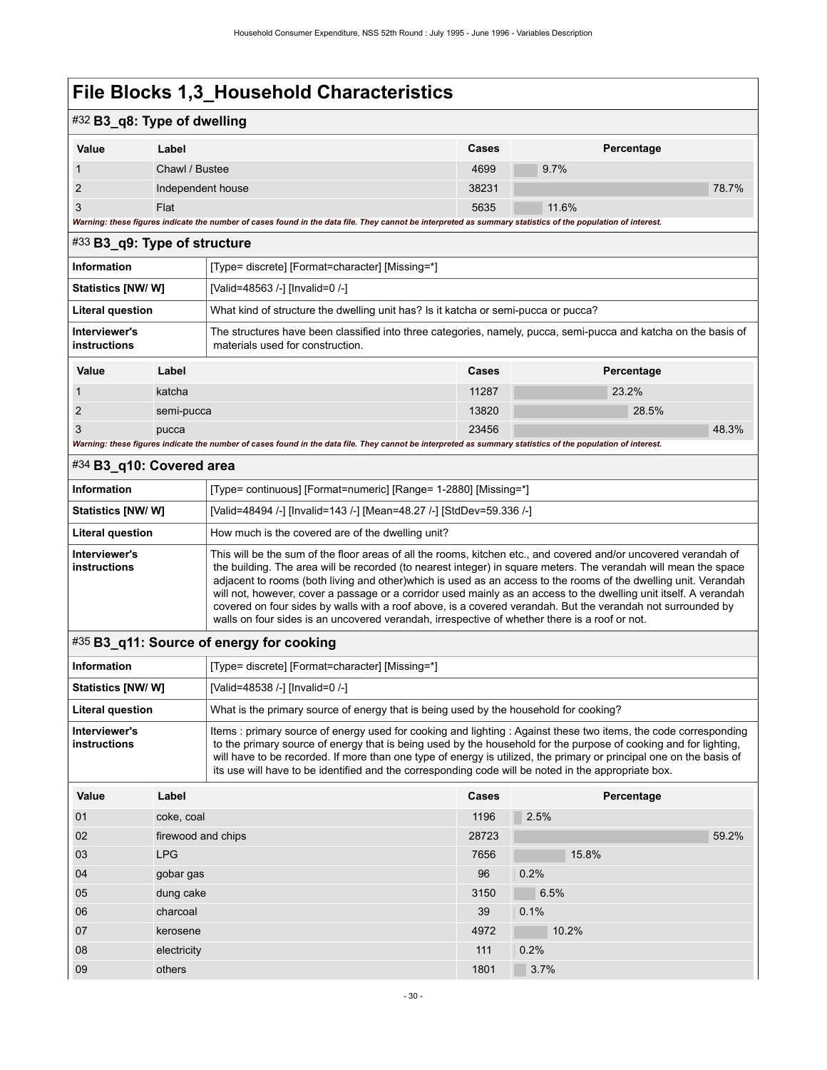# File Blocks 1,3_Household Characteristics

## #32 B3_q8: Type of dwelling

| Value | Label | Cases | Percentage |
|---|---|---|---|
| 1 | Chawl / Bustee | 4699 | 9.7% |
| 2 | Independent house | 38231 | 78.7% |
| 3 | Flat | 5635 | 11.6% |

*Warning: these figures indicate the number of cases found in the data file. They cannot be interpreted as summary statistics of the population of interest.*

## #33 B3_q9: Type of structure

| | |
|---|---|
| **Information** | [Type= discrete] [Format=character] [Missing=*] |
| **Statistics [NW/ W]** | [Valid=48563 /-] [Invalid=0 /-] |
| **Literal question** | What kind of structure the dwelling unit has? Is it katcha or semi-pucca or pucca? |
| **Interviewer's instructions** | The structures have been classified into three categories, namely, pucca, semi-pucca and katcha on the basis of materials used for construction. |

| Value | Label | Cases | Percentage |
|---|---|---|---|
| 1 | katcha | 11287 | 23.2% |
| 2 | semi-pucca | 13820 | 28.5% |
| 3 | pucca | 23456 | 48.3% |

*Warning: these figures indicate the number of cases found in the data file. They cannot be interpreted as summary statistics of the population of interest.*

## #34 B3_q10: Covered area

| | |
|---|---|
| **Information** | [Type= continuous] [Format=numeric] [Range= 1-2880] [Missing=*] |
| **Statistics [NW/ W]** | [Valid=48494 /-] [Invalid=143 /-] [Mean=48.27 /-] [StdDev=59.336 /-] |
| **Literal question** | How much is the covered are of the dwelling unit? |
| **Interviewer's instructions** | This will be the sum of the floor areas of all the rooms, kitchen etc., and covered and/or uncovered verandah of the building. The area will be recorded (to nearest integer) in square meters. The verandah will mean the space adjacent to rooms (both living and other)which is used as an access to the rooms of the dwelling unit. Verandah will not, however, cover a passage or a corridor used mainly as an access to the dwelling unit itself. A verandah covered on four sides by walls with a roof above, is a covered verandah. But the verandah not surrounded by walls on four sides is an uncovered verandah, irrespective of whether there is a roof or not. |

## #35 B3_q11: Source of energy for cooking

| | |
|---|---|
| **Information** | [Type= discrete] [Format=character] [Missing=*] |
| **Statistics [NW/ W]** | [Valid=48538 /-] [Invalid=0 /-] |
| **Literal question** | What is the primary source of energy that is being used by the household for cooking? |
| **Interviewer's instructions** | Items : primary source of energy used for cooking and lighting : Against these two items, the code corresponding to the primary source of energy that is being used by the household for the purpose of cooking and for lighting, will have to be recorded. If more than one type of energy is utilized, the primary or principal one on the basis of its use will have to be identified and the corresponding code will be noted in the appropriate box. |

| Value | Label | Cases | Percentage |
|---|---|---|---|
| 01 | coke, coal | 1196 | 2.5% |
| 02 | firewood and chips | 28723 | 59.2% |
| 03 | LPG | 7656 | 15.8% |
| 04 | gobar gas | 96 | 0.2% |
| 05 | dung cake | 3150 | 6.5% |
| 06 | charcoal | 39 | 0.1% |
| 07 | kerosene | 4972 | 10.2% |
| 08 | electricity | 111 | 0.2% |
| 09 | others | 1801 | 3.7% |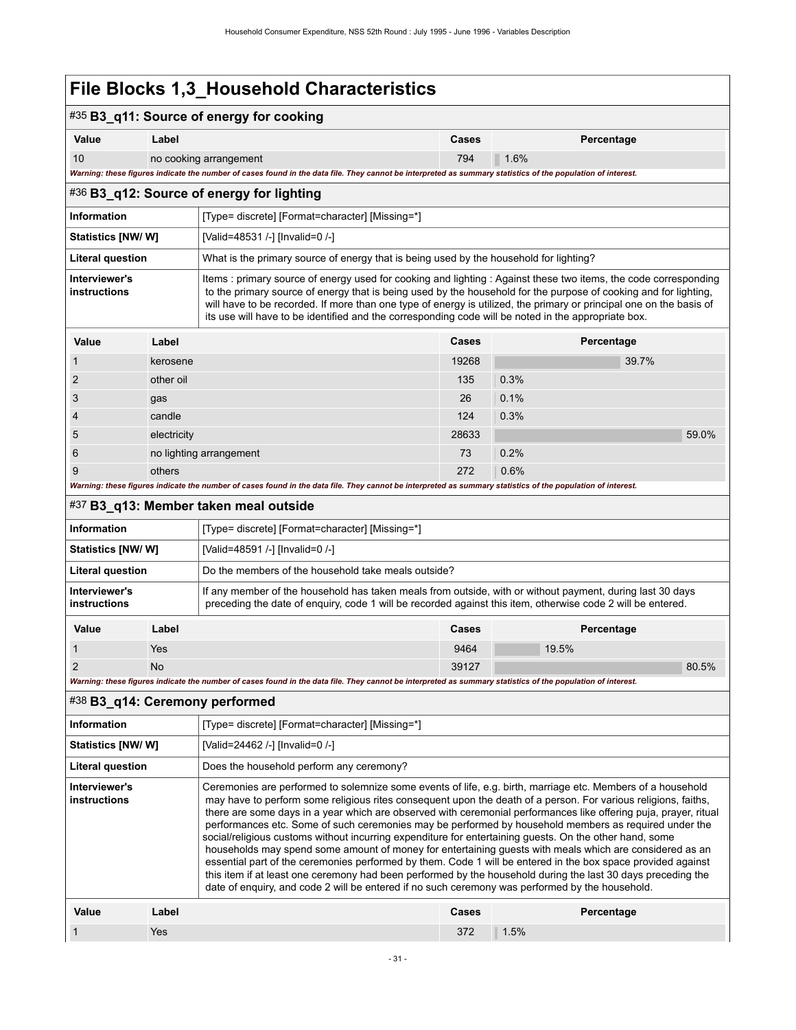# File Blocks 1,3_Household Characteristics

## #35 B3_q11: Source of energy for cooking

| Value | Label | Cases | Percentage |
|---|---|---|---|
| 10 | no cooking arrangement | 794 | 1.6% |

*Warning: these figures indicate the number of cases found in the data file. They cannot be interpreted as summary statistics of the population of interest.*

## #36 B3_q12: Source of energy for lighting

| | |
|---|---|
| **Information** | [Type= discrete] [Format=character] [Missing=*] |
| **Statistics [NW/ W]** | [Valid=48531 /-] [Invalid=0 /-] |
| **Literal question** | What is the primary source of energy that is being used by the household for lighting? |
| **Interviewer's instructions** | Items : primary source of energy used for cooking and lighting : Against these two items, the code corresponding to the primary source of energy that is being used by the household for the purpose of cooking and for lighting, will have to be recorded. If more than one type of energy is utilized, the primary or principal one on the basis of its use will have to be identified and the corresponding code will be noted in the appropriate box. |

| Value | Label | Cases | Percentage |
|---|---|---|---|
| 1 | kerosene | 19268 | 39.7% |
| 2 | other oil | 135 | 0.3% |
| 3 | gas | 26 | 0.1% |
| 4 | candle | 124 | 0.3% |
| 5 | electricity | 28633 | 59.0% |
| 6 | no lighting arrangement | 73 | 0.2% |
| 9 | others | 272 | 0.6% |

*Warning: these figures indicate the number of cases found in the data file. They cannot be interpreted as summary statistics of the population of interest.*

## #37 B3_q13: Member taken meal outside

| | |
|---|---|
| **Information** | [Type= discrete] [Format=character] [Missing=*] |
| **Statistics [NW/ W]** | [Valid=48591 /-] [Invalid=0 /-] |
| **Literal question** | Do the members of the household take meals outside? |
| **Interviewer's instructions** | If any member of the household has taken meals from outside, with or without payment, during last 30 days preceding the date of enquiry, code 1 will be recorded against this item, otherwise code 2 will be entered. |

| Value | Label | Cases | Percentage |
|---|---|---|---|
| 1 | Yes | 9464 | 19.5% |
| 2 | No | 39127 | 80.5% |

*Warning: these figures indicate the number of cases found in the data file. They cannot be interpreted as summary statistics of the population of interest.*

## #38 B3_q14: Ceremony performed

| | |
|---|---|
| **Information** | [Type= discrete] [Format=character] [Missing=*] |
| **Statistics [NW/ W]** | [Valid=24462 /-] [Invalid=0 /-] |
| **Literal question** | Does the household perform any ceremony? |
| **Interviewer's instructions** | Ceremonies are performed to solemnize some events of life, e.g. birth, marriage etc. Members of a household may have to perform some religious rites consequent upon the death of a person. For various religions, faiths, there are some days in a year which are observed with ceremonial performances like offering puja, prayer, ritual performances etc. Some of such ceremonies may be performed by household members as required under the social/religious customs without incurring expenditure for entertaining guests. On the other hand, some households may spend some amount of money for entertaining guests with meals which are considered as an essential part of the ceremonies performed by them. Code 1 will be entered in the box space provided against this item if at least one ceremony had been performed by the household during the last 30 days preceding the date of enquiry, and code 2 will be entered if no such ceremony was performed by the household. |

| Value | Label | Cases | Percentage |
|---|---|---|---|
| 1 | Yes | 372 | 1.5% |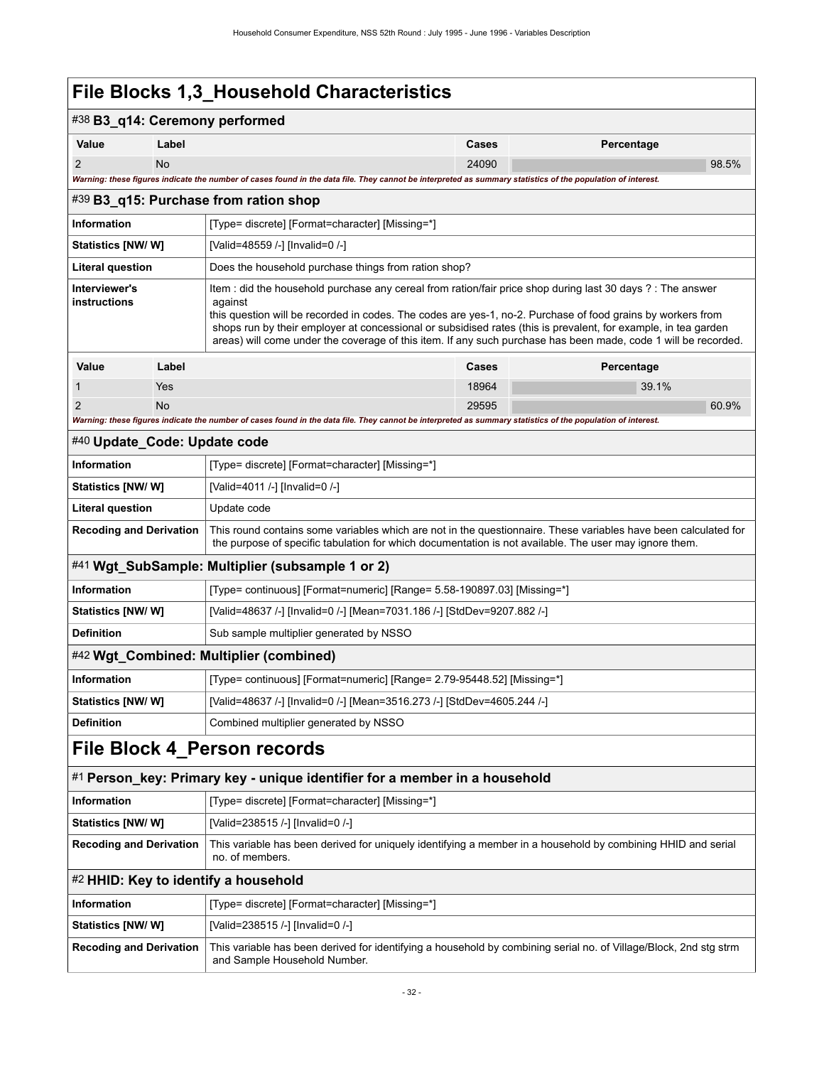# File Blocks 1,3_Household Characteristics

## #38 B3_q14: Ceremony performed

| Value | Label | Cases | Percentage |
|---|---|---|---|
| 2 | No | 24090 | 98.5% |

*Warning: these figures indicate the number of cases found in the data file. They cannot be interpreted as summary statistics of the population of interest.*

## #39 B3_q15: Purchase from ration shop

| | |
|---|---|
| **Information** | [Type= discrete] [Format=character] [Missing=*] |
| **Statistics [NW/ W]** | [Valid=48559 /-] [Invalid=0 /-] |
| **Literal question** | Does the household purchase things from ration shop? |
| **Interviewer's instructions** | Item : did the household purchase any cereal from ration/fair price shop during last 30 days ? : The answer against this question will be recorded in codes. The codes are yes-1, no-2. Purchase of food grains by workers from shops run by their employer at concessional or subsidised rates (this is prevalent, for example, in tea garden areas) will come under the coverage of this item. If any such purchase has been made, code 1 will be recorded. |

| Value | Label | Cases | Percentage |
|---|---|---|---|
| 1 | Yes | 18964 | 39.1% |
| 2 | No | 29595 | 60.9% |

*Warning: these figures indicate the number of cases found in the data file. They cannot be interpreted as summary statistics of the population of interest.*

## #40 Update_Code: Update code

| | |
|---|---|
| **Information** | [Type= discrete] [Format=character] [Missing=*] |
| **Statistics [NW/ W]** | [Valid=4011 /-] [Invalid=0 /-] |
| **Literal question** | Update code |
| **Recoding and Derivation** | This round contains some variables which are not in the questionnaire. These variables have been calculated for the purpose of specific tabulation for which documentation is not available. The user may ignore them. |

## #41 Wgt_SubSample: Multiplier (subsample 1 or 2)

| | |
|---|---|
| **Information** | [Type= continuous] [Format=numeric] [Range= 5.58-190897.03] [Missing=*] |
| **Statistics [NW/ W]** | [Valid=48637 /-] [Invalid=0 /-] [Mean=7031.186 /-] [StdDev=9207.882 /-] |
| **Definition** | Sub sample multiplier generated by NSSO |

## #42 Wgt_Combined: Multiplier (combined)

| | |
|---|---|
| **Information** | [Type= continuous] [Format=numeric] [Range= 2.79-95448.52] [Missing=*] |
| **Statistics [NW/ W]** | [Valid=48637 /-] [Invalid=0 /-] [Mean=3516.273 /-] [StdDev=4605.244 /-] |
| **Definition** | Combined multiplier generated by NSSO |

# File Block 4_Person records

## #1 Person_key: Primary key - unique identifier for a member in a household

| | |
|---|---|
| **Information** | [Type= discrete] [Format=character] [Missing=*] |
| **Statistics [NW/ W]** | [Valid=238515 /-] [Invalid=0 /-] |
| **Recoding and Derivation** | This variable has been derived for uniquely identifying a member in a household by combining HHID and serial no. of members. |

## #2 HHID: Key to identify a household

| | |
|---|---|
| **Information** | [Type= discrete] [Format=character] [Missing=*] |
| **Statistics [NW/ W]** | [Valid=238515 /-] [Invalid=0 /-] |
| **Recoding and Derivation** | This variable has been derived for identifying a household by combining serial no. of Village/Block, 2nd stg strm and Sample Household Number. |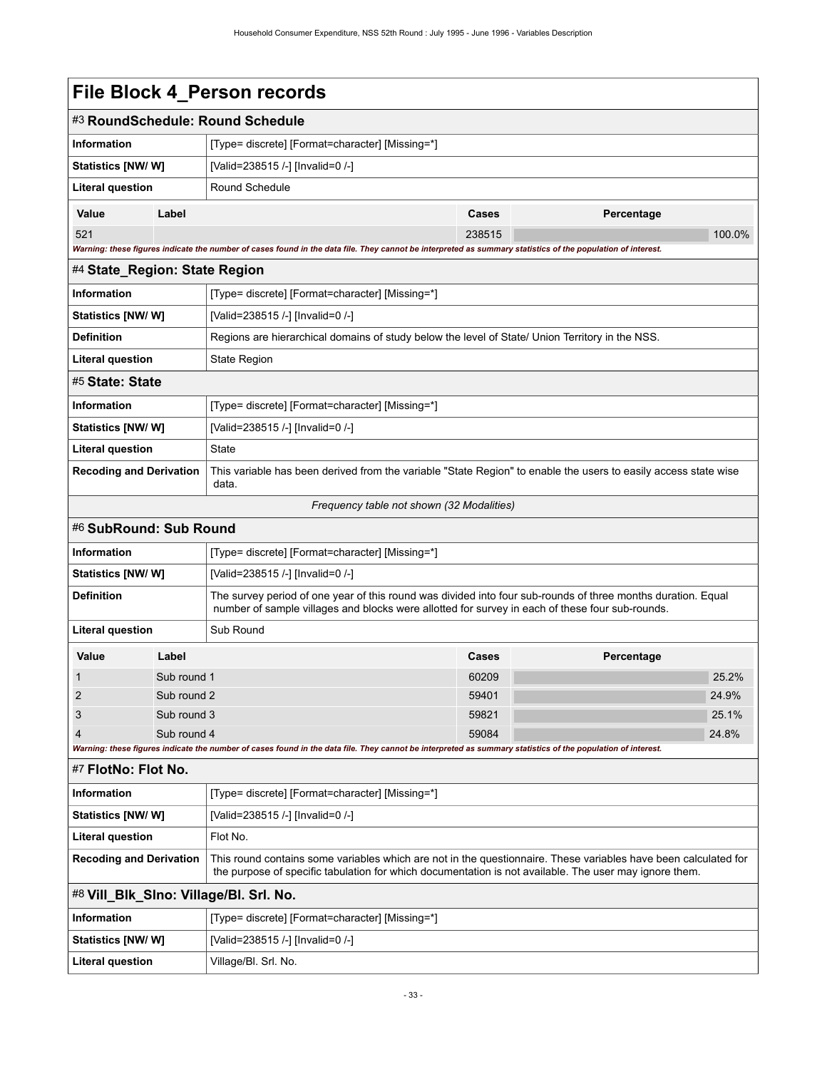# File Block 4_Person records

## #3 RoundSchedule: Round Schedule

| | |
|---|---|
| **Information** | [Type= discrete] [Format=character] [Missing=*] |
| **Statistics [NW/ W]** | [Valid=238515 /-] [Invalid=0 /-] |
| **Literal question** | Round Schedule |

| Value | Label | Cases | Percentage |
|---|---|---|---|
| 521 | | 238515 | 100.0% |

*Warning: these figures indicate the number of cases found in the data file. They cannot be interpreted as summary statistics of the population of interest.*

## #4 State_Region: State Region

| | |
|---|---|
| **Information** | [Type= discrete] [Format=character] [Missing=*] |
| **Statistics [NW/ W]** | [Valid=238515 /-] [Invalid=0 /-] |
| **Definition** | Regions are hierarchical domains of study below the level of State/ Union Territory in the NSS. |
| **Literal question** | State Region |

## #5 State: State

| | |
|---|---|
| **Information** | [Type= discrete] [Format=character] [Missing=*] |
| **Statistics [NW/ W]** | [Valid=238515 /-] [Invalid=0 /-] |
| **Literal question** | State |
| **Recoding and Derivation** | This variable has been derived from the variable "State Region" to enable the users to easily access state wise data. |

*Frequency table not shown (32 Modalities)*

## #6 SubRound: Sub Round

| | |
|---|---|
| **Information** | [Type= discrete] [Format=character] [Missing=*] |
| **Statistics [NW/ W]** | [Valid=238515 /-] [Invalid=0 /-] |
| **Definition** | The survey period of one year of this round was divided into four sub-rounds of three months duration. Equal number of sample villages and blocks were allotted for survey in each of these four sub-rounds. |
| **Literal question** | Sub Round |

| Value | Label | Cases | Percentage |
|---|---|---|---|
| 1 | Sub round 1 | 60209 | 25.2% |
| 2 | Sub round 2 | 59401 | 24.9% |
| 3 | Sub round 3 | 59821 | 25.1% |
| 4 | Sub round 4 | 59084 | 24.8% |

*Warning: these figures indicate the number of cases found in the data file. They cannot be interpreted as summary statistics of the population of interest.*

## #7 FlotNo: Flot No.

| | |
|---|---|
| **Information** | [Type= discrete] [Format=character] [Missing=*] |
| **Statistics [NW/ W]** | [Valid=238515 /-] [Invalid=0 /-] |
| **Literal question** | Flot No. |
| **Recoding and Derivation** | This round contains some variables which are not in the questionnaire. These variables have been calculated for the purpose of specific tabulation for which documentation is not available. The user may ignore them. |

## #8 Vill_Blk_Slno: Village/Bl. Srl. No.

| | |
|---|---|
| **Information** | [Type= discrete] [Format=character] [Missing=*] |
| **Statistics [NW/ W]** | [Valid=238515 /-] [Invalid=0 /-] |
| **Literal question** | Village/Bl. Srl. No. |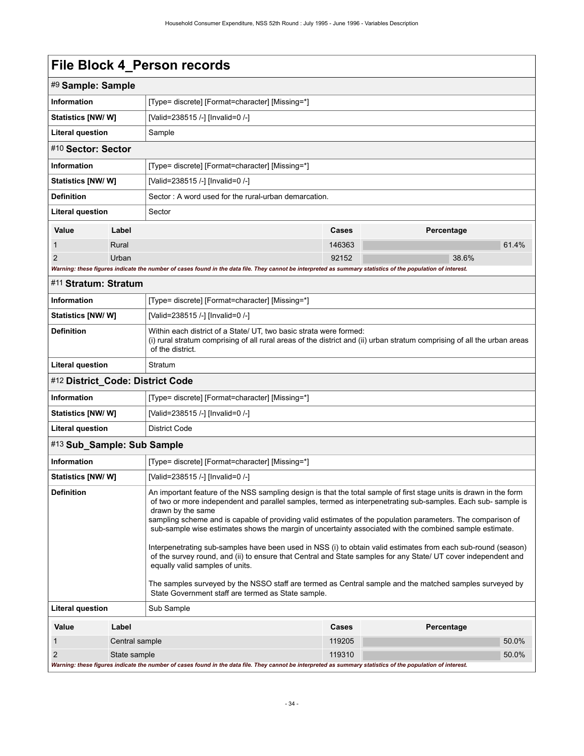# File Block 4_Person records

## #9 Sample: Sample

| | |
|---|---|
| **Information** | [Type= discrete] [Format=character] [Missing=*] |
| **Statistics [NW/ W]** | [Valid=238515 /-] [Invalid=0 /-] |
| **Literal question** | Sample |

## #10 Sector: Sector

| | |
|---|---|
| **Information** | [Type= discrete] [Format=character] [Missing=*] |
| **Statistics [NW/ W]** | [Valid=238515 /-] [Invalid=0 /-] |
| **Definition** | Sector : A word used for the rural-urban demarcation. |
| **Literal question** | Sector |

| Value | Label | Cases | Percentage |
|---|---|---|---|
| 1 | Rural | 146363 | 61.4% |
| 2 | Urban | 92152 | 38.6% |

*Warning: these figures indicate the number of cases found in the data file. They cannot be interpreted as summary statistics of the population of interest.*

## #11 Stratum: Stratum

| | |
|---|---|
| **Information** | [Type= discrete] [Format=character] [Missing=*] |
| **Statistics [NW/ W]** | [Valid=238515 /-] [Invalid=0 /-] |
| **Definition** | Within each district of a State/ UT, two basic strata were formed: (i) rural stratum comprising of all rural areas of the district and (ii) urban stratum comprising of all the urban areas of the district. |
| **Literal question** | Stratum |

## #12 District_Code: District Code

| | |
|---|---|
| **Information** | [Type= discrete] [Format=character] [Missing=*] |
| **Statistics [NW/ W]** | [Valid=238515 /-] [Invalid=0 /-] |
| **Literal question** | District Code |

## #13 Sub_Sample: Sub Sample

| | |
|---|---|
| **Information** | [Type= discrete] [Format=character] [Missing=*] |
| **Statistics [NW/ W]** | [Valid=238515 /-] [Invalid=0 /-] |
| **Definition** | An important feature of the NSS sampling design is that the total sample of first stage units is drawn in the form of two or more independent and parallel samples, termed as interpenetrating sub-samples. Each sub- sample is drawn by the same sampling scheme and is capable of providing valid estimates of the population parameters. The comparison of sub-sample wise estimates shows the margin of uncertainty associated with the combined sample estimate.<br><br>Interpenetrating sub-samples have been used in NSS (i) to obtain valid estimates from each sub-round (season) of the survey round, and (ii) to ensure that Central and State samples for any State/ UT cover independent and equally valid samples of units.<br><br>The samples surveyed by the NSSO staff are termed as Central sample and the matched samples surveyed by State Government staff are termed as State sample. |
| **Literal question** | Sub Sample |

| Value | Label | Cases | Percentage |
|---|---|---|---|
| 1 | Central sample | 119205 | 50.0% |
| 2 | State sample | 119310 | 50.0% |

*Warning: these figures indicate the number of cases found in the data file. They cannot be interpreted as summary statistics of the population of interest.*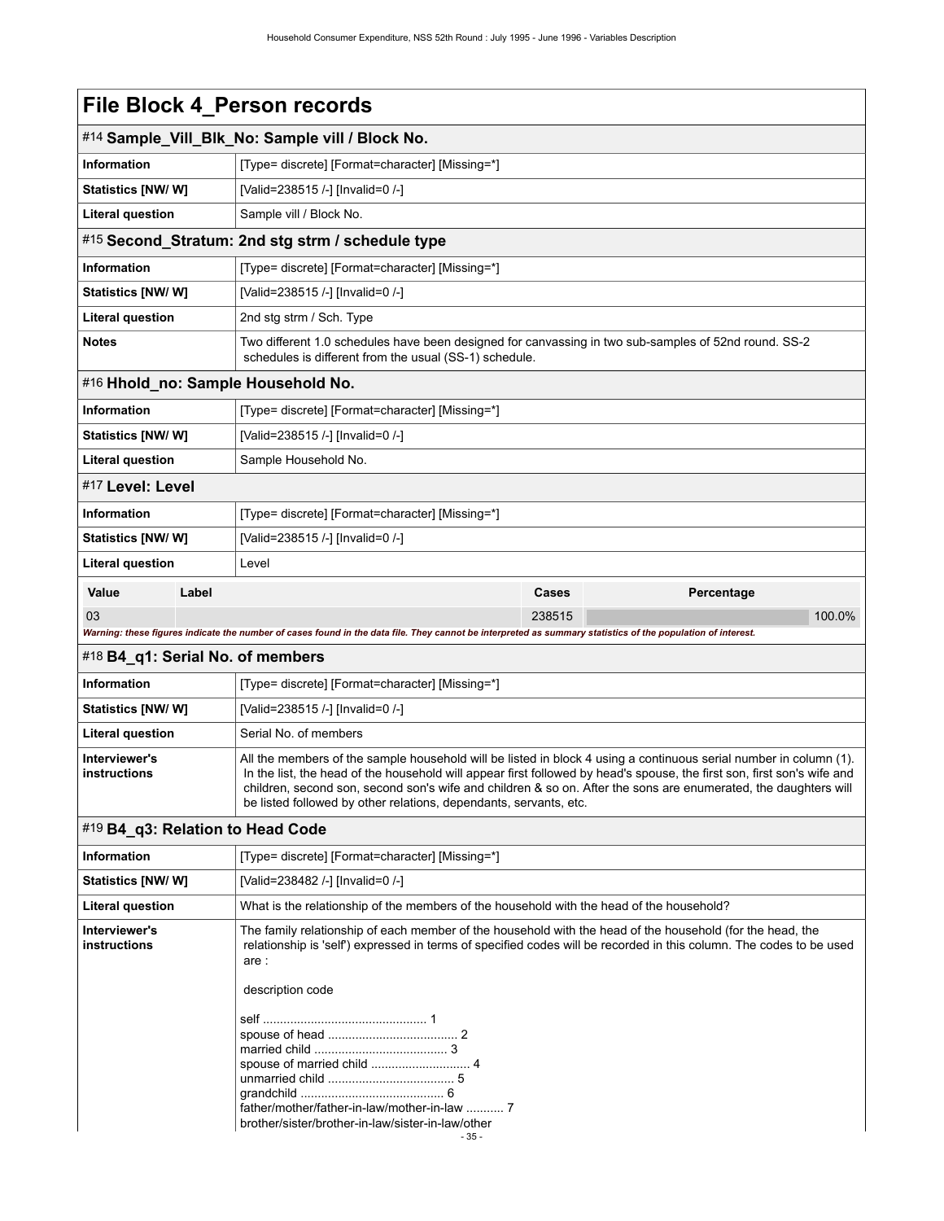# File Block 4_Person records

## #14 Sample_Vill_Blk_No: Sample vill / Block No.

| | |
|---|---|
| **Information** | [Type= discrete] [Format=character] [Missing=*] |
| **Statistics [NW/ W]** | [Valid=238515 /-] [Invalid=0 /-] |
| **Literal question** | Sample vill / Block No. |

## #15 Second_Stratum: 2nd stg strm / schedule type

| | |
|---|---|
| **Information** | [Type= discrete] [Format=character] [Missing=*] |
| **Statistics [NW/ W]** | [Valid=238515 /-] [Invalid=0 /-] |
| **Literal question** | 2nd stg strm / Sch. Type |
| **Notes** | Two different 1.0 schedules have been designed for canvassing in two sub-samples of 52nd round. SS-2 schedules is different from the usual (SS-1) schedule. |

## #16 Hhold_no: Sample Household No.

| | |
|---|---|
| **Information** | [Type= discrete] [Format=character] [Missing=*] |
| **Statistics [NW/ W]** | [Valid=238515 /-] [Invalid=0 /-] |
| **Literal question** | Sample Household No. |

## #17 Level: Level

| | |
|---|---|
| **Information** | [Type= discrete] [Format=character] [Missing=*] |
| **Statistics [NW/ W]** | [Valid=238515 /-] [Invalid=0 /-] |
| **Literal question** | Level |

| Value | Label | Cases | Percentage |
|---|---|---|---|
| 03 | | 238515 | 100.0% |

***Warning: these figures indicate the number of cases found in the data file. They cannot be interpreted as summary statistics of the population of interest.***

## #18 B4_q1: Serial No. of members

| | |
|---|---|
| **Information** | [Type= discrete] [Format=character] [Missing=*] |
| **Statistics [NW/ W]** | [Valid=238515 /-] [Invalid=0 /-] |
| **Literal question** | Serial No. of members |
| **Interviewer's instructions** | All the members of the sample household will be listed in block 4 using a continuous serial number in column (1). In the list, the head of the household will appear first followed by head's spouse, the first son, first son's wife and children, second son, second son's wife and children & so on. After the sons are enumerated, the daughters will be listed followed by other relations, dependants, servants, etc. |

## #19 B4_q3: Relation to Head Code

| | |
|---|---|
| **Information** | [Type= discrete] [Format=character] [Missing=*] |
| **Statistics [NW/ W]** | [Valid=238482 /-] [Invalid=0 /-] |
| **Literal question** | What is the relationship of the members of the household with the head of the household? |
| **Interviewer's instructions** | The family relationship of each member of the household with the head of the household (for the head, the relationship is 'self') expressed in terms of specified codes will be recorded in this column. The codes to be used are :<br><br>description code<br><br>self ................................................ 1<br>spouse of head ...................................... 2<br>married child ....................................... 3<br>spouse of married child ............................. 4<br>unmarried child ..................................... 5<br>grandchild .......................................... 6<br>father/mother/father-in-law/mother-in-law ........... 7<br>brother/sister/brother-in-law/sister-in-law/other |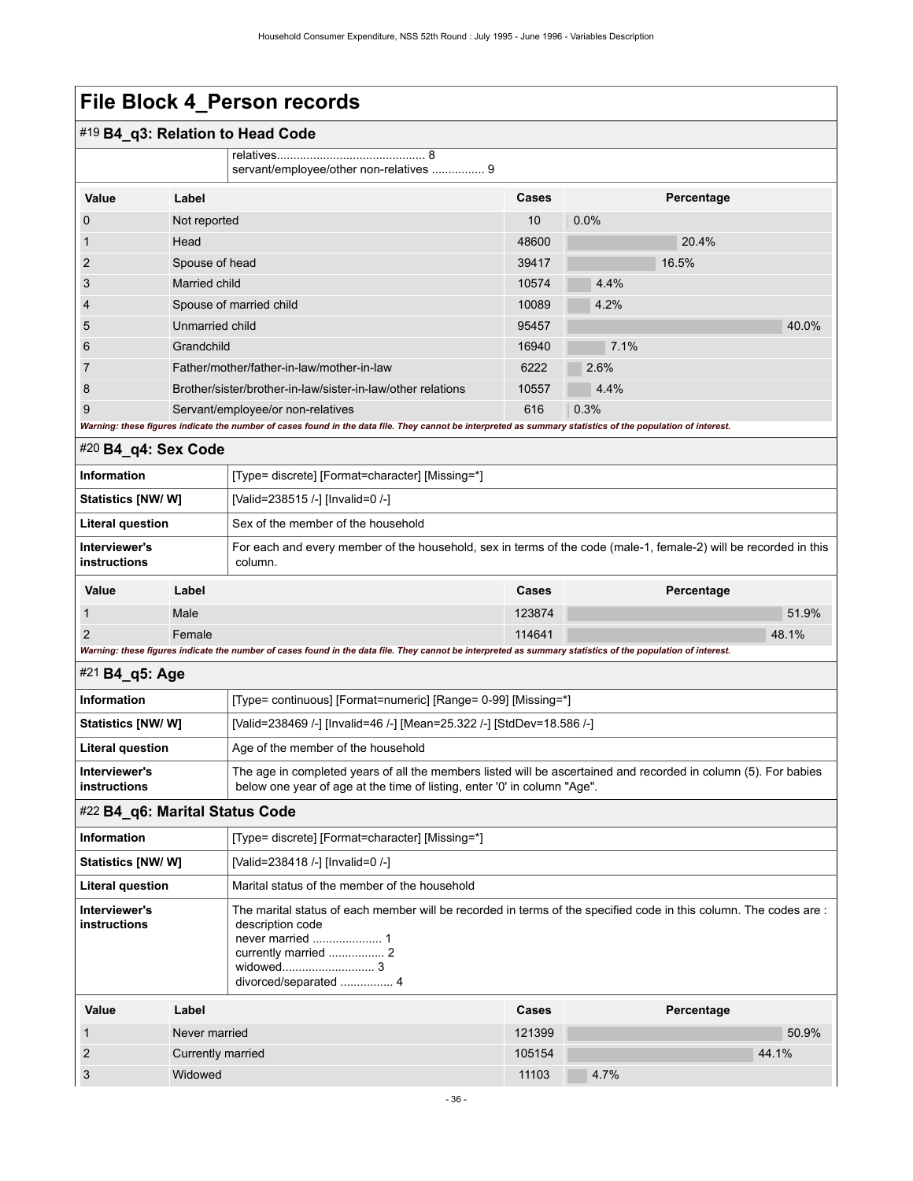# File Block 4_Person records

## #19 B4_q3: Relation to Head Code

| | |
|---|---|
| | relatives............................................ 8<br>servant/employee/other non-relatives ................ 9 |

| Value | Label | Cases | Percentage |
|---|---|---|---|
| 0 | Not reported | 10 | 0.0% |
| 1 | Head | 48600 | 20.4% |
| 2 | Spouse of head | 39417 | 16.5% |
| 3 | Married child | 10574 | 4.4% |
| 4 | Spouse of married child | 10089 | 4.2% |
| 5 | Unmarried child | 95457 | 40.0% |
| 6 | Grandchild | 16940 | 7.1% |
| 7 | Father/mother/father-in-law/mother-in-law | 6222 | 2.6% |
| 8 | Brother/sister/brother-in-law/sister-in-law/other relations | 10557 | 4.4% |
| 9 | Servant/employee/or non-relatives | 616 | 0.3% |

*Warning: these figures indicate the number of cases found in the data file. They cannot be interpreted as summary statistics of the population of interest.*

## #20 B4_q4: Sex Code

| | |
|---|---|
| **Information** | [Type= discrete] [Format=character] [Missing=*] |
| **Statistics [NW/ W]** | [Valid=238515 /-] [Invalid=0 /-] |
| **Literal question** | Sex of the member of the household |
| **Interviewer's instructions** | For each and every member of the household, sex in terms of the code (male-1, female-2) will be recorded in this column. |

| Value | Label | Cases | Percentage |
|---|---|---|---|
| 1 | Male | 123874 | 51.9% |
| 2 | Female | 114641 | 48.1% |

*Warning: these figures indicate the number of cases found in the data file. They cannot be interpreted as summary statistics of the population of interest.*

## #21 B4_q5: Age

| | |
|---|---|
| **Information** | [Type= continuous] [Format=numeric] [Range= 0-99] [Missing=*] |
| **Statistics [NW/ W]** | [Valid=238469 /-] [Invalid=46 /-] [Mean=25.322 /-] [StdDev=18.586 /-] |
| **Literal question** | Age of the member of the household |
| **Interviewer's instructions** | The age in completed years of all the members listed will be ascertained and recorded in column (5). For babies below one year of age at the time of listing, enter '0' in column "Age". |

## #22 B4_q6: Marital Status Code

| | |
|---|---|
| **Information** | [Type= discrete] [Format=character] [Missing=*] |
| **Statistics [NW/ W]** | [Valid=238418 /-] [Invalid=0 /-] |
| **Literal question** | Marital status of the member of the household |
| **Interviewer's instructions** | The marital status of each member will be recorded in terms of the specified code in this column. The codes are :<br>description code<br>never married ..................... 1<br>currently married ................. 2<br>widowed............................ 3<br>divorced/separated ................ 4 |

| Value | Label | Cases | Percentage |
|---|---|---|---|
| 1 | Never married | 121399 | 50.9% |
| 2 | Currently married | 105154 | 44.1% |
| 3 | Widowed | 11103 | 4.7% |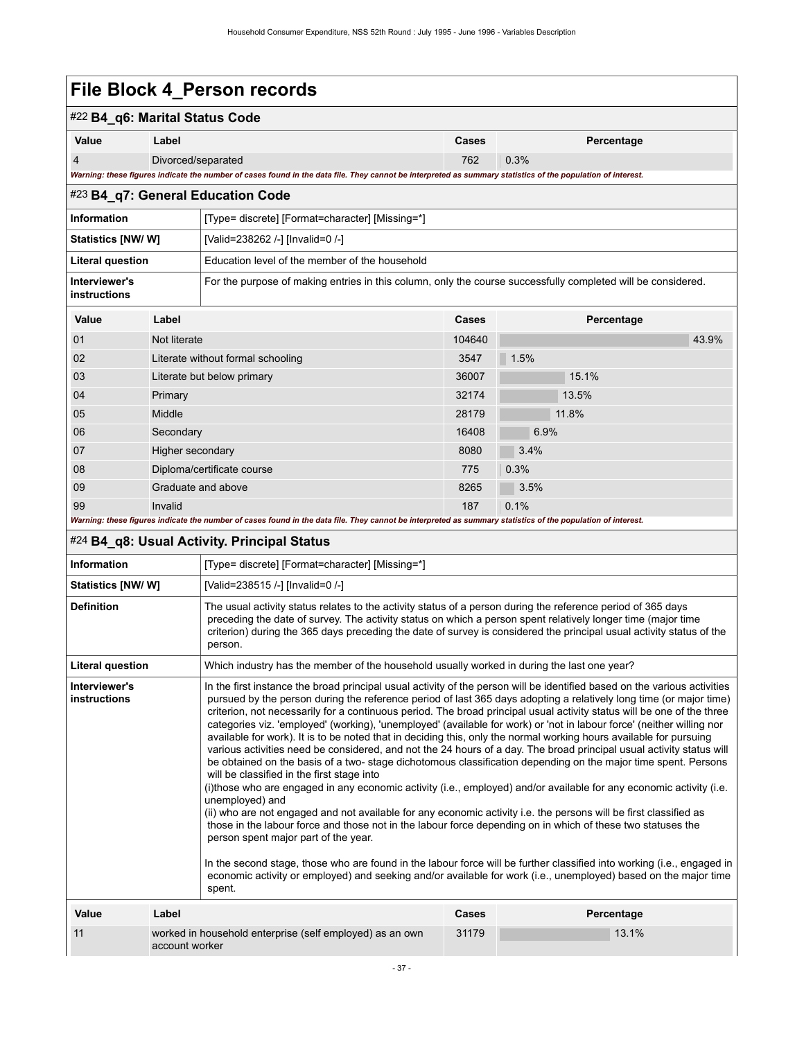# File Block 4_Person records

## #22 B4_q6: Marital Status Code

| Value | Label | Cases | Percentage |
|---|---|---|---|
| 4 | Divorced/separated | 762 | 0.3% |

*Warning: these figures indicate the number of cases found in the data file. They cannot be interpreted as summary statistics of the population of interest.*

## #23 B4_q7: General Education Code

| | |
|---|---|
| **Information** | [Type= discrete] [Format=character] [Missing=*] |
| **Statistics [NW/ W]** | [Valid=238262 /-] [Invalid=0 /-] |
| **Literal question** | Education level of the member of the household |
| **Interviewer's instructions** | For the purpose of making entries in this column, only the course successfully completed will be considered. |

| Value | Label | Cases | Percentage |
|---|---|---|---|
| 01 | Not literate | 104640 | 43.9% |
| 02 | Literate without formal schooling | 3547 | 1.5% |
| 03 | Literate but below primary | 36007 | 15.1% |
| 04 | Primary | 32174 | 13.5% |
| 05 | Middle | 28179 | 11.8% |
| 06 | Secondary | 16408 | 6.9% |
| 07 | Higher secondary | 8080 | 3.4% |
| 08 | Diploma/certificate course | 775 | 0.3% |
| 09 | Graduate and above | 8265 | 3.5% |
| 99 | Invalid | 187 | 0.1% |

*Warning: these figures indicate the number of cases found in the data file. They cannot be interpreted as summary statistics of the population of interest.*

## #24 B4_q8: Usual Activity. Principal Status

| | |
|---|---|
| **Information** | [Type= discrete] [Format=character] [Missing=*] |
| **Statistics [NW/ W]** | [Valid=238515 /-] [Invalid=0 /-] |
| **Definition** | The usual activity status relates to the activity status of a person during the reference period of 365 days preceding the date of survey. The activity status on which a person spent relatively longer time (major time criterion) during the 365 days preceding the date of survey is considered the principal usual activity status of the person. |
| **Literal question** | Which industry has the member of the household usually worked in during the last one year? |
| **Interviewer's instructions** | In the first instance the broad principal usual activity of the person will be identified based on the various activities pursued by the person during the reference period of last 365 days adopting a relatively long time (or major time) criterion, not necessarily for a continuous period. The broad principal usual activity status will be one of the three categories viz. 'employed' (working), 'unemployed' (available for work) or 'not in labour force' (neither willing nor available for work). It is to be noted that in deciding this, only the normal working hours available for pursuing various activities need be considered, and not the 24 hours of a day. The broad principal usual activity status will be obtained on the basis of a two- stage dichotomous classification depending on the major time spent. Persons will be classified in the first stage into<br>(i)those who are engaged in any economic activity (i.e., employed) and/or available for any economic activity (i.e. unemployed) and<br>(ii) who are not engaged and not available for any economic activity i.e. the persons will be first classified as those in the labour force and those not in the labour force depending on in which of these two statuses the person spent major part of the year.<br><br>In the second stage, those who are found in the labour force will be further classified into working (i.e., engaged in economic activity or employed) and seeking and/or available for work (i.e., unemployed) based on the major time spent. |

| Value | Label | Cases | Percentage |
|---|---|---|---|
| 11 | worked in household enterprise (self employed) as an own account worker | 31179 | 13.1% |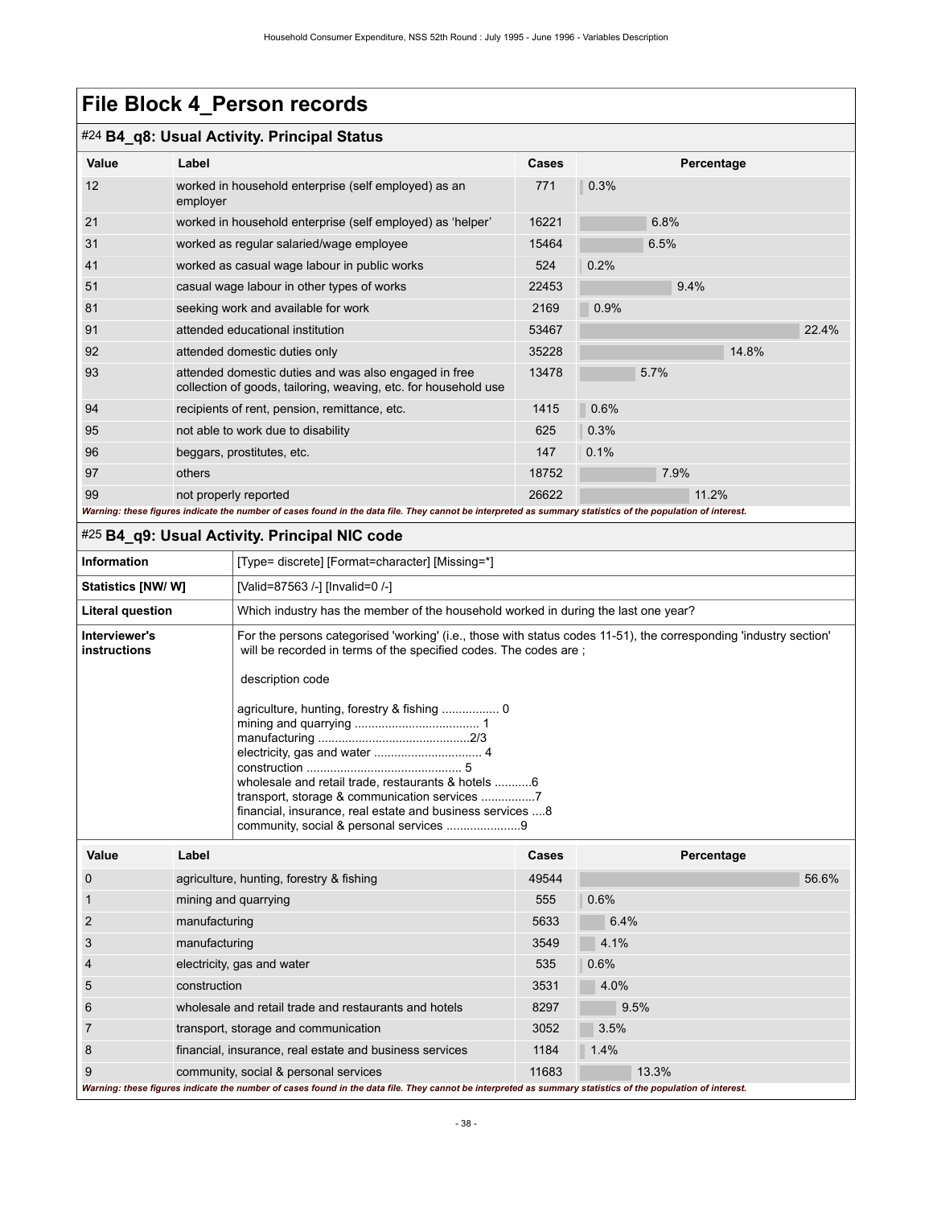# File Block 4_Person records

## #24 B4_q8: Usual Activity. Principal Status

| Value | Label | Cases | Percentage |
|---|---|---|---|
| 12 | worked in household enterprise (self employed) as an employer | 771 | 0.3% |
| 21 | worked in household enterprise (self employed) as 'helper' | 16221 | 6.8% |
| 31 | worked as regular salaried/wage employee | 15464 | 6.5% |
| 41 | worked as casual wage labour in public works | 524 | 0.2% |
| 51 | casual wage labour in other types of works | 22453 | 9.4% |
| 81 | seeking work and available for work | 2169 | 0.9% |
| 91 | attended educational institution | 53467 | 22.4% |
| 92 | attended domestic duties only | 35228 | 14.8% |
| 93 | attended domestic duties and was also engaged in free collection of goods, tailoring, weaving, etc. for household use | 13478 | 5.7% |
| 94 | recipients of rent, pension, remittance, etc. | 1415 | 0.6% |
| 95 | not able to work due to disability | 625 | 0.3% |
| 96 | beggars, prostitutes, etc. | 147 | 0.1% |
| 97 | others | 18752 | 7.9% |
| 99 | not properly reported | 26622 | 11.2% |

*Warning: these figures indicate the number of cases found in the data file. They cannot be interpreted as summary statistics of the population of interest.*

## #25 B4_q9: Usual Activity. Principal NIC code

| | |
|---|---|
| **Information** | [Type= discrete] [Format=character] [Missing=*] |
| **Statistics [NW/ W]** | [Valid=87563 /-] [Invalid=0 /-] |
| **Literal question** | Which industry has the member of the household worked in during the last one year? |
| **Interviewer's instructions** | For the persons categorised 'working' (i.e., those with status codes 11-51), the corresponding 'industry section' will be recorded in terms of the specified codes. The codes are ;<br><br>description code<br><br>agriculture, hunting, forestry & fishing ................. 0<br>mining and quarrying .................................... 1<br>manufacturing ............................................2/3<br>electricity, gas and water ............................... 4<br>construction ............................................. 5<br>wholesale and retail trade, restaurants & hotels ...........6<br>transport, storage & communication services ................7<br>financial, insurance, real estate and business services ....8<br>community, social & personal services ......................9 |

| Value | Label | Cases | Percentage |
|---|---|---|---|
| 0 | agriculture, hunting, forestry & fishing | 49544 | 56.6% |
| 1 | mining and quarrying | 555 | 0.6% |
| 2 | manufacturing | 5633 | 6.4% |
| 3 | manufacturing | 3549 | 4.1% |
| 4 | electricity, gas and water | 535 | 0.6% |
| 5 | construction | 3531 | 4.0% |
| 6 | wholesale and retail trade and restaurants and hotels | 8297 | 9.5% |
| 7 | transport, storage and communication | 3052 | 3.5% |
| 8 | financial, insurance, real estate and business services | 1184 | 1.4% |
| 9 | community, social & personal services | 11683 | 13.3% |

*Warning: these figures indicate the number of cases found in the data file. They cannot be interpreted as summary statistics of the population of interest.*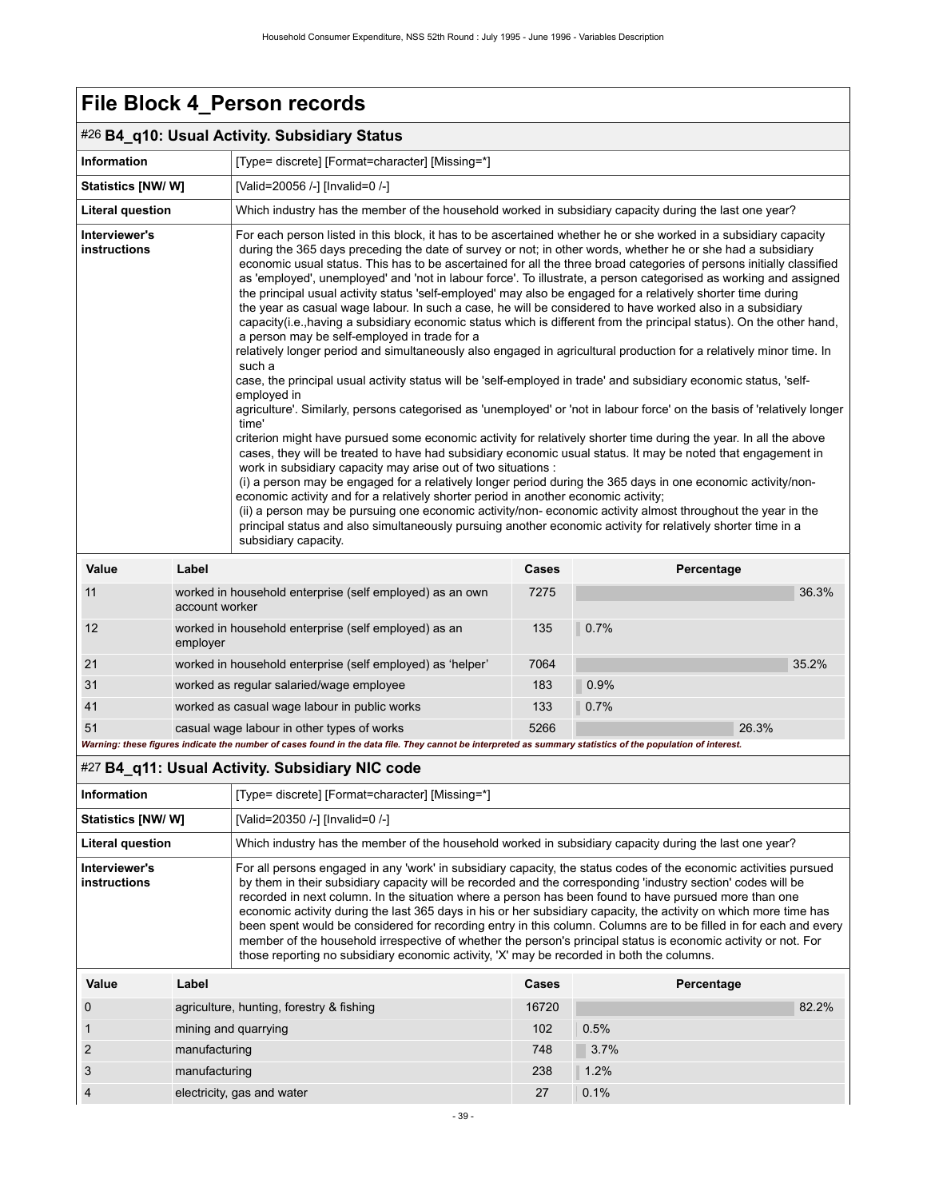# File Block 4_Person records

## #26 B4_q10: Usual Activity. Subsidiary Status

| | |
|---|---|
| **Information** | [Type= discrete] [Format=character] [Missing=*] |
| **Statistics [NW/ W]** | [Valid=20056 /-] [Invalid=0 /-] |
| **Literal question** | Which industry has the member of the household worked in subsidiary capacity during the last one year? |
| **Interviewer's instructions** | For each person listed in this block, it has to be ascertained whether he or she worked in a subsidiary capacity during the 365 days preceding the date of survey or not; in other words, whether he or she had a subsidiary economic usual status. This has to be ascertained for all the three broad categories of persons initially classified as 'employed', unemployed' and 'not in labour force'. To illustrate, a person categorised as working and assigned the principal usual activity status 'self-employed' may also be engaged for a relatively shorter time during the year as casual wage labour. In such a case, he will be considered to have worked also in a subsidiary capacity(i.e.,having a subsidiary economic status which is different from the principal status). On the other hand, a person may be self-employed in trade for a relatively longer period and simultaneously also engaged in agricultural production for a relatively minor time. In such a case, the principal usual activity status will be 'self-employed in trade' and subsidiary economic status, 'self-employed in agriculture'. Similarly, persons categorised as 'unemployed' or 'not in labour force' on the basis of 'relatively longer time' criterion might have pursued some economic activity for relatively shorter time during the year. In all the above cases, they will be treated to have had subsidiary economic usual status. It may be noted that engagement in work in subsidiary capacity may arise out of two situations :<br>(i) a person may be engaged for a relatively longer period during the 365 days in one economic activity/non-economic activity and for a relatively shorter period in another economic activity;<br>(ii) a person may be pursuing one economic activity/non- economic activity almost throughout the year in the principal status and also simultaneously pursuing another economic activity for relatively shorter time in a subsidiary capacity. |

| Value | Label | Cases | Percentage |
|---|---|---|---|
| 11 | worked in household enterprise (self employed) as an own account worker | 7275 | 36.3% |
| 12 | worked in household enterprise (self employed) as an employer | 135 | 0.7% |
| 21 | worked in household enterprise (self employed) as 'helper' | 7064 | 35.2% |
| 31 | worked as regular salaried/wage employee | 183 | 0.9% |
| 41 | worked as casual wage labour in public works | 133 | 0.7% |
| 51 | casual wage labour in other types of works | 5266 | 26.3% |

***Warning: these figures indicate the number of cases found in the data file. They cannot be interpreted as summary statistics of the population of interest.***

## #27 B4_q11: Usual Activity. Subsidiary NIC code

| | |
|---|---|
| **Information** | [Type= discrete] [Format=character] [Missing=*] |
| **Statistics [NW/ W]** | [Valid=20350 /-] [Invalid=0 /-] |
| **Literal question** | Which industry has the member of the household worked in subsidiary capacity during the last one year? |
| **Interviewer's instructions** | For all persons engaged in any 'work' in subsidiary capacity, the status codes of the economic activities pursued by them in their subsidiary capacity will be recorded and the corresponding 'industry section' codes will be recorded in next column. In the situation where a person has been found to have pursued more than one economic activity during the last 365 days in his or her subsidiary capacity, the activity on which more time has been spent would be considered for recording entry in this column. Columns are to be filled in for each and every member of the household irrespective of whether the person's principal status is economic activity or not. For those reporting no subsidiary economic activity, 'X' may be recorded in both the columns. |

| Value | Label | Cases | Percentage |
|---|---|---|---|
| 0 | agriculture, hunting, forestry & fishing | 16720 | 82.2% |
| 1 | mining and quarrying | 102 | 0.5% |
| 2 | manufacturing | 748 | 3.7% |
| 3 | manufacturing | 238 | 1.2% |
| 4 | electricity, gas and water | 27 | 0.1% |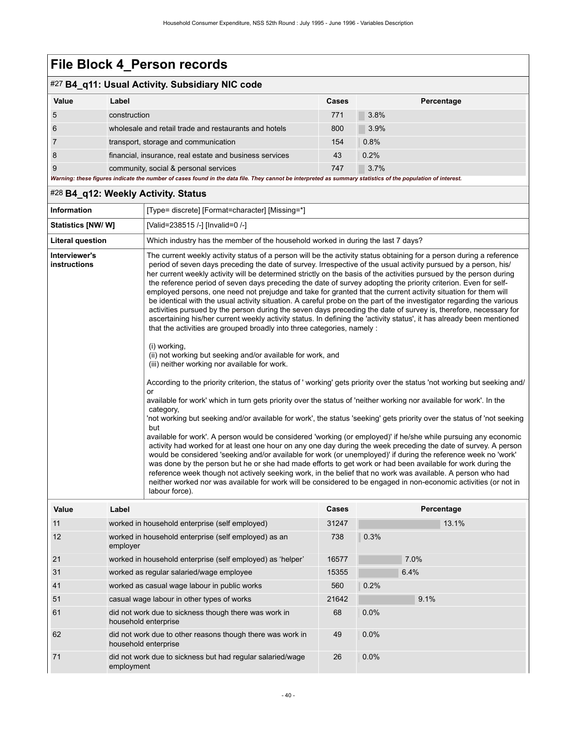# File Block 4_Person records

## #27 B4_q11: Usual Activity. Subsidiary NIC code

| Value | Label | Cases | Percentage |
|---|---|---|---|
| 5 | construction | 771 | 3.8% |
| 6 | wholesale and retail trade and restaurants and hotels | 800 | 3.9% |
| 7 | transport, storage and communication | 154 | 0.8% |
| 8 | financial, insurance, real estate and business services | 43 | 0.2% |
| 9 | community, social & personal services | 747 | 3.7% |

***Warning: these figures indicate the number of cases found in the data file. They cannot be interpreted as summary statistics of the population of interest.***

## #28 B4_q12: Weekly Activity. Status

| | |
|---|---|
| **Information** | [Type= discrete] [Format=character] [Missing=*] |
| **Statistics [NW/ W]** | [Valid=238515 /-] [Invalid=0 /-] |
| **Literal question** | Which industry has the member of the household worked in during the last 7 days? |
| **Interviewer's instructions** | The current weekly activity status of a person will be the activity status obtaining for a person during a reference period of seven days preceding the date of survey. Irrespective of the usual activity pursued by a person, his/her current weekly activity will be determined strictly on the basis of the activities pursued by the person during the reference period of seven days preceding the date of survey adopting the priority criterion. Even for self-employed persons, one need not prejudge and take for granted that the current activity situation for them will be identical with the usual activity situation. A careful probe on the part of the investigator regarding the various activities pursued by the person during the seven days preceding the date of survey is, therefore, necessary for ascertaining his/her current weekly activity status. In defining the 'activity status', it has already been mentioned that the activities are grouped broadly into three categories, namely :<br><br>(i) working,<br>(ii) not working but seeking and/or available for work, and<br>(iii) neither working nor available for work.<br><br>According to the priority criterion, the status of ' working' gets priority over the status 'not working but seeking and/or available for work' which in turn gets priority over the status of 'neither working nor available for work'. In the category, 'not working but seeking and/or available for work', the status 'seeking' gets priority over the status of 'not seeking but available for work'. A person would be considered 'working (or employed)' if he/she while pursuing any economic activity had worked for at least one hour on any one day during the week preceding the date of survey. A person would be considered 'seeking and/or available for work (or unemployed)' if during the reference week no 'work' was done by the person but he or she had made efforts to get work or had been available for work during the reference week though not actively seeking work, in the belief that no work was available. A person who had neither worked nor was available for work will be considered to be engaged in non-economic activities (or not in labour force). |

| Value | Label | Cases | Percentage |
|---|---|---|---|
| 11 | worked in household enterprise (self employed) | 31247 | 13.1% |
| 12 | worked in household enterprise (self employed) as an employer | 738 | 0.3% |
| 21 | worked in household enterprise (self employed) as 'helper' | 16577 | 7.0% |
| 31 | worked as regular salaried/wage employee | 15355 | 6.4% |
| 41 | worked as casual wage labour in public works | 560 | 0.2% |
| 51 | casual wage labour in other types of works | 21642 | 9.1% |
| 61 | did not work due to sickness though there was work in household enterprise | 68 | 0.0% |
| 62 | did not work due to other reasons though there was work in household enterprise | 49 | 0.0% |
| 71 | did not work due to sickness but had regular salaried/wage employment | 26 | 0.0% |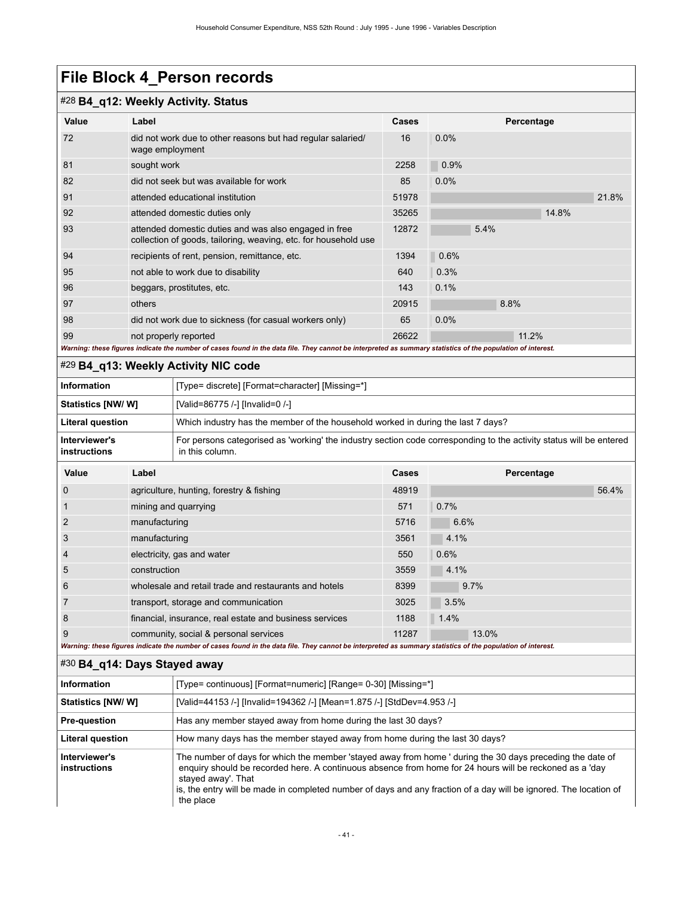# File Block 4_Person records

## #28 B4_q12: Weekly Activity. Status

| Value | Label | Cases | Percentage |
|---|---|---|---|
| 72 | did not work due to other reasons but had regular salaried/ wage employment | 16 | 0.0% |
| 81 | sought work | 2258 | 0.9% |
| 82 | did not seek but was available for work | 85 | 0.0% |
| 91 | attended educational institution | 51978 | 21.8% |
| 92 | attended domestic duties only | 35265 | 14.8% |
| 93 | attended domestic duties and was also engaged in free collection of goods, tailoring, weaving, etc. for household use | 12872 | 5.4% |
| 94 | recipients of rent, pension, remittance, etc. | 1394 | 0.6% |
| 95 | not able to work due to disability | 640 | 0.3% |
| 96 | beggars, prostitutes, etc. | 143 | 0.1% |
| 97 | others | 20915 | 8.8% |
| 98 | did not work due to sickness (for casual workers only) | 65 | 0.0% |
| 99 | not properly reported | 26622 | 11.2% |

*Warning: these figures indicate the number of cases found in the data file. They cannot be interpreted as summary statistics of the population of interest.*

## #29 B4_q13: Weekly Activity NIC code

| | |
|---|---|
| **Information** | [Type= discrete] [Format=character] [Missing=*] |
| **Statistics [NW/ W]** | [Valid=86775 /-] [Invalid=0 /-] |
| **Literal question** | Which industry has the member of the household worked in during the last 7 days? |
| **Interviewer's instructions** | For persons categorised as 'working' the industry section code corresponding to the activity status will be entered in this column. |

| Value | Label | Cases | Percentage |
|---|---|---|---|
| 0 | agriculture, hunting, forestry & fishing | 48919 | 56.4% |
| 1 | mining and quarrying | 571 | 0.7% |
| 2 | manufacturing | 5716 | 6.6% |
| 3 | manufacturing | 3561 | 4.1% |
| 4 | electricity, gas and water | 550 | 0.6% |
| 5 | construction | 3559 | 4.1% |
| 6 | wholesale and retail trade and restaurants and hotels | 8399 | 9.7% |
| 7 | transport, storage and communication | 3025 | 3.5% |
| 8 | financial, insurance, real estate and business services | 1188 | 1.4% |
| 9 | community, social & personal services | 11287 | 13.0% |

*Warning: these figures indicate the number of cases found in the data file. They cannot be interpreted as summary statistics of the population of interest.*

## #30 B4_q14: Days Stayed away

| | |
|---|---|
| **Information** | [Type= continuous] [Format=numeric] [Range= 0-30] [Missing=*] |
| **Statistics [NW/ W]** | [Valid=44153 /-] [Invalid=194362 /-] [Mean=1.875 /-] [StdDev=4.953 /-] |
| **Pre-question** | Has any member stayed away from home during the last 30 days? |
| **Literal question** | How many days has the member stayed away from home during the last 30 days? |
| **Interviewer's instructions** | The number of days for which the member 'stayed away from home ' during the 30 days preceding the date of enquiry should be recorded here. A continuous absence from home for 24 hours will be reckoned as a 'day stayed away'. That is, the entry will be made in completed number of days and any fraction of a day will be ignored. The location of the place |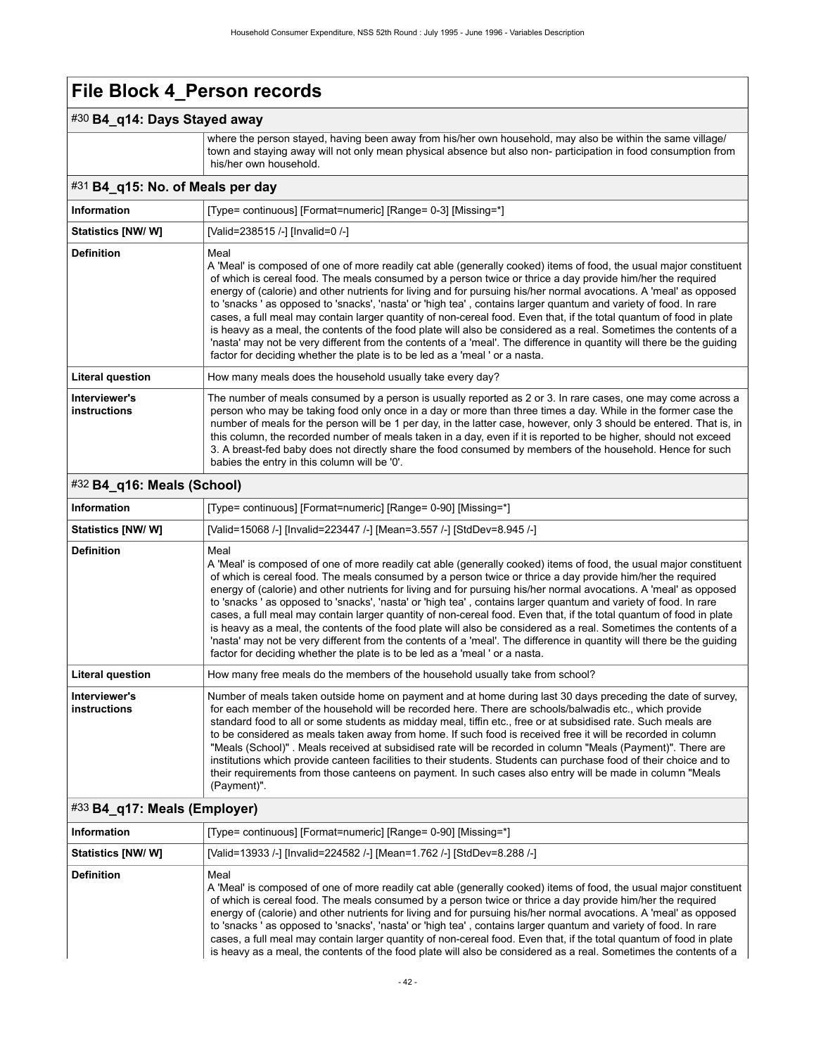# File Block 4_Person records

## #30 B4_q14: Days Stayed away

| | |
|---|---|
| | where the person stayed, having been away from his/her own household, may also be within the same village/ town and staying away will not only mean physical absence but also non- participation in food consumption from his/her own household. |

## #31 B4_q15: No. of Meals per day

| | |
|---|---|
| **Information** | [Type= continuous] [Format=numeric] [Range= 0-3] [Missing=*] |
| **Statistics [NW/ W]** | [Valid=238515 /-] [Invalid=0 /-] |
| **Definition** | Meal<br>A 'Meal' is composed of one of more readily cat able (generally cooked) items of food, the usual major constituent of which is cereal food. The meals consumed by a person twice or thrice a day provide him/her the required energy of (calorie) and other nutrients for living and for pursuing his/her normal avocations. A 'meal' as opposed to 'snacks ' as opposed to 'snacks', 'nasta' or 'high tea' , contains larger quantum and variety of food. In rare cases, a full meal may contain larger quantity of non-cereal food. Even that, if the total quantum of food in plate is heavy as a meal, the contents of the food plate will also be considered as a real. Sometimes the contents of a 'nasta' may not be very different from the contents of a 'meal'. The difference in quantity will there be the guiding factor for deciding whether the plate is to be led as a 'meal ' or a nasta. |
| **Literal question** | How many meals does the household usually take every day? |
| **Interviewer's instructions** | The number of meals consumed by a person is usually reported as 2 or 3. In rare cases, one may come across a person who may be taking food only once in a day or more than three times a day. While in the former case the number of meals for the person will be 1 per day, in the latter case, however, only 3 should be entered. That is, in this column, the recorded number of meals taken in a day, even if it is reported to be higher, should not exceed 3. A breast-fed baby does not directly share the food consumed by members of the household. Hence for such babies the entry in this column will be '0'. |

## #32 B4_q16: Meals (School)

| | |
|---|---|
| **Information** | [Type= continuous] [Format=numeric] [Range= 0-90] [Missing=*] |
| **Statistics [NW/ W]** | [Valid=15068 /-] [Invalid=223447 /-] [Mean=3.557 /-] [StdDev=8.945 /-] |
| **Definition** | Meal<br>A 'Meal' is composed of one of more readily cat able (generally cooked) items of food, the usual major constituent of which is cereal food. The meals consumed by a person twice or thrice a day provide him/her the required energy of (calorie) and other nutrients for living and for pursuing his/her normal avocations. A 'meal' as opposed to 'snacks ' as opposed to 'snacks', 'nasta' or 'high tea' , contains larger quantum and variety of food. In rare cases, a full meal may contain larger quantity of non-cereal food. Even that, if the total quantum of food in plate is heavy as a meal, the contents of the food plate will also be considered as a real. Sometimes the contents of a 'nasta' may not be very different from the contents of a 'meal'. The difference in quantity will there be the guiding factor for deciding whether the plate is to be led as a 'meal ' or a nasta. |
| **Literal question** | How many free meals do the members of the household usually take from school? |
| **Interviewer's instructions** | Number of meals taken outside home on payment and at home during last 30 days preceding the date of survey, for each member of the household will be recorded here. There are schools/balwadis etc., which provide standard food to all or some students as midday meal, tiffin etc., free or at subsidised rate. Such meals are to be considered as meals taken away from home. If such food is received free it will be recorded in column "Meals (School)" . Meals received at subsidised rate will be recorded in column "Meals (Payment)". There are institutions which provide canteen facilities to their students. Students can purchase food of their choice and to their requirements from those canteens on payment. In such cases also entry will be made in column "Meals (Payment)". |

## #33 B4_q17: Meals (Employer)

| | |
|---|---|
| **Information** | [Type= continuous] [Format=numeric] [Range= 0-90] [Missing=*] |
| **Statistics [NW/ W]** | [Valid=13933 /-] [Invalid=224582 /-] [Mean=1.762 /-] [StdDev=8.288 /-] |
| **Definition** | Meal<br>A 'Meal' is composed of one of more readily cat able (generally cooked) items of food, the usual major constituent of which is cereal food. The meals consumed by a person twice or thrice a day provide him/her the required energy of (calorie) and other nutrients for living and for pursuing his/her normal avocations. A 'meal' as opposed to 'snacks ' as opposed to 'snacks', 'nasta' or 'high tea' , contains larger quantum and variety of food. In rare cases, a full meal may contain larger quantity of non-cereal food. Even that, if the total quantum of food in plate is heavy as a meal, the contents of the food plate will also be considered as a real. Sometimes the contents of a |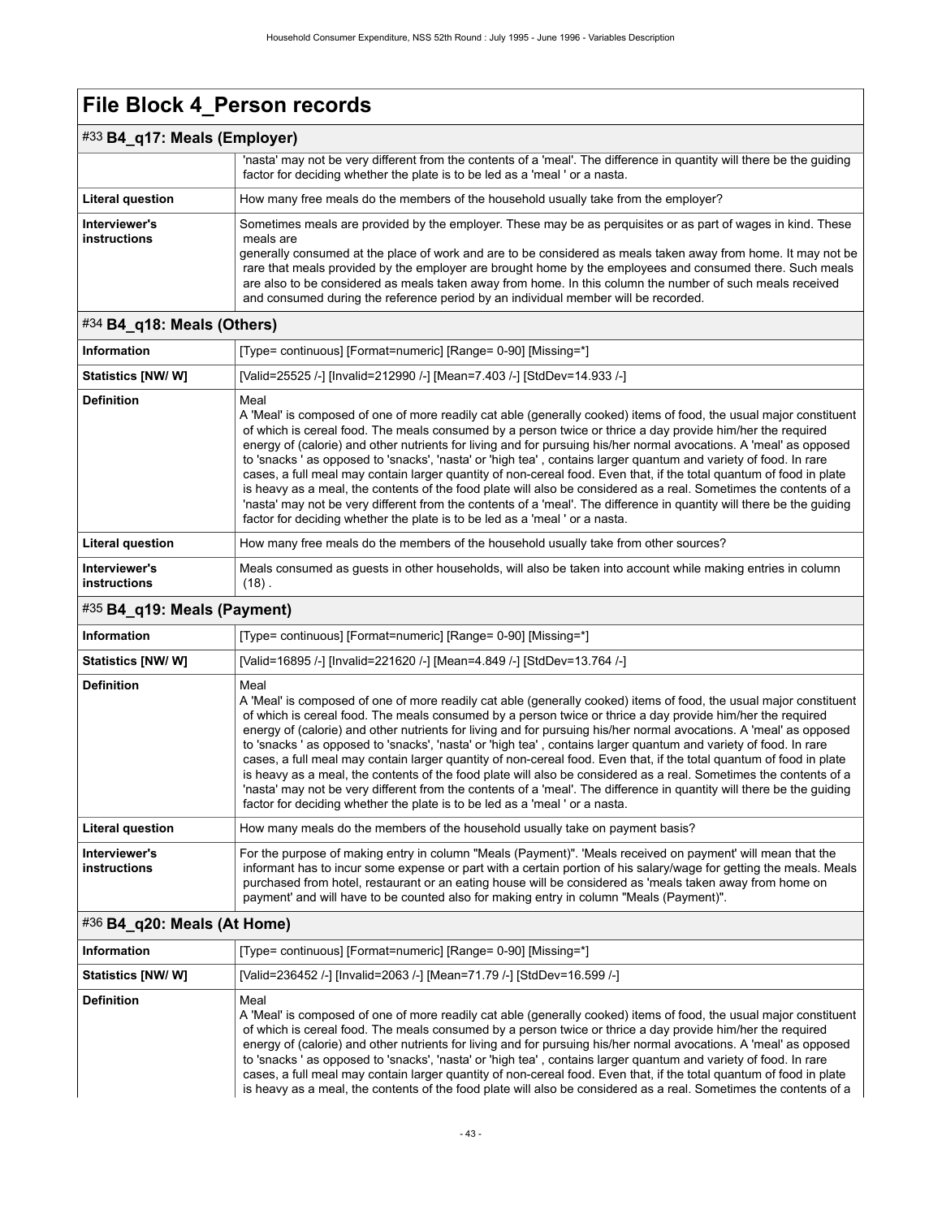# File Block 4_Person records

## #33 B4_q17: Meals (Employer)

| | |
|---|---|
| | 'nasta' may not be very different from the contents of a 'meal'. The difference in quantity will there be the guiding factor for deciding whether the plate is to be led as a 'meal ' or a nasta. |
| **Literal question** | How many free meals do the members of the household usually take from the employer? |
| **Interviewer's instructions** | Sometimes meals are provided by the employer. These may be as perquisites or as part of wages in kind. These meals are generally consumed at the place of work and are to be considered as meals taken away from home. It may not be rare that meals provided by the employer are brought home by the employees and consumed there. Such meals are also to be considered as meals taken away from home. In this column the number of such meals received and consumed during the reference period by an individual member will be recorded. |

## #34 B4_q18: Meals (Others)

| | |
|---|---|
| **Information** | [Type= continuous] [Format=numeric] [Range= 0-90] [Missing=*] |
| **Statistics [NW/ W]** | [Valid=25525 /-] [Invalid=212990 /-] [Mean=7.403 /-] [StdDev=14.933 /-] |
| **Definition** | Meal<br>A 'Meal' is composed of one of more readily cat able (generally cooked) items of food, the usual major constituent of which is cereal food. The meals consumed by a person twice or thrice a day provide him/her the required energy of (calorie) and other nutrients for living and for pursuing his/her normal avocations. A 'meal' as opposed to 'snacks ' as opposed to 'snacks', 'nasta' or 'high tea' , contains larger quantum and variety of food. In rare cases, a full meal may contain larger quantity of non-cereal food. Even that, if the total quantum of food in plate is heavy as a meal, the contents of the food plate will also be considered as a real. Sometimes the contents of a 'nasta' may not be very different from the contents of a 'meal'. The difference in quantity will there be the guiding factor for deciding whether the plate is to be led as a 'meal ' or a nasta. |
| **Literal question** | How many free meals do the members of the household usually take from other sources? |
| **Interviewer's instructions** | Meals consumed as guests in other households, will also be taken into account while making entries in column (18) . |

## #35 B4_q19: Meals (Payment)

| | |
|---|---|
| **Information** | [Type= continuous] [Format=numeric] [Range= 0-90] [Missing=*] |
| **Statistics [NW/ W]** | [Valid=16895 /-] [Invalid=221620 /-] [Mean=4.849 /-] [StdDev=13.764 /-] |
| **Definition** | Meal<br>A 'Meal' is composed of one of more readily cat able (generally cooked) items of food, the usual major constituent of which is cereal food. The meals consumed by a person twice or thrice a day provide him/her the required energy of (calorie) and other nutrients for living and for pursuing his/her normal avocations. A 'meal' as opposed to 'snacks ' as opposed to 'snacks', 'nasta' or 'high tea' , contains larger quantum and variety of food. In rare cases, a full meal may contain larger quantity of non-cereal food. Even that, if the total quantum of food in plate is heavy as a meal, the contents of the food plate will also be considered as a real. Sometimes the contents of a 'nasta' may not be very different from the contents of a 'meal'. The difference in quantity will there be the guiding factor for deciding whether the plate is to be led as a 'meal ' or a nasta. |
| **Literal question** | How many meals do the members of the household usually take on payment basis? |
| **Interviewer's instructions** | For the purpose of making entry in column "Meals (Payment)". 'Meals received on payment' will mean that the informant has to incur some expense or part with a certain portion of his salary/wage for getting the meals. Meals purchased from hotel, restaurant or an eating house will be considered as 'meals taken away from home on payment' and will have to be counted also for making entry in column "Meals (Payment)". |

## #36 B4_q20: Meals (At Home)

| | |
|---|---|
| **Information** | [Type= continuous] [Format=numeric] [Range= 0-90] [Missing=*] |
| **Statistics [NW/ W]** | [Valid=236452 /-] [Invalid=2063 /-] [Mean=71.79 /-] [StdDev=16.599 /-] |
| **Definition** | Meal<br>A 'Meal' is composed of one of more readily cat able (generally cooked) items of food, the usual major constituent of which is cereal food. The meals consumed by a person twice or thrice a day provide him/her the required energy of (calorie) and other nutrients for living and for pursuing his/her normal avocations. A 'meal' as opposed to 'snacks ' as opposed to 'snacks', 'nasta' or 'high tea' , contains larger quantum and variety of food. In rare cases, a full meal may contain larger quantity of non-cereal food. Even that, if the total quantum of food in plate is heavy as a meal, the contents of the food plate will also be considered as a real. Sometimes the contents of a |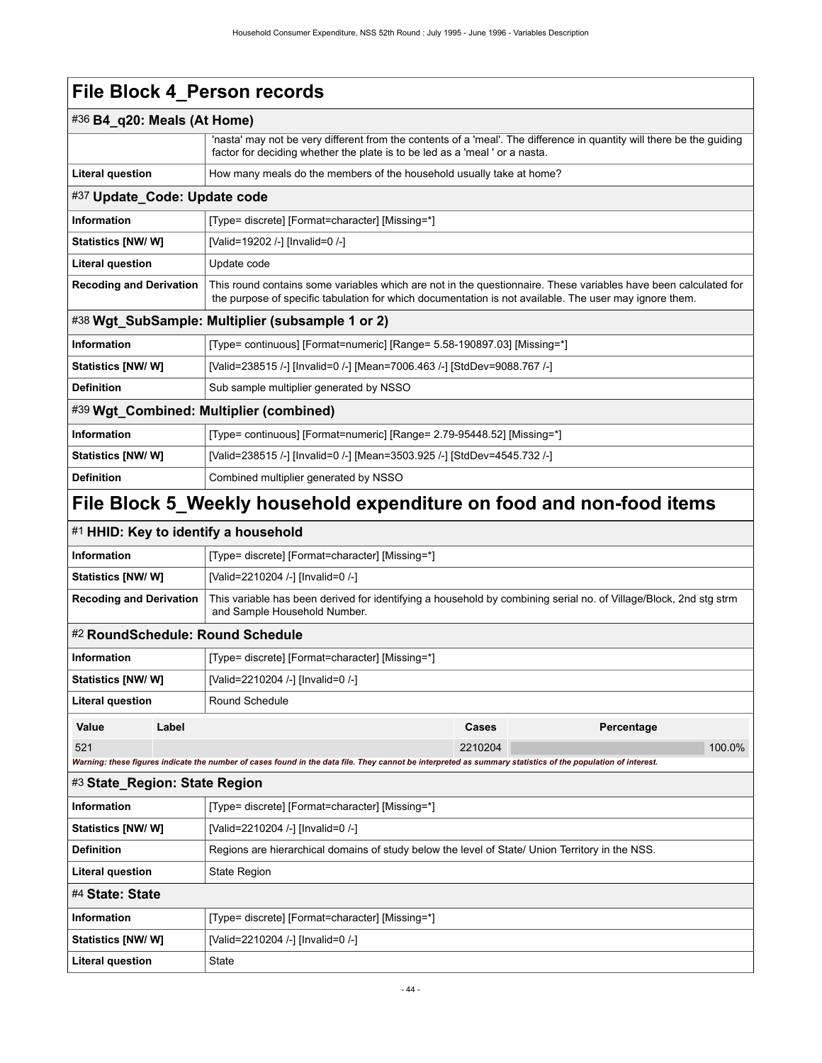# File Block 4_Person records

## #36 B4_q20: Meals (At Home)

| | |
|---|---|
| | 'nasta' may not be very different from the contents of a 'meal'. The difference in quantity will there be the guiding factor for deciding whether the plate is to be led as a 'meal ' or a nasta. |
| **Literal question** | How many meals do the members of the household usually take at home? |

## #37 Update_Code: Update code

| | |
|---|---|
| **Information** | [Type= discrete] [Format=character] [Missing=*] |
| **Statistics [NW/ W]** | [Valid=19202 /-] [Invalid=0 /-] |
| **Literal question** | Update code |
| **Recoding and Derivation** | This round contains some variables which are not in the questionnaire. These variables have been calculated for the purpose of specific tabulation for which documentation is not available. The user may ignore them. |

## #38 Wgt_SubSample: Multiplier (subsample 1 or 2)

| | |
|---|---|
| **Information** | [Type= continuous] [Format=numeric] [Range= 5.58-190897.03] [Missing=*] |
| **Statistics [NW/ W]** | [Valid=238515 /-] [Invalid=0 /-] [Mean=7006.463 /-] [StdDev=9088.767 /-] |
| **Definition** | Sub sample multiplier generated by NSSO |

## #39 Wgt_Combined: Multiplier (combined)

| | |
|---|---|
| **Information** | [Type= continuous] [Format=numeric] [Range= 2.79-95448.52] [Missing=*] |
| **Statistics [NW/ W]** | [Valid=238515 /-] [Invalid=0 /-] [Mean=3503.925 /-] [StdDev=4545.732 /-] |
| **Definition** | Combined multiplier generated by NSSO |

# File Block 5_Weekly household expenditure on food and non-food items

## #1 HHID: Key to identify a household

| | |
|---|---|
| **Information** | [Type= discrete] [Format=character] [Missing=*] |
| **Statistics [NW/ W]** | [Valid=2210204 /-] [Invalid=0 /-] |
| **Recoding and Derivation** | This variable has been derived for identifying a household by combining serial no. of Village/Block, 2nd stg strm and Sample Household Number. |

## #2 RoundSchedule: Round Schedule

| | |
|---|---|
| **Information** | [Type= discrete] [Format=character] [Missing=*] |
| **Statistics [NW/ W]** | [Valid=2210204 /-] [Invalid=0 /-] |
| **Literal question** | Round Schedule |

| Value | Label | Cases | Percentage |
|---|---|---|---|
| 521 | | 2210204 | 100.0% |

*Warning: these figures indicate the number of cases found in the data file. They cannot be interpreted as summary statistics of the population of interest.*

## #3 State_Region: State Region

| | |
|---|---|
| **Information** | [Type= discrete] [Format=character] [Missing=*] |
| **Statistics [NW/ W]** | [Valid=2210204 /-] [Invalid=0 /-] |
| **Definition** | Regions are hierarchical domains of study below the level of State/ Union Territory in the NSS. |
| **Literal question** | State Region |

## #4 State: State

| | |
|---|---|
| **Information** | [Type= discrete] [Format=character] [Missing=*] |
| **Statistics [NW/ W]** | [Valid=2210204 /-] [Invalid=0 /-] |
| **Literal question** | State |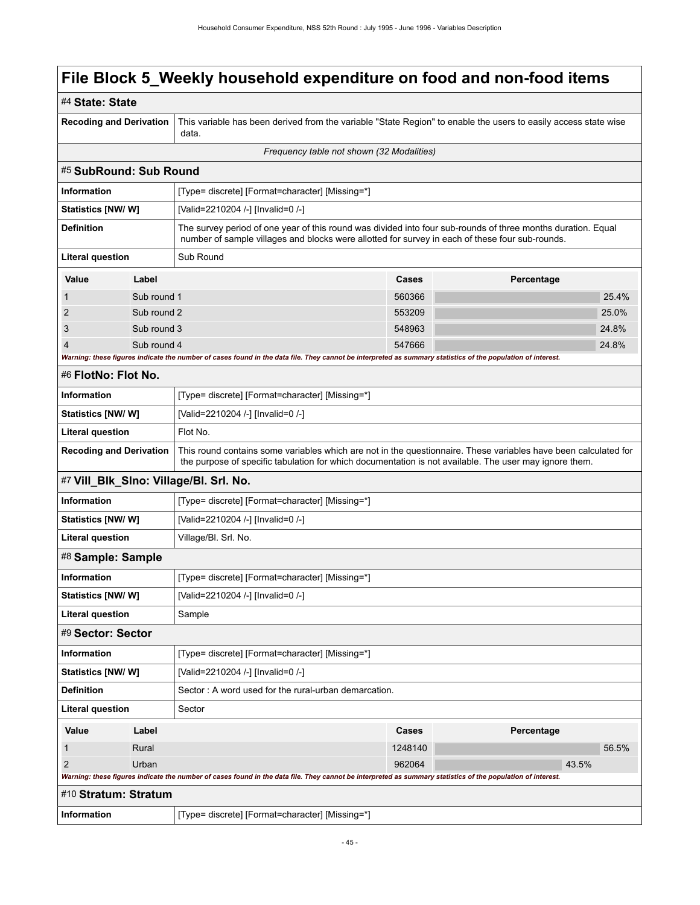# File Block 5_Weekly household expenditure on food and non-food items

## #4 State: State

| | |
|---|---|
| **Recoding and Derivation** | This variable has been derived from the variable "State Region" to enable the users to easily access state wise data. |

*Frequency table not shown (32 Modalities)*

## #5 SubRound: Sub Round

| | |
|---|---|
| **Information** | [Type= discrete] [Format=character] [Missing=*] |
| **Statistics [NW/ W]** | [Valid=2210204 /-] [Invalid=0 /-] |
| **Definition** | The survey period of one year of this round was divided into four sub-rounds of three months duration. Equal number of sample villages and blocks were allotted for survey in each of these four sub-rounds. |
| **Literal question** | Sub Round |

| Value | Label | Cases | Percentage |
|---|---|---|---|
| 1 | Sub round 1 | 560366 | 25.4% |
| 2 | Sub round 2 | 553209 | 25.0% |
| 3 | Sub round 3 | 548963 | 24.8% |
| 4 | Sub round 4 | 547666 | 24.8% |

***Warning: these figures indicate the number of cases found in the data file. They cannot be interpreted as summary statistics of the population of interest.***

## #6 FlotNo: Flot No.

| | |
|---|---|
| **Information** | [Type= discrete] [Format=character] [Missing=*] |
| **Statistics [NW/ W]** | [Valid=2210204 /-] [Invalid=0 /-] |
| **Literal question** | Flot No. |
| **Recoding and Derivation** | This round contains some variables which are not in the questionnaire. These variables have been calculated for the purpose of specific tabulation for which documentation is not available. The user may ignore them. |

## #7 Vill_Blk_Slno: Village/Bl. Srl. No.

| | |
|---|---|
| **Information** | [Type= discrete] [Format=character] [Missing=*] |
| **Statistics [NW/ W]** | [Valid=2210204 /-] [Invalid=0 /-] |
| **Literal question** | Village/Bl. Srl. No. |

## #8 Sample: Sample

| | |
|---|---|
| **Information** | [Type= discrete] [Format=character] [Missing=*] |
| **Statistics [NW/ W]** | [Valid=2210204 /-] [Invalid=0 /-] |
| **Literal question** | Sample |

## #9 Sector: Sector

| | |
|---|---|
| **Information** | [Type= discrete] [Format=character] [Missing=*] |
| **Statistics [NW/ W]** | [Valid=2210204 /-] [Invalid=0 /-] |
| **Definition** | Sector : A word used for the rural-urban demarcation. |
| **Literal question** | Sector |

| Value | Label | Cases | Percentage |
|---|---|---|---|
| 1 | Rural | 1248140 | 56.5% |
| 2 | Urban | 962064 | 43.5% |

***Warning: these figures indicate the number of cases found in the data file. They cannot be interpreted as summary statistics of the population of interest.***

## #10 Stratum: Stratum

| | |
|---|---|
| **Information** | [Type= discrete] [Format=character] [Missing=*] |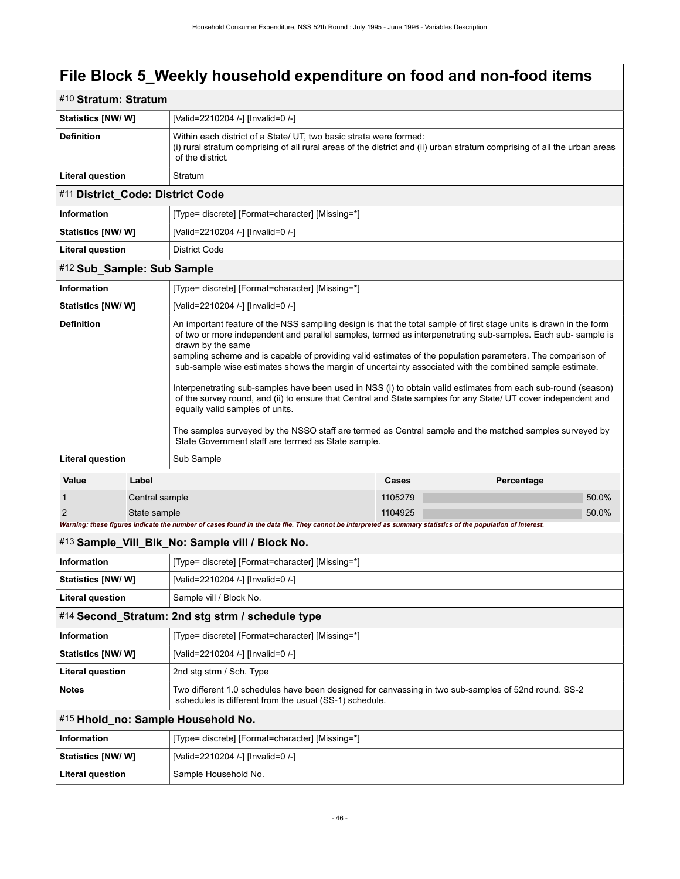# File Block 5_Weekly household expenditure on food and non-food items

## #10 Stratum: Stratum

| | |
|---|---|
| **Statistics [NW/ W]** | [Valid=2210204 /-] [Invalid=0 /-] |
| **Definition** | Within each district of a State/ UT, two basic strata were formed:<br>(i) rural stratum comprising of all rural areas of the district and (ii) urban stratum comprising of all the urban areas of the district. |
| **Literal question** | Stratum |

## #11 District_Code: District Code

| | |
|---|---|
| **Information** | [Type= discrete] [Format=character] [Missing=*] |
| **Statistics [NW/ W]** | [Valid=2210204 /-] [Invalid=0 /-] |
| **Literal question** | District Code |

## #12 Sub_Sample: Sub Sample

| | |
|---|---|
| **Information** | [Type= discrete] [Format=character] [Missing=*] |
| **Statistics [NW/ W]** | [Valid=2210204 /-] [Invalid=0 /-] |
| **Definition** | An important feature of the NSS sampling design is that the total sample of first stage units is drawn in the form of two or more independent and parallel samples, termed as interpenetrating sub-samples. Each sub- sample is drawn by the same<br>sampling scheme and is capable of providing valid estimates of the population parameters. The comparison of sub-sample wise estimates shows the margin of uncertainty associated with the combined sample estimate.<br><br>Interpenetrating sub-samples have been used in NSS (i) to obtain valid estimates from each sub-round (season) of the survey round, and (ii) to ensure that Central and State samples for any State/ UT cover independent and equally valid samples of units.<br><br>The samples surveyed by the NSSO staff are termed as Central sample and the matched samples surveyed by State Government staff are termed as State sample. |
| **Literal question** | Sub Sample |

| Value | Label | Cases | Percentage |
|---|---|---|---|
| 1 | Central sample | 1105279 | 50.0% |
| 2 | State sample | 1104925 | 50.0% |

*Warning: these figures indicate the number of cases found in the data file. They cannot be interpreted as summary statistics of the population of interest.*

## #13 Sample_Vill_Blk_No: Sample vill / Block No.

| | |
|---|---|
| **Information** | [Type= discrete] [Format=character] [Missing=*] |
| **Statistics [NW/ W]** | [Valid=2210204 /-] [Invalid=0 /-] |
| **Literal question** | Sample vill / Block No. |

## #14 Second_Stratum: 2nd stg strm / schedule type

| | |
|---|---|
| **Information** | [Type= discrete] [Format=character] [Missing=*] |
| **Statistics [NW/ W]** | [Valid=2210204 /-] [Invalid=0 /-] |
| **Literal question** | 2nd stg strm / Sch. Type |
| **Notes** | Two different 1.0 schedules have been designed for canvassing in two sub-samples of 52nd round. SS-2 schedules is different from the usual (SS-1) schedule. |

## #15 Hhold_no: Sample Household No.

| | |
|---|---|
| **Information** | [Type= discrete] [Format=character] [Missing=*] |
| **Statistics [NW/ W]** | [Valid=2210204 /-] [Invalid=0 /-] |
| **Literal question** | Sample Household No. |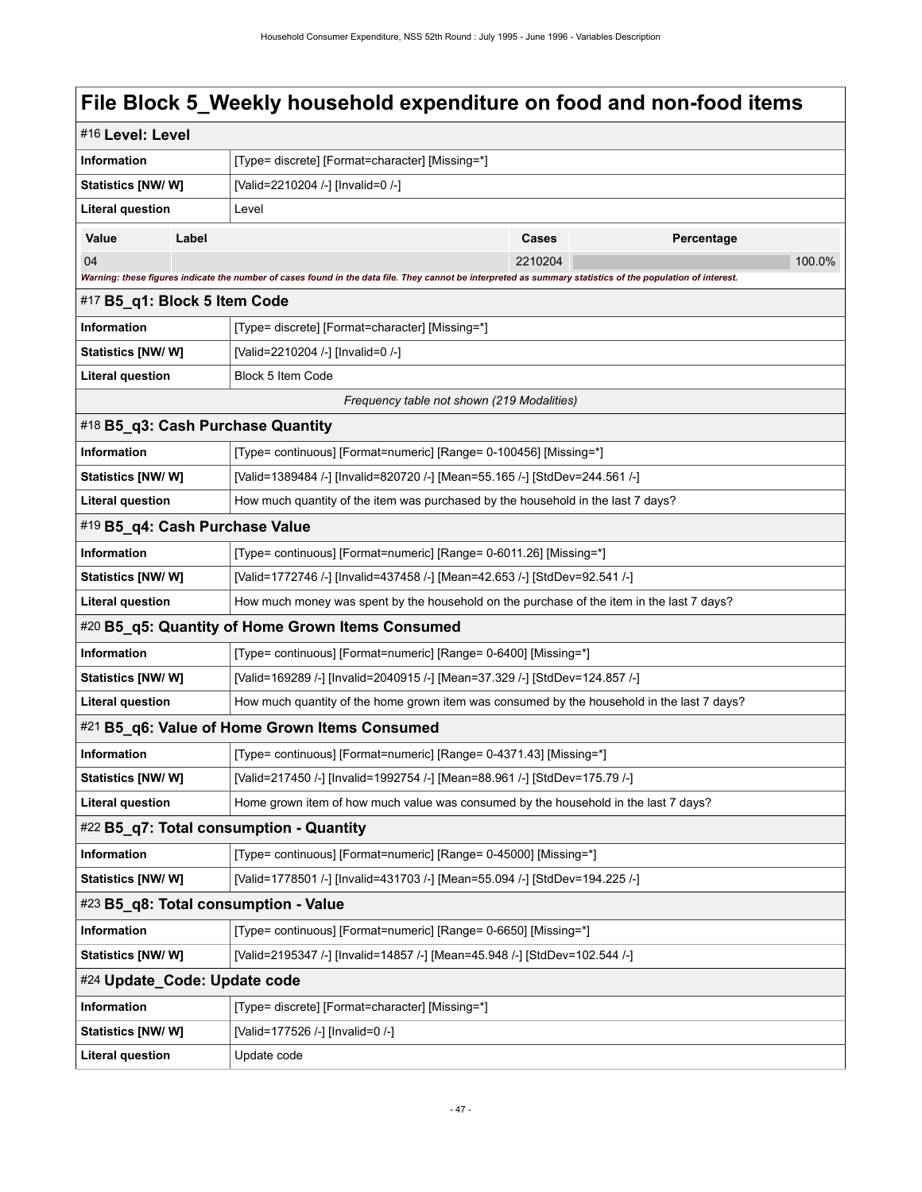# File Block 5_Weekly household expenditure on food and non-food items

## #16 Level: Level

| | |
|---|---|
| **Information** | [Type= discrete] [Format=character] [Missing=*] |
| **Statistics [NW/ W]** | [Valid=2210204 /-] [Invalid=0 /-] |
| **Literal question** | Level |

| Value | Label | Cases | Percentage |
|---|---|---|---|
| 04 | | 2210204 | 100.0% |

*Warning: these figures indicate the number of cases found in the data file. They cannot be interpreted as summary statistics of the population of interest.*

## #17 B5_q1: Block 5 Item Code

| | |
|---|---|
| **Information** | [Type= discrete] [Format=character] [Missing=*] |
| **Statistics [NW/ W]** | [Valid=2210204 /-] [Invalid=0 /-] |
| **Literal question** | Block 5 Item Code |

*Frequency table not shown (219 Modalities)*

## #18 B5_q3: Cash Purchase Quantity

| | |
|---|---|
| **Information** | [Type= continuous] [Format=numeric] [Range= 0-100456] [Missing=*] |
| **Statistics [NW/ W]** | [Valid=1389484 /-] [Invalid=820720 /-] [Mean=55.165 /-] [StdDev=244.561 /-] |
| **Literal question** | How much quantity of the item was purchased by the household in the last 7 days? |

## #19 B5_q4: Cash Purchase Value

| | |
|---|---|
| **Information** | [Type= continuous] [Format=numeric] [Range= 0-6011.26] [Missing=*] |
| **Statistics [NW/ W]** | [Valid=1772746 /-] [Invalid=437458 /-] [Mean=42.653 /-] [StdDev=92.541 /-] |
| **Literal question** | How much money was spent by the household on the purchase of the item in the last 7 days? |

## #20 B5_q5: Quantity of Home Grown Items Consumed

| | |
|---|---|
| **Information** | [Type= continuous] [Format=numeric] [Range= 0-6400] [Missing=*] |
| **Statistics [NW/ W]** | [Valid=169289 /-] [Invalid=2040915 /-] [Mean=37.329 /-] [StdDev=124.857 /-] |
| **Literal question** | How much quantity of the home grown item was consumed by the household in the last 7 days? |

## #21 B5_q6: Value of Home Grown Items Consumed

| | |
|---|---|
| **Information** | [Type= continuous] [Format=numeric] [Range= 0-4371.43] [Missing=*] |
| **Statistics [NW/ W]** | [Valid=217450 /-] [Invalid=1992754 /-] [Mean=88.961 /-] [StdDev=175.79 /-] |
| **Literal question** | Home grown item of how much value was consumed by the household in the last 7 days? |

## #22 B5_q7: Total consumption - Quantity

| | |
|---|---|
| **Information** | [Type= continuous] [Format=numeric] [Range= 0-45000] [Missing=*] |
| **Statistics [NW/ W]** | [Valid=1778501 /-] [Invalid=431703 /-] [Mean=55.094 /-] [StdDev=194.225 /-] |

## #23 B5_q8: Total consumption - Value

| | |
|---|---|
| **Information** | [Type= continuous] [Format=numeric] [Range= 0-6650] [Missing=*] |
| **Statistics [NW/ W]** | [Valid=2195347 /-] [Invalid=14857 /-] [Mean=45.948 /-] [StdDev=102.544 /-] |

## #24 Update_Code: Update code

| | |
|---|---|
| **Information** | [Type= discrete] [Format=character] [Missing=*] |
| **Statistics [NW/ W]** | [Valid=177526 /-] [Invalid=0 /-] |
| **Literal question** | Update code |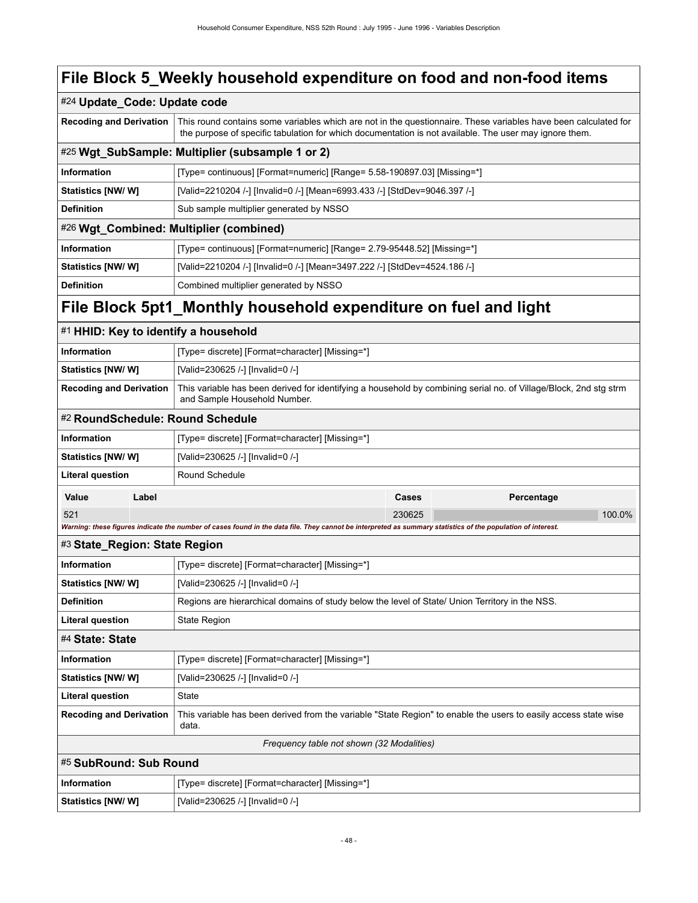# File Block 5_Weekly household expenditure on food and non-food items

## #24 Update_Code: Update code

| | |
|---|---|
| **Recoding and Derivation** | This round contains some variables which are not in the questionnaire. These variables have been calculated for the purpose of specific tabulation for which documentation is not available. The user may ignore them. |

## #25 Wgt_SubSample: Multiplier (subsample 1 or 2)

| | |
|---|---|
| **Information** | [Type= continuous] [Format=numeric] [Range= 5.58-190897.03] [Missing=*] |
| **Statistics [NW/ W]** | [Valid=2210204 /-] [Invalid=0 /-] [Mean=6993.433 /-] [StdDev=9046.397 /-] |
| **Definition** | Sub sample multiplier generated by NSSO |

## #26 Wgt_Combined: Multiplier (combined)

| | |
|---|---|
| **Information** | [Type= continuous] [Format=numeric] [Range= 2.79-95448.52] [Missing=*] |
| **Statistics [NW/ W]** | [Valid=2210204 /-] [Invalid=0 /-] [Mean=3497.222 /-] [StdDev=4524.186 /-] |
| **Definition** | Combined multiplier generated by NSSO |

# File Block 5pt1_Monthly household expenditure on fuel and light

## #1 HHID: Key to identify a household

| | |
|---|---|
| **Information** | [Type= discrete] [Format=character] [Missing=*] |
| **Statistics [NW/ W]** | [Valid=230625 /-] [Invalid=0 /-] |
| **Recoding and Derivation** | This variable has been derived for identifying a household by combining serial no. of Village/Block, 2nd stg strm and Sample Household Number. |

## #2 RoundSchedule: Round Schedule

| | |
|---|---|
| **Information** | [Type= discrete] [Format=character] [Missing=*] |
| **Statistics [NW/ W]** | [Valid=230625 /-] [Invalid=0 /-] |
| **Literal question** | Round Schedule |

| Value | Label | Cases | Percentage |
|---|---|---|---|
| 521 | | 230625 | 100.0% |

*Warning: these figures indicate the number of cases found in the data file. They cannot be interpreted as summary statistics of the population of interest.*

## #3 State_Region: State Region

| | |
|---|---|
| **Information** | [Type= discrete] [Format=character] [Missing=*] |
| **Statistics [NW/ W]** | [Valid=230625 /-] [Invalid=0 /-] |
| **Definition** | Regions are hierarchical domains of study below the level of State/ Union Territory in the NSS. |
| **Literal question** | State Region |

## #4 State: State

| | |
|---|---|
| **Information** | [Type= discrete] [Format=character] [Missing=*] |
| **Statistics [NW/ W]** | [Valid=230625 /-] [Invalid=0 /-] |
| **Literal question** | State |
| **Recoding and Derivation** | This variable has been derived from the variable "State Region" to enable the users to easily access state wise data. |

*Frequency table not shown (32 Modalities)*

## #5 SubRound: Sub Round

| | |
|---|---|
| **Information** | [Type= discrete] [Format=character] [Missing=*] |
| **Statistics [NW/ W]** | [Valid=230625 /-] [Invalid=0 /-] |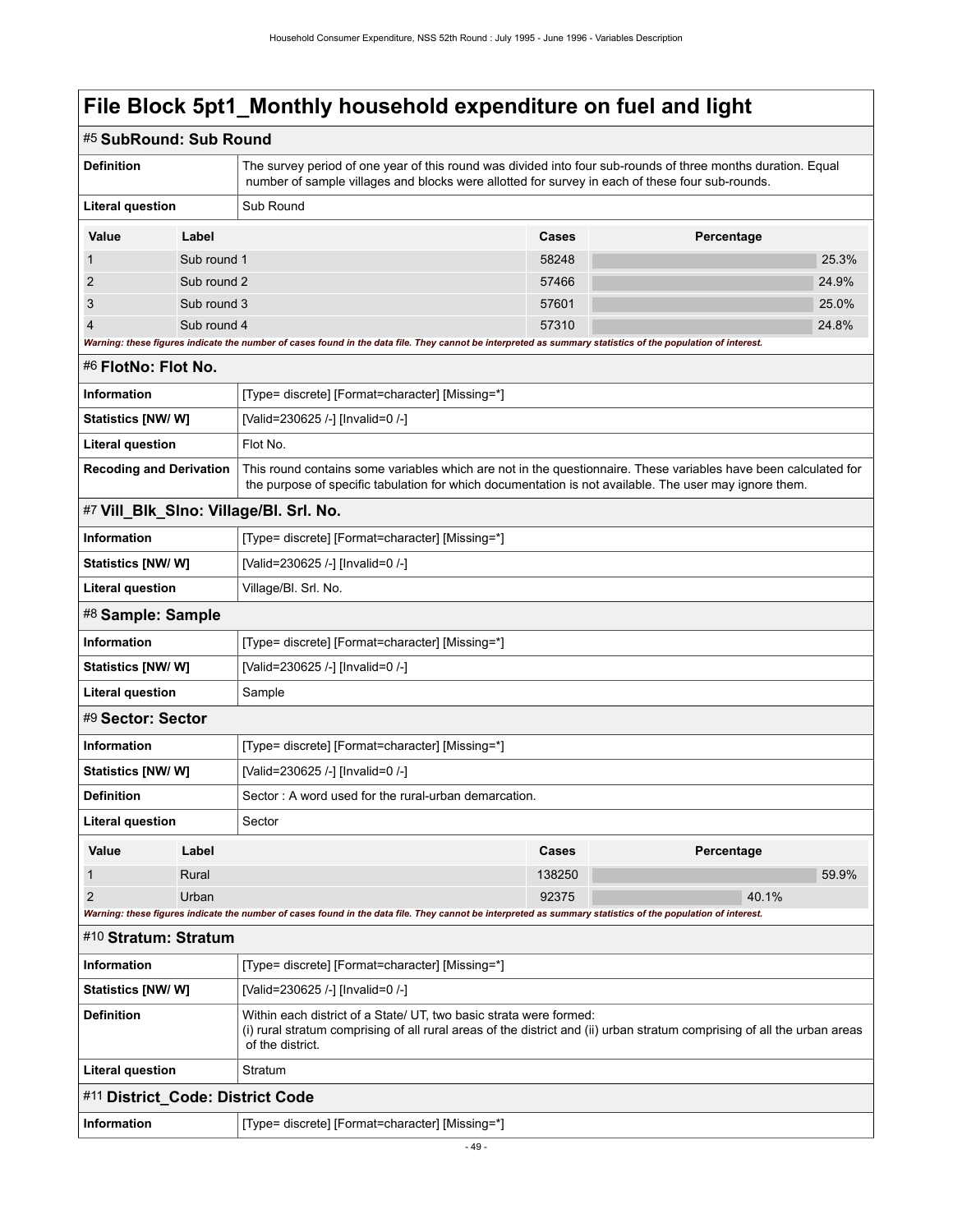# File Block 5pt1_Monthly household expenditure on fuel and light

## #5 SubRound: Sub Round

| | |
|---|---|
| **Definition** | The survey period of one year of this round was divided into four sub-rounds of three months duration. Equal number of sample villages and blocks were allotted for survey in each of these four sub-rounds. |
| **Literal question** | Sub Round |

| Value | Label | Cases | Percentage |
|---|---|---|---|
| 1 | Sub round 1 | 58248 | 25.3% |
| 2 | Sub round 2 | 57466 | 24.9% |
| 3 | Sub round 3 | 57601 | 25.0% |
| 4 | Sub round 4 | 57310 | 24.8% |

***Warning: these figures indicate the number of cases found in the data file. They cannot be interpreted as summary statistics of the population of interest.***

## #6 FlotNo: Flot No.

| | |
|---|---|
| **Information** | [Type= discrete] [Format=character] [Missing=*] |
| **Statistics [NW/ W]** | [Valid=230625 /-] [Invalid=0 /-] |
| **Literal question** | Flot No. |
| **Recoding and Derivation** | This round contains some variables which are not in the questionnaire. These variables have been calculated for the purpose of specific tabulation for which documentation is not available. The user may ignore them. |

## #7 Vill_Blk_Slno: Village/Bl. Srl. No.

| | |
|---|---|
| **Information** | [Type= discrete] [Format=character] [Missing=*] |
| **Statistics [NW/ W]** | [Valid=230625 /-] [Invalid=0 /-] |
| **Literal question** | Village/Bl. Srl. No. |

## #8 Sample: Sample

| | |
|---|---|
| **Information** | [Type= discrete] [Format=character] [Missing=*] |
| **Statistics [NW/ W]** | [Valid=230625 /-] [Invalid=0 /-] |
| **Literal question** | Sample |

## #9 Sector: Sector

| | |
|---|---|
| **Information** | [Type= discrete] [Format=character] [Missing=*] |
| **Statistics [NW/ W]** | [Valid=230625 /-] [Invalid=0 /-] |
| **Definition** | Sector : A word used for the rural-urban demarcation. |
| **Literal question** | Sector |

| Value | Label | Cases | Percentage |
|---|---|---|---|
| 1 | Rural | 138250 | 59.9% |
| 2 | Urban | 92375 | 40.1% |

***Warning: these figures indicate the number of cases found in the data file. They cannot be interpreted as summary statistics of the population of interest.***

## #10 Stratum: Stratum

| | |
|---|---|
| **Information** | [Type= discrete] [Format=character] [Missing=*] |
| **Statistics [NW/ W]** | [Valid=230625 /-] [Invalid=0 /-] |
| **Definition** | Within each district of a State/ UT, two basic strata were formed:<br>(i) rural stratum comprising of all rural areas of the district and (ii) urban stratum comprising of all the urban areas of the district. |
| **Literal question** | Stratum |

## #11 District_Code: District Code

| | |
|---|---|
| **Information** | [Type= discrete] [Format=character] [Missing=*] |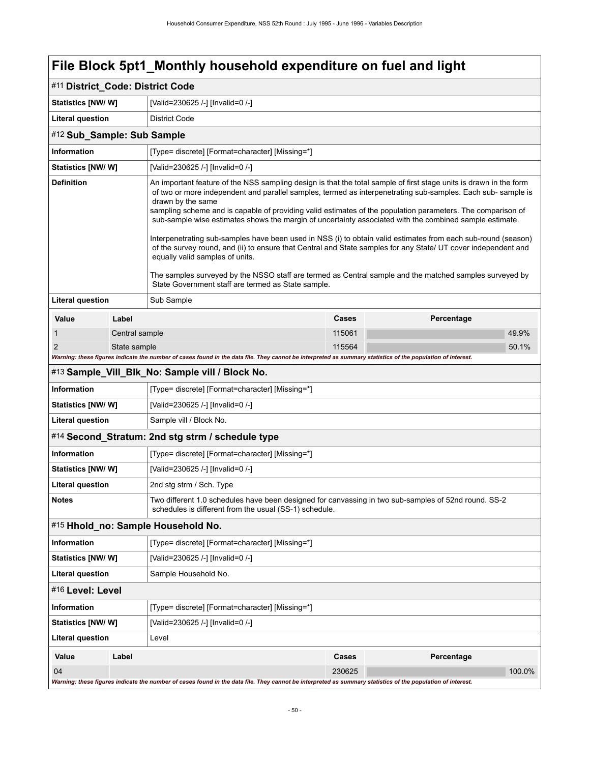# File Block 5pt1_Monthly household expenditure on fuel and light

## #11 District_Code: District Code

| | |
|---|---|
| **Statistics [NW/ W]** | [Valid=230625 /-] [Invalid=0 /-] |
| **Literal question** | District Code |

## #12 Sub_Sample: Sub Sample

| | |
|---|---|
| **Information** | [Type= discrete] [Format=character] [Missing=*] |
| **Statistics [NW/ W]** | [Valid=230625 /-] [Invalid=0 /-] |
| **Definition** | An important feature of the NSS sampling design is that the total sample of first stage units is drawn in the form of two or more independent and parallel samples, termed as interpenetrating sub-samples. Each sub- sample is drawn by the same sampling scheme and is capable of providing valid estimates of the population parameters. The comparison of sub-sample wise estimates shows the margin of uncertainty associated with the combined sample estimate.<br><br>Interpenetrating sub-samples have been used in NSS (i) to obtain valid estimates from each sub-round (season) of the survey round, and (ii) to ensure that Central and State samples for any State/ UT cover independent and equally valid samples of units.<br><br>The samples surveyed by the NSSO staff are termed as Central sample and the matched samples surveyed by State Government staff are termed as State sample. |
| **Literal question** | Sub Sample |

| Value | Label | Cases | Percentage |
|---|---|---|---|
| 1 | Central sample | 115061 | 49.9% |
| 2 | State sample | 115564 | 50.1% |

*Warning: these figures indicate the number of cases found in the data file. They cannot be interpreted as summary statistics of the population of interest.*

## #13 Sample_Vill_Blk_No: Sample vill / Block No.

| | |
|---|---|
| **Information** | [Type= discrete] [Format=character] [Missing=*] |
| **Statistics [NW/ W]** | [Valid=230625 /-] [Invalid=0 /-] |
| **Literal question** | Sample vill / Block No. |

## #14 Second_Stratum: 2nd stg strm / schedule type

| | |
|---|---|
| **Information** | [Type= discrete] [Format=character] [Missing=*] |
| **Statistics [NW/ W]** | [Valid=230625 /-] [Invalid=0 /-] |
| **Literal question** | 2nd stg strm / Sch. Type |
| **Notes** | Two different 1.0 schedules have been designed for canvassing in two sub-samples of 52nd round. SS-2 schedules is different from the usual (SS-1) schedule. |

## #15 Hhold_no: Sample Household No.

| | |
|---|---|
| **Information** | [Type= discrete] [Format=character] [Missing=*] |
| **Statistics [NW/ W]** | [Valid=230625 /-] [Invalid=0 /-] |
| **Literal question** | Sample Household No. |

## #16 Level: Level

| | |
|---|---|
| **Information** | [Type= discrete] [Format=character] [Missing=*] |
| **Statistics [NW/ W]** | [Valid=230625 /-] [Invalid=0 /-] |
| **Literal question** | Level |

| Value | Label | Cases | Percentage |
|---|---|---|---|
| 04 | | 230625 | 100.0% |

*Warning: these figures indicate the number of cases found in the data file. They cannot be interpreted as summary statistics of the population of interest.*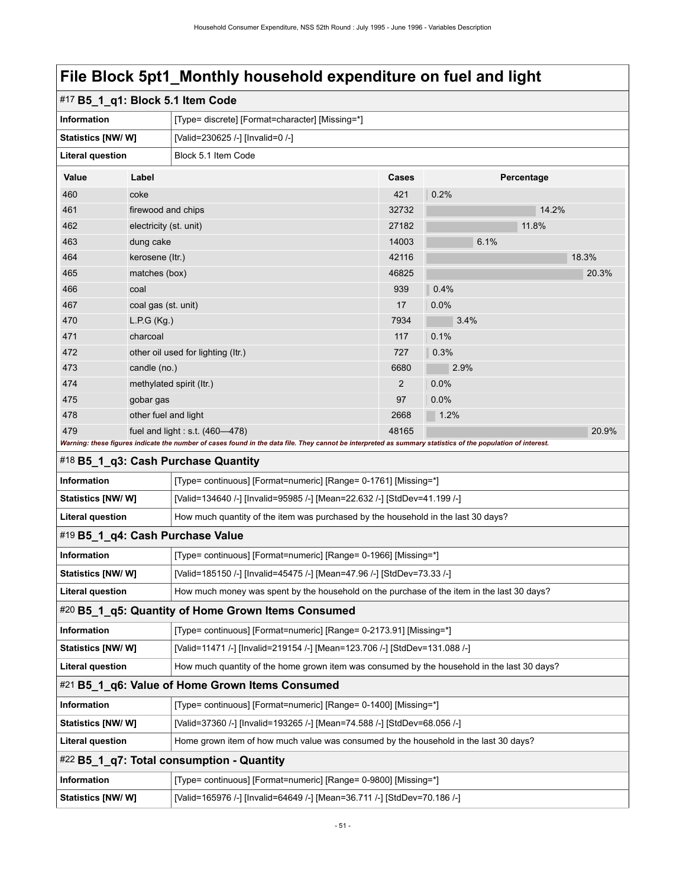# File Block 5pt1_Monthly household expenditure on fuel and light

## #17 B5_1_q1: Block 5.1 Item Code

| | |
|---|---|
| **Information** | [Type= discrete] [Format=character] [Missing=*] |
| **Statistics [NW/ W]** | [Valid=230625 /-] [Invalid=0 /-] |
| **Literal question** | Block 5.1 Item Code |

| Value | Label | Cases | Percentage |
|---|---|---|---|
| 460 | coke | 421 | 0.2% |
| 461 | firewood and chips | 32732 | 14.2% |
| 462 | electricity (st. unit) | 27182 | 11.8% |
| 463 | dung cake | 14003 | 6.1% |
| 464 | kerosene (ltr.) | 42116 | 18.3% |
| 465 | matches (box) | 46825 | 20.3% |
| 466 | coal | 939 | 0.4% |
| 467 | coal gas (st. unit) | 17 | 0.0% |
| 470 | L.P.G (Kg.) | 7934 | 3.4% |
| 471 | charcoal | 117 | 0.1% |
| 472 | other oil used for lighting (ltr.) | 727 | 0.3% |
| 473 | candle (no.) | 6680 | 2.9% |
| 474 | methylated spirit (ltr.) | 2 | 0.0% |
| 475 | gobar gas | 97 | 0.0% |
| 478 | other fuel and light | 2668 | 1.2% |
| 479 | fuel and light : s.t. (460—478) | 48165 | 20.9% |

*Warning: these figures indicate the number of cases found in the data file. They cannot be interpreted as summary statistics of the population of interest.*

## #18 B5_1_q3: Cash Purchase Quantity

| | |
|---|---|
| **Information** | [Type= continuous] [Format=numeric] [Range= 0-1761] [Missing=*] |
| **Statistics [NW/ W]** | [Valid=134640 /-] [Invalid=95985 /-] [Mean=22.632 /-] [StdDev=41.199 /-] |
| **Literal question** | How much quantity of the item was purchased by the household in the last 30 days? |

## #19 B5_1_q4: Cash Purchase Value

| | |
|---|---|
| **Information** | [Type= continuous] [Format=numeric] [Range= 0-1966] [Missing=*] |
| **Statistics [NW/ W]** | [Valid=185150 /-] [Invalid=45475 /-] [Mean=47.96 /-] [StdDev=73.33 /-] |
| **Literal question** | How much money was spent by the household on the purchase of the item in the last 30 days? |

## #20 B5_1_q5: Quantity of Home Grown Items Consumed

| | |
|---|---|
| **Information** | [Type= continuous] [Format=numeric] [Range= 0-2173.91] [Missing=*] |
| **Statistics [NW/ W]** | [Valid=11471 /-] [Invalid=219154 /-] [Mean=123.706 /-] [StdDev=131.088 /-] |
| **Literal question** | How much quantity of the home grown item was consumed by the household in the last 30 days? |

## #21 B5_1_q6: Value of Home Grown Items Consumed

| | |
|---|---|
| **Information** | [Type= continuous] [Format=numeric] [Range= 0-1400] [Missing=*] |
| **Statistics [NW/ W]** | [Valid=37360 /-] [Invalid=193265 /-] [Mean=74.588 /-] [StdDev=68.056 /-] |
| **Literal question** | Home grown item of how much value was consumed by the household in the last 30 days? |

## #22 B5_1_q7: Total consumption - Quantity

| | |
|---|---|
| **Information** | [Type= continuous] [Format=numeric] [Range= 0-9800] [Missing=*] |
| **Statistics [NW/ W]** | [Valid=165976 /-] [Invalid=64649 /-] [Mean=36.711 /-] [StdDev=70.186 /-] |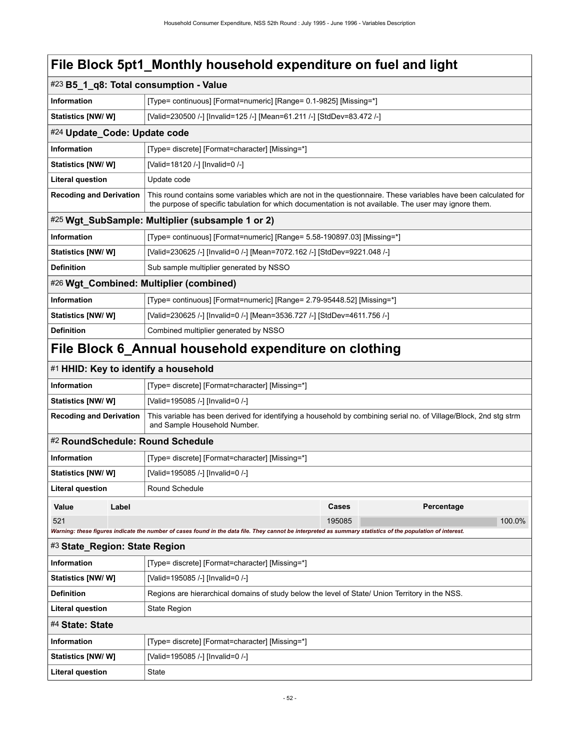# File Block 5pt1_Monthly household expenditure on fuel and light

## #23 B5_1_q8: Total consumption - Value

| | |
|---|---|
| **Information** | [Type= continuous] [Format=numeric] [Range= 0.1-9825] [Missing=*] |
| **Statistics [NW/ W]** | [Valid=230500 /-] [Invalid=125 /-] [Mean=61.211 /-] [StdDev=83.472 /-] |

## #24 Update_Code: Update code

| | |
|---|---|
| **Information** | [Type= discrete] [Format=character] [Missing=*] |
| **Statistics [NW/ W]** | [Valid=18120 /-] [Invalid=0 /-] |
| **Literal question** | Update code |
| **Recoding and Derivation** | This round contains some variables which are not in the questionnaire. These variables have been calculated for the purpose of specific tabulation for which documentation is not available. The user may ignore them. |

## #25 Wgt_SubSample: Multiplier (subsample 1 or 2)

| | |
|---|---|
| **Information** | [Type= continuous] [Format=numeric] [Range= 5.58-190897.03] [Missing=*] |
| **Statistics [NW/ W]** | [Valid=230625 /-] [Invalid=0 /-] [Mean=7072.162 /-] [StdDev=9221.048 /-] |
| **Definition** | Sub sample multiplier generated by NSSO |

## #26 Wgt_Combined: Multiplier (combined)

| | |
|---|---|
| **Information** | [Type= continuous] [Format=numeric] [Range= 2.79-95448.52] [Missing=*] |
| **Statistics [NW/ W]** | [Valid=230625 /-] [Invalid=0 /-] [Mean=3536.727 /-] [StdDev=4611.756 /-] |
| **Definition** | Combined multiplier generated by NSSO |

# File Block 6_Annual household expenditure on clothing

## #1 HHID: Key to identify a household

| | |
|---|---|
| **Information** | [Type= discrete] [Format=character] [Missing=*] |
| **Statistics [NW/ W]** | [Valid=195085 /-] [Invalid=0 /-] |
| **Recoding and Derivation** | This variable has been derived for identifying a household by combining serial no. of Village/Block, 2nd stg strm and Sample Household Number. |

## #2 RoundSchedule: Round Schedule

| | |
|---|---|
| **Information** | [Type= discrete] [Format=character] [Missing=*] |
| **Statistics [NW/ W]** | [Valid=195085 /-] [Invalid=0 /-] |
| **Literal question** | Round Schedule |

| Value | Label | Cases | Percentage |
|---|---|---|---|
| 521 | | 195085 | 100.0% |

*Warning: these figures indicate the number of cases found in the data file. They cannot be interpreted as summary statistics of the population of interest.*

## #3 State_Region: State Region

| | |
|---|---|
| **Information** | [Type= discrete] [Format=character] [Missing=*] |
| **Statistics [NW/ W]** | [Valid=195085 /-] [Invalid=0 /-] |
| **Definition** | Regions are hierarchical domains of study below the level of State/ Union Territory in the NSS. |
| **Literal question** | State Region |

## #4 State: State

| | |
|---|---|
| **Information** | [Type= discrete] [Format=character] [Missing=*] |
| **Statistics [NW/ W]** | [Valid=195085 /-] [Invalid=0 /-] |
| **Literal question** | State |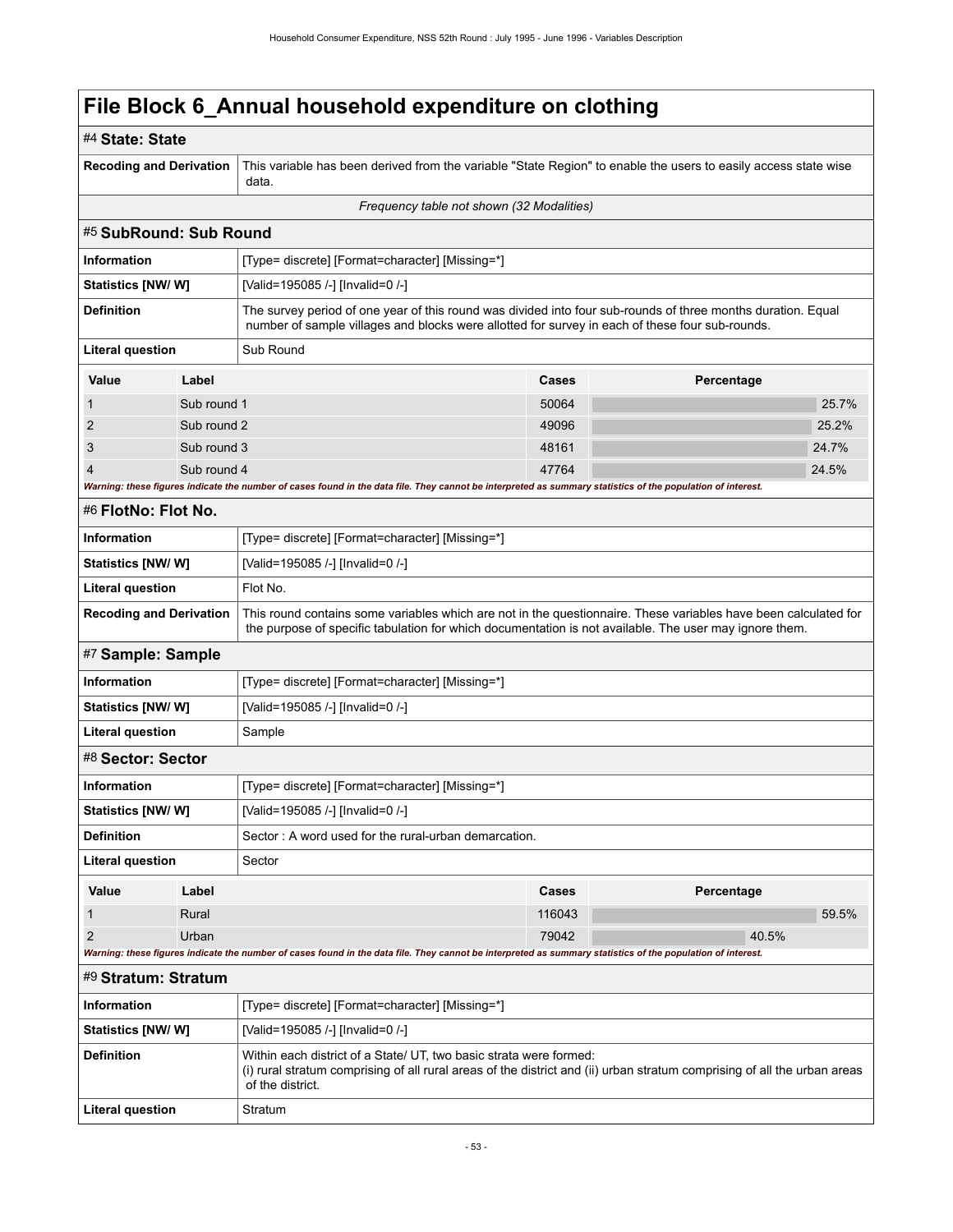# File Block 6_Annual household expenditure on clothing

## #4 State: State

| | |
|---|---|
| **Recoding and Derivation** | This variable has been derived from the variable "State Region" to enable the users to easily access state wise data. |

*Frequency table not shown (32 Modalities)*

## #5 SubRound: Sub Round

| | |
|---|---|
| **Information** | [Type= discrete] [Format=character] [Missing=*] |
| **Statistics [NW/ W]** | [Valid=195085 /-] [Invalid=0 /-] |
| **Definition** | The survey period of one year of this round was divided into four sub-rounds of three months duration. Equal number of sample villages and blocks were allotted for survey in each of these four sub-rounds. |
| **Literal question** | Sub Round |

| Value | Label | Cases | Percentage |
|---|---|---|---|
| 1 | Sub round 1 | 50064 | 25.7% |
| 2 | Sub round 2 | 49096 | 25.2% |
| 3 | Sub round 3 | 48161 | 24.7% |
| 4 | Sub round 4 | 47764 | 24.5% |

***Warning: these figures indicate the number of cases found in the data file. They cannot be interpreted as summary statistics of the population of interest.***

## #6 FlotNo: Flot No.

| | |
|---|---|
| **Information** | [Type= discrete] [Format=character] [Missing=*] |
| **Statistics [NW/ W]** | [Valid=195085 /-] [Invalid=0 /-] |
| **Literal question** | Flot No. |
| **Recoding and Derivation** | This round contains some variables which are not in the questionnaire. These variables have been calculated for the purpose of specific tabulation for which documentation is not available. The user may ignore them. |

## #7 Sample: Sample

| | |
|---|---|
| **Information** | [Type= discrete] [Format=character] [Missing=*] |
| **Statistics [NW/ W]** | [Valid=195085 /-] [Invalid=0 /-] |
| **Literal question** | Sample |

## #8 Sector: Sector

| | |
|---|---|
| **Information** | [Type= discrete] [Format=character] [Missing=*] |
| **Statistics [NW/ W]** | [Valid=195085 /-] [Invalid=0 /-] |
| **Definition** | Sector : A word used for the rural-urban demarcation. |
| **Literal question** | Sector |

| Value | Label | Cases | Percentage |
|---|---|---|---|
| 1 | Rural | 116043 | 59.5% |
| 2 | Urban | 79042 | 40.5% |

***Warning: these figures indicate the number of cases found in the data file. They cannot be interpreted as summary statistics of the population of interest.***

## #9 Stratum: Stratum

| | |
|---|---|
| **Information** | [Type= discrete] [Format=character] [Missing=*] |
| **Statistics [NW/ W]** | [Valid=195085 /-] [Invalid=0 /-] |
| **Definition** | Within each district of a State/ UT, two basic strata were formed: (i) rural stratum comprising of all rural areas of the district and (ii) urban stratum comprising of all the urban areas of the district. |
| **Literal question** | Stratum |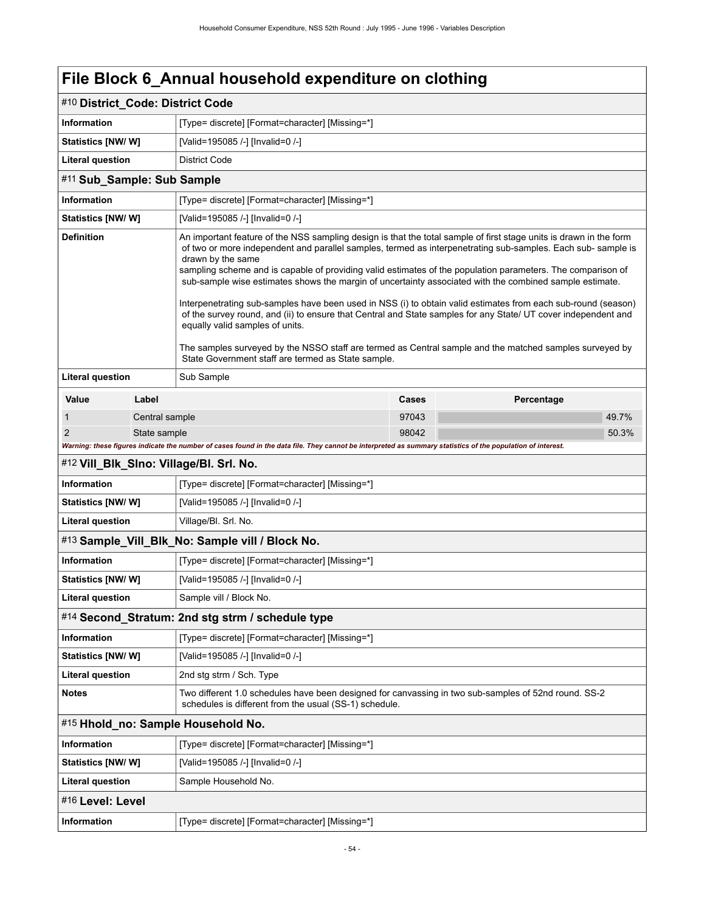# File Block 6_Annual household expenditure on clothing

## #10 District_Code: District Code

| | |
|---|---|
| **Information** | [Type= discrete] [Format=character] [Missing=*] |
| **Statistics [NW/ W]** | [Valid=195085 /-] [Invalid=0 /-] |
| **Literal question** | District Code |

## #11 Sub_Sample: Sub Sample

| | |
|---|---|
| **Information** | [Type= discrete] [Format=character] [Missing=*] |
| **Statistics [NW/ W]** | [Valid=195085 /-] [Invalid=0 /-] |
| **Definition** | An important feature of the NSS sampling design is that the total sample of first stage units is drawn in the form of two or more independent and parallel samples, termed as interpenetrating sub-samples. Each sub- sample is drawn by the same sampling scheme and is capable of providing valid estimates of the population parameters. The comparison of sub-sample wise estimates shows the margin of uncertainty associated with the combined sample estimate.<br><br>Interpenetrating sub-samples have been used in NSS (i) to obtain valid estimates from each sub-round (season) of the survey round, and (ii) to ensure that Central and State samples for any State/ UT cover independent and equally valid samples of units.<br><br>The samples surveyed by the NSSO staff are termed as Central sample and the matched samples surveyed by State Government staff are termed as State sample. |
| **Literal question** | Sub Sample |

| Value | Label | Cases | Percentage |
|---|---|---|---|
| 1 | Central sample | 97043 | 49.7% |
| 2 | State sample | 98042 | 50.3% |

*Warning: these figures indicate the number of cases found in the data file. They cannot be interpreted as summary statistics of the population of interest.*

## #12 Vill_Blk_Slno: Village/Bl. Srl. No.

| | |
|---|---|
| **Information** | [Type= discrete] [Format=character] [Missing=*] |
| **Statistics [NW/ W]** | [Valid=195085 /-] [Invalid=0 /-] |
| **Literal question** | Village/Bl. Srl. No. |

## #13 Sample_Vill_Blk_No: Sample vill / Block No.

| | |
|---|---|
| **Information** | [Type= discrete] [Format=character] [Missing=*] |
| **Statistics [NW/ W]** | [Valid=195085 /-] [Invalid=0 /-] |
| **Literal question** | Sample vill / Block No. |

## #14 Second_Stratum: 2nd stg strm / schedule type

| | |
|---|---|
| **Information** | [Type= discrete] [Format=character] [Missing=*] |
| **Statistics [NW/ W]** | [Valid=195085 /-] [Invalid=0 /-] |
| **Literal question** | 2nd stg strm / Sch. Type |
| **Notes** | Two different 1.0 schedules have been designed for canvassing in two sub-samples of 52nd round. SS-2 schedules is different from the usual (SS-1) schedule. |

## #15 Hhold_no: Sample Household No.

| | |
|---|---|
| **Information** | [Type= discrete] [Format=character] [Missing=*] |
| **Statistics [NW/ W]** | [Valid=195085 /-] [Invalid=0 /-] |
| **Literal question** | Sample Household No. |

## #16 Level: Level

| | |
|---|---|
| **Information** | [Type= discrete] [Format=character] [Missing=*] |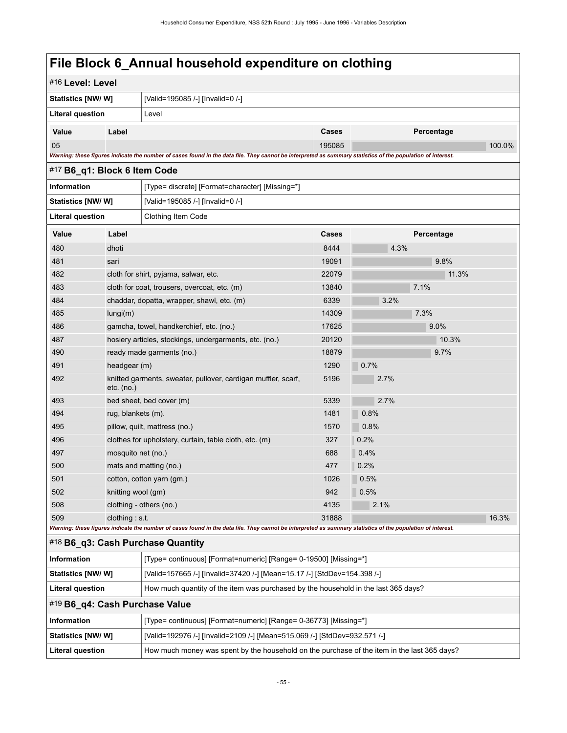# File Block 6_Annual household expenditure on clothing

## #16 Level: Level

| | |
|---|---|
| **Statistics [NW/ W]** | [Valid=195085 /-] [Invalid=0 /-] |
| **Literal question** | Level |

| Value | Label | Cases | Percentage |
|---|---|---|---|
| 05 | | 195085 | 100.0% |

*Warning: these figures indicate the number of cases found in the data file. They cannot be interpreted as summary statistics of the population of interest.*

## #17 B6_q1: Block 6 Item Code

| | |
|---|---|
| **Information** | [Type= discrete] [Format=character] [Missing=*] |
| **Statistics [NW/ W]** | [Valid=195085 /-] [Invalid=0 /-] |
| **Literal question** | Clothing Item Code |

| Value | Label | Cases | Percentage |
|---|---|---|---|
| 480 | dhoti | 8444 | 4.3% |
| 481 | sari | 19091 | 9.8% |
| 482 | cloth for shirt, pyjama, salwar, etc. | 22079 | 11.3% |
| 483 | cloth for coat, trousers, overcoat, etc. (m) | 13840 | 7.1% |
| 484 | chaddar, dopatta, wrapper, shawl, etc. (m) | 6339 | 3.2% |
| 485 | lungi(m) | 14309 | 7.3% |
| 486 | gamcha, towel, handkerchief, etc. (no.) | 17625 | 9.0% |
| 487 | hosiery articles, stockings, undergarments, etc. (no.) | 20120 | 10.3% |
| 490 | ready made garments (no.) | 18879 | 9.7% |
| 491 | headgear (m) | 1290 | 0.7% |
| 492 | knitted garments, sweater, pullover, cardigan muffler, scarf, etc. (no.) | 5196 | 2.7% |
| 493 | bed sheet, bed cover (m) | 5339 | 2.7% |
| 494 | rug, blankets (m). | 1481 | 0.8% |
| 495 | pillow, quilt, mattress (no.) | 1570 | 0.8% |
| 496 | clothes for upholstery, curtain, table cloth, etc. (m) | 327 | 0.2% |
| 497 | mosquito net (no.) | 688 | 0.4% |
| 500 | mats and matting (no.) | 477 | 0.2% |
| 501 | cotton, cotton yarn (gm.) | 1026 | 0.5% |
| 502 | knitting wool (gm) | 942 | 0.5% |
| 508 | clothing - others (no.) | 4135 | 2.1% |
| 509 | clothing : s.t. | 31888 | 16.3% |

*Warning: these figures indicate the number of cases found in the data file. They cannot be interpreted as summary statistics of the population of interest.*

## #18 B6_q3: Cash Purchase Quantity

| | |
|---|---|
| **Information** | [Type= continuous] [Format=numeric] [Range= 0-19500] [Missing=*] |
| **Statistics [NW/ W]** | [Valid=157665 /-] [Invalid=37420 /-] [Mean=15.17 /-] [StdDev=154.398 /-] |
| **Literal question** | How much quantity of the item was purchased by the household in the last 365 days? |

## #19 B6_q4: Cash Purchase Value

| | |
|---|---|
| **Information** | [Type= continuous] [Format=numeric] [Range= 0-36773] [Missing=*] |
| **Statistics [NW/ W]** | [Valid=192976 /-] [Invalid=2109 /-] [Mean=515.069 /-] [StdDev=932.571 /-] |
| **Literal question** | How much money was spent by the household on the purchase of the item in the last 365 days? |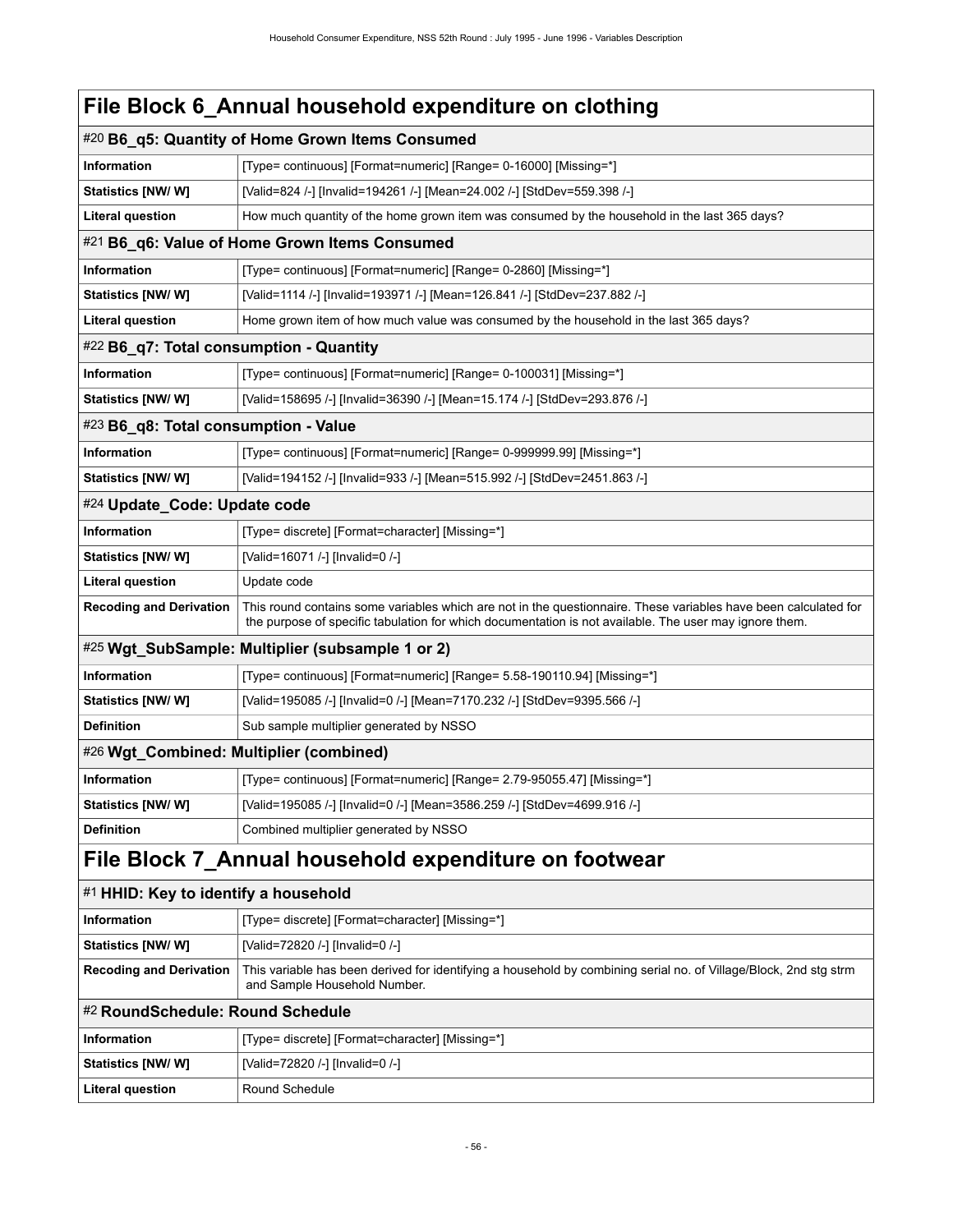# File Block 6_Annual household expenditure on clothing

## #20 B6_q5: Quantity of Home Grown Items Consumed

| | |
|---|---|
| **Information** | [Type= continuous] [Format=numeric] [Range= 0-16000] [Missing=*] |
| **Statistics [NW/ W]** | [Valid=824 /-] [Invalid=194261 /-] [Mean=24.002 /-] [StdDev=559.398 /-] |
| **Literal question** | How much quantity of the home grown item was consumed by the household in the last 365 days? |

## #21 B6_q6: Value of Home Grown Items Consumed

| | |
|---|---|
| **Information** | [Type= continuous] [Format=numeric] [Range= 0-2860] [Missing=*] |
| **Statistics [NW/ W]** | [Valid=1114 /-] [Invalid=193971 /-] [Mean=126.841 /-] [StdDev=237.882 /-] |
| **Literal question** | Home grown item of how much value was consumed by the household in the last 365 days? |

## #22 B6_q7: Total consumption - Quantity

| | |
|---|---|
| **Information** | [Type= continuous] [Format=numeric] [Range= 0-100031] [Missing=*] |
| **Statistics [NW/ W]** | [Valid=158695 /-] [Invalid=36390 /-] [Mean=15.174 /-] [StdDev=293.876 /-] |

## #23 B6_q8: Total consumption - Value

| | |
|---|---|
| **Information** | [Type= continuous] [Format=numeric] [Range= 0-999999.99] [Missing=*] |
| **Statistics [NW/ W]** | [Valid=194152 /-] [Invalid=933 /-] [Mean=515.992 /-] [StdDev=2451.863 /-] |

## #24 Update_Code: Update code

| | |
|---|---|
| **Information** | [Type= discrete] [Format=character] [Missing=*] |
| **Statistics [NW/ W]** | [Valid=16071 /-] [Invalid=0 /-] |
| **Literal question** | Update code |
| **Recoding and Derivation** | This round contains some variables which are not in the questionnaire. These variables have been calculated for the purpose of specific tabulation for which documentation is not available. The user may ignore them. |

## #25 Wgt_SubSample: Multiplier (subsample 1 or 2)

| | |
|---|---|
| **Information** | [Type= continuous] [Format=numeric] [Range= 5.58-190110.94] [Missing=*] |
| **Statistics [NW/ W]** | [Valid=195085 /-] [Invalid=0 /-] [Mean=7170.232 /-] [StdDev=9395.566 /-] |
| **Definition** | Sub sample multiplier generated by NSSO |

## #26 Wgt_Combined: Multiplier (combined)

| | |
|---|---|
| **Information** | [Type= continuous] [Format=numeric] [Range= 2.79-95055.47] [Missing=*] |
| **Statistics [NW/ W]** | [Valid=195085 /-] [Invalid=0 /-] [Mean=3586.259 /-] [StdDev=4699.916 /-] |
| **Definition** | Combined multiplier generated by NSSO |

# File Block 7_Annual household expenditure on footwear

## #1 HHID: Key to identify a household

| | |
|---|---|
| **Information** | [Type= discrete] [Format=character] [Missing=*] |
| **Statistics [NW/ W]** | [Valid=72820 /-] [Invalid=0 /-] |
| **Recoding and Derivation** | This variable has been derived for identifying a household by combining serial no. of Village/Block, 2nd stg strm and Sample Household Number. |

## #2 RoundSchedule: Round Schedule

| | |
|---|---|
| **Information** | [Type= discrete] [Format=character] [Missing=*] |
| **Statistics [NW/ W]** | [Valid=72820 /-] [Invalid=0 /-] |
| **Literal question** | Round Schedule |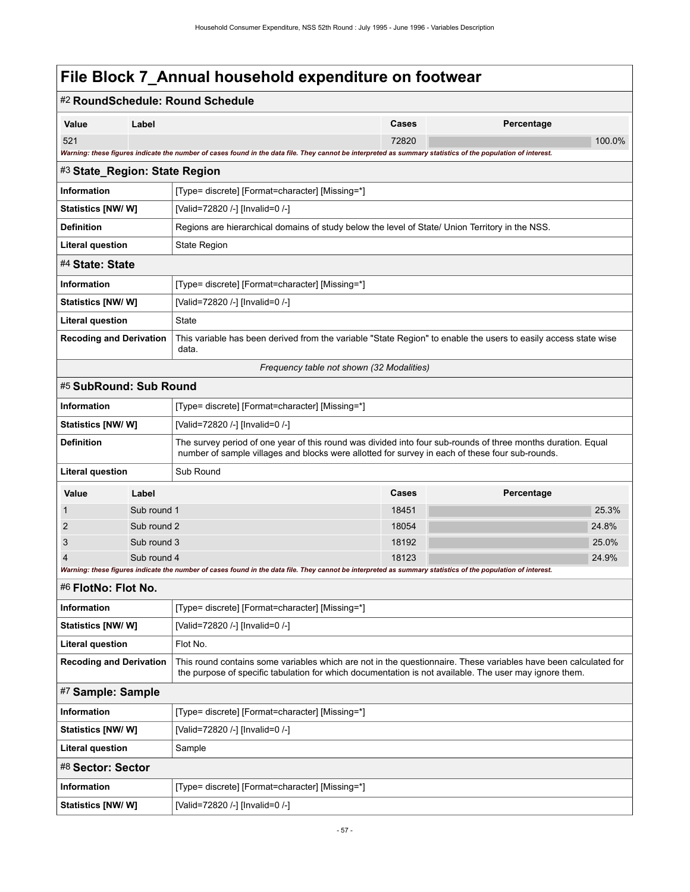# File Block 7_Annual household expenditure on footwear

## #2 RoundSchedule: Round Schedule

| Value | Label | Cases | Percentage |
|---|---|---|---|
| 521 | | 72820 | 100.0% |

*Warning: these figures indicate the number of cases found in the data file. They cannot be interpreted as summary statistics of the population of interest.*

## #3 State_Region: State Region

| | |
|---|---|
| **Information** | [Type= discrete] [Format=character] [Missing=*] |
| **Statistics [NW/ W]** | [Valid=72820 /-] [Invalid=0 /-] |
| **Definition** | Regions are hierarchical domains of study below the level of State/ Union Territory in the NSS. |
| **Literal question** | State Region |

## #4 State: State

| | |
|---|---|
| **Information** | [Type= discrete] [Format=character] [Missing=*] |
| **Statistics [NW/ W]** | [Valid=72820 /-] [Invalid=0 /-] |
| **Literal question** | State |
| **Recoding and Derivation** | This variable has been derived from the variable "State Region" to enable the users to easily access state wise data. |

*Frequency table not shown (32 Modalities)*

## #5 SubRound: Sub Round

| | |
|---|---|
| **Information** | [Type= discrete] [Format=character] [Missing=*] |
| **Statistics [NW/ W]** | [Valid=72820 /-] [Invalid=0 /-] |
| **Definition** | The survey period of one year of this round was divided into four sub-rounds of three months duration. Equal number of sample villages and blocks were allotted for survey in each of these four sub-rounds. |
| **Literal question** | Sub Round |

| Value | Label | Cases | Percentage |
|---|---|---|---|
| 1 | Sub round 1 | 18451 | 25.3% |
| 2 | Sub round 2 | 18054 | 24.8% |
| 3 | Sub round 3 | 18192 | 25.0% |
| 4 | Sub round 4 | 18123 | 24.9% |

*Warning: these figures indicate the number of cases found in the data file. They cannot be interpreted as summary statistics of the population of interest.*

## #6 FlotNo: Flot No.

| | |
|---|---|
| **Information** | [Type= discrete] [Format=character] [Missing=*] |
| **Statistics [NW/ W]** | [Valid=72820 /-] [Invalid=0 /-] |
| **Literal question** | Flot No. |
| **Recoding and Derivation** | This round contains some variables which are not in the questionnaire. These variables have been calculated for the purpose of specific tabulation for which documentation is not available. The user may ignore them. |

## #7 Sample: Sample

| | |
|---|---|
| **Information** | [Type= discrete] [Format=character] [Missing=*] |
| **Statistics [NW/ W]** | [Valid=72820 /-] [Invalid=0 /-] |
| **Literal question** | Sample |

## #8 Sector: Sector

| | |
|---|---|
| **Information** | [Type= discrete] [Format=character] [Missing=*] |
| **Statistics [NW/ W]** | [Valid=72820 /-] [Invalid=0 /-] |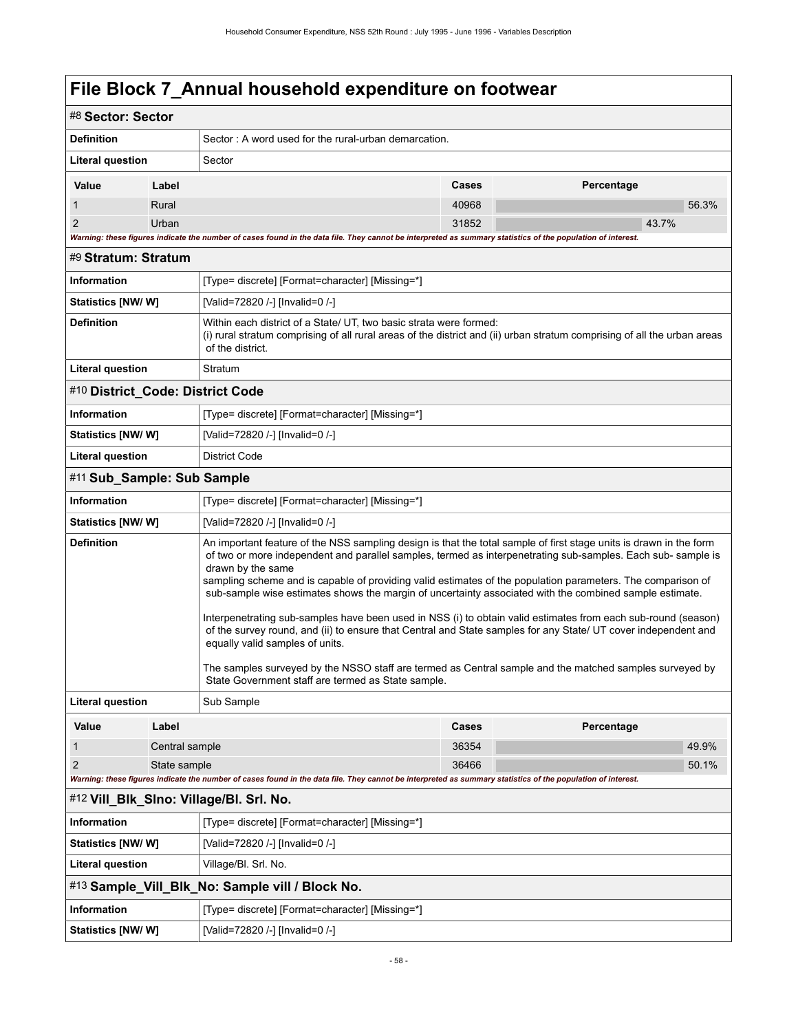# File Block 7_Annual household expenditure on footwear

## #8 Sector: Sector

| | |
|---|---|
| **Definition** | Sector : A word used for the rural-urban demarcation. |
| **Literal question** | Sector |

| Value | Label | Cases | Percentage |
|---|---|---|---|
| 1 | Rural | 40968 | 56.3% |
| 2 | Urban | 31852 | 43.7% |

*Warning: these figures indicate the number of cases found in the data file. They cannot be interpreted as summary statistics of the population of interest.*

## #9 Stratum: Stratum

| | |
|---|---|
| **Information** | [Type= discrete] [Format=character] [Missing=*] |
| **Statistics [NW/ W]** | [Valid=72820 /-] [Invalid=0 /-] |
| **Definition** | Within each district of a State/ UT, two basic strata were formed: (i) rural stratum comprising of all rural areas of the district and (ii) urban stratum comprising of all the urban areas of the district. |
| **Literal question** | Stratum |

## #10 District_Code: District Code

| | |
|---|---|
| **Information** | [Type= discrete] [Format=character] [Missing=*] |
| **Statistics [NW/ W]** | [Valid=72820 /-] [Invalid=0 /-] |
| **Literal question** | District Code |

## #11 Sub_Sample: Sub Sample

| | |
|---|---|
| **Information** | [Type= discrete] [Format=character] [Missing=*] |
| **Statistics [NW/ W]** | [Valid=72820 /-] [Invalid=0 /-] |
| **Definition** | An important feature of the NSS sampling design is that the total sample of first stage units is drawn in the form of two or more independent and parallel samples, termed as interpenetrating sub-samples. Each sub- sample is drawn by the same sampling scheme and is capable of providing valid estimates of the population parameters. The comparison of sub-sample wise estimates shows the margin of uncertainty associated with the combined sample estimate.<br><br>Interpenetrating sub-samples have been used in NSS (i) to obtain valid estimates from each sub-round (season) of the survey round, and (ii) to ensure that Central and State samples for any State/ UT cover independent and equally valid samples of units.<br><br>The samples surveyed by the NSSO staff are termed as Central sample and the matched samples surveyed by State Government staff are termed as State sample. |
| **Literal question** | Sub Sample |

| Value | Label | Cases | Percentage |
|---|---|---|---|
| 1 | Central sample | 36354 | 49.9% |
| 2 | State sample | 36466 | 50.1% |

*Warning: these figures indicate the number of cases found in the data file. They cannot be interpreted as summary statistics of the population of interest.*

## #12 Vill_Blk_Slno: Village/Bl. Srl. No.

| | |
|---|---|
| **Information** | [Type= discrete] [Format=character] [Missing=*] |
| **Statistics [NW/ W]** | [Valid=72820 /-] [Invalid=0 /-] |
| **Literal question** | Village/Bl. Srl. No. |

## #13 Sample_Vill_Blk_No: Sample vill / Block No.

| | |
|---|---|
| **Information** | [Type= discrete] [Format=character] [Missing=*] |
| **Statistics [NW/ W]** | [Valid=72820 /-] [Invalid=0 /-] |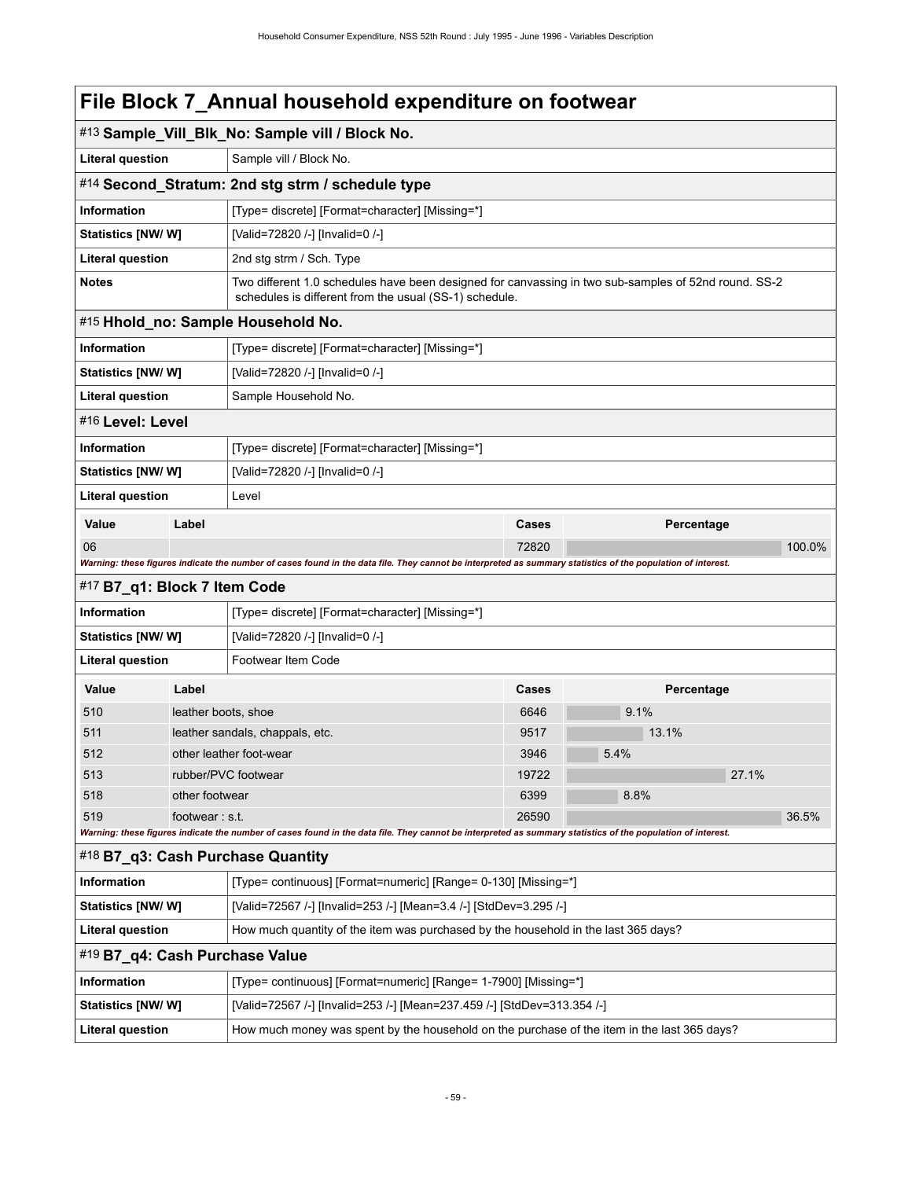# File Block 7_Annual household expenditure on footwear

## #13 Sample_Vill_Blk_No: Sample vill / Block No.

| | |
|---|---|
| **Literal question** | Sample vill / Block No. |

## #14 Second_Stratum: 2nd stg strm / schedule type

| | |
|---|---|
| **Information** | [Type= discrete] [Format=character] [Missing=*] |
| **Statistics [NW/ W]** | [Valid=72820 /-] [Invalid=0 /-] |
| **Literal question** | 2nd stg strm / Sch. Type |
| **Notes** | Two different 1.0 schedules have been designed for canvassing in two sub-samples of 52nd round. SS-2 schedules is different from the usual (SS-1) schedule. |

## #15 Hhold_no: Sample Household No.

| | |
|---|---|
| **Information** | [Type= discrete] [Format=character] [Missing=*] |
| **Statistics [NW/ W]** | [Valid=72820 /-] [Invalid=0 /-] |
| **Literal question** | Sample Household No. |

## #16 Level: Level

| | |
|---|---|
| **Information** | [Type= discrete] [Format=character] [Missing=*] |
| **Statistics [NW/ W]** | [Valid=72820 /-] [Invalid=0 /-] |
| **Literal question** | Level |

| Value | Label | Cases | Percentage |
|---|---|---|---|
| 06 | | 72820 | 100.0% |

*Warning: these figures indicate the number of cases found in the data file. They cannot be interpreted as summary statistics of the population of interest.*

## #17 B7_q1: Block 7 Item Code

| | |
|---|---|
| **Information** | [Type= discrete] [Format=character] [Missing=*] |
| **Statistics [NW/ W]** | [Valid=72820 /-] [Invalid=0 /-] |
| **Literal question** | Footwear Item Code |

| Value | Label | Cases | Percentage |
|---|---|---|---|
| 510 | leather boots, shoe | 6646 | 9.1% |
| 511 | leather sandals, chappals, etc. | 9517 | 13.1% |
| 512 | other leather foot-wear | 3946 | 5.4% |
| 513 | rubber/PVC footwear | 19722 | 27.1% |
| 518 | other footwear | 6399 | 8.8% |
| 519 | footwear : s.t. | 26590 | 36.5% |

*Warning: these figures indicate the number of cases found in the data file. They cannot be interpreted as summary statistics of the population of interest.*

## #18 B7_q3: Cash Purchase Quantity

| | |
|---|---|
| **Information** | [Type= continuous] [Format=numeric] [Range= 0-130] [Missing=*] |
| **Statistics [NW/ W]** | [Valid=72567 /-] [Invalid=253 /-] [Mean=3.4 /-] [StdDev=3.295 /-] |
| **Literal question** | How much quantity of the item was purchased by the household in the last 365 days? |

## #19 B7_q4: Cash Purchase Value

| | |
|---|---|
| **Information** | [Type= continuous] [Format=numeric] [Range= 1-7900] [Missing=*] |
| **Statistics [NW/ W]** | [Valid=72567 /-] [Invalid=253 /-] [Mean=237.459 /-] [StdDev=313.354 /-] |
| **Literal question** | How much money was spent by the household on the purchase of the item in the last 365 days? |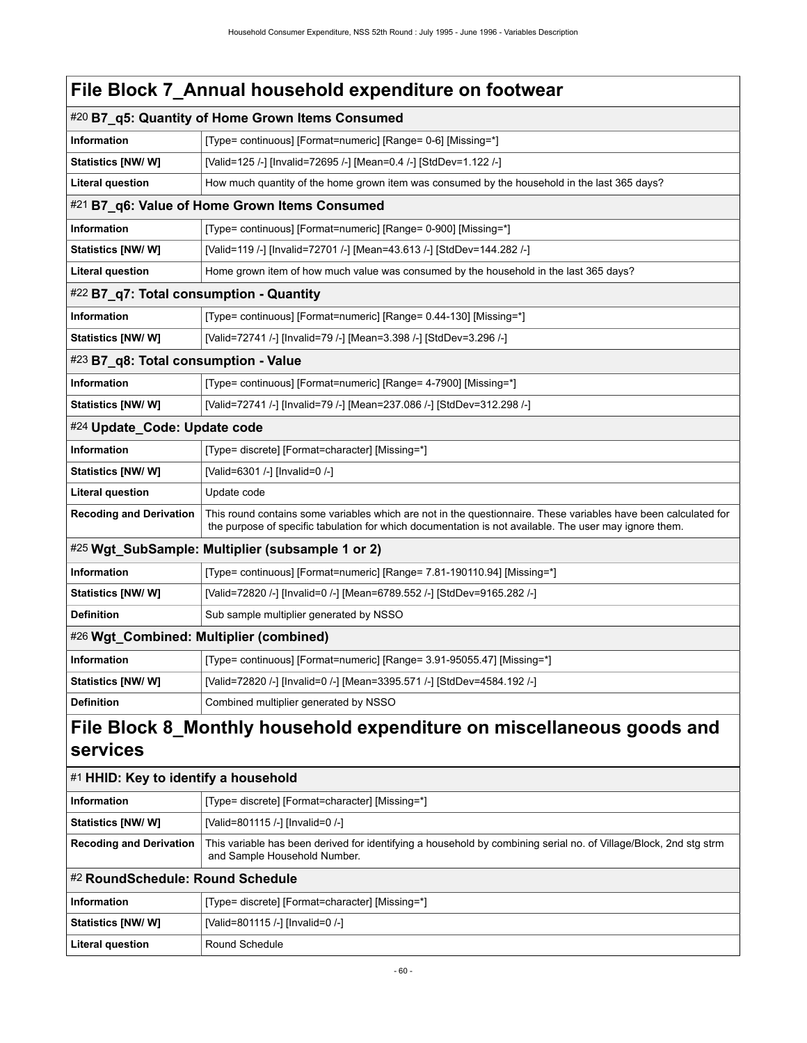# File Block 7_Annual household expenditure on footwear

## #20 B7_q5: Quantity of Home Grown Items Consumed

| | |
|---|---|
| **Information** | [Type= continuous] [Format=numeric] [Range= 0-6] [Missing=*] |
| **Statistics [NW/ W]** | [Valid=125 /-] [Invalid=72695 /-] [Mean=0.4 /-] [StdDev=1.122 /-] |
| **Literal question** | How much quantity of the home grown item was consumed by the household in the last 365 days? |

## #21 B7_q6: Value of Home Grown Items Consumed

| | |
|---|---|
| **Information** | [Type= continuous] [Format=numeric] [Range= 0-900] [Missing=*] |
| **Statistics [NW/ W]** | [Valid=119 /-] [Invalid=72701 /-] [Mean=43.613 /-] [StdDev=144.282 /-] |
| **Literal question** | Home grown item of how much value was consumed by the household in the last 365 days? |

## #22 B7_q7: Total consumption - Quantity

| | |
|---|---|
| **Information** | [Type= continuous] [Format=numeric] [Range= 0.44-130] [Missing=*] |
| **Statistics [NW/ W]** | [Valid=72741 /-] [Invalid=79 /-] [Mean=3.398 /-] [StdDev=3.296 /-] |

## #23 B7_q8: Total consumption - Value

| | |
|---|---|
| **Information** | [Type= continuous] [Format=numeric] [Range= 4-7900] [Missing=*] |
| **Statistics [NW/ W]** | [Valid=72741 /-] [Invalid=79 /-] [Mean=237.086 /-] [StdDev=312.298 /-] |

## #24 Update_Code: Update code

| | |
|---|---|
| **Information** | [Type= discrete] [Format=character] [Missing=*] |
| **Statistics [NW/ W]** | [Valid=6301 /-] [Invalid=0 /-] |
| **Literal question** | Update code |
| **Recoding and Derivation** | This round contains some variables which are not in the questionnaire. These variables have been calculated for the purpose of specific tabulation for which documentation is not available. The user may ignore them. |

## #25 Wgt_SubSample: Multiplier (subsample 1 or 2)

| | |
|---|---|
| **Information** | [Type= continuous] [Format=numeric] [Range= 7.81-190110.94] [Missing=*] |
| **Statistics [NW/ W]** | [Valid=72820 /-] [Invalid=0 /-] [Mean=6789.552 /-] [StdDev=9165.282 /-] |
| **Definition** | Sub sample multiplier generated by NSSO |

## #26 Wgt_Combined: Multiplier (combined)

| | |
|---|---|
| **Information** | [Type= continuous] [Format=numeric] [Range= 3.91-95055.47] [Missing=*] |
| **Statistics [NW/ W]** | [Valid=72820 /-] [Invalid=0 /-] [Mean=3395.571 /-] [StdDev=4584.192 /-] |
| **Definition** | Combined multiplier generated by NSSO |

# File Block 8_Monthly household expenditure on miscellaneous goods and services

## #1 HHID: Key to identify a household

| | |
|---|---|
| **Information** | [Type= discrete] [Format=character] [Missing=*] |
| **Statistics [NW/ W]** | [Valid=801115 /-] [Invalid=0 /-] |
| **Recoding and Derivation** | This variable has been derived for identifying a household by combining serial no. of Village/Block, 2nd stg strm and Sample Household Number. |

## #2 RoundSchedule: Round Schedule

| | |
|---|---|
| **Information** | [Type= discrete] [Format=character] [Missing=*] |
| **Statistics [NW/ W]** | [Valid=801115 /-] [Invalid=0 /-] |
| **Literal question** | Round Schedule |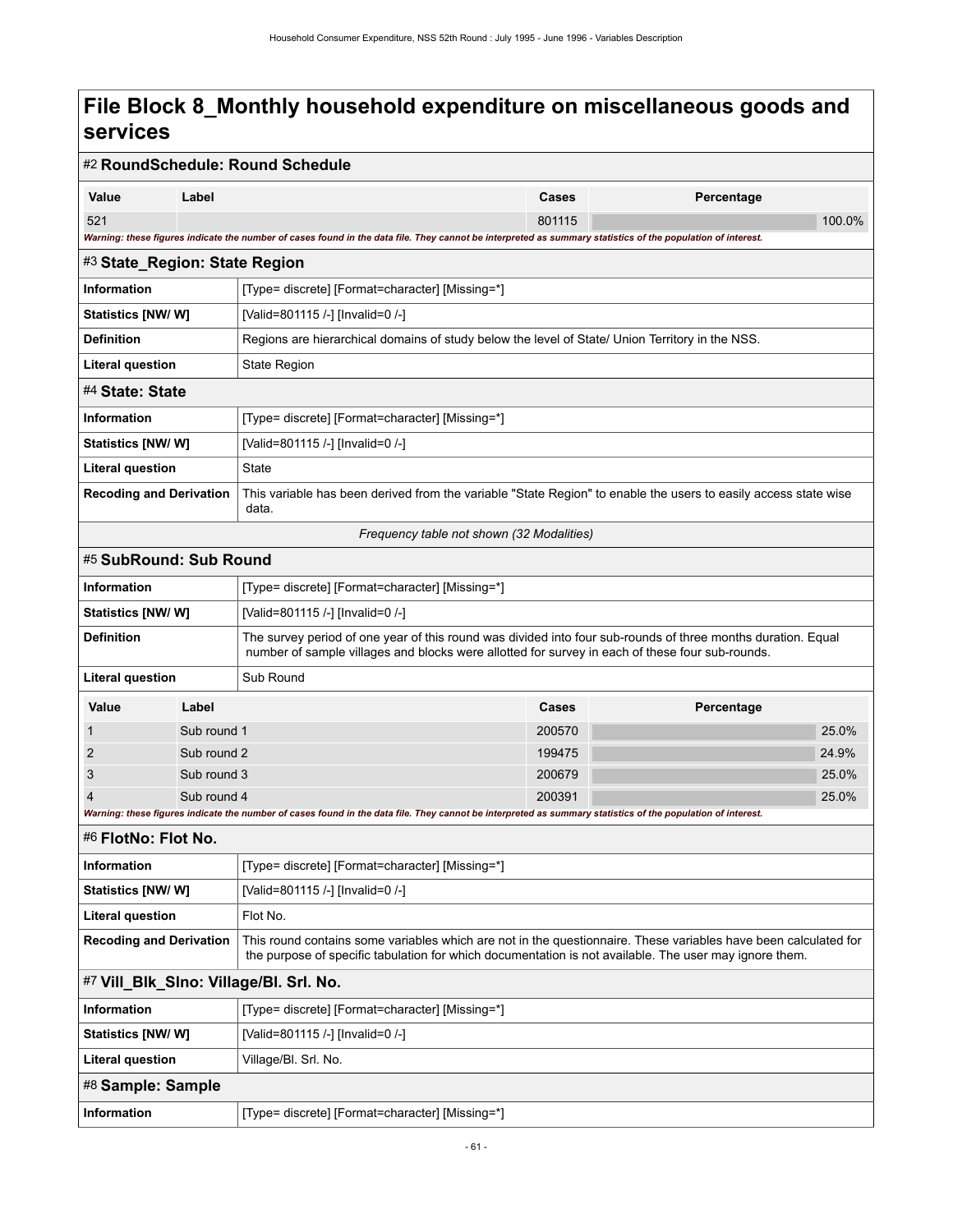# File Block 8_Monthly household expenditure on miscellaneous goods and services

## #2 RoundSchedule: Round Schedule

| Value | Label | Cases | Percentage |
|---|---|---|---|
| 521 | | 801115 | 100.0% |

*Warning: these figures indicate the number of cases found in the data file. They cannot be interpreted as summary statistics of the population of interest.*

## #3 State_Region: State Region

| | |
|---|---|
| **Information** | [Type= discrete] [Format=character] [Missing=*] |
| **Statistics [NW/ W]** | [Valid=801115 /-] [Invalid=0 /-] |
| **Definition** | Regions are hierarchical domains of study below the level of State/ Union Territory in the NSS. |
| **Literal question** | State Region |

## #4 State: State

| | |
|---|---|
| **Information** | [Type= discrete] [Format=character] [Missing=*] |
| **Statistics [NW/ W]** | [Valid=801115 /-] [Invalid=0 /-] |
| **Literal question** | State |
| **Recoding and Derivation** | This variable has been derived from the variable "State Region" to enable the users to easily access state wise data. |

*Frequency table not shown (32 Modalities)*

## #5 SubRound: Sub Round

| | |
|---|---|
| **Information** | [Type= discrete] [Format=character] [Missing=*] |
| **Statistics [NW/ W]** | [Valid=801115 /-] [Invalid=0 /-] |
| **Definition** | The survey period of one year of this round was divided into four sub-rounds of three months duration. Equal number of sample villages and blocks were allotted for survey in each of these four sub-rounds. |
| **Literal question** | Sub Round |

| Value | Label | Cases | Percentage |
|---|---|---|---|
| 1 | Sub round 1 | 200570 | 25.0% |
| 2 | Sub round 2 | 199475 | 24.9% |
| 3 | Sub round 3 | 200679 | 25.0% |
| 4 | Sub round 4 | 200391 | 25.0% |

*Warning: these figures indicate the number of cases found in the data file. They cannot be interpreted as summary statistics of the population of interest.*

## #6 FlotNo: Flot No.

| | |
|---|---|
| **Information** | [Type= discrete] [Format=character] [Missing=*] |
| **Statistics [NW/ W]** | [Valid=801115 /-] [Invalid=0 /-] |
| **Literal question** | Flot No. |
| **Recoding and Derivation** | This round contains some variables which are not in the questionnaire. These variables have been calculated for the purpose of specific tabulation for which documentation is not available. The user may ignore them. |

## #7 Vill_Blk_Slno: Village/Bl. Srl. No.

| | |
|---|---|
| **Information** | [Type= discrete] [Format=character] [Missing=*] |
| **Statistics [NW/ W]** | [Valid=801115 /-] [Invalid=0 /-] |
| **Literal question** | Village/Bl. Srl. No. |

## #8 Sample: Sample

| | |
|---|---|
| **Information** | [Type= discrete] [Format=character] [Missing=*] |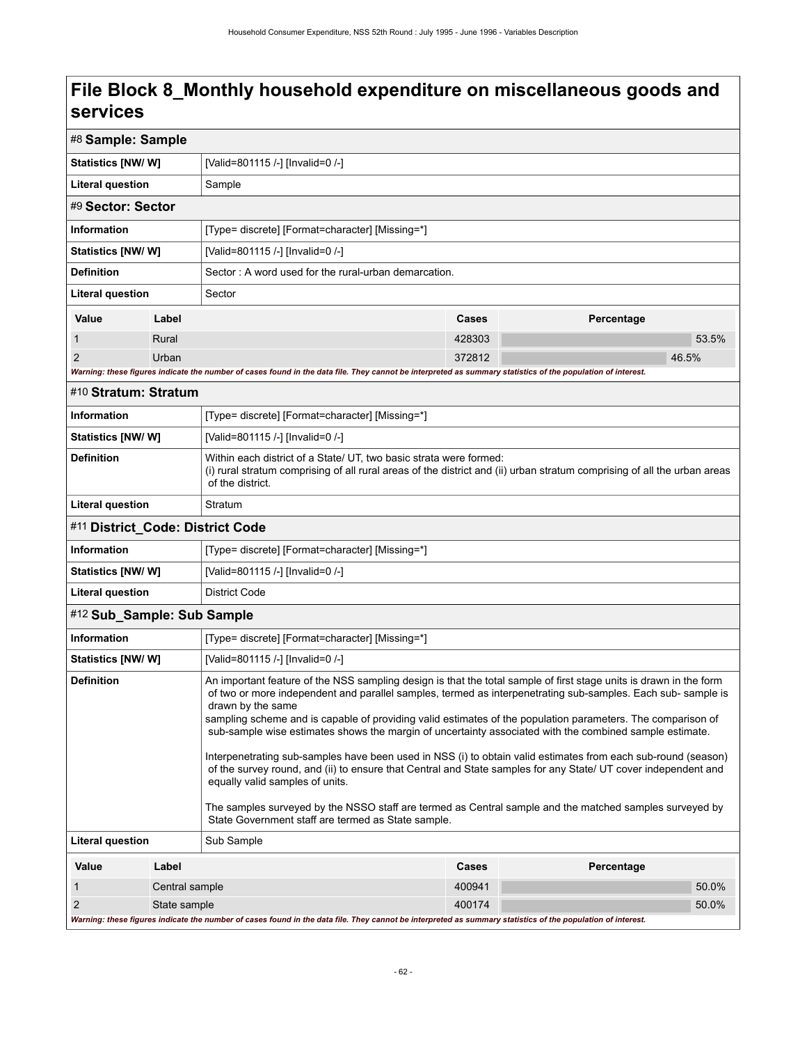# File Block 8_Monthly household expenditure on miscellaneous goods and services

## #8 Sample: Sample

| | |
|---|---|
| **Statistics [NW/ W]** | [Valid=801115 /-] [Invalid=0 /-] |
| **Literal question** | Sample |

## #9 Sector: Sector

| | |
|---|---|
| **Information** | [Type= discrete] [Format=character] [Missing=*] |
| **Statistics [NW/ W]** | [Valid=801115 /-] [Invalid=0 /-] |
| **Definition** | Sector : A word used for the rural-urban demarcation. |
| **Literal question** | Sector |

| Value | Label | Cases | Percentage |
|---|---|---|---|
| 1 | Rural | 428303 | 53.5% |
| 2 | Urban | 372812 | 46.5% |

*Warning: these figures indicate the number of cases found in the data file. They cannot be interpreted as summary statistics of the population of interest.*

## #10 Stratum: Stratum

| | |
|---|---|
| **Information** | [Type= discrete] [Format=character] [Missing=*] |
| **Statistics [NW/ W]** | [Valid=801115 /-] [Invalid=0 /-] |
| **Definition** | Within each district of a State/ UT, two basic strata were formed:<br>(i) rural stratum comprising of all rural areas of the district and (ii) urban stratum comprising of all the urban areas of the district. |
| **Literal question** | Stratum |

## #11 District_Code: District Code

| | |
|---|---|
| **Information** | [Type= discrete] [Format=character] [Missing=*] |
| **Statistics [NW/ W]** | [Valid=801115 /-] [Invalid=0 /-] |
| **Literal question** | District Code |

## #12 Sub_Sample: Sub Sample

| | |
|---|---|
| **Information** | [Type= discrete] [Format=character] [Missing=*] |
| **Statistics [NW/ W]** | [Valid=801115 /-] [Invalid=0 /-] |
| **Definition** | An important feature of the NSS sampling design is that the total sample of first stage units is drawn in the form of two or more independent and parallel samples, termed as interpenetrating sub-samples. Each sub- sample is drawn by the same sampling scheme and is capable of providing valid estimates of the population parameters. The comparison of sub-sample wise estimates shows the margin of uncertainty associated with the combined sample estimate.<br><br>Interpenetrating sub-samples have been used in NSS (i) to obtain valid estimates from each sub-round (season) of the survey round, and (ii) to ensure that Central and State samples for any State/ UT cover independent and equally valid samples of units.<br><br>The samples surveyed by the NSSO staff are termed as Central sample and the matched samples surveyed by State Government staff are termed as State sample. |
| **Literal question** | Sub Sample |

| Value | Label | Cases | Percentage |
|---|---|---|---|
| 1 | Central sample | 400941 | 50.0% |
| 2 | State sample | 400174 | 50.0% |

*Warning: these figures indicate the number of cases found in the data file. They cannot be interpreted as summary statistics of the population of interest.*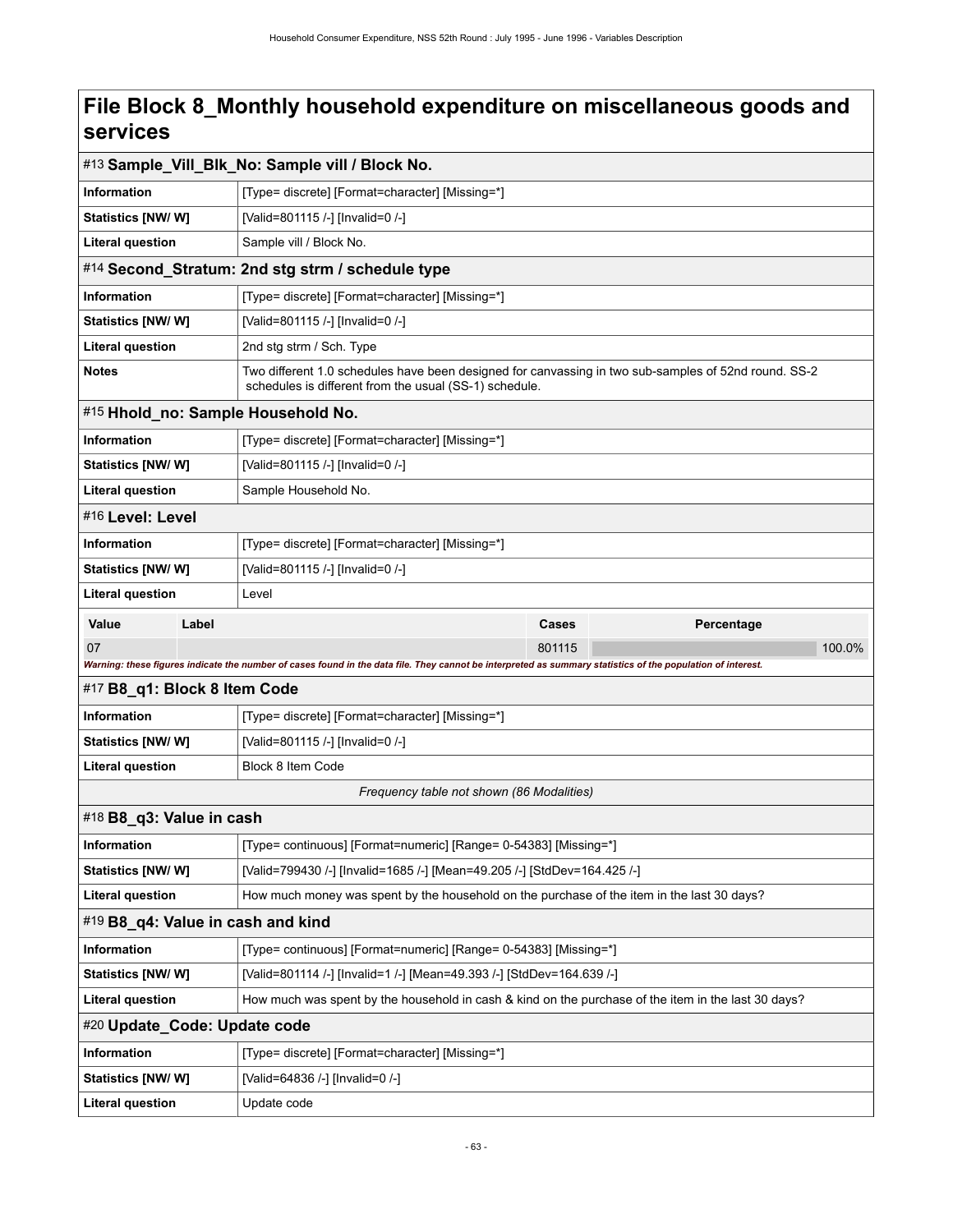# File Block 8_Monthly household expenditure on miscellaneous goods and services

## #13 Sample_Vill_Blk_No: Sample vill / Block No.

| | |
|---|---|
| **Information** | [Type= discrete] [Format=character] [Missing=*] |
| **Statistics [NW/ W]** | [Valid=801115 /-] [Invalid=0 /-] |
| **Literal question** | Sample vill / Block No. |

## #14 Second_Stratum: 2nd stg strm / schedule type

| | |
|---|---|
| **Information** | [Type= discrete] [Format=character] [Missing=*] |
| **Statistics [NW/ W]** | [Valid=801115 /-] [Invalid=0 /-] |
| **Literal question** | 2nd stg strm / Sch. Type |
| **Notes** | Two different 1.0 schedules have been designed for canvassing in two sub-samples of 52nd round. SS-2 schedules is different from the usual (SS-1) schedule. |

## #15 Hhold_no: Sample Household No.

| | |
|---|---|
| **Information** | [Type= discrete] [Format=character] [Missing=*] |
| **Statistics [NW/ W]** | [Valid=801115 /-] [Invalid=0 /-] |
| **Literal question** | Sample Household No. |

## #16 Level: Level

| | |
|---|---|
| **Information** | [Type= discrete] [Format=character] [Missing=*] |
| **Statistics [NW/ W]** | [Valid=801115 /-] [Invalid=0 /-] |
| **Literal question** | Level |

| Value | Label | Cases | Percentage |
|---|---|---|---|
| 07 | | 801115 | 100.0% |

*Warning: these figures indicate the number of cases found in the data file. They cannot be interpreted as summary statistics of the population of interest.*

## #17 B8_q1: Block 8 Item Code

| | |
|---|---|
| **Information** | [Type= discrete] [Format=character] [Missing=*] |
| **Statistics [NW/ W]** | [Valid=801115 /-] [Invalid=0 /-] |
| **Literal question** | Block 8 Item Code |

*Frequency table not shown (86 Modalities)*

## #18 B8_q3: Value in cash

| | |
|---|---|
| **Information** | [Type= continuous] [Format=numeric] [Range= 0-54383] [Missing=*] |
| **Statistics [NW/ W]** | [Valid=799430 /-] [Invalid=1685 /-] [Mean=49.205 /-] [StdDev=164.425 /-] |
| **Literal question** | How much money was spent by the household on the purchase of the item in the last 30 days? |

## #19 B8_q4: Value in cash and kind

| | |
|---|---|
| **Information** | [Type= continuous] [Format=numeric] [Range= 0-54383] [Missing=*] |
| **Statistics [NW/ W]** | [Valid=801114 /-] [Invalid=1 /-] [Mean=49.393 /-] [StdDev=164.639 /-] |
| **Literal question** | How much was spent by the household in cash & kind on the purchase of the item in the last 30 days? |

## #20 Update_Code: Update code

| | |
|---|---|
| **Information** | [Type= discrete] [Format=character] [Missing=*] |
| **Statistics [NW/ W]** | [Valid=64836 /-] [Invalid=0 /-] |
| **Literal question** | Update code |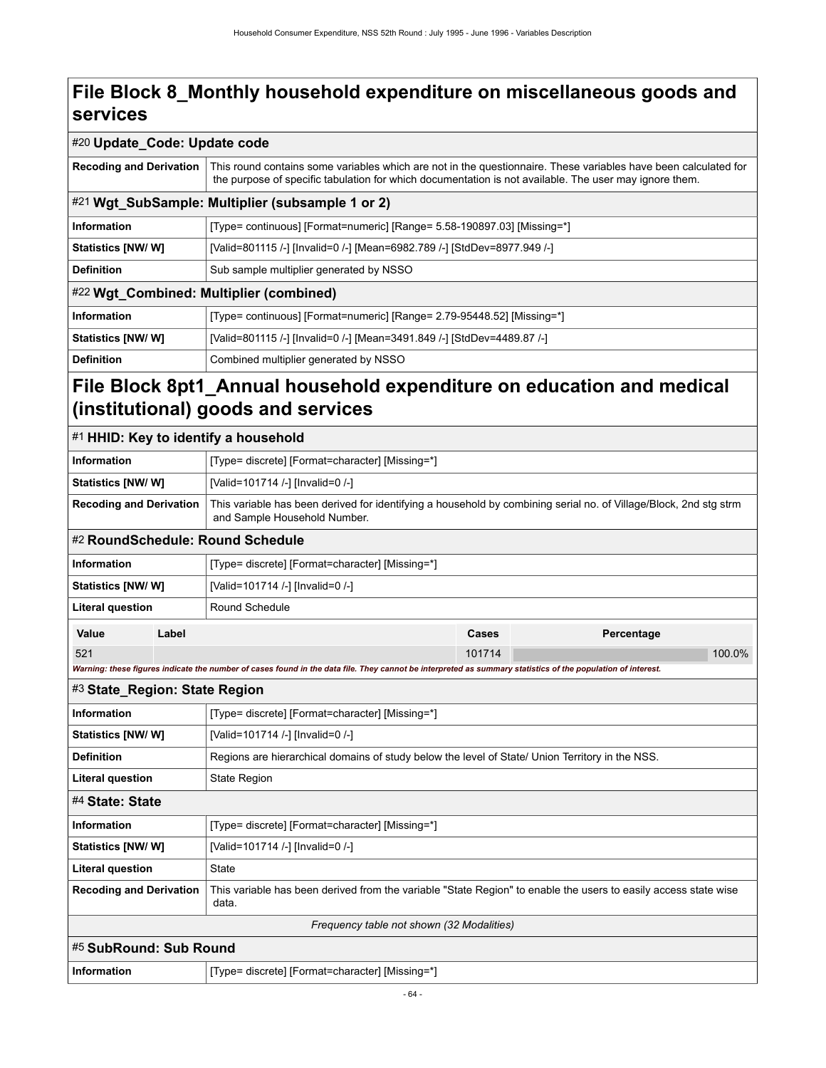# File Block 8_Monthly household expenditure on miscellaneous goods and services

## #20 Update_Code: Update code

| | |
|---|---|
| **Recoding and Derivation** | This round contains some variables which are not in the questionnaire. These variables have been calculated for the purpose of specific tabulation for which documentation is not available. The user may ignore them. |

## #21 Wgt_SubSample: Multiplier (subsample 1 or 2)

| | |
|---|---|
| **Information** | [Type= continuous] [Format=numeric] [Range= 5.58-190897.03] [Missing=*] |
| **Statistics [NW/ W]** | [Valid=801115 /-] [Invalid=0 /-] [Mean=6982.789 /-] [StdDev=8977.949 /-] |
| **Definition** | Sub sample multiplier generated by NSSO |

## #22 Wgt_Combined: Multiplier (combined)

| | |
|---|---|
| **Information** | [Type= continuous] [Format=numeric] [Range= 2.79-95448.52] [Missing=*] |
| **Statistics [NW/ W]** | [Valid=801115 /-] [Invalid=0 /-] [Mean=3491.849 /-] [StdDev=4489.87 /-] |
| **Definition** | Combined multiplier generated by NSSO |

# File Block 8pt1_Annual household expenditure on education and medical (institutional) goods and services

## #1 HHID: Key to identify a household

| | |
|---|---|
| **Information** | [Type= discrete] [Format=character] [Missing=*] |
| **Statistics [NW/ W]** | [Valid=101714 /-] [Invalid=0 /-] |
| **Recoding and Derivation** | This variable has been derived for identifying a household by combining serial no. of Village/Block, 2nd stg strm and Sample Household Number. |

## #2 RoundSchedule: Round Schedule

| | |
|---|---|
| **Information** | [Type= discrete] [Format=character] [Missing=*] |
| **Statistics [NW/ W]** | [Valid=101714 /-] [Invalid=0 /-] |
| **Literal question** | Round Schedule |

| Value | Label | Cases | Percentage |
|---|---|---|---|
| 521 | | 101714 | 100.0% |

*Warning: these figures indicate the number of cases found in the data file. They cannot be interpreted as summary statistics of the population of interest.*

## #3 State_Region: State Region

| | |
|---|---|
| **Information** | [Type= discrete] [Format=character] [Missing=*] |
| **Statistics [NW/ W]** | [Valid=101714 /-] [Invalid=0 /-] |
| **Definition** | Regions are hierarchical domains of study below the level of State/ Union Territory in the NSS. |
| **Literal question** | State Region |

## #4 State: State

| | |
|---|---|
| **Information** | [Type= discrete] [Format=character] [Missing=*] |
| **Statistics [NW/ W]** | [Valid=101714 /-] [Invalid=0 /-] |
| **Literal question** | State |
| **Recoding and Derivation** | This variable has been derived from the variable "State Region" to enable the users to easily access state wise data. |

*Frequency table not shown (32 Modalities)*

## #5 SubRound: Sub Round

| | |
|---|---|
| **Information** | [Type= discrete] [Format=character] [Missing=*] |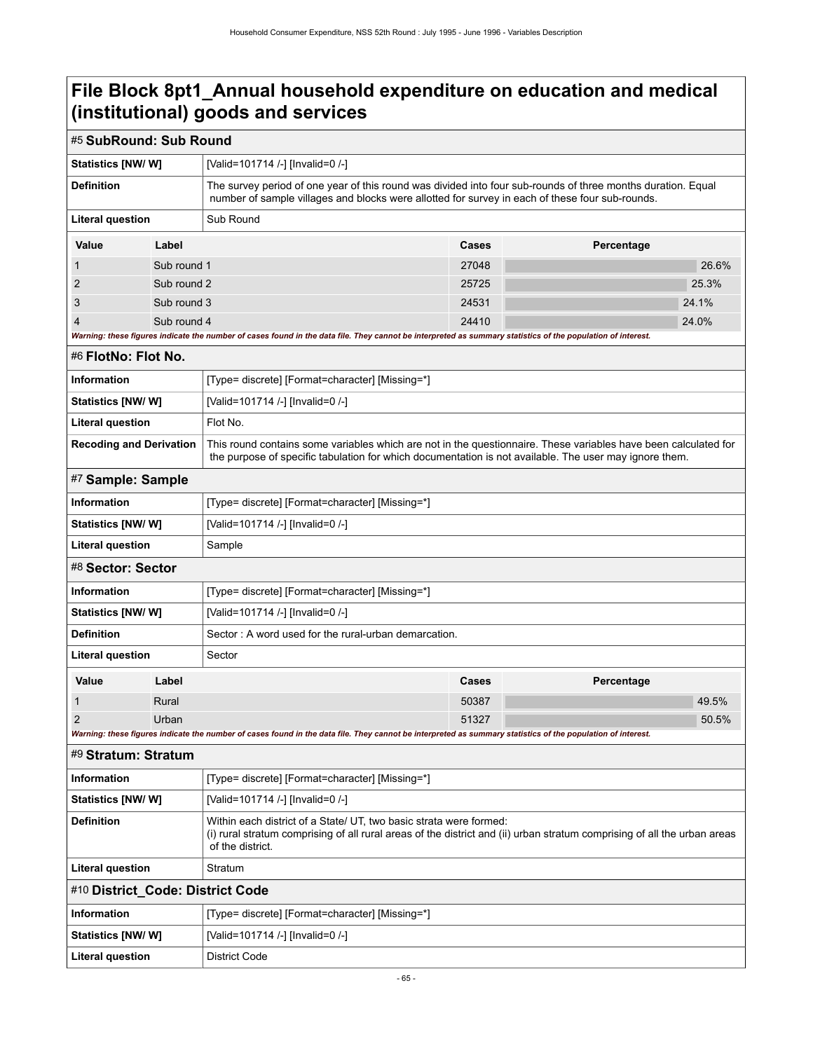# File Block 8pt1_Annual household expenditure on education and medical (institutional) goods and services

## #5 SubRound: Sub Round

| | |
|---|---|
| **Statistics [NW/ W]** | [Valid=101714 /-] [Invalid=0 /-] |
| **Definition** | The survey period of one year of this round was divided into four sub-rounds of three months duration. Equal number of sample villages and blocks were allotted for survey in each of these four sub-rounds. |
| **Literal question** | Sub Round |

| Value | Label | Cases | Percentage |
|---|---|---|---|
| 1 | Sub round 1 | 27048 | 26.6% |
| 2 | Sub round 2 | 25725 | 25.3% |
| 3 | Sub round 3 | 24531 | 24.1% |
| 4 | Sub round 4 | 24410 | 24.0% |

***Warning: these figures indicate the number of cases found in the data file. They cannot be interpreted as summary statistics of the population of interest.***

## #6 FlotNo: Flot No.

| | |
|---|---|
| **Information** | [Type= discrete] [Format=character] [Missing=*] |
| **Statistics [NW/ W]** | [Valid=101714 /-] [Invalid=0 /-] |
| **Literal question** | Flot No. |
| **Recoding and Derivation** | This round contains some variables which are not in the questionnaire. These variables have been calculated for the purpose of specific tabulation for which documentation is not available. The user may ignore them. |

## #7 Sample: Sample

| | |
|---|---|
| **Information** | [Type= discrete] [Format=character] [Missing=*] |
| **Statistics [NW/ W]** | [Valid=101714 /-] [Invalid=0 /-] |
| **Literal question** | Sample |

## #8 Sector: Sector

| | |
|---|---|
| **Information** | [Type= discrete] [Format=character] [Missing=*] |
| **Statistics [NW/ W]** | [Valid=101714 /-] [Invalid=0 /-] |
| **Definition** | Sector : A word used for the rural-urban demarcation. |
| **Literal question** | Sector |

| Value | Label | Cases | Percentage |
|---|---|---|---|
| 1 | Rural | 50387 | 49.5% |
| 2 | Urban | 51327 | 50.5% |

***Warning: these figures indicate the number of cases found in the data file. They cannot be interpreted as summary statistics of the population of interest.***

## #9 Stratum: Stratum

| | |
|---|---|
| **Information** | [Type= discrete] [Format=character] [Missing=*] |
| **Statistics [NW/ W]** | [Valid=101714 /-] [Invalid=0 /-] |
| **Definition** | Within each district of a State/ UT, two basic strata were formed:<br>(i) rural stratum comprising of all rural areas of the district and (ii) urban stratum comprising of all the urban areas of the district. |
| **Literal question** | Stratum |

## #10 District_Code: District Code

| | |
|---|---|
| **Information** | [Type= discrete] [Format=character] [Missing=*] |
| **Statistics [NW/ W]** | [Valid=101714 /-] [Invalid=0 /-] |
| **Literal question** | District Code |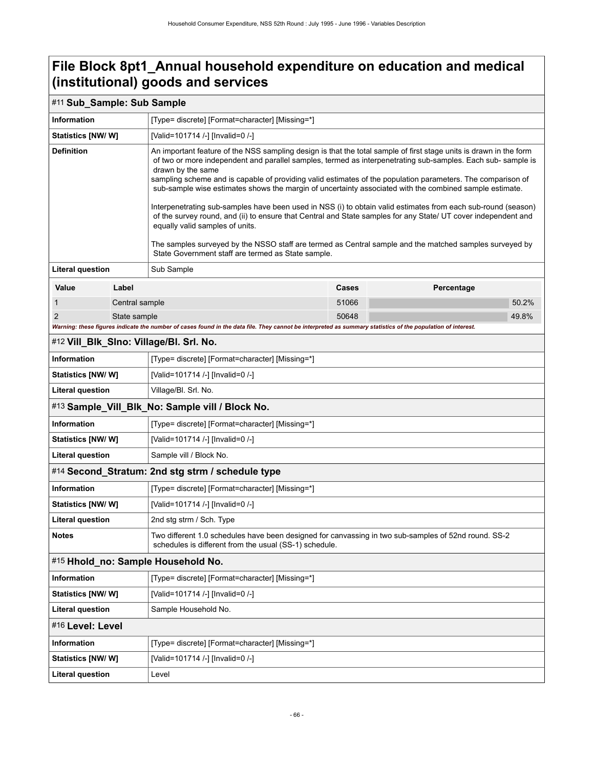# File Block 8pt1_Annual household expenditure on education and medical (institutional) goods and services

## #11 Sub_Sample: Sub Sample

| | |
|---|---|
| **Information** | [Type= discrete] [Format=character] [Missing=*] |
| **Statistics [NW/ W]** | [Valid=101714 /-] [Invalid=0 /-] |
| **Definition** | An important feature of the NSS sampling design is that the total sample of first stage units is drawn in the form of two or more independent and parallel samples, termed as interpenetrating sub-samples. Each sub- sample is drawn by the same sampling scheme and is capable of providing valid estimates of the population parameters. The comparison of sub-sample wise estimates shows the margin of uncertainty associated with the combined sample estimate.<br><br>Interpenetrating sub-samples have been used in NSS (i) to obtain valid estimates from each sub-round (season) of the survey round, and (ii) to ensure that Central and State samples for any State/ UT cover independent and equally valid samples of units.<br><br>The samples surveyed by the NSSO staff are termed as Central sample and the matched samples surveyed by State Government staff are termed as State sample. |
| **Literal question** | Sub Sample |

| Value | Label | Cases | Percentage |
|---|---|---|---|
| 1 | Central sample | 51066 | 50.2% |
| 2 | State sample | 50648 | 49.8% |

***Warning: these figures indicate the number of cases found in the data file. They cannot be interpreted as summary statistics of the population of interest.***

## #12 Vill_Blk_Slno: Village/Bl. Srl. No.

| | |
|---|---|
| **Information** | [Type= discrete] [Format=character] [Missing=*] |
| **Statistics [NW/ W]** | [Valid=101714 /-] [Invalid=0 /-] |
| **Literal question** | Village/Bl. Srl. No. |

## #13 Sample_Vill_Blk_No: Sample vill / Block No.

| | |
|---|---|
| **Information** | [Type= discrete] [Format=character] [Missing=*] |
| **Statistics [NW/ W]** | [Valid=101714 /-] [Invalid=0 /-] |
| **Literal question** | Sample vill / Block No. |

## #14 Second_Stratum: 2nd stg strm / schedule type

| | |
|---|---|
| **Information** | [Type= discrete] [Format=character] [Missing=*] |
| **Statistics [NW/ W]** | [Valid=101714 /-] [Invalid=0 /-] |
| **Literal question** | 2nd stg strm / Sch. Type |
| **Notes** | Two different 1.0 schedules have been designed for canvassing in two sub-samples of 52nd round. SS-2 schedules is different from the usual (SS-1) schedule. |

## #15 Hhold_no: Sample Household No.

| | |
|---|---|
| **Information** | [Type= discrete] [Format=character] [Missing=*] |
| **Statistics [NW/ W]** | [Valid=101714 /-] [Invalid=0 /-] |
| **Literal question** | Sample Household No. |

## #16 Level: Level

| | |
|---|---|
| **Information** | [Type= discrete] [Format=character] [Missing=*] |
| **Statistics [NW/ W]** | [Valid=101714 /-] [Invalid=0 /-] |
| **Literal question** | Level |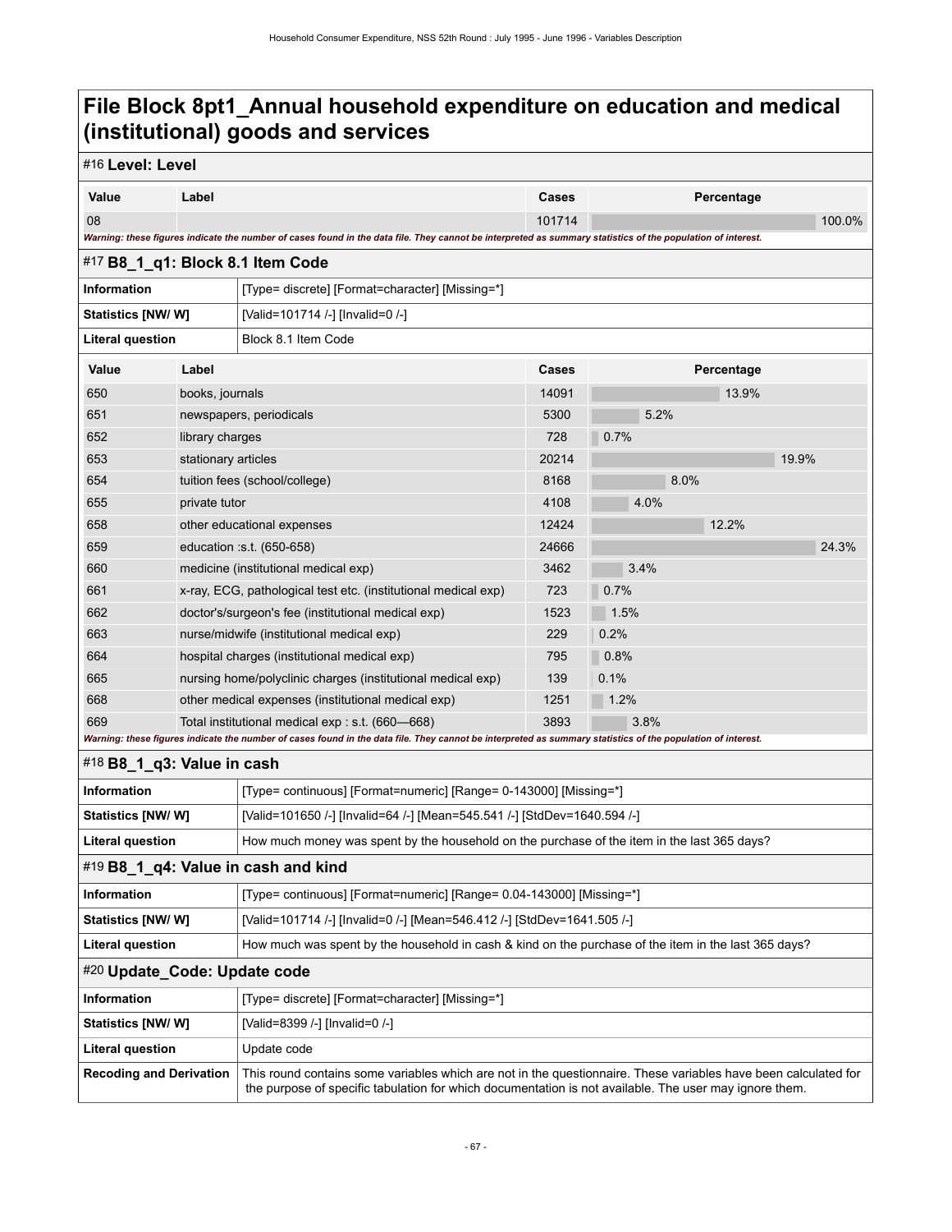# File Block 8pt1_Annual household expenditure on education and medical (institutional) goods and services

## #16 Level: Level

| Value | Label | Cases | Percentage |
|---|---|---|---|
| 08 | | 101714 | 100.0% |

*Warning: these figures indicate the number of cases found in the data file. They cannot be interpreted as summary statistics of the population of interest.*

## #17 B8_1_q1: Block 8.1 Item Code

| | |
|---|---|
| **Information** | [Type= discrete] [Format=character] [Missing=*] |
| **Statistics [NW/ W]** | [Valid=101714 /-] [Invalid=0 /-] |
| **Literal question** | Block 8.1 Item Code |

| Value | Label | Cases | Percentage |
|---|---|---|---|
| 650 | books, journals | 14091 | 13.9% |
| 651 | newspapers, periodicals | 5300 | 5.2% |
| 652 | library charges | 728 | 0.7% |
| 653 | stationary articles | 20214 | 19.9% |
| 654 | tuition fees (school/college) | 8168 | 8.0% |
| 655 | private tutor | 4108 | 4.0% |
| 658 | other educational expenses | 12424 | 12.2% |
| 659 | education :s.t. (650-658) | 24666 | 24.3% |
| 660 | medicine (institutional medical exp) | 3462 | 3.4% |
| 661 | x-ray, ECG, pathological test etc. (institutional medical exp) | 723 | 0.7% |
| 662 | doctor's/surgeon's fee (institutional medical exp) | 1523 | 1.5% |
| 663 | nurse/midwife (institutional medical exp) | 229 | 0.2% |
| 664 | hospital charges (institutional medical exp) | 795 | 0.8% |
| 665 | nursing home/polyclinic charges (institutional medical exp) | 139 | 0.1% |
| 668 | other medical expenses (institutional medical exp) | 1251 | 1.2% |
| 669 | Total institutional medical exp : s.t. (660—668) | 3893 | 3.8% |

*Warning: these figures indicate the number of cases found in the data file. They cannot be interpreted as summary statistics of the population of interest.*

## #18 B8_1_q3: Value in cash

| | |
|---|---|
| **Information** | [Type= continuous] [Format=numeric] [Range= 0-143000] [Missing=*] |
| **Statistics [NW/ W]** | [Valid=101650 /-] [Invalid=64 /-] [Mean=545.541 /-] [StdDev=1640.594 /-] |
| **Literal question** | How much money was spent by the household on the purchase of the item in the last 365 days? |

## #19 B8_1_q4: Value in cash and kind

| | |
|---|---|
| **Information** | [Type= continuous] [Format=numeric] [Range= 0.04-143000] [Missing=*] |
| **Statistics [NW/ W]** | [Valid=101714 /-] [Invalid=0 /-] [Mean=546.412 /-] [StdDev=1641.505 /-] |
| **Literal question** | How much was spent by the household in cash & kind on the purchase of the item in the last 365 days? |

## #20 Update_Code: Update code

| | |
|---|---|
| **Information** | [Type= discrete] [Format=character] [Missing=*] |
| **Statistics [NW/ W]** | [Valid=8399 /-] [Invalid=0 /-] |
| **Literal question** | Update code |
| **Recoding and Derivation** | This round contains some variables which are not in the questionnaire. These variables have been calculated for the purpose of specific tabulation for which documentation is not available. The user may ignore them. |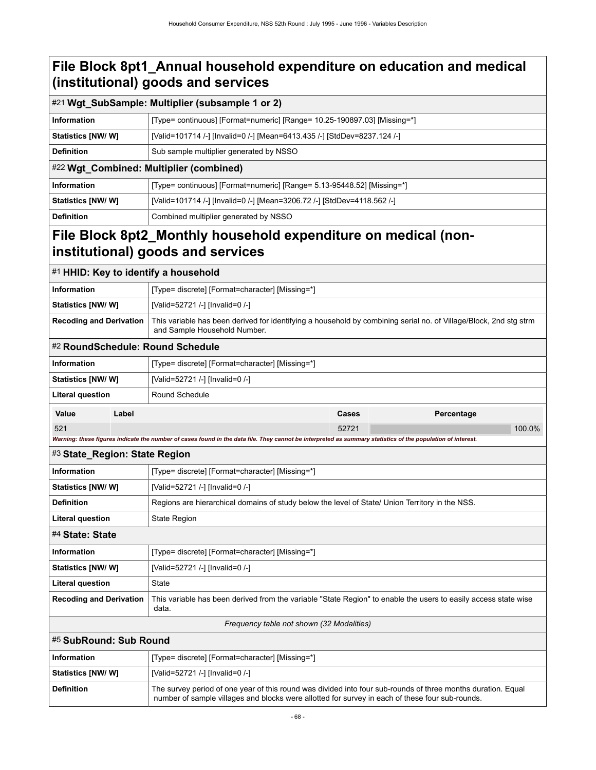# File Block 8pt1_Annual household expenditure on education and medical (institutional) goods and services

## #21 Wgt_SubSample: Multiplier (subsample 1 or 2)

| | |
|---|---|
| **Information** | [Type= continuous] [Format=numeric] [Range= 10.25-190897.03] [Missing=*] |
| **Statistics [NW/ W]** | [Valid=101714 /-] [Invalid=0 /-] [Mean=6413.435 /-] [StdDev=8237.124 /-] |
| **Definition** | Sub sample multiplier generated by NSSO |

## #22 Wgt_Combined: Multiplier (combined)

| | |
|---|---|
| **Information** | [Type= continuous] [Format=numeric] [Range= 5.13-95448.52] [Missing=*] |
| **Statistics [NW/ W]** | [Valid=101714 /-] [Invalid=0 /-] [Mean=3206.72 /-] [StdDev=4118.562 /-] |
| **Definition** | Combined multiplier generated by NSSO |

# File Block 8pt2_Monthly household expenditure on medical (non-institutional) goods and services

## #1 HHID: Key to identify a household

| | |
|---|---|
| **Information** | [Type= discrete] [Format=character] [Missing=*] |
| **Statistics [NW/ W]** | [Valid=52721 /-] [Invalid=0 /-] |
| **Recoding and Derivation** | This variable has been derived for identifying a household by combining serial no. of Village/Block, 2nd stg strm and Sample Household Number. |

## #2 RoundSchedule: Round Schedule

| | |
|---|---|
| **Information** | [Type= discrete] [Format=character] [Missing=*] |
| **Statistics [NW/ W]** | [Valid=52721 /-] [Invalid=0 /-] |
| **Literal question** | Round Schedule |

| Value | Label | Cases | Percentage |
|---|---|---|---|
| 521 | | 52721 | 100.0% |

*Warning: these figures indicate the number of cases found in the data file. They cannot be interpreted as summary statistics of the population of interest.*

## #3 State_Region: State Region

| | |
|---|---|
| **Information** | [Type= discrete] [Format=character] [Missing=*] |
| **Statistics [NW/ W]** | [Valid=52721 /-] [Invalid=0 /-] |
| **Definition** | Regions are hierarchical domains of study below the level of State/ Union Territory in the NSS. |
| **Literal question** | State Region |

## #4 State: State

| | |
|---|---|
| **Information** | [Type= discrete] [Format=character] [Missing=*] |
| **Statistics [NW/ W]** | [Valid=52721 /-] [Invalid=0 /-] |
| **Literal question** | State |
| **Recoding and Derivation** | This variable has been derived from the variable "State Region" to enable the users to easily access state wise data. |

*Frequency table not shown (32 Modalities)*

## #5 SubRound: Sub Round

| | |
|---|---|
| **Information** | [Type= discrete] [Format=character] [Missing=*] |
| **Statistics [NW/ W]** | [Valid=52721 /-] [Invalid=0 /-] |
| **Definition** | The survey period of one year of this round was divided into four sub-rounds of three months duration. Equal number of sample villages and blocks were allotted for survey in each of these four sub-rounds. |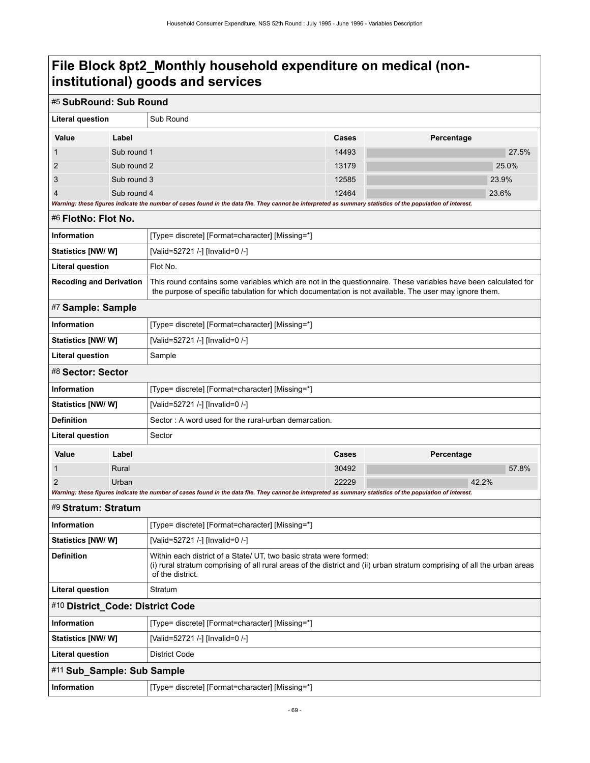# File Block 8pt2_Monthly household expenditure on medical (non-institutional) goods and services

## #5 SubRound: Sub Round

| Literal question | Sub Round |
|---|---|

| Value | Label | Cases | Percentage |
|---|---|---|---|
| 1 | Sub round 1 | 14493 | 27.5% |
| 2 | Sub round 2 | 13179 | 25.0% |
| 3 | Sub round 3 | 12585 | 23.9% |
| 4 | Sub round 4 | 12464 | 23.6% |

*Warning: these figures indicate the number of cases found in the data file. They cannot be interpreted as summary statistics of the population of interest.*

## #6 FlotNo: Flot No.

| Information | [Type= discrete] [Format=character] [Missing=*] |
|---|---|
| Statistics [NW/ W] | [Valid=52721 /-] [Invalid=0 /-] |
| Literal question | Flot No. |
| Recoding and Derivation | This round contains some variables which are not in the questionnaire. These variables have been calculated for the purpose of specific tabulation for which documentation is not available. The user may ignore them. |

## #7 Sample: Sample

| Information | [Type= discrete] [Format=character] [Missing=*] |
|---|---|
| Statistics [NW/ W] | [Valid=52721 /-] [Invalid=0 /-] |
| Literal question | Sample |

## #8 Sector: Sector

| Information | [Type= discrete] [Format=character] [Missing=*] |
|---|---|
| Statistics [NW/ W] | [Valid=52721 /-] [Invalid=0 /-] |
| Definition | Sector : A word used for the rural-urban demarcation. |
| Literal question | Sector |

| Value | Label | Cases | Percentage |
|---|---|---|---|
| 1 | Rural | 30492 | 57.8% |
| 2 | Urban | 22229 | 42.2% |

*Warning: these figures indicate the number of cases found in the data file. They cannot be interpreted as summary statistics of the population of interest.*

## #9 Stratum: Stratum

| Information | [Type= discrete] [Format=character] [Missing=*] |
|---|---|
| Statistics [NW/ W] | [Valid=52721 /-] [Invalid=0 /-] |
| Definition | Within each district of a State/ UT, two basic strata were formed:<br>(i) rural stratum comprising of all rural areas of the district and (ii) urban stratum comprising of all the urban areas of the district. |
| Literal question | Stratum |

## #10 District_Code: District Code

| Information | [Type= discrete] [Format=character] [Missing=*] |
|---|---|
| Statistics [NW/ W] | [Valid=52721 /-] [Invalid=0 /-] |
| Literal question | District Code |

## #11 Sub_Sample: Sub Sample

| Information | [Type= discrete] [Format=character] [Missing=*] |
|---|---|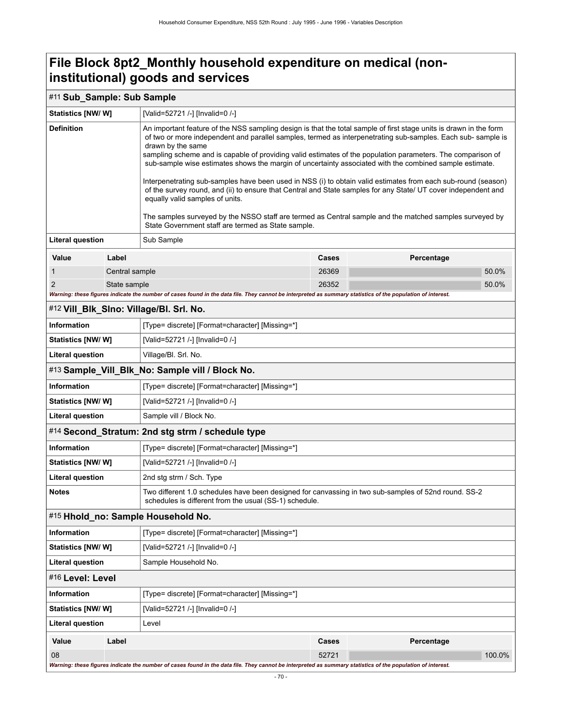# File Block 8pt2_Monthly household expenditure on medical (non-institutional) goods and services

## #11 Sub_Sample: Sub Sample

| | |
|---|---|
| **Statistics [NW/ W]** | [Valid=52721 /-] [Invalid=0 /-] |
| **Definition** | An important feature of the NSS sampling design is that the total sample of first stage units is drawn in the form of two or more independent and parallel samples, termed as interpenetrating sub-samples. Each sub- sample is drawn by the same sampling scheme and is capable of providing valid estimates of the population parameters. The comparison of sub-sample wise estimates shows the margin of uncertainty associated with the combined sample estimate.<br><br>Interpenetrating sub-samples have been used in NSS (i) to obtain valid estimates from each sub-round (season) of the survey round, and (ii) to ensure that Central and State samples for any State/ UT cover independent and equally valid samples of units.<br><br>The samples surveyed by the NSSO staff are termed as Central sample and the matched samples surveyed by State Government staff are termed as State sample. |
| **Literal question** | Sub Sample |

| Value | Label | Cases | Percentage |
|---|---|---|---|
| 1 | Central sample | 26369 | 50.0% |
| 2 | State sample | 26352 | 50.0% |

*Warning: these figures indicate the number of cases found in the data file. They cannot be interpreted as summary statistics of the population of interest.*

## #12 Vill_Blk_Slno: Village/Bl. Srl. No.

| | |
|---|---|
| **Information** | [Type= discrete] [Format=character] [Missing=*] |
| **Statistics [NW/ W]** | [Valid=52721 /-] [Invalid=0 /-] |
| **Literal question** | Village/Bl. Srl. No. |

## #13 Sample_Vill_Blk_No: Sample vill / Block No.

| | |
|---|---|
| **Information** | [Type= discrete] [Format=character] [Missing=*] |
| **Statistics [NW/ W]** | [Valid=52721 /-] [Invalid=0 /-] |
| **Literal question** | Sample vill / Block No. |

## #14 Second_Stratum: 2nd stg strm / schedule type

| | |
|---|---|
| **Information** | [Type= discrete] [Format=character] [Missing=*] |
| **Statistics [NW/ W]** | [Valid=52721 /-] [Invalid=0 /-] |
| **Literal question** | 2nd stg strm / Sch. Type |
| **Notes** | Two different 1.0 schedules have been designed for canvassing in two sub-samples of 52nd round. SS-2 schedules is different from the usual (SS-1) schedule. |

## #15 Hhold_no: Sample Household No.

| | |
|---|---|
| **Information** | [Type= discrete] [Format=character] [Missing=*] |
| **Statistics [NW/ W]** | [Valid=52721 /-] [Invalid=0 /-] |
| **Literal question** | Sample Household No. |

## #16 Level: Level

| | |
|---|---|
| **Information** | [Type= discrete] [Format=character] [Missing=*] |
| **Statistics [NW/ W]** | [Valid=52721 /-] [Invalid=0 /-] |
| **Literal question** | Level |

| Value | Label | Cases | Percentage |
|---|---|---|---|
| 08 | | 52721 | 100.0% |

*Warning: these figures indicate the number of cases found in the data file. They cannot be interpreted as summary statistics of the population of interest.*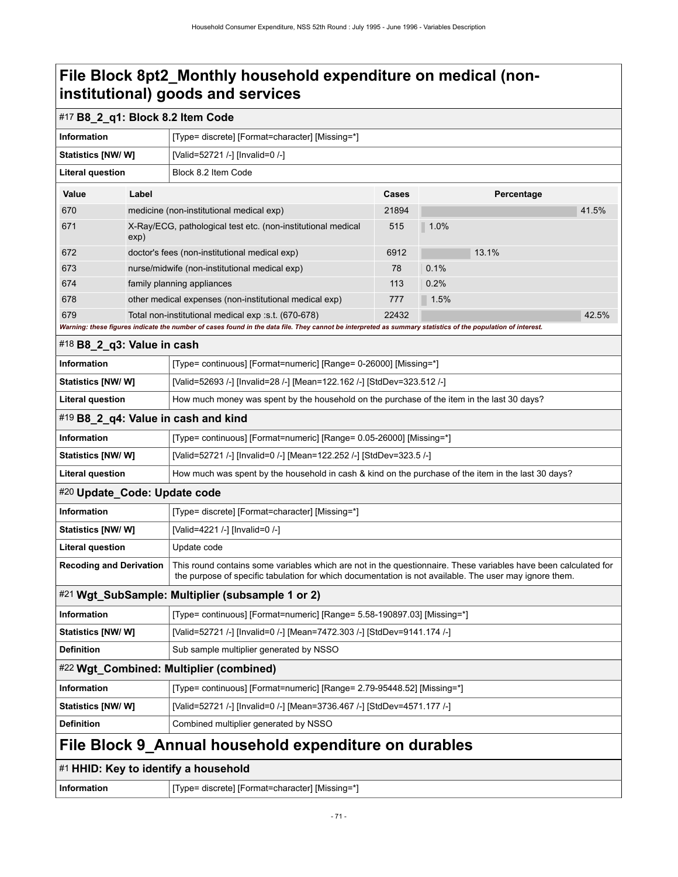# File Block 8pt2_Monthly household expenditure on medical (non-institutional) goods and services

## #17 B8_2_q1: Block 8.2 Item Code

| | |
|---|---|
| **Information** | [Type= discrete] [Format=character] [Missing=*] |
| **Statistics [NW/ W]** | [Valid=52721 /-] [Invalid=0 /-] |
| **Literal question** | Block 8.2 Item Code |

| Value | Label | Cases | Percentage |
|---|---|---|---|
| 670 | medicine (non-institutional medical exp) | 21894 | 41.5% |
| 671 | X-Ray/ECG, pathological test etc. (non-institutional medical exp) | 515 | 1.0% |
| 672 | doctor's fees (non-institutional medical exp) | 6912 | 13.1% |
| 673 | nurse/midwife (non-institutional medical exp) | 78 | 0.1% |
| 674 | family planning appliances | 113 | 0.2% |
| 678 | other medical expenses (non-institutional medical exp) | 777 | 1.5% |
| 679 | Total non-institutional medical exp :s.t. (670-678) | 22432 | 42.5% |

*Warning: these figures indicate the number of cases found in the data file. They cannot be interpreted as summary statistics of the population of interest.*

## #18 B8_2_q3: Value in cash

| | |
|---|---|
| **Information** | [Type= continuous] [Format=numeric] [Range= 0-26000] [Missing=*] |
| **Statistics [NW/ W]** | [Valid=52693 /-] [Invalid=28 /-] [Mean=122.162 /-] [StdDev=323.512 /-] |
| **Literal question** | How much money was spent by the household on the purchase of the item in the last 30 days? |

## #19 B8_2_q4: Value in cash and kind

| | |
|---|---|
| **Information** | [Type= continuous] [Format=numeric] [Range= 0.05-26000] [Missing=*] |
| **Statistics [NW/ W]** | [Valid=52721 /-] [Invalid=0 /-] [Mean=122.252 /-] [StdDev=323.5 /-] |
| **Literal question** | How much was spent by the household in cash & kind on the purchase of the item in the last 30 days? |

## #20 Update_Code: Update code

| | |
|---|---|
| **Information** | [Type= discrete] [Format=character] [Missing=*] |
| **Statistics [NW/ W]** | [Valid=4221 /-] [Invalid=0 /-] |
| **Literal question** | Update code |
| **Recoding and Derivation** | This round contains some variables which are not in the questionnaire. These variables have been calculated for the purpose of specific tabulation for which documentation is not available. The user may ignore them. |

## #21 Wgt_SubSample: Multiplier (subsample 1 or 2)

| | |
|---|---|
| **Information** | [Type= continuous] [Format=numeric] [Range= 5.58-190897.03] [Missing=*] |
| **Statistics [NW/ W]** | [Valid=52721 /-] [Invalid=0 /-] [Mean=7472.303 /-] [StdDev=9141.174 /-] |
| **Definition** | Sub sample multiplier generated by NSSO |

## #22 Wgt_Combined: Multiplier (combined)

| | |
|---|---|
| **Information** | [Type= continuous] [Format=numeric] [Range= 2.79-95448.52] [Missing=*] |
| **Statistics [NW/ W]** | [Valid=52721 /-] [Invalid=0 /-] [Mean=3736.467 /-] [StdDev=4571.177 /-] |
| **Definition** | Combined multiplier generated by NSSO |

# File Block 9_Annual household expenditure on durables

## #1 HHID: Key to identify a household

| | |
|---|---|
| **Information** | [Type= discrete] [Format=character] [Missing=*] |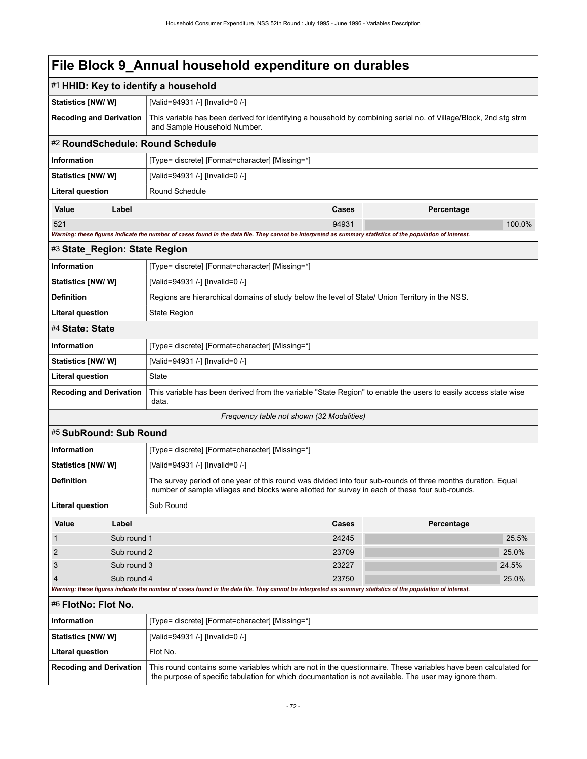# File Block 9_Annual household expenditure on durables

## #1 HHID: Key to identify a household

| | |
|---|---|
| **Statistics [NW/ W]** | [Valid=94931 /-] [Invalid=0 /-] |
| **Recoding and Derivation** | This variable has been derived for identifying a household by combining serial no. of Village/Block, 2nd stg strm and Sample Household Number. |

## #2 RoundSchedule: Round Schedule

| | |
|---|---|
| **Information** | [Type= discrete] [Format=character] [Missing=*] |
| **Statistics [NW/ W]** | [Valid=94931 /-] [Invalid=0 /-] |
| **Literal question** | Round Schedule |

| Value | Label | Cases | Percentage |
|---|---|---|---|
| 521 | | 94931 | 100.0% |

*Warning: these figures indicate the number of cases found in the data file. They cannot be interpreted as summary statistics of the population of interest.*

## #3 State_Region: State Region

| | |
|---|---|
| **Information** | [Type= discrete] [Format=character] [Missing=*] |
| **Statistics [NW/ W]** | [Valid=94931 /-] [Invalid=0 /-] |
| **Definition** | Regions are hierarchical domains of study below the level of State/ Union Territory in the NSS. |
| **Literal question** | State Region |

## #4 State: State

| | |
|---|---|
| **Information** | [Type= discrete] [Format=character] [Missing=*] |
| **Statistics [NW/ W]** | [Valid=94931 /-] [Invalid=0 /-] |
| **Literal question** | State |
| **Recoding and Derivation** | This variable has been derived from the variable "State Region" to enable the users to easily access state wise data. |

*Frequency table not shown (32 Modalities)*

## #5 SubRound: Sub Round

| | |
|---|---|
| **Information** | [Type= discrete] [Format=character] [Missing=*] |
| **Statistics [NW/ W]** | [Valid=94931 /-] [Invalid=0 /-] |
| **Definition** | The survey period of one year of this round was divided into four sub-rounds of three months duration. Equal number of sample villages and blocks were allotted for survey in each of these four sub-rounds. |
| **Literal question** | Sub Round |

| Value | Label | Cases | Percentage |
|---|---|---|---|
| 1 | Sub round 1 | 24245 | 25.5% |
| 2 | Sub round 2 | 23709 | 25.0% |
| 3 | Sub round 3 | 23227 | 24.5% |
| 4 | Sub round 4 | 23750 | 25.0% |

*Warning: these figures indicate the number of cases found in the data file. They cannot be interpreted as summary statistics of the population of interest.*

## #6 FlotNo: Flot No.

| | |
|---|---|
| **Information** | [Type= discrete] [Format=character] [Missing=*] |
| **Statistics [NW/ W]** | [Valid=94931 /-] [Invalid=0 /-] |
| **Literal question** | Flot No. |
| **Recoding and Derivation** | This round contains some variables which are not in the questionnaire. These variables have been calculated for the purpose of specific tabulation for which documentation is not available. The user may ignore them. |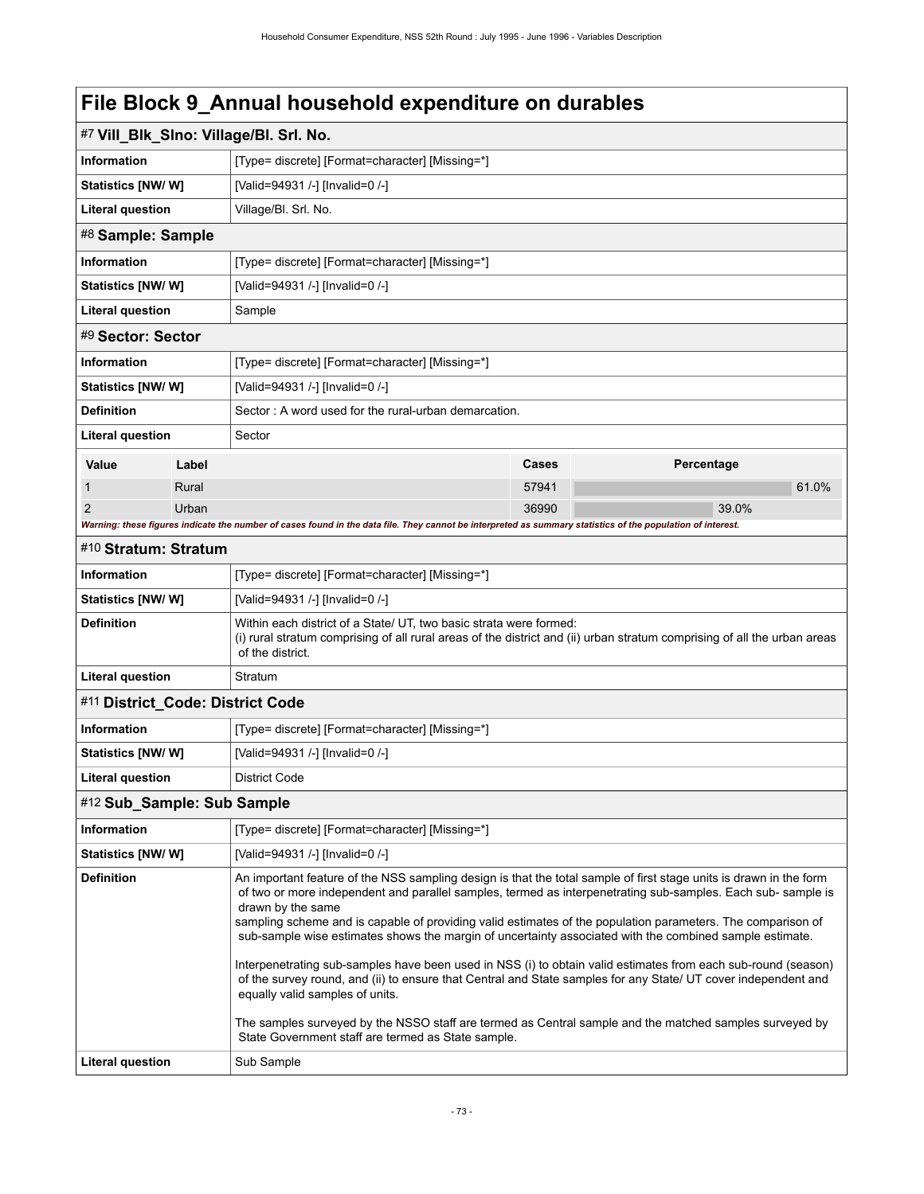# File Block 9_Annual household expenditure on durables

## #7 Vill_Blk_Slno: Village/Bl. Srl. No.

| | |
|---|---|
| **Information** | [Type= discrete] [Format=character] [Missing=*] |
| **Statistics [NW/ W]** | [Valid=94931 /-] [Invalid=0 /-] |
| **Literal question** | Village/Bl. Srl. No. |

## #8 Sample: Sample

| | |
|---|---|
| **Information** | [Type= discrete] [Format=character] [Missing=*] |
| **Statistics [NW/ W]** | [Valid=94931 /-] [Invalid=0 /-] |
| **Literal question** | Sample |

## #9 Sector: Sector

| | |
|---|---|
| **Information** | [Type= discrete] [Format=character] [Missing=*] |
| **Statistics [NW/ W]** | [Valid=94931 /-] [Invalid=0 /-] |
| **Definition** | Sector : A word used for the rural-urban demarcation. |
| **Literal question** | Sector |

| Value | Label | Cases | Percentage |
|---|---|---|---|
| 1 | Rural | 57941 | 61.0% |
| 2 | Urban | 36990 | 39.0% |

*Warning: these figures indicate the number of cases found in the data file. They cannot be interpreted as summary statistics of the population of interest.*

## #10 Stratum: Stratum

| | |
|---|---|
| **Information** | [Type= discrete] [Format=character] [Missing=*] |
| **Statistics [NW/ W]** | [Valid=94931 /-] [Invalid=0 /-] |
| **Definition** | Within each district of a State/ UT, two basic strata were formed:<br>(i) rural stratum comprising of all rural areas of the district and (ii) urban stratum comprising of all the urban areas of the district. |
| **Literal question** | Stratum |

## #11 District_Code: District Code

| | |
|---|---|
| **Information** | [Type= discrete] [Format=character] [Missing=*] |
| **Statistics [NW/ W]** | [Valid=94931 /-] [Invalid=0 /-] |
| **Literal question** | District Code |

## #12 Sub_Sample: Sub Sample

| | |
|---|---|
| **Information** | [Type= discrete] [Format=character] [Missing=*] |
| **Statistics [NW/ W]** | [Valid=94931 /-] [Invalid=0 /-] |
| **Definition** | An important feature of the NSS sampling design is that the total sample of first stage units is drawn in the form of two or more independent and parallel samples, termed as interpenetrating sub-samples. Each sub- sample is drawn by the same sampling scheme and is capable of providing valid estimates of the population parameters. The comparison of sub-sample wise estimates shows the margin of uncertainty associated with the combined sample estimate.<br><br>Interpenetrating sub-samples have been used in NSS (i) to obtain valid estimates from each sub-round (season) of the survey round, and (ii) to ensure that Central and State samples for any State/ UT cover independent and equally valid samples of units.<br><br>The samples surveyed by the NSSO staff are termed as Central sample and the matched samples surveyed by State Government staff are termed as State sample. |
| **Literal question** | Sub Sample |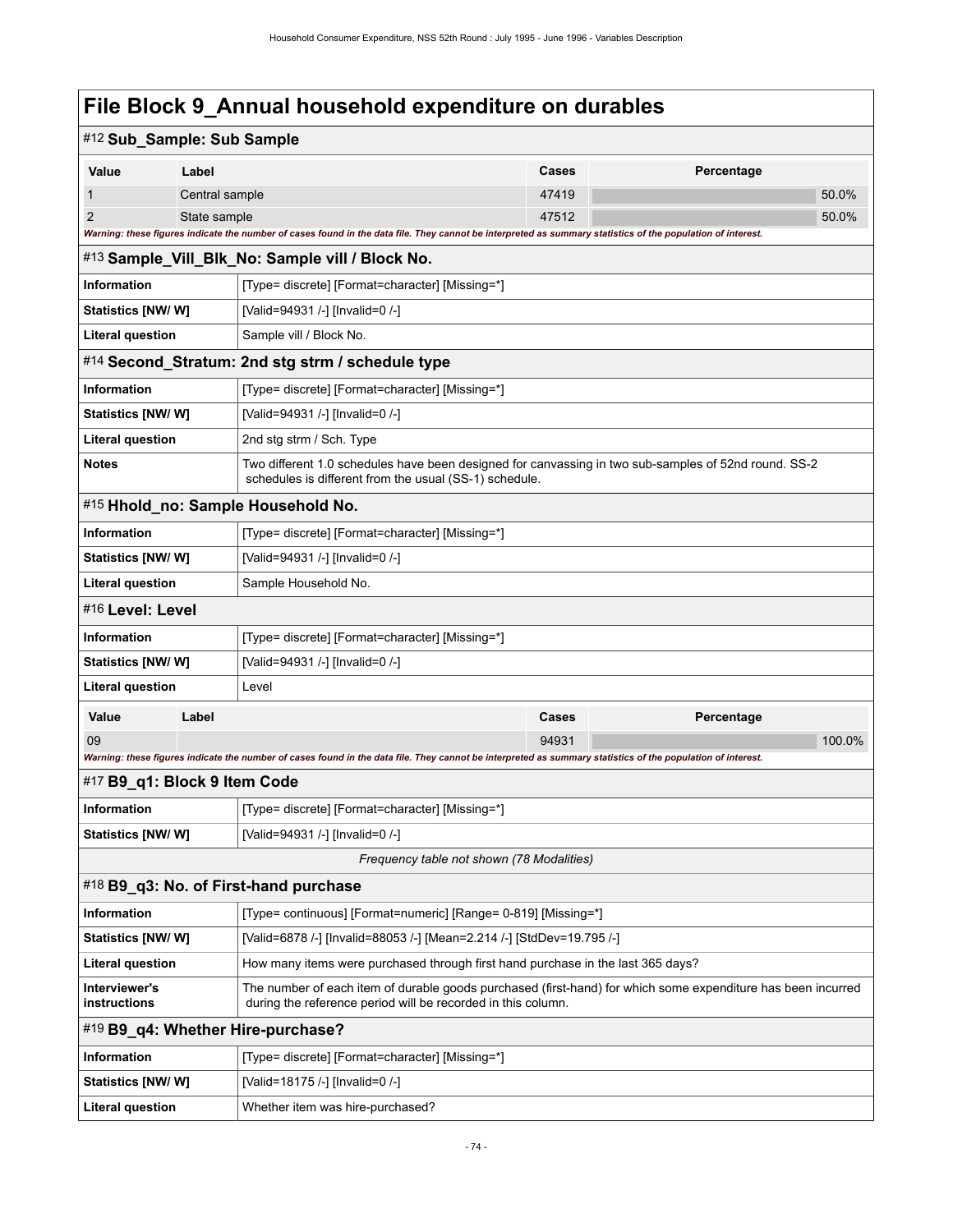# File Block 9_Annual household expenditure on durables

## #12 Sub_Sample: Sub Sample

| Value | Label | Cases | Percentage |
|---|---|---|---|
| 1 | Central sample | 47419 | 50.0% |
| 2 | State sample | 47512 | 50.0% |

*Warning: these figures indicate the number of cases found in the data file. They cannot be interpreted as summary statistics of the population of interest.*

## #13 Sample_Vill_Blk_No: Sample vill / Block No.

| | |
|---|---|
| **Information** | [Type= discrete] [Format=character] [Missing=*] |
| **Statistics [NW/ W]** | [Valid=94931 /-] [Invalid=0 /-] |
| **Literal question** | Sample vill / Block No. |

## #14 Second_Stratum: 2nd stg strm / schedule type

| | |
|---|---|
| **Information** | [Type= discrete] [Format=character] [Missing=*] |
| **Statistics [NW/ W]** | [Valid=94931 /-] [Invalid=0 /-] |
| **Literal question** | 2nd stg strm / Sch. Type |
| **Notes** | Two different 1.0 schedules have been designed for canvassing in two sub-samples of 52nd round. SS-2 schedules is different from the usual (SS-1) schedule. |

## #15 Hhold_no: Sample Household No.

| | |
|---|---|
| **Information** | [Type= discrete] [Format=character] [Missing=*] |
| **Statistics [NW/ W]** | [Valid=94931 /-] [Invalid=0 /-] |
| **Literal question** | Sample Household No. |

## #16 Level: Level

| | |
|---|---|
| **Information** | [Type= discrete] [Format=character] [Missing=*] |
| **Statistics [NW/ W]** | [Valid=94931 /-] [Invalid=0 /-] |
| **Literal question** | Level |

| Value | Label | Cases | Percentage |
|---|---|---|---|
| 09 | | 94931 | 100.0% |

*Warning: these figures indicate the number of cases found in the data file. They cannot be interpreted as summary statistics of the population of interest.*

## #17 B9_q1: Block 9 Item Code

| | |
|---|---|
| **Information** | [Type= discrete] [Format=character] [Missing=*] |
| **Statistics [NW/ W]** | [Valid=94931 /-] [Invalid=0 /-] |

*Frequency table not shown (78 Modalities)*

## #18 B9_q3: No. of First-hand purchase

| | |
|---|---|
| **Information** | [Type= continuous] [Format=numeric] [Range= 0-819] [Missing=*] |
| **Statistics [NW/ W]** | [Valid=6878 /-] [Invalid=88053 /-] [Mean=2.214 /-] [StdDev=19.795 /-] |
| **Literal question** | How many items were purchased through first hand purchase in the last 365 days? |
| **Interviewer's instructions** | The number of each item of durable goods purchased (first-hand) for which some expenditure has been incurred during the reference period will be recorded in this column. |

## #19 B9_q4: Whether Hire-purchase?

| | |
|---|---|
| **Information** | [Type= discrete] [Format=character] [Missing=*] |
| **Statistics [NW/ W]** | [Valid=18175 /-] [Invalid=0 /-] |
| **Literal question** | Whether item was hire-purchased? |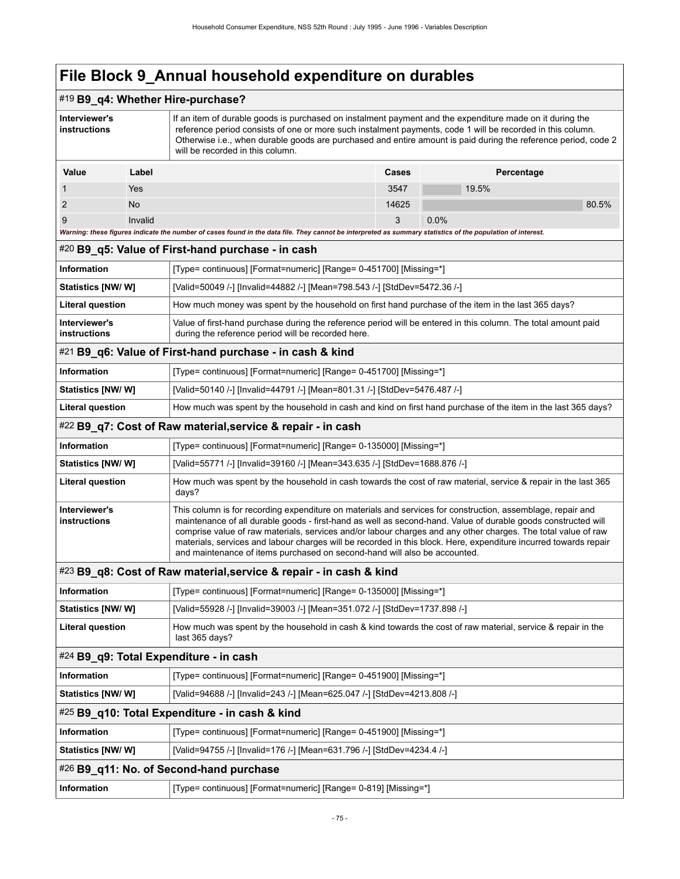# File Block 9_Annual household expenditure on durables

## #19 B9_q4: Whether Hire-purchase?

| | |
|---|---|
| **Interviewer's instructions** | If an item of durable goods is purchased on instalment payment and the expenditure made on it during the reference period consists of one or more such instalment payments, code 1 will be recorded in this column. Otherwise i.e., when durable goods are purchased and entire amount is paid during the reference period, code 2 will be recorded in this column. |

| Value | Label | Cases | Percentage |
|---|---|---|---|
| 1 | Yes | 3547 | 19.5% |
| 2 | No | 14625 | 80.5% |
| 9 | Invalid | 3 | 0.0% |

*Warning: these figures indicate the number of cases found in the data file. They cannot be interpreted as summary statistics of the population of interest.*

## #20 B9_q5: Value of First-hand purchase - in cash

| | |
|---|---|
| **Information** | [Type= continuous] [Format=numeric] [Range= 0-451700] [Missing=*] |
| **Statistics [NW/ W]** | [Valid=50049 /-] [Invalid=44882 /-] [Mean=798.543 /-] [StdDev=5472.36 /-] |
| **Literal question** | How much money was spent by the household on first hand purchase of the item in the last 365 days? |
| **Interviewer's instructions** | Value of first-hand purchase during the reference period will be entered in this column. The total amount paid during the reference period will be recorded here. |

## #21 B9_q6: Value of First-hand purchase - in cash & kind

| | |
|---|---|
| **Information** | [Type= continuous] [Format=numeric] [Range= 0-451700] [Missing=*] |
| **Statistics [NW/ W]** | [Valid=50140 /-] [Invalid=44791 /-] [Mean=801.31 /-] [StdDev=5476.487 /-] |
| **Literal question** | How much was spent by the household in cash and kind on first hand purchase of the item in the last 365 days? |

## #22 B9_q7: Cost of Raw material,service & repair - in cash

| | |
|---|---|
| **Information** | [Type= continuous] [Format=numeric] [Range= 0-135000] [Missing=*] |
| **Statistics [NW/ W]** | [Valid=55771 /-] [Invalid=39160 /-] [Mean=343.635 /-] [StdDev=1688.876 /-] |
| **Literal question** | How much was spent by the household in cash towards the cost of raw material, service & repair in the last 365 days? |
| **Interviewer's instructions** | This column is for recording expenditure on materials and services for construction, assemblage, repair and maintenance of all durable goods - first-hand as well as second-hand. Value of durable goods constructed will comprise value of raw materials, services and/or labour charges and any other charges. The total value of raw materials, services and labour charges will be recorded in this block. Here, expenditure incurred towards repair and maintenance of items purchased on second-hand will also be accounted. |

## #23 B9_q8: Cost of Raw material,service & repair - in cash & kind

| | |
|---|---|
| **Information** | [Type= continuous] [Format=numeric] [Range= 0-135000] [Missing=*] |
| **Statistics [NW/ W]** | [Valid=55928 /-] [Invalid=39003 /-] [Mean=351.072 /-] [StdDev=1737.898 /-] |
| **Literal question** | How much was spent by the household in cash & kind towards the cost of raw material, service & repair in the last 365 days? |

## #24 B9_q9: Total Expenditure - in cash

| | |
|---|---|
| **Information** | [Type= continuous] [Format=numeric] [Range= 0-451900] [Missing=*] |
| **Statistics [NW/ W]** | [Valid=94688 /-] [Invalid=243 /-] [Mean=625.047 /-] [StdDev=4213.808 /-] |

## #25 B9_q10: Total Expenditure - in cash & kind

| | |
|---|---|
| **Information** | [Type= continuous] [Format=numeric] [Range= 0-451900] [Missing=*] |
| **Statistics [NW/ W]** | [Valid=94755 /-] [Invalid=176 /-] [Mean=631.796 /-] [StdDev=4234.4 /-] |

## #26 B9_q11: No. of Second-hand purchase

| | |
|---|---|
| **Information** | [Type= continuous] [Format=numeric] [Range= 0-819] [Missing=*] |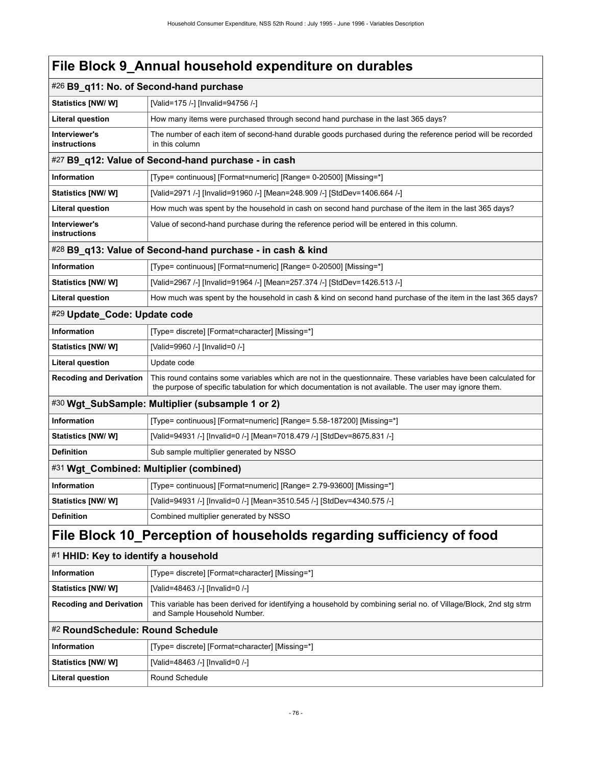# File Block 9_Annual household expenditure on durables

## #26 B9_q11: No. of Second-hand purchase

| | |
|---|---|
| **Statistics [NW/ W]** | [Valid=175 /-] [Invalid=94756 /-] |
| **Literal question** | How many items were purchased through second hand purchase in the last 365 days? |
| **Interviewer's instructions** | The number of each item of second-hand durable goods purchased during the reference period will be recorded in this column |

## #27 B9_q12: Value of Second-hand purchase - in cash

| | |
|---|---|
| **Information** | [Type= continuous] [Format=numeric] [Range= 0-20500] [Missing=*] |
| **Statistics [NW/ W]** | [Valid=2971 /-] [Invalid=91960 /-] [Mean=248.909 /-] [StdDev=1406.664 /-] |
| **Literal question** | How much was spent by the household in cash on second hand purchase of the item in the last 365 days? |
| **Interviewer's instructions** | Value of second-hand purchase during the reference period will be entered in this column. |

## #28 B9_q13: Value of Second-hand purchase - in cash & kind

| | |
|---|---|
| **Information** | [Type= continuous] [Format=numeric] [Range= 0-20500] [Missing=*] |
| **Statistics [NW/ W]** | [Valid=2967 /-] [Invalid=91964 /-] [Mean=257.374 /-] [StdDev=1426.513 /-] |
| **Literal question** | How much was spent by the household in cash & kind on second hand purchase of the item in the last 365 days? |

## #29 Update_Code: Update code

| | |
|---|---|
| **Information** | [Type= discrete] [Format=character] [Missing=*] |
| **Statistics [NW/ W]** | [Valid=9960 /-] [Invalid=0 /-] |
| **Literal question** | Update code |
| **Recoding and Derivation** | This round contains some variables which are not in the questionnaire. These variables have been calculated for the purpose of specific tabulation for which documentation is not available. The user may ignore them. |

## #30 Wgt_SubSample: Multiplier (subsample 1 or 2)

| | |
|---|---|
| **Information** | [Type= continuous] [Format=numeric] [Range= 5.58-187200] [Missing=*] |
| **Statistics [NW/ W]** | [Valid=94931 /-] [Invalid=0 /-] [Mean=7018.479 /-] [StdDev=8675.831 /-] |
| **Definition** | Sub sample multiplier generated by NSSO |

## #31 Wgt_Combined: Multiplier (combined)

| | |
|---|---|
| **Information** | [Type= continuous] [Format=numeric] [Range= 2.79-93600] [Missing=*] |
| **Statistics [NW/ W]** | [Valid=94931 /-] [Invalid=0 /-] [Mean=3510.545 /-] [StdDev=4340.575 /-] |
| **Definition** | Combined multiplier generated by NSSO |

# File Block 10_Perception of households regarding sufficiency of food

## #1 HHID: Key to identify a household

| | |
|---|---|
| **Information** | [Type= discrete] [Format=character] [Missing=*] |
| **Statistics [NW/ W]** | [Valid=48463 /-] [Invalid=0 /-] |
| **Recoding and Derivation** | This variable has been derived for identifying a household by combining serial no. of Village/Block, 2nd stg strm and Sample Household Number. |

## #2 RoundSchedule: Round Schedule

| | |
|---|---|
| **Information** | [Type= discrete] [Format=character] [Missing=*] |
| **Statistics [NW/ W]** | [Valid=48463 /-] [Invalid=0 /-] |
| **Literal question** | Round Schedule |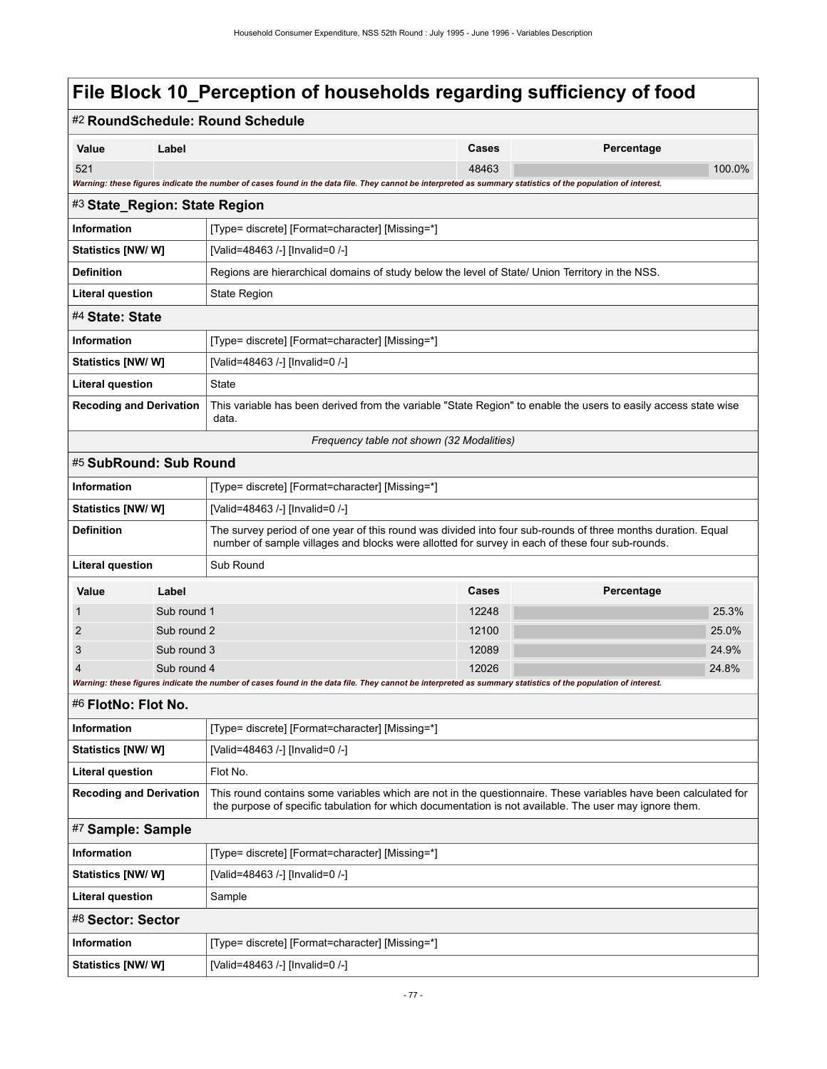# File Block 10_Perception of households regarding sufficiency of food

## #2 RoundSchedule: Round Schedule

| Value | Label | Cases | Percentage |
|---|---|---|---|
| 521 | | 48463 | 100.0% |

*Warning: these figures indicate the number of cases found in the data file. They cannot be interpreted as summary statistics of the population of interest.*

## #3 State_Region: State Region

| | |
|---|---|
| **Information** | [Type= discrete] [Format=character] [Missing=*] |
| **Statistics [NW/ W]** | [Valid=48463 /-] [Invalid=0 /-] |
| **Definition** | Regions are hierarchical domains of study below the level of State/ Union Territory in the NSS. |
| **Literal question** | State Region |

## #4 State: State

| | |
|---|---|
| **Information** | [Type= discrete] [Format=character] [Missing=*] |
| **Statistics [NW/ W]** | [Valid=48463 /-] [Invalid=0 /-] |
| **Literal question** | State |
| **Recoding and Derivation** | This variable has been derived from the variable "State Region" to enable the users to easily access state wise data. |

*Frequency table not shown (32 Modalities)*

## #5 SubRound: Sub Round

| | |
|---|---|
| **Information** | [Type= discrete] [Format=character] [Missing=*] |
| **Statistics [NW/ W]** | [Valid=48463 /-] [Invalid=0 /-] |
| **Definition** | The survey period of one year of this round was divided into four sub-rounds of three months duration. Equal number of sample villages and blocks were allotted for survey in each of these four sub-rounds. |
| **Literal question** | Sub Round |

| Value | Label | Cases | Percentage |
|---|---|---|---|
| 1 | Sub round 1 | 12248 | 25.3% |
| 2 | Sub round 2 | 12100 | 25.0% |
| 3 | Sub round 3 | 12089 | 24.9% |
| 4 | Sub round 4 | 12026 | 24.8% |

*Warning: these figures indicate the number of cases found in the data file. They cannot be interpreted as summary statistics of the population of interest.*

## #6 FlotNo: Flot No.

| | |
|---|---|
| **Information** | [Type= discrete] [Format=character] [Missing=*] |
| **Statistics [NW/ W]** | [Valid=48463 /-] [Invalid=0 /-] |
| **Literal question** | Flot No. |
| **Recoding and Derivation** | This round contains some variables which are not in the questionnaire. These variables have been calculated for the purpose of specific tabulation for which documentation is not available. The user may ignore them. |

## #7 Sample: Sample

| | |
|---|---|
| **Information** | [Type= discrete] [Format=character] [Missing=*] |
| **Statistics [NW/ W]** | [Valid=48463 /-] [Invalid=0 /-] |
| **Literal question** | Sample |

## #8 Sector: Sector

| | |
|---|---|
| **Information** | [Type= discrete] [Format=character] [Missing=*] |
| **Statistics [NW/ W]** | [Valid=48463 /-] [Invalid=0 /-] |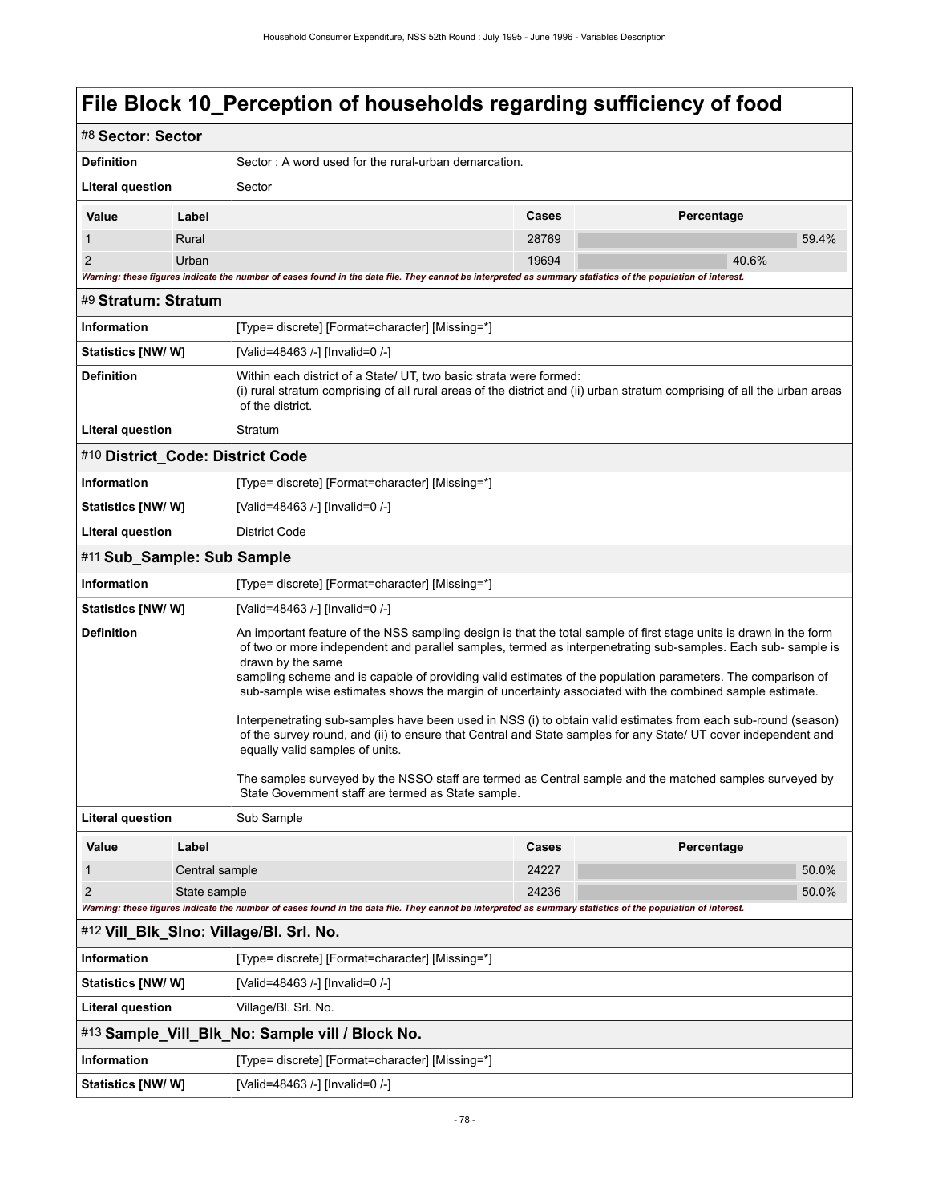# File Block 10_Perception of households regarding sufficiency of food

## #8 Sector: Sector

| | |
|---|---|
| **Definition** | Sector : A word used for the rural-urban demarcation. |
| **Literal question** | Sector |

| Value | Label | Cases | Percentage |
|---|---|---|---|
| 1 | Rural | 28769 | 59.4% |
| 2 | Urban | 19694 | 40.6% |

***Warning: these figures indicate the number of cases found in the data file. They cannot be interpreted as summary statistics of the population of interest.***

## #9 Stratum: Stratum

| | |
|---|---|
| **Information** | [Type= discrete] [Format=character] [Missing=*] |
| **Statistics [NW/ W]** | [Valid=48463 /-] [Invalid=0 /-] |
| **Definition** | Within each district of a State/ UT, two basic strata were formed:<br>(i) rural stratum comprising of all rural areas of the district and (ii) urban stratum comprising of all the urban areas of the district. |
| **Literal question** | Stratum |

## #10 District_Code: District Code

| | |
|---|---|
| **Information** | [Type= discrete] [Format=character] [Missing=*] |
| **Statistics [NW/ W]** | [Valid=48463 /-] [Invalid=0 /-] |
| **Literal question** | District Code |

## #11 Sub_Sample: Sub Sample

| | |
|---|---|
| **Information** | [Type= discrete] [Format=character] [Missing=*] |
| **Statistics [NW/ W]** | [Valid=48463 /-] [Invalid=0 /-] |
| **Definition** | An important feature of the NSS sampling design is that the total sample of first stage units is drawn in the form of two or more independent and parallel samples, termed as interpenetrating sub-samples. Each sub- sample is drawn by the same sampling scheme and is capable of providing valid estimates of the population parameters. The comparison of sub-sample wise estimates shows the margin of uncertainty associated with the combined sample estimate.<br><br>Interpenetrating sub-samples have been used in NSS (i) to obtain valid estimates from each sub-round (season) of the survey round, and (ii) to ensure that Central and State samples for any State/ UT cover independent and equally valid samples of units.<br><br>The samples surveyed by the NSSO staff are termed as Central sample and the matched samples surveyed by State Government staff are termed as State sample. |
| **Literal question** | Sub Sample |

| Value | Label | Cases | Percentage |
|---|---|---|---|
| 1 | Central sample | 24227 | 50.0% |
| 2 | State sample | 24236 | 50.0% |

***Warning: these figures indicate the number of cases found in the data file. They cannot be interpreted as summary statistics of the population of interest.***

## #12 Vill_Blk_Slno: Village/Bl. Srl. No.

| | |
|---|---|
| **Information** | [Type= discrete] [Format=character] [Missing=*] |
| **Statistics [NW/ W]** | [Valid=48463 /-] [Invalid=0 /-] |
| **Literal question** | Village/Bl. Srl. No. |

## #13 Sample_Vill_Blk_No: Sample vill / Block No.

| | |
|---|---|
| **Information** | [Type= discrete] [Format=character] [Missing=*] |
| **Statistics [NW/ W]** | [Valid=48463 /-] [Invalid=0 /-] |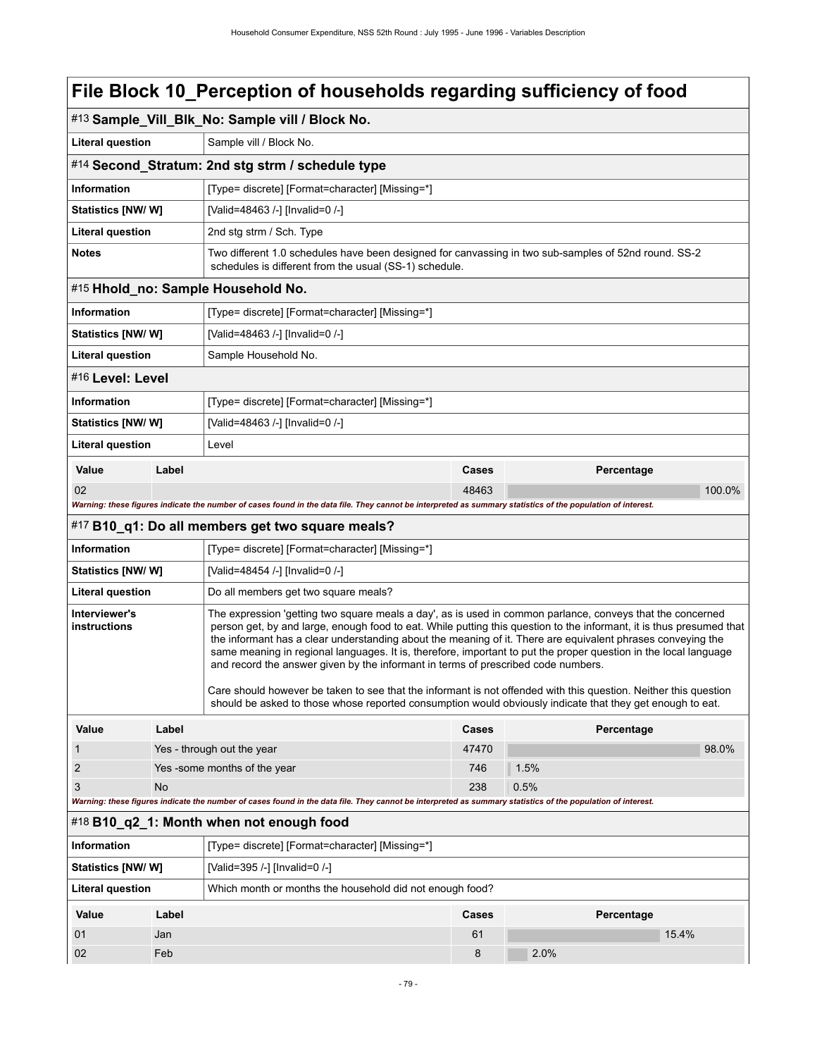# File Block 10_Perception of households regarding sufficiency of food

## #13 Sample_Vill_Blk_No: Sample vill / Block No.

| | |
|---|---|
| **Literal question** | Sample vill / Block No. |

## #14 Second_Stratum: 2nd stg strm / schedule type

| | |
|---|---|
| **Information** | [Type= discrete] [Format=character] [Missing=*] |
| **Statistics [NW/ W]** | [Valid=48463 /-] [Invalid=0 /-] |
| **Literal question** | 2nd stg strm / Sch. Type |
| **Notes** | Two different 1.0 schedules have been designed for canvassing in two sub-samples of 52nd round. SS-2 schedules is different from the usual (SS-1) schedule. |

## #15 Hhold_no: Sample Household No.

| | |
|---|---|
| **Information** | [Type= discrete] [Format=character] [Missing=*] |
| **Statistics [NW/ W]** | [Valid=48463 /-] [Invalid=0 /-] |
| **Literal question** | Sample Household No. |

## #16 Level: Level

| | |
|---|---|
| **Information** | [Type= discrete] [Format=character] [Missing=*] |
| **Statistics [NW/ W]** | [Valid=48463 /-] [Invalid=0 /-] |
| **Literal question** | Level |

| Value | Label | Cases | Percentage |
|---|---|---|---|
| 02 | | 48463 | 100.0% |

*Warning: these figures indicate the number of cases found in the data file. They cannot be interpreted as summary statistics of the population of interest.*

## #17 B10_q1: Do all members get two square meals?

| | |
|---|---|
| **Information** | [Type= discrete] [Format=character] [Missing=*] |
| **Statistics [NW/ W]** | [Valid=48454 /-] [Invalid=0 /-] |
| **Literal question** | Do all members get two square meals? |
| **Interviewer's instructions** | The expression 'getting two square meals a day', as is used in common parlance, conveys that the concerned person get, by and large, enough food to eat. While putting this question to the informant, it is thus presumed that the informant has a clear understanding about the meaning of it. There are equivalent phrases conveying the same meaning in regional languages. It is, therefore, important to put the proper question in the local language and record the answer given by the informant in terms of prescribed code numbers.<br><br>Care should however be taken to see that the informant is not offended with this question. Neither this question should be asked to those whose reported consumption would obviously indicate that they get enough to eat. |

| Value | Label | Cases | Percentage |
|---|---|---|---|
| 1 | Yes - through out the year | 47470 | 98.0% |
| 2 | Yes -some months of the year | 746 | 1.5% |
| 3 | No | 238 | 0.5% |

*Warning: these figures indicate the number of cases found in the data file. They cannot be interpreted as summary statistics of the population of interest.*

## #18 B10_q2_1: Month when not enough food

| | |
|---|---|
| **Information** | [Type= discrete] [Format=character] [Missing=*] |
| **Statistics [NW/ W]** | [Valid=395 /-] [Invalid=0 /-] |
| **Literal question** | Which month or months the household did not enough food? |

| Value | Label | Cases | Percentage |
|---|---|---|---|
| 01 | Jan | 61 | 15.4% |
| 02 | Feb | 8 | 2.0% |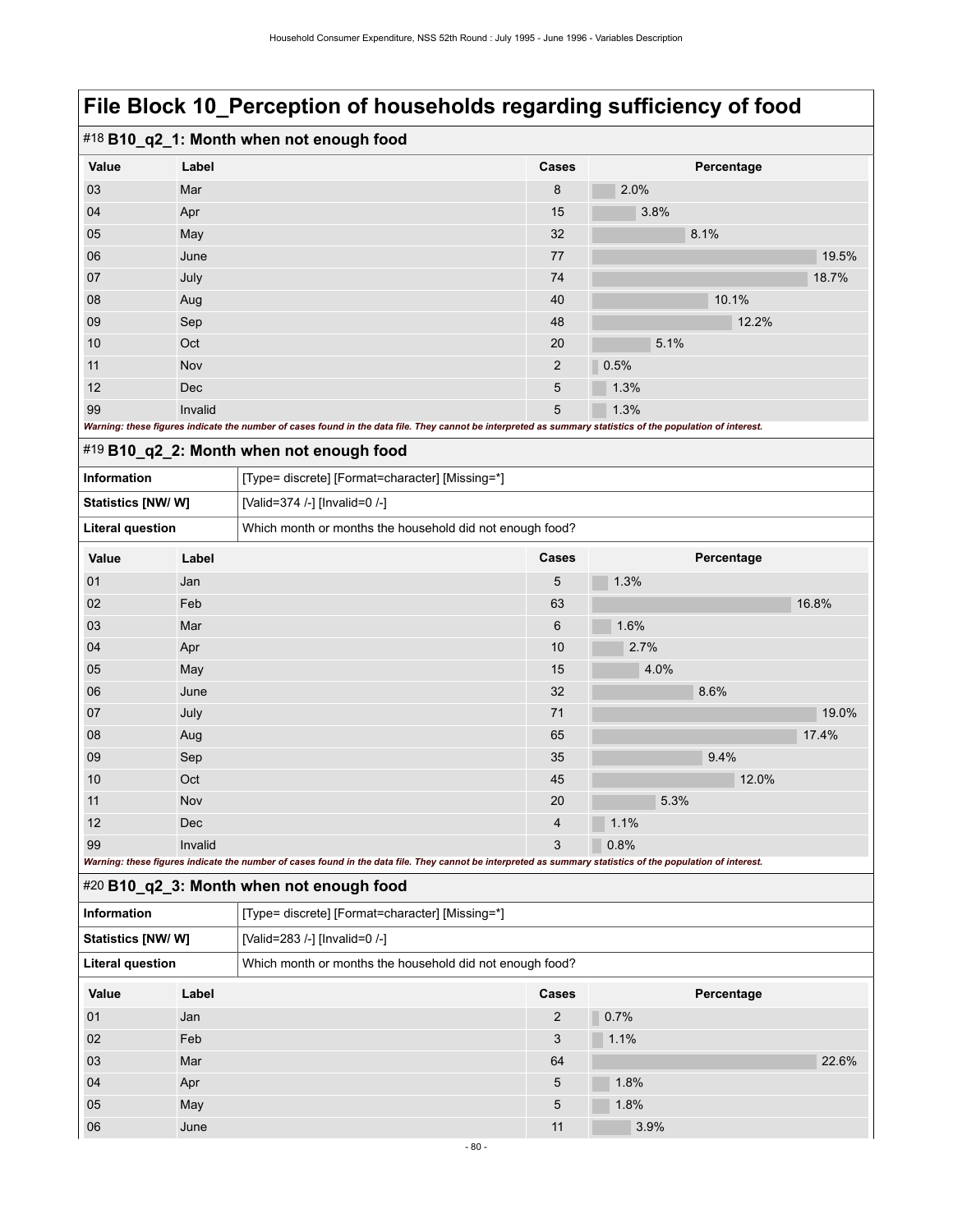# File Block 10_Perception of households regarding sufficiency of food

## #18 B10_q2_1: Month when not enough food

| Value | Label | Cases | Percentage |
|---|---|---|---|
| 03 | Mar | 8 | 2.0% |
| 04 | Apr | 15 | 3.8% |
| 05 | May | 32 | 8.1% |
| 06 | June | 77 | 19.5% |
| 07 | July | 74 | 18.7% |
| 08 | Aug | 40 | 10.1% |
| 09 | Sep | 48 | 12.2% |
| 10 | Oct | 20 | 5.1% |
| 11 | Nov | 2 | 0.5% |
| 12 | Dec | 5 | 1.3% |
| 99 | Invalid | 5 | 1.3% |

*Warning: these figures indicate the number of cases found in the data file. They cannot be interpreted as summary statistics of the population of interest.*

## #19 B10_q2_2: Month when not enough food

| | |
|---|---|
| **Information** | [Type= discrete] [Format=character] [Missing=*] |
| **Statistics [NW/ W]** | [Valid=374 /-] [Invalid=0 /-] |
| **Literal question** | Which month or months the household did not enough food? |

| Value | Label | Cases | Percentage |
|---|---|---|---|
| 01 | Jan | 5 | 1.3% |
| 02 | Feb | 63 | 16.8% |
| 03 | Mar | 6 | 1.6% |
| 04 | Apr | 10 | 2.7% |
| 05 | May | 15 | 4.0% |
| 06 | June | 32 | 8.6% |
| 07 | July | 71 | 19.0% |
| 08 | Aug | 65 | 17.4% |
| 09 | Sep | 35 | 9.4% |
| 10 | Oct | 45 | 12.0% |
| 11 | Nov | 20 | 5.3% |
| 12 | Dec | 4 | 1.1% |
| 99 | Invalid | 3 | 0.8% |

*Warning: these figures indicate the number of cases found in the data file. They cannot be interpreted as summary statistics of the population of interest.*

## #20 B10_q2_3: Month when not enough food

| | |
|---|---|
| **Information** | [Type= discrete] [Format=character] [Missing=*] |
| **Statistics [NW/ W]** | [Valid=283 /-] [Invalid=0 /-] |
| **Literal question** | Which month or months the household did not enough food? |

| Value | Label | Cases | Percentage |
|---|---|---|---|
| 01 | Jan | 2 | 0.7% |
| 02 | Feb | 3 | 1.1% |
| 03 | Mar | 64 | 22.6% |
| 04 | Apr | 5 | 1.8% |
| 05 | May | 5 | 1.8% |
| 06 | June | 11 | 3.9% |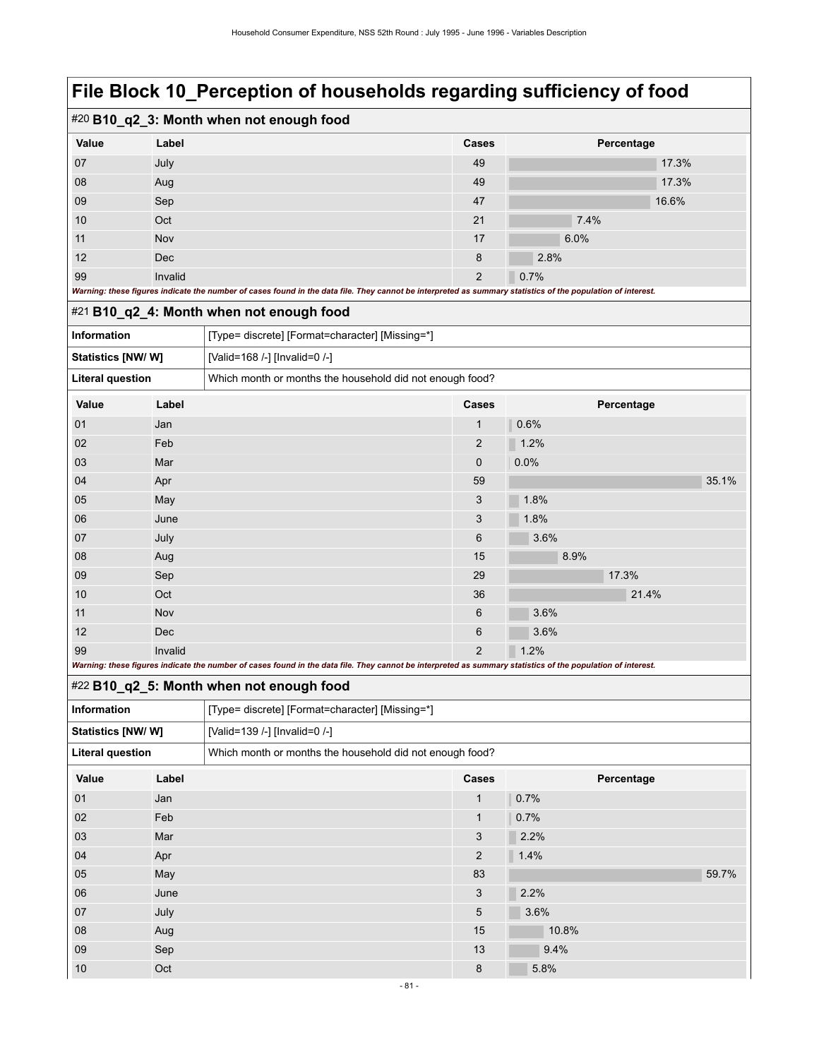# File Block 10_Perception of households regarding sufficiency of food

## #20 B10_q2_3: Month when not enough food

| Value | Label | Cases | Percentage |
|---|---|---|---|
| 07 | July | 49 | 17.3% |
| 08 | Aug | 49 | 17.3% |
| 09 | Sep | 47 | 16.6% |
| 10 | Oct | 21 | 7.4% |
| 11 | Nov | 17 | 6.0% |
| 12 | Dec | 8 | 2.8% |
| 99 | Invalid | 2 | 0.7% |

***Warning: these figures indicate the number of cases found in the data file. They cannot be interpreted as summary statistics of the population of interest.***

## #21 B10_q2_4: Month when not enough food

| | |
|---|---|
| **Information** | [Type= discrete] [Format=character] [Missing=*] |
| **Statistics [NW/ W]** | [Valid=168 /-] [Invalid=0 /-] |
| **Literal question** | Which month or months the household did not enough food? |

| Value | Label | Cases | Percentage |
|---|---|---|---|
| 01 | Jan | 1 | 0.6% |
| 02 | Feb | 2 | 1.2% |
| 03 | Mar | 0 | 0.0% |
| 04 | Apr | 59 | 35.1% |
| 05 | May | 3 | 1.8% |
| 06 | June | 3 | 1.8% |
| 07 | July | 6 | 3.6% |
| 08 | Aug | 15 | 8.9% |
| 09 | Sep | 29 | 17.3% |
| 10 | Oct | 36 | 21.4% |
| 11 | Nov | 6 | 3.6% |
| 12 | Dec | 6 | 3.6% |
| 99 | Invalid | 2 | 1.2% |

***Warning: these figures indicate the number of cases found in the data file. They cannot be interpreted as summary statistics of the population of interest.***

## #22 B10_q2_5: Month when not enough food

| | |
|---|---|
| **Information** | [Type= discrete] [Format=character] [Missing=*] |
| **Statistics [NW/ W]** | [Valid=139 /-] [Invalid=0 /-] |
| **Literal question** | Which month or months the household did not enough food? |

| Value | Label | Cases | Percentage |
|---|---|---|---|
| 01 | Jan | 1 | 0.7% |
| 02 | Feb | 1 | 0.7% |
| 03 | Mar | 3 | 2.2% |
| 04 | Apr | 2 | 1.4% |
| 05 | May | 83 | 59.7% |
| 06 | June | 3 | 2.2% |
| 07 | July | 5 | 3.6% |
| 08 | Aug | 15 | 10.8% |
| 09 | Sep | 13 | 9.4% |
| 10 | Oct | 8 | 5.8% |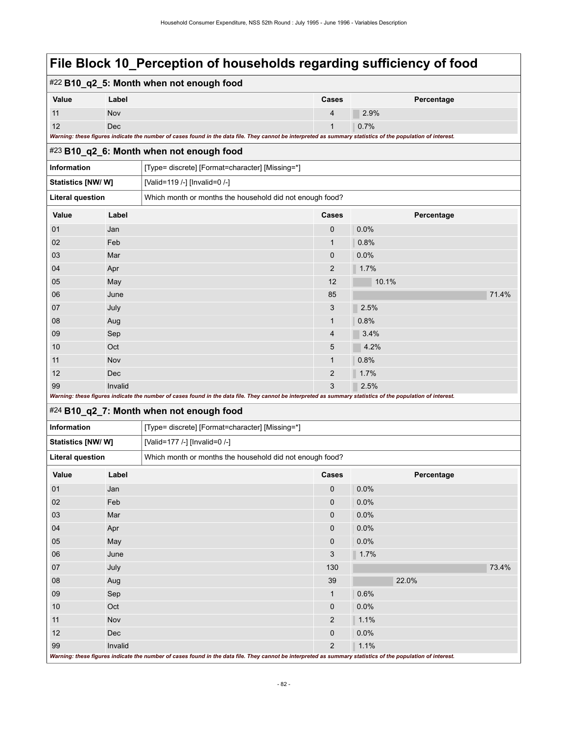# File Block 10_Perception of households regarding sufficiency of food

## #22 B10_q2_5: Month when not enough food

| Value | Label | Cases | Percentage |
|---|---|---|---|
| 11 | Nov | 4 | 2.9% |
| 12 | Dec | 1 | 0.7% |

*Warning: these figures indicate the number of cases found in the data file. They cannot be interpreted as summary statistics of the population of interest.*

## #23 B10_q2_6: Month when not enough food

| | |
|---|---|
| **Information** | [Type= discrete] [Format=character] [Missing=*] |
| **Statistics [NW/ W]** | [Valid=119 /-] [Invalid=0 /-] |
| **Literal question** | Which month or months the household did not enough food? |

| Value | Label | Cases | Percentage |
|---|---|---|---|
| 01 | Jan | 0 | 0.0% |
| 02 | Feb | 1 | 0.8% |
| 03 | Mar | 0 | 0.0% |
| 04 | Apr | 2 | 1.7% |
| 05 | May | 12 | 10.1% |
| 06 | June | 85 | 71.4% |
| 07 | July | 3 | 2.5% |
| 08 | Aug | 1 | 0.8% |
| 09 | Sep | 4 | 3.4% |
| 10 | Oct | 5 | 4.2% |
| 11 | Nov | 1 | 0.8% |
| 12 | Dec | 2 | 1.7% |
| 99 | Invalid | 3 | 2.5% |

*Warning: these figures indicate the number of cases found in the data file. They cannot be interpreted as summary statistics of the population of interest.*

## #24 B10_q2_7: Month when not enough food

| | |
|---|---|
| **Information** | [Type= discrete] [Format=character] [Missing=*] |
| **Statistics [NW/ W]** | [Valid=177 /-] [Invalid=0 /-] |
| **Literal question** | Which month or months the household did not enough food? |

| Value | Label | Cases | Percentage |
|---|---|---|---|
| 01 | Jan | 0 | 0.0% |
| 02 | Feb | 0 | 0.0% |
| 03 | Mar | 0 | 0.0% |
| 04 | Apr | 0 | 0.0% |
| 05 | May | 0 | 0.0% |
| 06 | June | 3 | 1.7% |
| 07 | July | 130 | 73.4% |
| 08 | Aug | 39 | 22.0% |
| 09 | Sep | 1 | 0.6% |
| 10 | Oct | 0 | 0.0% |
| 11 | Nov | 2 | 1.1% |
| 12 | Dec | 0 | 0.0% |
| 99 | Invalid | 2 | 1.1% |

*Warning: these figures indicate the number of cases found in the data file. They cannot be interpreted as summary statistics of the population of interest.*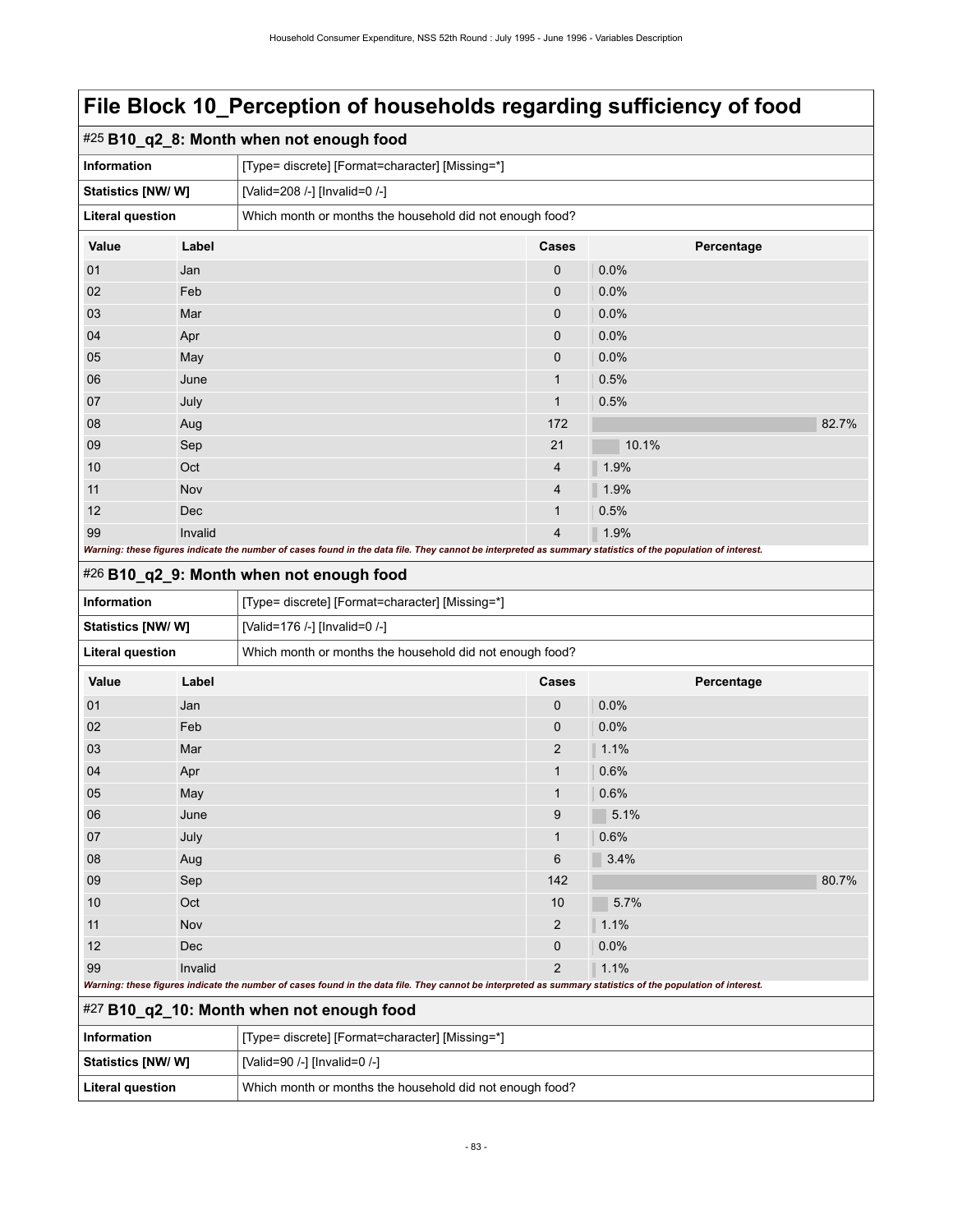# File Block 10_Perception of households regarding sufficiency of food

## #25 B10_q2_8: Month when not enough food

| | |
|---|---|
| **Information** | [Type= discrete] [Format=character] [Missing=*] |
| **Statistics [NW/ W]** | [Valid=208 /-] [Invalid=0 /-] |
| **Literal question** | Which month or months the household did not enough food? |

| Value | Label | Cases | Percentage |
|---|---|---|---|
| 01 | Jan | 0 | 0.0% |
| 02 | Feb | 0 | 0.0% |
| 03 | Mar | 0 | 0.0% |
| 04 | Apr | 0 | 0.0% |
| 05 | May | 0 | 0.0% |
| 06 | June | 1 | 0.5% |
| 07 | July | 1 | 0.5% |
| 08 | Aug | 172 | 82.7% |
| 09 | Sep | 21 | 10.1% |
| 10 | Oct | 4 | 1.9% |
| 11 | Nov | 4 | 1.9% |
| 12 | Dec | 1 | 0.5% |
| 99 | Invalid | 4 | 1.9% |

***Warning: these figures indicate the number of cases found in the data file. They cannot be interpreted as summary statistics of the population of interest.***

## #26 B10_q2_9: Month when not enough food

| | |
|---|---|
| **Information** | [Type= discrete] [Format=character] [Missing=*] |
| **Statistics [NW/ W]** | [Valid=176 /-] [Invalid=0 /-] |
| **Literal question** | Which month or months the household did not enough food? |

| Value | Label | Cases | Percentage |
|---|---|---|---|
| 01 | Jan | 0 | 0.0% |
| 02 | Feb | 0 | 0.0% |
| 03 | Mar | 2 | 1.1% |
| 04 | Apr | 1 | 0.6% |
| 05 | May | 1 | 0.6% |
| 06 | June | 9 | 5.1% |
| 07 | July | 1 | 0.6% |
| 08 | Aug | 6 | 3.4% |
| 09 | Sep | 142 | 80.7% |
| 10 | Oct | 10 | 5.7% |
| 11 | Nov | 2 | 1.1% |
| 12 | Dec | 0 | 0.0% |
| 99 | Invalid | 2 | 1.1% |

***Warning: these figures indicate the number of cases found in the data file. They cannot be interpreted as summary statistics of the population of interest.***

## #27 B10_q2_10: Month when not enough food

| | |
|---|---|
| **Information** | [Type= discrete] [Format=character] [Missing=*] |
| **Statistics [NW/ W]** | [Valid=90 /-] [Invalid=0 /-] |
| **Literal question** | Which month or months the household did not enough food? |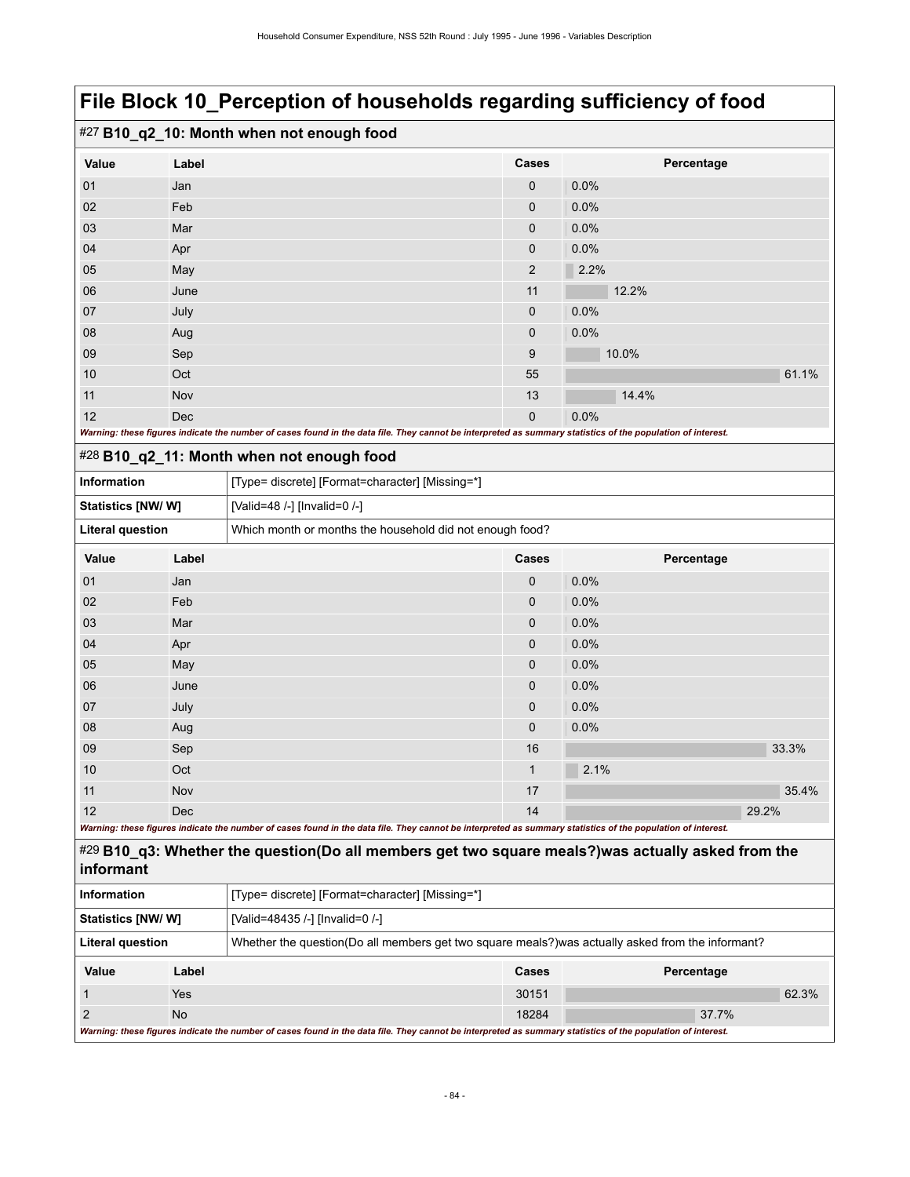# File Block 10_Perception of households regarding sufficiency of food

## #27 B10_q2_10: Month when not enough food

| Value | Label | Cases | Percentage |
|---|---|---|---|
| 01 | Jan | 0 | 0.0% |
| 02 | Feb | 0 | 0.0% |
| 03 | Mar | 0 | 0.0% |
| 04 | Apr | 0 | 0.0% |
| 05 | May | 2 | 2.2% |
| 06 | June | 11 | 12.2% |
| 07 | July | 0 | 0.0% |
| 08 | Aug | 0 | 0.0% |
| 09 | Sep | 9 | 10.0% |
| 10 | Oct | 55 | 61.1% |
| 11 | Nov | 13 | 14.4% |
| 12 | Dec | 0 | 0.0% |

*Warning: these figures indicate the number of cases found in the data file. They cannot be interpreted as summary statistics of the population of interest.*

## #28 B10_q2_11: Month when not enough food

| | |
|---|---|
| **Information** | [Type= discrete] [Format=character] [Missing=*] |
| **Statistics [NW/ W]** | [Valid=48 /-] [Invalid=0 /-] |
| **Literal question** | Which month or months the household did not enough food? |

| Value | Label | Cases | Percentage |
|---|---|---|---|
| 01 | Jan | 0 | 0.0% |
| 02 | Feb | 0 | 0.0% |
| 03 | Mar | 0 | 0.0% |
| 04 | Apr | 0 | 0.0% |
| 05 | May | 0 | 0.0% |
| 06 | June | 0 | 0.0% |
| 07 | July | 0 | 0.0% |
| 08 | Aug | 0 | 0.0% |
| 09 | Sep | 16 | 33.3% |
| 10 | Oct | 1 | 2.1% |
| 11 | Nov | 17 | 35.4% |
| 12 | Dec | 14 | 29.2% |

*Warning: these figures indicate the number of cases found in the data file. They cannot be interpreted as summary statistics of the population of interest.*

## #29 B10_q3: Whether the question(Do all members get two square meals?)was actually asked from the informant

| | |
|---|---|
| **Information** | [Type= discrete] [Format=character] [Missing=*] |
| **Statistics [NW/ W]** | [Valid=48435 /-] [Invalid=0 /-] |
| **Literal question** | Whether the question(Do all members get two square meals?)was actually asked from the informant? |

| Value | Label | Cases | Percentage |
|---|---|---|---|
| 1 | Yes | 30151 | 62.3% |
| 2 | No | 18284 | 37.7% |

*Warning: these figures indicate the number of cases found in the data file. They cannot be interpreted as summary statistics of the population of interest.*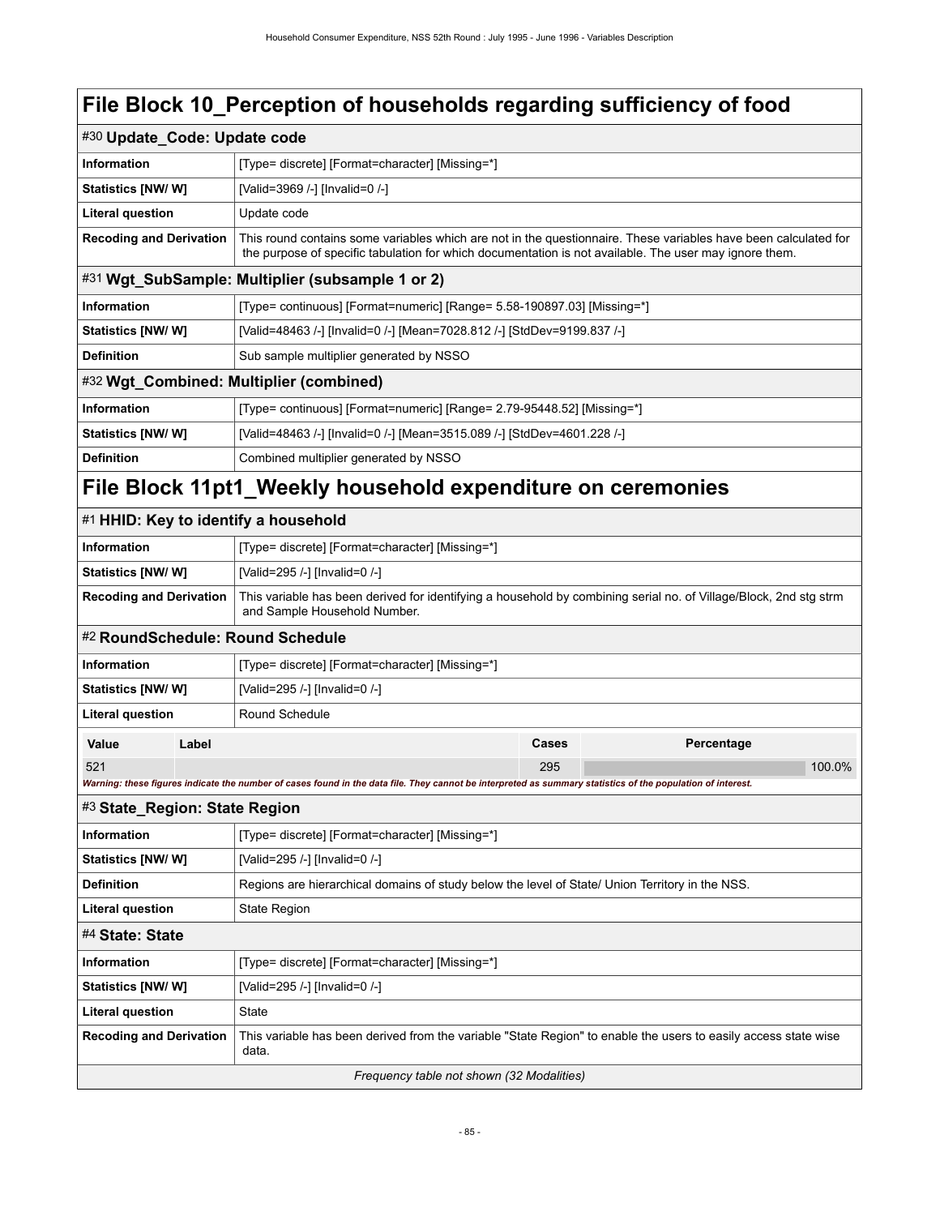# File Block 10_Perception of households regarding sufficiency of food

## #30 Update_Code: Update code

| | |
|---|---|
| **Information** | [Type= discrete] [Format=character] [Missing=*] |
| **Statistics [NW/ W]** | [Valid=3969 /-] [Invalid=0 /-] |
| **Literal question** | Update code |
| **Recoding and Derivation** | This round contains some variables which are not in the questionnaire. These variables have been calculated for the purpose of specific tabulation for which documentation is not available. The user may ignore them. |

## #31 Wgt_SubSample: Multiplier (subsample 1 or 2)

| | |
|---|---|
| **Information** | [Type= continuous] [Format=numeric] [Range= 5.58-190897.03] [Missing=*] |
| **Statistics [NW/ W]** | [Valid=48463 /-] [Invalid=0 /-] [Mean=7028.812 /-] [StdDev=9199.837 /-] |
| **Definition** | Sub sample multiplier generated by NSSO |

## #32 Wgt_Combined: Multiplier (combined)

| | |
|---|---|
| **Information** | [Type= continuous] [Format=numeric] [Range= 2.79-95448.52] [Missing=*] |
| **Statistics [NW/ W]** | [Valid=48463 /-] [Invalid=0 /-] [Mean=3515.089 /-] [StdDev=4601.228 /-] |
| **Definition** | Combined multiplier generated by NSSO |

# File Block 11pt1_Weekly household expenditure on ceremonies

## #1 HHID: Key to identify a household

| | |
|---|---|
| **Information** | [Type= discrete] [Format=character] [Missing=*] |
| **Statistics [NW/ W]** | [Valid=295 /-] [Invalid=0 /-] |
| **Recoding and Derivation** | This variable has been derived for identifying a household by combining serial no. of Village/Block, 2nd stg strm and Sample Household Number. |

## #2 RoundSchedule: Round Schedule

| | |
|---|---|
| **Information** | [Type= discrete] [Format=character] [Missing=*] |
| **Statistics [NW/ W]** | [Valid=295 /-] [Invalid=0 /-] |
| **Literal question** | Round Schedule |

| Value | Label | Cases | Percentage |
|---|---|---|---|
| 521 | | 295 | 100.0% |

*Warning: these figures indicate the number of cases found in the data file. They cannot be interpreted as summary statistics of the population of interest.*

## #3 State_Region: State Region

| | |
|---|---|
| **Information** | [Type= discrete] [Format=character] [Missing=*] |
| **Statistics [NW/ W]** | [Valid=295 /-] [Invalid=0 /-] |
| **Definition** | Regions are hierarchical domains of study below the level of State/ Union Territory in the NSS. |
| **Literal question** | State Region |

## #4 State: State

| | |
|---|---|
| **Information** | [Type= discrete] [Format=character] [Missing=*] |
| **Statistics [NW/ W]** | [Valid=295 /-] [Invalid=0 /-] |
| **Literal question** | State |
| **Recoding and Derivation** | This variable has been derived from the variable "State Region" to enable the users to easily access state wise data. |

*Frequency table not shown (32 Modalities)*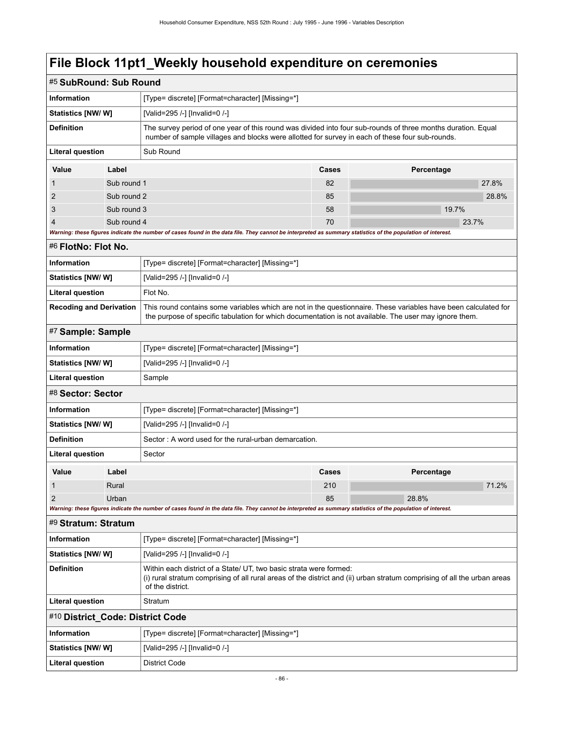# File Block 11pt1_Weekly household expenditure on ceremonies

## #5 SubRound: Sub Round

| | |
|---|---|
| **Information** | [Type= discrete] [Format=character] [Missing=*] |
| **Statistics [NW/ W]** | [Valid=295 /-] [Invalid=0 /-] |
| **Definition** | The survey period of one year of this round was divided into four sub-rounds of three months duration. Equal number of sample villages and blocks were allotted for survey in each of these four sub-rounds. |
| **Literal question** | Sub Round |

| Value | Label | Cases | Percentage |
|---|---|---|---|
| 1 | Sub round 1 | 82 | 27.8% |
| 2 | Sub round 2 | 85 | 28.8% |
| 3 | Sub round 3 | 58 | 19.7% |
| 4 | Sub round 4 | 70 | 23.7% |

*Warning: these figures indicate the number of cases found in the data file. They cannot be interpreted as summary statistics of the population of interest.*

## #6 FlotNo: Flot No.

| | |
|---|---|
| **Information** | [Type= discrete] [Format=character] [Missing=*] |
| **Statistics [NW/ W]** | [Valid=295 /-] [Invalid=0 /-] |
| **Literal question** | Flot No. |
| **Recoding and Derivation** | This round contains some variables which are not in the questionnaire. These variables have been calculated for the purpose of specific tabulation for which documentation is not available. The user may ignore them. |

## #7 Sample: Sample

| | |
|---|---|
| **Information** | [Type= discrete] [Format=character] [Missing=*] |
| **Statistics [NW/ W]** | [Valid=295 /-] [Invalid=0 /-] |
| **Literal question** | Sample |

## #8 Sector: Sector

| | |
|---|---|
| **Information** | [Type= discrete] [Format=character] [Missing=*] |
| **Statistics [NW/ W]** | [Valid=295 /-] [Invalid=0 /-] |
| **Definition** | Sector : A word used for the rural-urban demarcation. |
| **Literal question** | Sector |

| Value | Label | Cases | Percentage |
|---|---|---|---|
| 1 | Rural | 210 | 71.2% |
| 2 | Urban | 85 | 28.8% |

*Warning: these figures indicate the number of cases found in the data file. They cannot be interpreted as summary statistics of the population of interest.*

## #9 Stratum: Stratum

| | |
|---|---|
| **Information** | [Type= discrete] [Format=character] [Missing=*] |
| **Statistics [NW/ W]** | [Valid=295 /-] [Invalid=0 /-] |
| **Definition** | Within each district of a State/ UT, two basic strata were formed: (i) rural stratum comprising of all rural areas of the district and (ii) urban stratum comprising of all the urban areas of the district. |
| **Literal question** | Stratum |

## #10 District_Code: District Code

| | |
|---|---|
| **Information** | [Type= discrete] [Format=character] [Missing=*] |
| **Statistics [NW/ W]** | [Valid=295 /-] [Invalid=0 /-] |
| **Literal question** | District Code |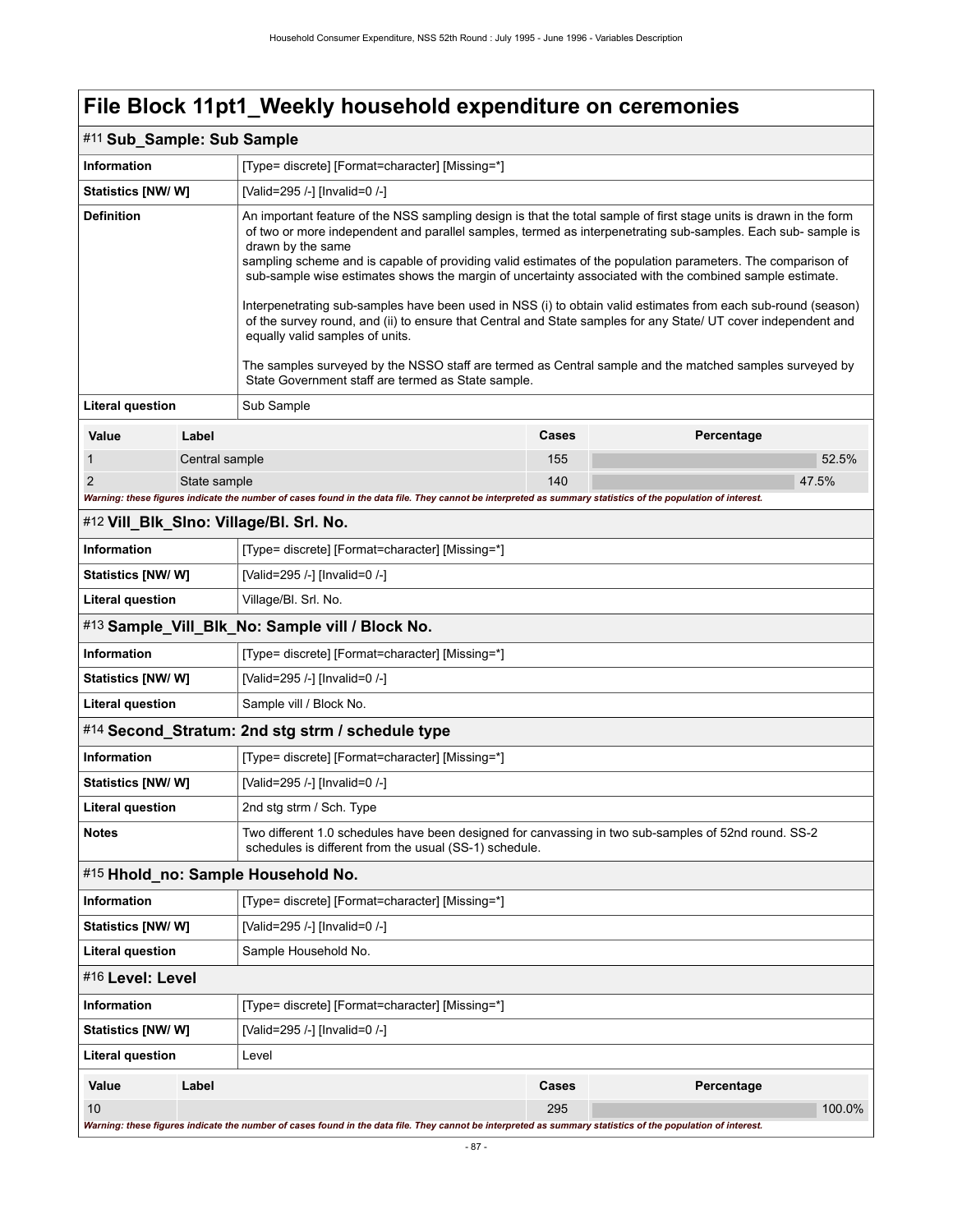# File Block 11pt1_Weekly household expenditure on ceremonies

## #11 Sub_Sample: Sub Sample

| | |
|---|---|
| **Information** | [Type= discrete] [Format=character] [Missing=*] |
| **Statistics [NW/ W]** | [Valid=295 /-] [Invalid=0 /-] |
| **Definition** | An important feature of the NSS sampling design is that the total sample of first stage units is drawn in the form of two or more independent and parallel samples, termed as interpenetrating sub-samples. Each sub- sample is drawn by the same sampling scheme and is capable of providing valid estimates of the population parameters. The comparison of sub-sample wise estimates shows the margin of uncertainty associated with the combined sample estimate.<br><br>Interpenetrating sub-samples have been used in NSS (i) to obtain valid estimates from each sub-round (season) of the survey round, and (ii) to ensure that Central and State samples for any State/ UT cover independent and equally valid samples of units.<br><br>The samples surveyed by the NSSO staff are termed as Central sample and the matched samples surveyed by State Government staff are termed as State sample. |
| **Literal question** | Sub Sample |

| Value | Label | Cases | Percentage |
|---|---|---|---|
| 1 | Central sample | 155 | 52.5% |
| 2 | State sample | 140 | 47.5% |

*Warning: these figures indicate the number of cases found in the data file. They cannot be interpreted as summary statistics of the population of interest.*

## #12 Vill_Blk_Slno: Village/Bl. Srl. No.

| | |
|---|---|
| **Information** | [Type= discrete] [Format=character] [Missing=*] |
| **Statistics [NW/ W]** | [Valid=295 /-] [Invalid=0 /-] |
| **Literal question** | Village/Bl. Srl. No. |

## #13 Sample_Vill_Blk_No: Sample vill / Block No.

| | |
|---|---|
| **Information** | [Type= discrete] [Format=character] [Missing=*] |
| **Statistics [NW/ W]** | [Valid=295 /-] [Invalid=0 /-] |
| **Literal question** | Sample vill / Block No. |

## #14 Second_Stratum: 2nd stg strm / schedule type

| | |
|---|---|
| **Information** | [Type= discrete] [Format=character] [Missing=*] |
| **Statistics [NW/ W]** | [Valid=295 /-] [Invalid=0 /-] |
| **Literal question** | 2nd stg strm / Sch. Type |
| **Notes** | Two different 1.0 schedules have been designed for canvassing in two sub-samples of 52nd round. SS-2 schedules is different from the usual (SS-1) schedule. |

## #15 Hhold_no: Sample Household No.

| | |
|---|---|
| **Information** | [Type= discrete] [Format=character] [Missing=*] |
| **Statistics [NW/ W]** | [Valid=295 /-] [Invalid=0 /-] |
| **Literal question** | Sample Household No. |

## #16 Level: Level

| | |
|---|---|
| **Information** | [Type= discrete] [Format=character] [Missing=*] |
| **Statistics [NW/ W]** | [Valid=295 /-] [Invalid=0 /-] |
| **Literal question** | Level |

| Value | Label | Cases | Percentage |
|---|---|---|---|
| 10 | | 295 | 100.0% |

*Warning: these figures indicate the number of cases found in the data file. They cannot be interpreted as summary statistics of the population of interest.*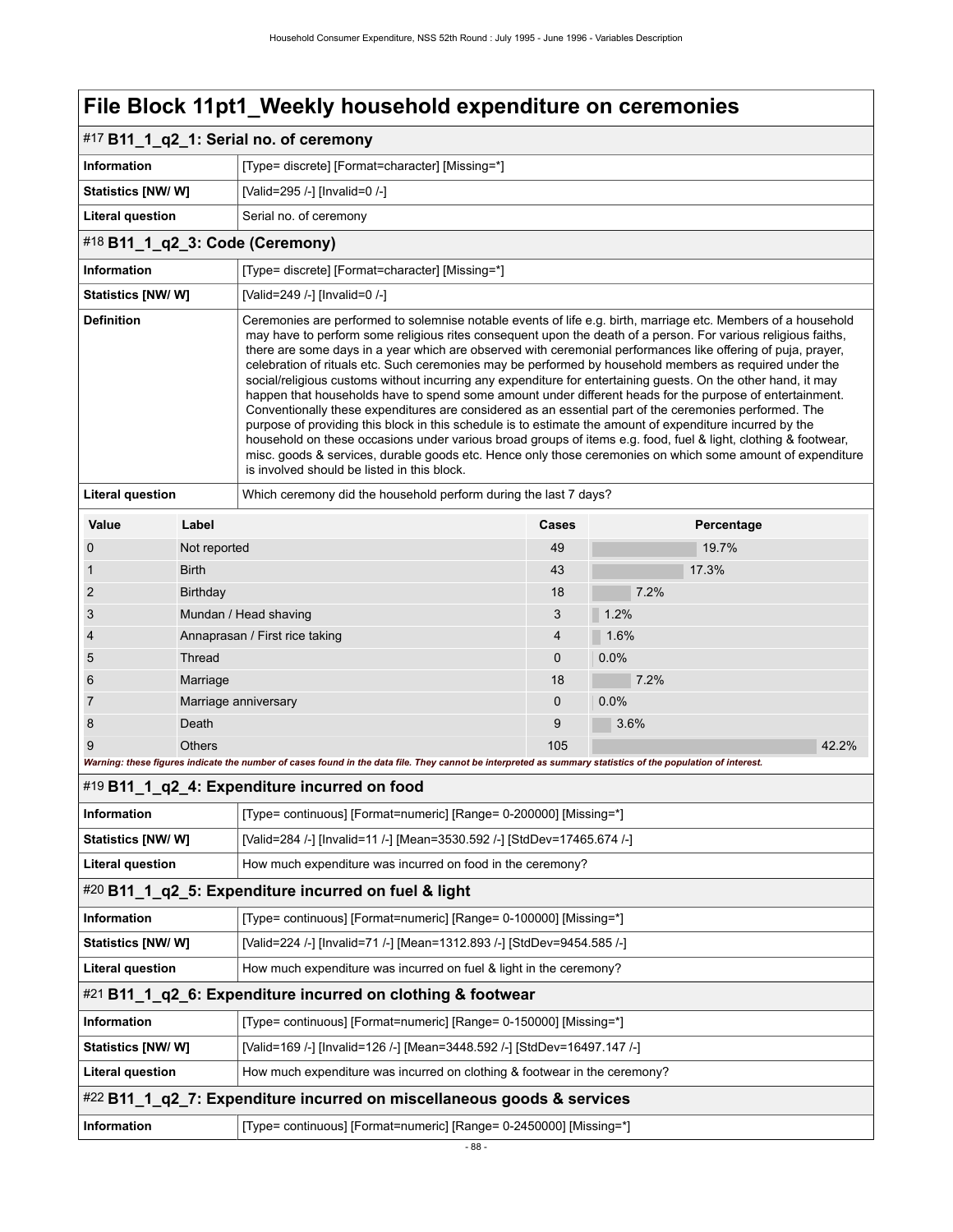# File Block 11pt1_Weekly household expenditure on ceremonies

## #17 B11_1_q2_1: Serial no. of ceremony

| | |
|---|---|
| **Information** | [Type= discrete] [Format=character] [Missing=*] |
| **Statistics [NW/ W]** | [Valid=295 /-] [Invalid=0 /-] |
| **Literal question** | Serial no. of ceremony |

## #18 B11_1_q2_3: Code (Ceremony)

| | |
|---|---|
| **Information** | [Type= discrete] [Format=character] [Missing=*] |
| **Statistics [NW/ W]** | [Valid=249 /-] [Invalid=0 /-] |
| **Definition** | Ceremonies are performed to solemnise notable events of life e.g. birth, marriage etc. Members of a household may have to perform some religious rites consequent upon the death of a person. For various religious faiths, there are some days in a year which are observed with ceremonial performances like offering of puja, prayer, celebration of rituals etc. Such ceremonies may be performed by household members as required under the social/religious customs without incurring any expenditure for entertaining guests. On the other hand, it may happen that households have to spend some amount under different heads for the purpose of entertainment. Conventionally these expenditures are considered as an essential part of the ceremonies performed. The purpose of providing this block in this schedule is to estimate the amount of expenditure incurred by the household on these occasions under various broad groups of items e.g. food, fuel & light, clothing & footwear, misc. goods & services, durable goods etc. Hence only those ceremonies on which some amount of expenditure is involved should be listed in this block. |
| **Literal question** | Which ceremony did the household perform during the last 7 days? |

| Value | Label | Cases | Percentage |
|---|---|---|---|
| 0 | Not reported | 49 | 19.7% |
| 1 | Birth | 43 | 17.3% |
| 2 | Birthday | 18 | 7.2% |
| 3 | Mundan / Head shaving | 3 | 1.2% |
| 4 | Annaprasan / First rice taking | 4 | 1.6% |
| 5 | Thread | 0 | 0.0% |
| 6 | Marriage | 18 | 7.2% |
| 7 | Marriage anniversary | 0 | 0.0% |
| 8 | Death | 9 | 3.6% |
| 9 | Others | 105 | 42.2% |

***Warning: these figures indicate the number of cases found in the data file. They cannot be interpreted as summary statistics of the population of interest.***

## #19 B11_1_q2_4: Expenditure incurred on food

| | |
|---|---|
| **Information** | [Type= continuous] [Format=numeric] [Range= 0-200000] [Missing=*] |
| **Statistics [NW/ W]** | [Valid=284 /-] [Invalid=11 /-] [Mean=3530.592 /-] [StdDev=17465.674 /-] |
| **Literal question** | How much expenditure was incurred on food in the ceremony? |

## #20 B11_1_q2_5: Expenditure incurred on fuel & light

| | |
|---|---|
| **Information** | [Type= continuous] [Format=numeric] [Range= 0-100000] [Missing=*] |
| **Statistics [NW/ W]** | [Valid=224 /-] [Invalid=71 /-] [Mean=1312.893 /-] [StdDev=9454.585 /-] |
| **Literal question** | How much expenditure was incurred on fuel & light in the ceremony? |

## #21 B11_1_q2_6: Expenditure incurred on clothing & footwear

| | |
|---|---|
| **Information** | [Type= continuous] [Format=numeric] [Range= 0-150000] [Missing=*] |
| **Statistics [NW/ W]** | [Valid=169 /-] [Invalid=126 /-] [Mean=3448.592 /-] [StdDev=16497.147 /-] |
| **Literal question** | How much expenditure was incurred on clothing & footwear in the ceremony? |

## #22 B11_1_q2_7: Expenditure incurred on miscellaneous goods & services

| | |
|---|---|
| **Information** | [Type= continuous] [Format=numeric] [Range= 0-2450000] [Missing=*] |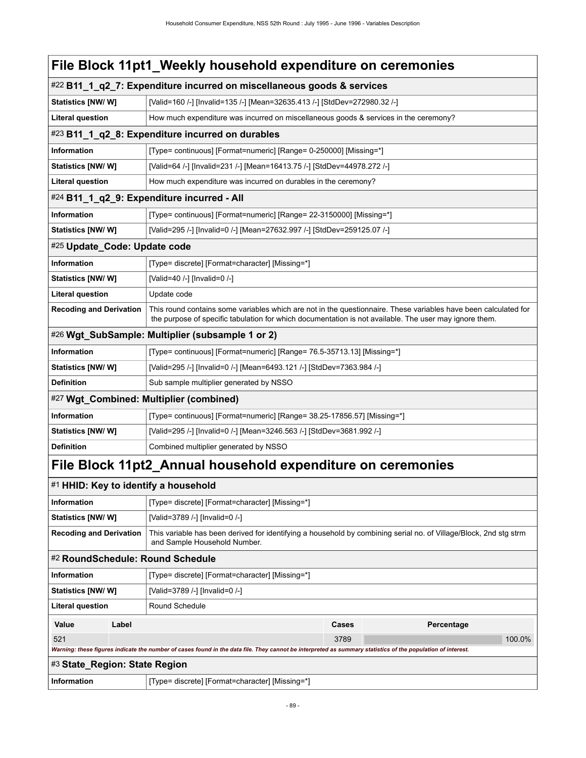# File Block 11pt1_Weekly household expenditure on ceremonies

## #22 B11_1_q2_7: Expenditure incurred on miscellaneous goods & services

| | |
|---|---|
| **Statistics [NW/ W]** | [Valid=160 /-] [Invalid=135 /-] [Mean=32635.413 /-] [StdDev=272980.32 /-] |
| **Literal question** | How much expenditure was incurred on miscellaneous goods & services in the ceremony? |

## #23 B11_1_q2_8: Expenditure incurred on durables

| | |
|---|---|
| **Information** | [Type= continuous] [Format=numeric] [Range= 0-250000] [Missing=*] |
| **Statistics [NW/ W]** | [Valid=64 /-] [Invalid=231 /-] [Mean=16413.75 /-] [StdDev=44978.272 /-] |
| **Literal question** | How much expenditure was incurred on durables in the ceremony? |

## #24 B11_1_q2_9: Expenditure incurred - All

| | |
|---|---|
| **Information** | [Type= continuous] [Format=numeric] [Range= 22-3150000] [Missing=*] |
| **Statistics [NW/ W]** | [Valid=295 /-] [Invalid=0 /-] [Mean=27632.997 /-] [StdDev=259125.07 /-] |

## #25 Update_Code: Update code

| | |
|---|---|
| **Information** | [Type= discrete] [Format=character] [Missing=*] |
| **Statistics [NW/ W]** | [Valid=40 /-] [Invalid=0 /-] |
| **Literal question** | Update code |
| **Recoding and Derivation** | This round contains some variables which are not in the questionnaire. These variables have been calculated for the purpose of specific tabulation for which documentation is not available. The user may ignore them. |

## #26 Wgt_SubSample: Multiplier (subsample 1 or 2)

| | |
|---|---|
| **Information** | [Type= continuous] [Format=numeric] [Range= 76.5-35713.13] [Missing=*] |
| **Statistics [NW/ W]** | [Valid=295 /-] [Invalid=0 /-] [Mean=6493.121 /-] [StdDev=7363.984 /-] |
| **Definition** | Sub sample multiplier generated by NSSO |

## #27 Wgt_Combined: Multiplier (combined)

| | |
|---|---|
| **Information** | [Type= continuous] [Format=numeric] [Range= 38.25-17856.57] [Missing=*] |
| **Statistics [NW/ W]** | [Valid=295 /-] [Invalid=0 /-] [Mean=3246.563 /-] [StdDev=3681.992 /-] |
| **Definition** | Combined multiplier generated by NSSO |

# File Block 11pt2_Annual household expenditure on ceremonies

## #1 HHID: Key to identify a household

| | |
|---|---|
| **Information** | [Type= discrete] [Format=character] [Missing=*] |
| **Statistics [NW/ W]** | [Valid=3789 /-] [Invalid=0 /-] |
| **Recoding and Derivation** | This variable has been derived for identifying a household by combining serial no. of Village/Block, 2nd stg strm and Sample Household Number. |

## #2 RoundSchedule: Round Schedule

| | |
|---|---|
| **Information** | [Type= discrete] [Format=character] [Missing=*] |
| **Statistics [NW/ W]** | [Valid=3789 /-] [Invalid=0 /-] |
| **Literal question** | Round Schedule |

| Value | Label | Cases | Percentage |
|---|---|---|---|
| 521 | | 3789 | 100.0% |

***Warning: these figures indicate the number of cases found in the data file. They cannot be interpreted as summary statistics of the population of interest.***

## #3 State_Region: State Region

| | |
|---|---|
| **Information** | [Type= discrete] [Format=character] [Missing=*] |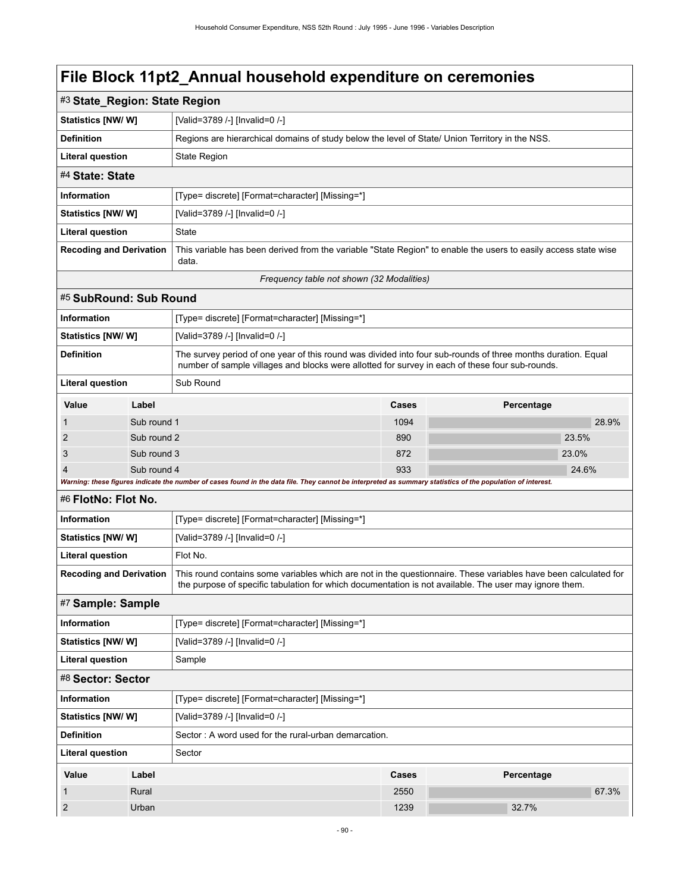# File Block 11pt2_Annual household expenditure on ceremonies

## #3 State_Region: State Region

| | |
|---|---|
| **Statistics [NW/ W]** | [Valid=3789 /-] [Invalid=0 /-] |
| **Definition** | Regions are hierarchical domains of study below the level of State/ Union Territory in the NSS. |
| **Literal question** | State Region |

## #4 State: State

| | |
|---|---|
| **Information** | [Type= discrete] [Format=character] [Missing=*] |
| **Statistics [NW/ W]** | [Valid=3789 /-] [Invalid=0 /-] |
| **Literal question** | State |
| **Recoding and Derivation** | This variable has been derived from the variable "State Region" to enable the users to easily access state wise data. |

*Frequency table not shown (32 Modalities)*

## #5 SubRound: Sub Round

| | |
|---|---|
| **Information** | [Type= discrete] [Format=character] [Missing=*] |
| **Statistics [NW/ W]** | [Valid=3789 /-] [Invalid=0 /-] |
| **Definition** | The survey period of one year of this round was divided into four sub-rounds of three months duration. Equal number of sample villages and blocks were allotted for survey in each of these four sub-rounds. |
| **Literal question** | Sub Round |

| Value | Label | Cases | Percentage |
|---|---|---|---|
| 1 | Sub round 1 | 1094 | 28.9% |
| 2 | Sub round 2 | 890 | 23.5% |
| 3 | Sub round 3 | 872 | 23.0% |
| 4 | Sub round 4 | 933 | 24.6% |

***Warning: these figures indicate the number of cases found in the data file. They cannot be interpreted as summary statistics of the population of interest.***

## #6 FlotNo: Flot No.

| | |
|---|---|
| **Information** | [Type= discrete] [Format=character] [Missing=*] |
| **Statistics [NW/ W]** | [Valid=3789 /-] [Invalid=0 /-] |
| **Literal question** | Flot No. |
| **Recoding and Derivation** | This round contains some variables which are not in the questionnaire. These variables have been calculated for the purpose of specific tabulation for which documentation is not available. The user may ignore them. |

## #7 Sample: Sample

| | |
|---|---|
| **Information** | [Type= discrete] [Format=character] [Missing=*] |
| **Statistics [NW/ W]** | [Valid=3789 /-] [Invalid=0 /-] |
| **Literal question** | Sample |

## #8 Sector: Sector

| | |
|---|---|
| **Information** | [Type= discrete] [Format=character] [Missing=*] |
| **Statistics [NW/ W]** | [Valid=3789 /-] [Invalid=0 /-] |
| **Definition** | Sector : A word used for the rural-urban demarcation. |
| **Literal question** | Sector |

| Value | Label | Cases | Percentage |
|---|---|---|---|
| 1 | Rural | 2550 | 67.3% |
| 2 | Urban | 1239 | 32.7% |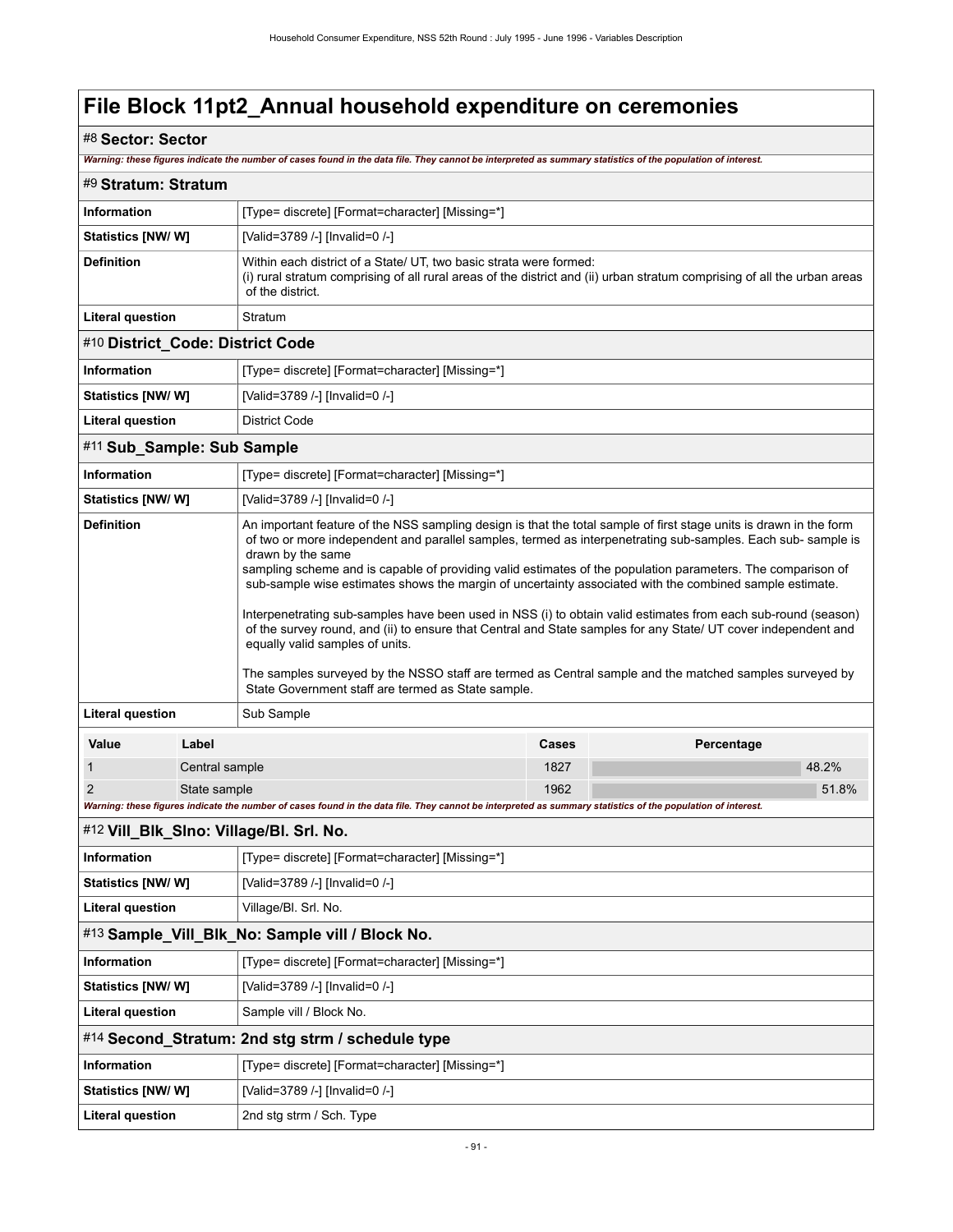# File Block 11pt2_Annual household expenditure on ceremonies

## #8 Sector: Sector

*Warning: these figures indicate the number of cases found in the data file. They cannot be interpreted as summary statistics of the population of interest.*

## #9 Stratum: Stratum

| | |
|---|---|
| **Information** | [Type= discrete] [Format=character] [Missing=*] |
| **Statistics [NW/ W]** | [Valid=3789 /-] [Invalid=0 /-] |
| **Definition** | Within each district of a State/ UT, two basic strata were formed:<br>(i) rural stratum comprising of all rural areas of the district and (ii) urban stratum comprising of all the urban areas of the district. |
| **Literal question** | Stratum |

## #10 District_Code: District Code

| | |
|---|---|
| **Information** | [Type= discrete] [Format=character] [Missing=*] |
| **Statistics [NW/ W]** | [Valid=3789 /-] [Invalid=0 /-] |
| **Literal question** | District Code |

## #11 Sub_Sample: Sub Sample

| | |
|---|---|
| **Information** | [Type= discrete] [Format=character] [Missing=*] |
| **Statistics [NW/ W]** | [Valid=3789 /-] [Invalid=0 /-] |
| **Definition** | An important feature of the NSS sampling design is that the total sample of first stage units is drawn in the form of two or more independent and parallel samples, termed as interpenetrating sub-samples. Each sub- sample is drawn by the same sampling scheme and is capable of providing valid estimates of the population parameters. The comparison of sub-sample wise estimates shows the margin of uncertainty associated with the combined sample estimate.<br><br>Interpenetrating sub-samples have been used in NSS (i) to obtain valid estimates from each sub-round (season) of the survey round, and (ii) to ensure that Central and State samples for any State/ UT cover independent and equally valid samples of units.<br><br>The samples surveyed by the NSSO staff are termed as Central sample and the matched samples surveyed by State Government staff are termed as State sample. |
| **Literal question** | Sub Sample |

| Value | Label | Cases | Percentage |
|---|---|---|---|
| 1 | Central sample | 1827 | 48.2% |
| 2 | State sample | 1962 | 51.8% |

*Warning: these figures indicate the number of cases found in the data file. They cannot be interpreted as summary statistics of the population of interest.*

## #12 Vill_Blk_Slno: Village/Bl. Srl. No.

| | |
|---|---|
| **Information** | [Type= discrete] [Format=character] [Missing=*] |
| **Statistics [NW/ W]** | [Valid=3789 /-] [Invalid=0 /-] |
| **Literal question** | Village/Bl. Srl. No. |

## #13 Sample_Vill_Blk_No: Sample vill / Block No.

| | |
|---|---|
| **Information** | [Type= discrete] [Format=character] [Missing=*] |
| **Statistics [NW/ W]** | [Valid=3789 /-] [Invalid=0 /-] |
| **Literal question** | Sample vill / Block No. |

## #14 Second_Stratum: 2nd stg strm / schedule type

| | |
|---|---|
| **Information** | [Type= discrete] [Format=character] [Missing=*] |
| **Statistics [NW/ W]** | [Valid=3789 /-] [Invalid=0 /-] |
| **Literal question** | 2nd stg strm / Sch. Type |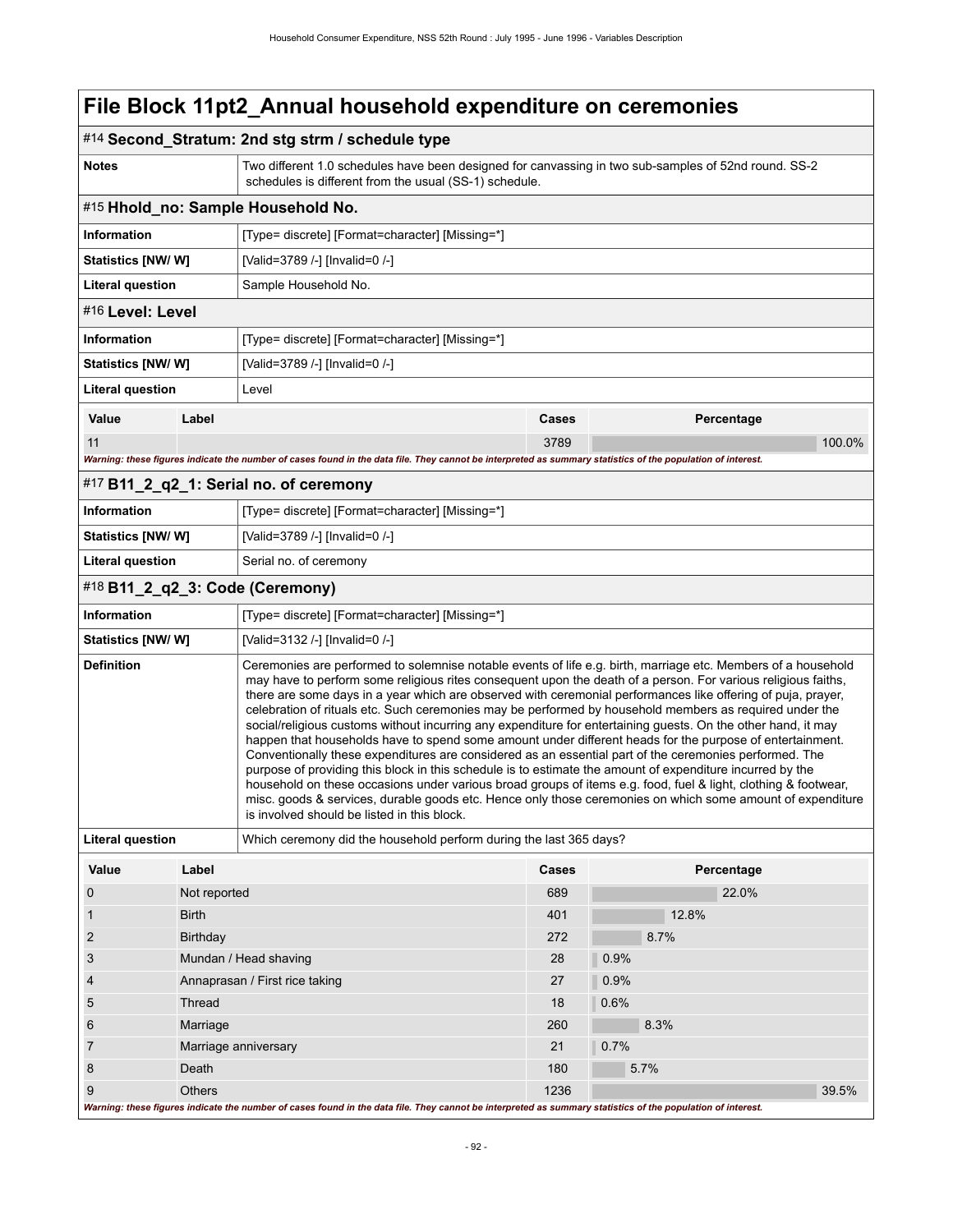# File Block 11pt2_Annual household expenditure on ceremonies

## #14 Second_Stratum: 2nd stg strm / schedule type

| | |
|---|---|
| **Notes** | Two different 1.0 schedules have been designed for canvassing in two sub-samples of 52nd round. SS-2 schedules is different from the usual (SS-1) schedule. |

## #15 Hhold_no: Sample Household No.

| | |
|---|---|
| **Information** | [Type= discrete] [Format=character] [Missing=*] |
| **Statistics [NW/ W]** | [Valid=3789 /-] [Invalid=0 /-] |
| **Literal question** | Sample Household No. |

## #16 Level: Level

| | |
|---|---|
| **Information** | [Type= discrete] [Format=character] [Missing=*] |
| **Statistics [NW/ W]** | [Valid=3789 /-] [Invalid=0 /-] |
| **Literal question** | Level |

| Value | Label | Cases | Percentage |
|---|---|---|---|
| 11 | | 3789 | 100.0% |

*Warning: these figures indicate the number of cases found in the data file. They cannot be interpreted as summary statistics of the population of interest.*

## #17 B11_2_q2_1: Serial no. of ceremony

| | |
|---|---|
| **Information** | [Type= discrete] [Format=character] [Missing=*] |
| **Statistics [NW/ W]** | [Valid=3789 /-] [Invalid=0 /-] |
| **Literal question** | Serial no. of ceremony |

## #18 B11_2_q2_3: Code (Ceremony)

| | |
|---|---|
| **Information** | [Type= discrete] [Format=character] [Missing=*] |
| **Statistics [NW/ W]** | [Valid=3132 /-] [Invalid=0 /-] |
| **Definition** | Ceremonies are performed to solemnise notable events of life e.g. birth, marriage etc. Members of a household may have to perform some religious rites consequent upon the death of a person. For various religious faiths, there are some days in a year which are observed with ceremonial performances like offering of puja, prayer, celebration of rituals etc. Such ceremonies may be performed by household members as required under the social/religious customs without incurring any expenditure for entertaining guests. On the other hand, it may happen that households have to spend some amount under different heads for the purpose of entertainment. Conventionally these expenditures are considered as an essential part of the ceremonies performed. The purpose of providing this block in this schedule is to estimate the amount of expenditure incurred by the household on these occasions under various broad groups of items e.g. food, fuel & light, clothing & footwear, misc. goods & services, durable goods etc. Hence only those ceremonies on which some amount of expenditure is involved should be listed in this block. |
| **Literal question** | Which ceremony did the household perform during the last 365 days? |

| Value | Label | Cases | Percentage |
|---|---|---|---|
| 0 | Not reported | 689 | 22.0% |
| 1 | Birth | 401 | 12.8% |
| 2 | Birthday | 272 | 8.7% |
| 3 | Mundan / Head shaving | 28 | 0.9% |
| 4 | Annaprasan / First rice taking | 27 | 0.9% |
| 5 | Thread | 18 | 0.6% |
| 6 | Marriage | 260 | 8.3% |
| 7 | Marriage anniversary | 21 | 0.7% |
| 8 | Death | 180 | 5.7% |
| 9 | Others | 1236 | 39.5% |

*Warning: these figures indicate the number of cases found in the data file. They cannot be interpreted as summary statistics of the population of interest.*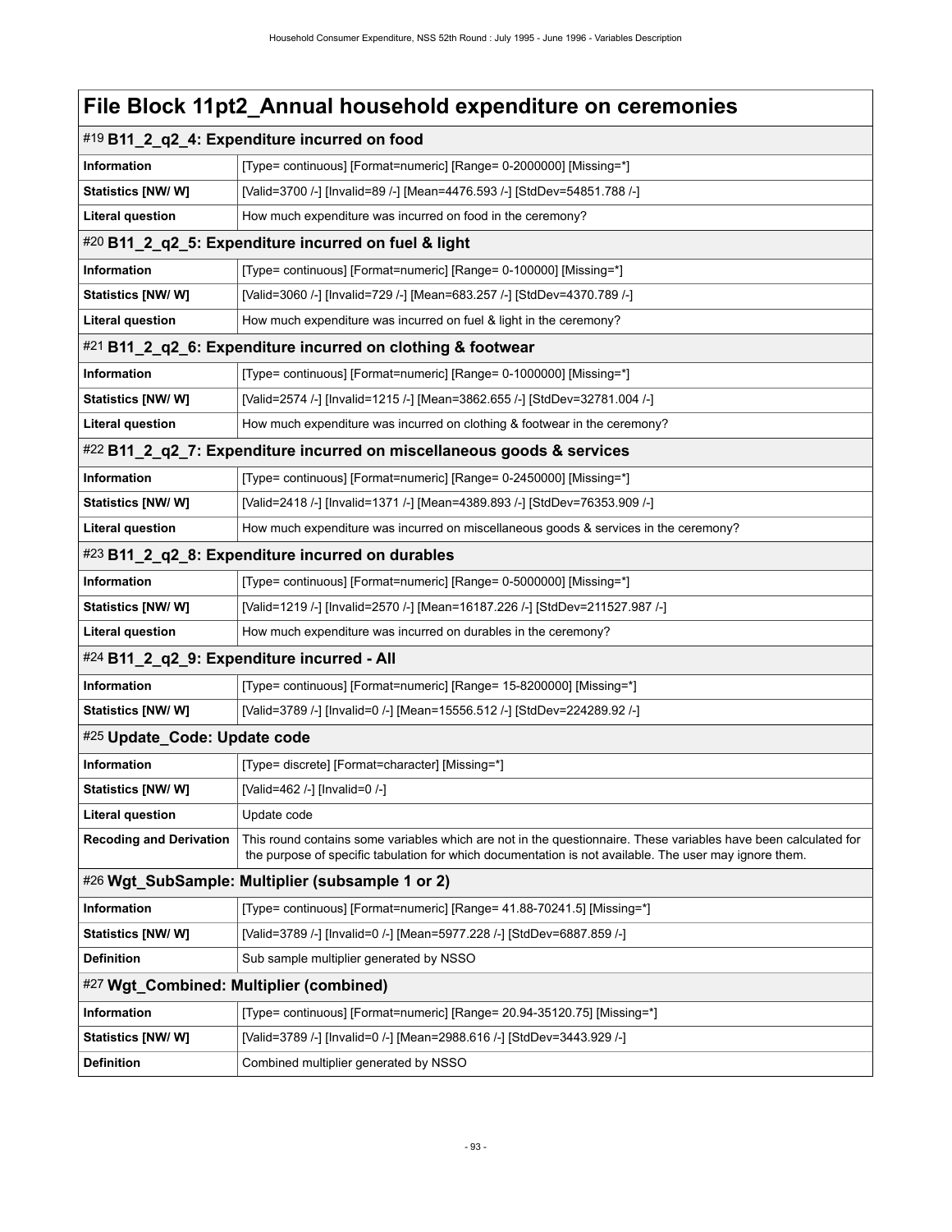# File Block 11pt2_Annual household expenditure on ceremonies

## #19 B11_2_q2_4: Expenditure incurred on food

| | |
|---|---|
| **Information** | [Type= continuous] [Format=numeric] [Range= 0-2000000] [Missing=*] |
| **Statistics [NW/ W]** | [Valid=3700 /-] [Invalid=89 /-] [Mean=4476.593 /-] [StdDev=54851.788 /-] |
| **Literal question** | How much expenditure was incurred on food in the ceremony? |

## #20 B11_2_q2_5: Expenditure incurred on fuel & light

| | |
|---|---|
| **Information** | [Type= continuous] [Format=numeric] [Range= 0-100000] [Missing=*] |
| **Statistics [NW/ W]** | [Valid=3060 /-] [Invalid=729 /-] [Mean=683.257 /-] [StdDev=4370.789 /-] |
| **Literal question** | How much expenditure was incurred on fuel & light in the ceremony? |

## #21 B11_2_q2_6: Expenditure incurred on clothing & footwear

| | |
|---|---|
| **Information** | [Type= continuous] [Format=numeric] [Range= 0-1000000] [Missing=*] |
| **Statistics [NW/ W]** | [Valid=2574 /-] [Invalid=1215 /-] [Mean=3862.655 /-] [StdDev=32781.004 /-] |
| **Literal question** | How much expenditure was incurred on clothing & footwear in the ceremony? |

## #22 B11_2_q2_7: Expenditure incurred on miscellaneous goods & services

| | |
|---|---|
| **Information** | [Type= continuous] [Format=numeric] [Range= 0-2450000] [Missing=*] |
| **Statistics [NW/ W]** | [Valid=2418 /-] [Invalid=1371 /-] [Mean=4389.893 /-] [StdDev=76353.909 /-] |
| **Literal question** | How much expenditure was incurred on miscellaneous goods & services in the ceremony? |

## #23 B11_2_q2_8: Expenditure incurred on durables

| | |
|---|---|
| **Information** | [Type= continuous] [Format=numeric] [Range= 0-5000000] [Missing=*] |
| **Statistics [NW/ W]** | [Valid=1219 /-] [Invalid=2570 /-] [Mean=16187.226 /-] [StdDev=211527.987 /-] |
| **Literal question** | How much expenditure was incurred on durables in the ceremony? |

## #24 B11_2_q2_9: Expenditure incurred - All

| | |
|---|---|
| **Information** | [Type= continuous] [Format=numeric] [Range= 15-8200000] [Missing=*] |
| **Statistics [NW/ W]** | [Valid=3789 /-] [Invalid=0 /-] [Mean=15556.512 /-] [StdDev=224289.92 /-] |

## #25 Update_Code: Update code

| | |
|---|---|
| **Information** | [Type= discrete] [Format=character] [Missing=*] |
| **Statistics [NW/ W]** | [Valid=462 /-] [Invalid=0 /-] |
| **Literal question** | Update code |
| **Recoding and Derivation** | This round contains some variables which are not in the questionnaire. These variables have been calculated for the purpose of specific tabulation for which documentation is not available. The user may ignore them. |

## #26 Wgt_SubSample: Multiplier (subsample 1 or 2)

| | |
|---|---|
| **Information** | [Type= continuous] [Format=numeric] [Range= 41.88-70241.5] [Missing=*] |
| **Statistics [NW/ W]** | [Valid=3789 /-] [Invalid=0 /-] [Mean=5977.228 /-] [StdDev=6887.859 /-] |
| **Definition** | Sub sample multiplier generated by NSSO |

## #27 Wgt_Combined: Multiplier (combined)

| | |
|---|---|
| **Information** | [Type= continuous] [Format=numeric] [Range= 20.94-35120.75] [Missing=*] |
| **Statistics [NW/ W]** | [Valid=3789 /-] [Invalid=0 /-] [Mean=2988.616 /-] [StdDev=3443.929 /-] |
| **Definition** | Combined multiplier generated by NSSO |